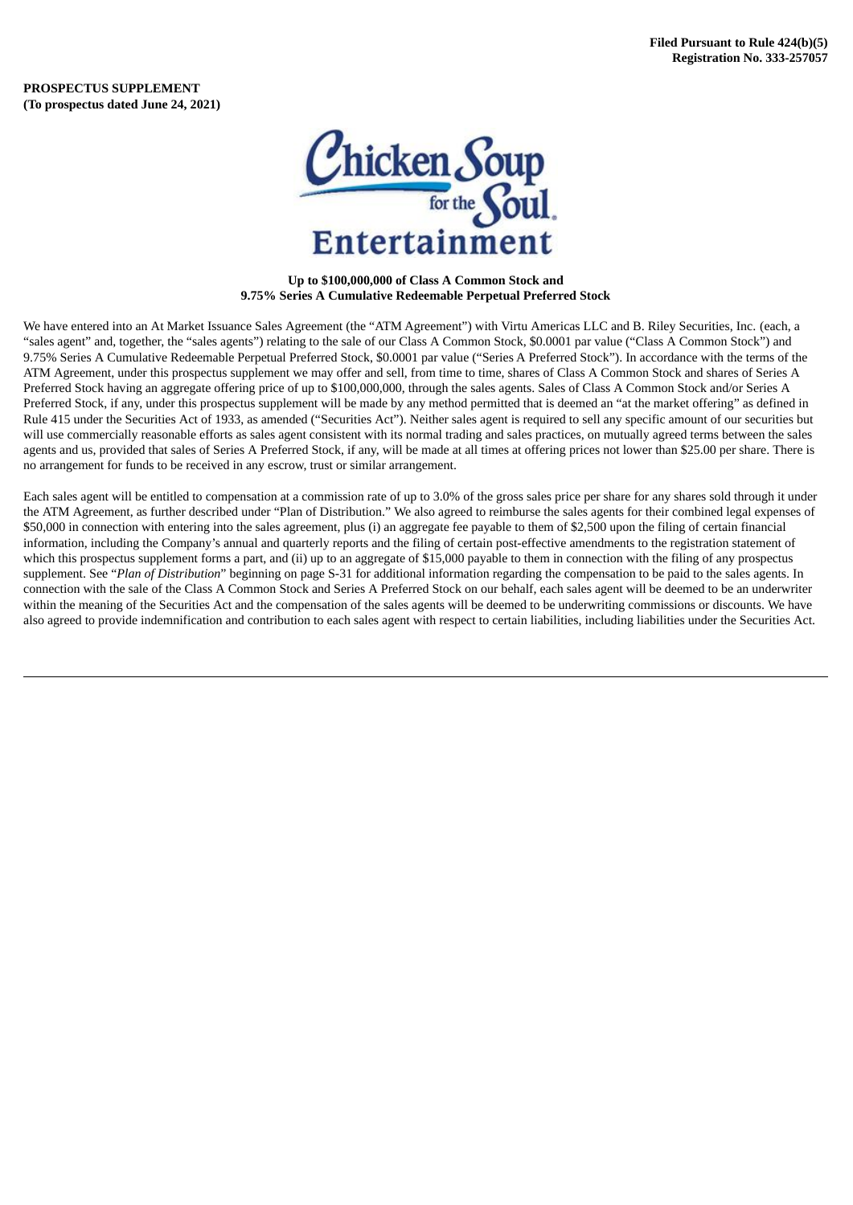**Filed Pursuant to Rule 424(b)(5)**
**Registration No. 333-257057**

**PROSPECTUS SUPPLEMENT**
**(To prospectus dated June 24, 2021)**

Chicken Soup for the Soul Entertainment

**Up to $100,000,000 of Class A Common Stock and**
**9.75% Series A Cumulative Redeemable Perpetual Preferred Stock**

We have entered into an At Market Issuance Sales Agreement (the "ATM Agreement") with Virtu Americas LLC and B. Riley Securities, Inc. (each, a "sales agent" and, together, the "sales agents") relating to the sale of our Class A Common Stock, $0.0001 par value ("Class A Common Stock") and 9.75% Series A Cumulative Redeemable Perpetual Preferred Stock, $0.0001 par value ("Series A Preferred Stock"). In accordance with the terms of the ATM Agreement, under this prospectus supplement we may offer and sell, from time to time, shares of Class A Common Stock and shares of Series A Preferred Stock having an aggregate offering price of up to $100,000,000, through the sales agents. Sales of Class A Common Stock and/or Series A Preferred Stock, if any, under this prospectus supplement will be made by any method permitted that is deemed an "at the market offering" as defined in Rule 415 under the Securities Act of 1933, as amended ("Securities Act"). Neither sales agent is required to sell any specific amount of our securities but will use commercially reasonable efforts as sales agent consistent with its normal trading and sales practices, on mutually agreed terms between the sales agents and us, provided that sales of Series A Preferred Stock, if any, will be made at all times at offering prices not lower than $25.00 per share. There is no arrangement for funds to be received in any escrow, trust or similar arrangement.

Each sales agent will be entitled to compensation at a commission rate of up to 3.0% of the gross sales price per share for any shares sold through it under the ATM Agreement, as further described under "Plan of Distribution." We also agreed to reimburse the sales agents for their combined legal expenses of $50,000 in connection with entering into the sales agreement, plus (i) an aggregate fee payable to them of $2,500 upon the filing of certain financial information, including the Company's annual and quarterly reports and the filing of certain post-effective amendments to the registration statement of which this prospectus supplement forms a part, and (ii) up to an aggregate of $15,000 payable to them in connection with the filing of any prospectus supplement. See "*Plan of Distribution*" beginning on page S-31 for additional information regarding the compensation to be paid to the sales agents. In connection with the sale of the Class A Common Stock and Series A Preferred Stock on our behalf, each sales agent will be deemed to be an underwriter within the meaning of the Securities Act and the compensation of the sales agents will be deemed to be underwriting commissions or discounts. We have also agreed to provide indemnification and contribution to each sales agent with respect to certain liabilities, including liabilities under the Securities Act.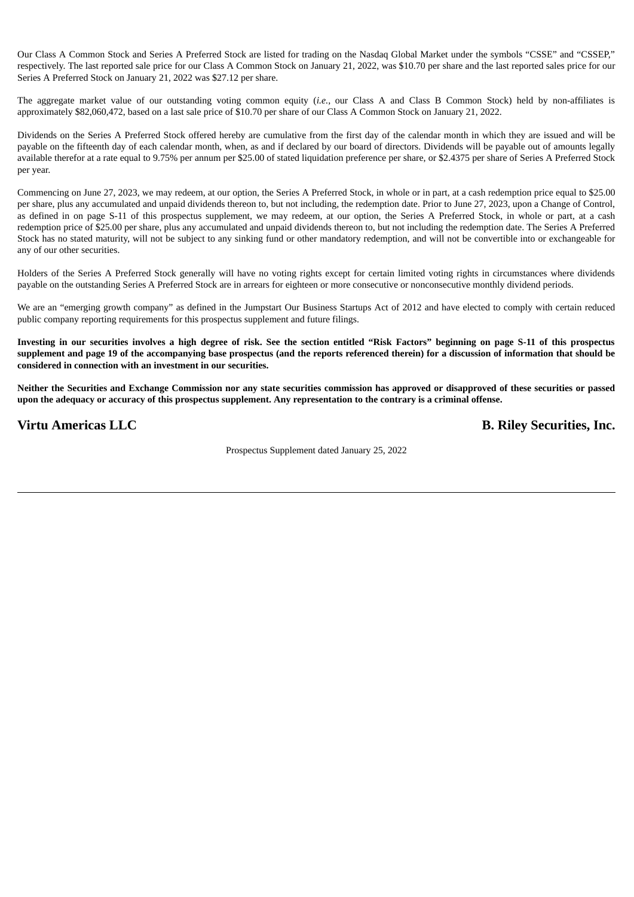Our Class A Common Stock and Series A Preferred Stock are listed for trading on the Nasdaq Global Market under the symbols "CSSE" and "CSSEP," respectively. The last reported sale price for our Class A Common Stock on January 21, 2022, was $10.70 per share and the last reported sales price for our Series A Preferred Stock on January 21, 2022 was $27.12 per share.

The aggregate market value of our outstanding voting common equity (*i.e.*, our Class A and Class B Common Stock) held by non-affiliates is approximately $82,060,472, based on a last sale price of $10.70 per share of our Class A Common Stock on January 21, 2022.

Dividends on the Series A Preferred Stock offered hereby are cumulative from the first day of the calendar month in which they are issued and will be payable on the fifteenth day of each calendar month, when, as and if declared by our board of directors. Dividends will be payable out of amounts legally available therefor at a rate equal to 9.75% per annum per $25.00 of stated liquidation preference per share, or $2.4375 per share of Series A Preferred Stock per year.

Commencing on June 27, 2023, we may redeem, at our option, the Series A Preferred Stock, in whole or in part, at a cash redemption price equal to $25.00 per share, plus any accumulated and unpaid dividends thereon to, but not including, the redemption date. Prior to June 27, 2023, upon a Change of Control, as defined in on page S-11 of this prospectus supplement, we may redeem, at our option, the Series A Preferred Stock, in whole or part, at a cash redemption price of $25.00 per share, plus any accumulated and unpaid dividends thereon to, but not including the redemption date. The Series A Preferred Stock has no stated maturity, will not be subject to any sinking fund or other mandatory redemption, and will not be convertible into or exchangeable for any of our other securities.

Holders of the Series A Preferred Stock generally will have no voting rights except for certain limited voting rights in circumstances where dividends payable on the outstanding Series A Preferred Stock are in arrears for eighteen or more consecutive or nonconsecutive monthly dividend periods.

We are an "emerging growth company" as defined in the Jumpstart Our Business Startups Act of 2012 and have elected to comply with certain reduced public company reporting requirements for this prospectus supplement and future filings.

**Investing in our securities involves a high degree of risk. See the section entitled "Risk Factors" beginning on page S-11 of this prospectus supplement and page 19 of the accompanying base prospectus (and the reports referenced therein) for a discussion of information that should be considered in connection with an investment in our securities.**

**Neither the Securities and Exchange Commission nor any state securities commission has approved or disapproved of these securities or passed upon the adequacy or accuracy of this prospectus supplement. Any representation to the contrary is a criminal offense.**

**Virtu Americas LLC** **B. Riley Securities, Inc.**

Prospectus Supplement dated January 25, 2022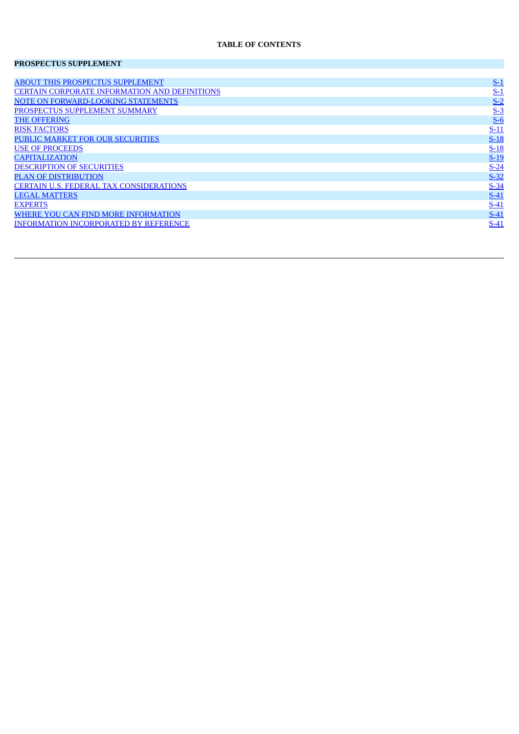**TABLE OF CONTENTS**

| PROSPECTUS SUPPLEMENT | |
|---|---|
| ABOUT THIS PROSPECTUS SUPPLEMENT | S-1 |
| CERTAIN CORPORATE INFORMATION AND DEFINITIONS | S-1 |
| NOTE ON FORWARD-LOOKING STATEMENTS | S-2 |
| PROSPECTUS SUPPLEMENT SUMMARY | S-3 |
| THE OFFERING | S-6 |
| RISK FACTORS | S-11 |
| PUBLIC MARKET FOR OUR SECURITIES | S-18 |
| USE OF PROCEEDS | S-18 |
| CAPITALIZATION | S-19 |
| DESCRIPTION OF SECURITIES | S-24 |
| PLAN OF DISTRIBUTION | S-32 |
| CERTAIN U.S. FEDERAL TAX CONSIDERATIONS | S-34 |
| LEGAL MATTERS | S-41 |
| EXPERTS | S-41 |
| WHERE YOU CAN FIND MORE INFORMATION | S-41 |
| INFORMATION INCORPORATED BY REFERENCE | S-41 |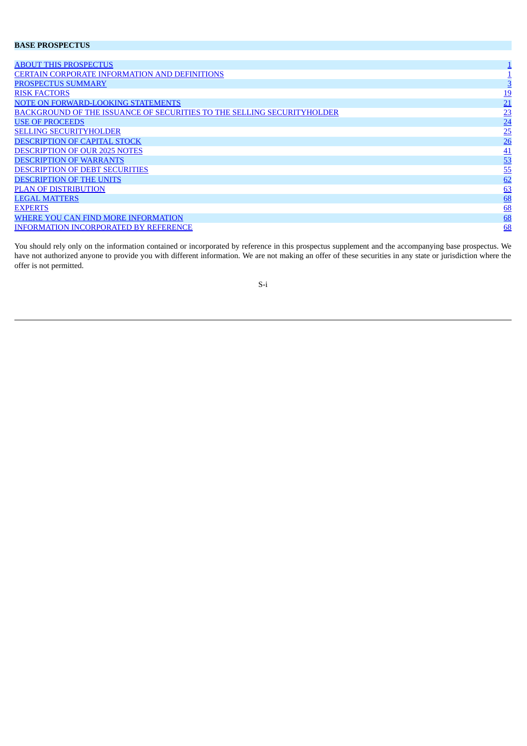**BASE PROSPECTUS**

| | |
|---|---|
| ABOUT THIS PROSPECTUS | 1 |
| CERTAIN CORPORATE INFORMATION AND DEFINITIONS | 1 |
| PROSPECTUS SUMMARY | 3 |
| RISK FACTORS | 19 |
| NOTE ON FORWARD-LOOKING STATEMENTS | 21 |
| BACKGROUND OF THE ISSUANCE OF SECURITIES TO THE SELLING SECURITYHOLDER | 23 |
| USE OF PROCEEDS | 24 |
| SELLING SECURITYHOLDER | 25 |
| DESCRIPTION OF CAPITAL STOCK | 26 |
| DESCRIPTION OF OUR 2025 NOTES | 41 |
| DESCRIPTION OF WARRANTS | 53 |
| DESCRIPTION OF DEBT SECURITIES | 55 |
| DESCRIPTION OF THE UNITS | 62 |
| PLAN OF DISTRIBUTION | 63 |
| LEGAL MATTERS | 68 |
| EXPERTS | 68 |
| WHERE YOU CAN FIND MORE INFORMATION | 68 |
| INFORMATION INCORPORATED BY REFERENCE | 68 |

You should rely only on the information contained or incorporated by reference in this prospectus supplement and the accompanying base prospectus. We have not authorized anyone to provide you with different information. We are not making an offer of these securities in any state or jurisdiction where the offer is not permitted.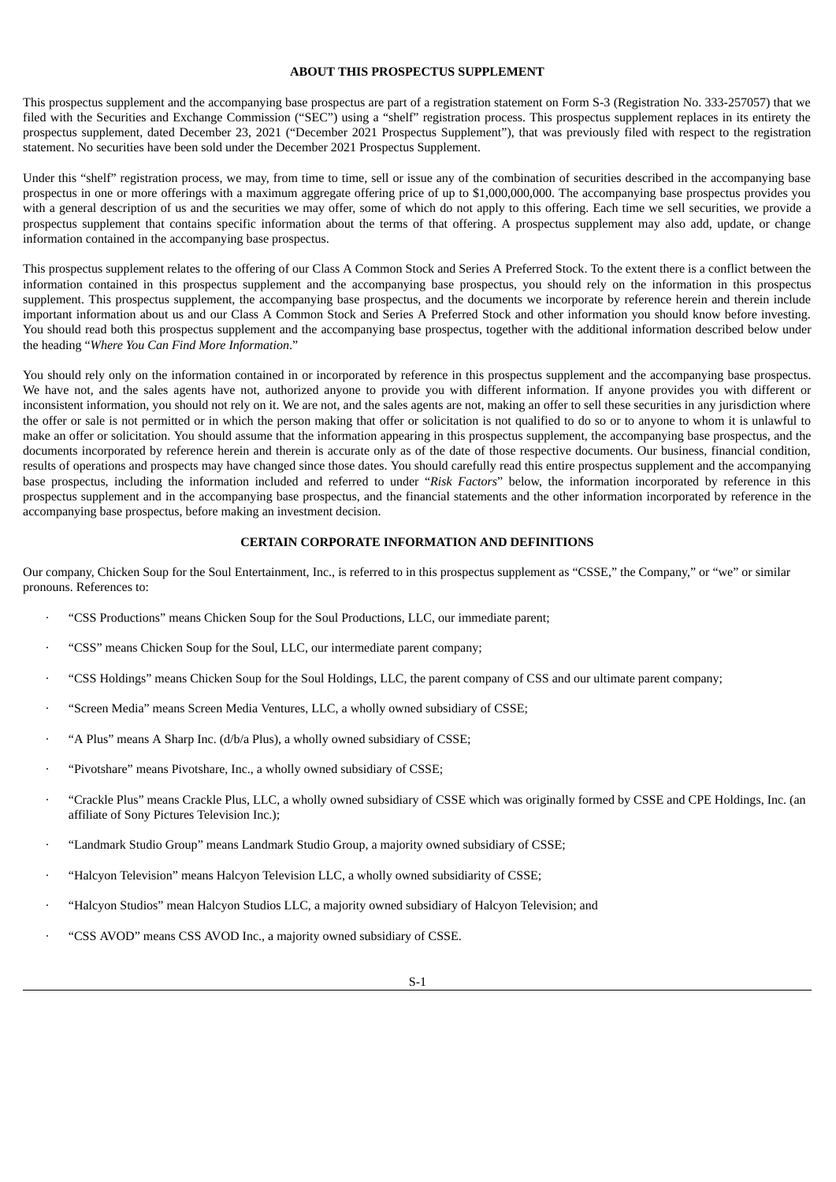## ABOUT THIS PROSPECTUS SUPPLEMENT

This prospectus supplement and the accompanying base prospectus are part of a registration statement on Form S-3 (Registration No. 333-257057) that we filed with the Securities and Exchange Commission ("SEC") using a "shelf" registration process. This prospectus supplement replaces in its entirety the prospectus supplement, dated December 23, 2021 ("December 2021 Prospectus Supplement"), that was previously filed with respect to the registration statement. No securities have been sold under the December 2021 Prospectus Supplement.

Under this "shelf" registration process, we may, from time to time, sell or issue any of the combination of securities described in the accompanying base prospectus in one or more offerings with a maximum aggregate offering price of up to $1,000,000,000. The accompanying base prospectus provides you with a general description of us and the securities we may offer, some of which do not apply to this offering. Each time we sell securities, we provide a prospectus supplement that contains specific information about the terms of that offering. A prospectus supplement may also add, update, or change information contained in the accompanying base prospectus.

This prospectus supplement relates to the offering of our Class A Common Stock and Series A Preferred Stock. To the extent there is a conflict between the information contained in this prospectus supplement and the accompanying base prospectus, you should rely on the information in this prospectus supplement. This prospectus supplement, the accompanying base prospectus, and the documents we incorporate by reference herein and therein include important information about us and our Class A Common Stock and Series A Preferred Stock and other information you should know before investing. You should read both this prospectus supplement and the accompanying base prospectus, together with the additional information described below under the heading "*Where You Can Find More Information*."

You should rely only on the information contained in or incorporated by reference in this prospectus supplement and the accompanying base prospectus. We have not, and the sales agents have not, authorized anyone to provide you with different information. If anyone provides you with different or inconsistent information, you should not rely on it. We are not, and the sales agents are not, making an offer to sell these securities in any jurisdiction where the offer or sale is not permitted or in which the person making that offer or solicitation is not qualified to do so or to anyone to whom it is unlawful to make an offer or solicitation. You should assume that the information appearing in this prospectus supplement, the accompanying base prospectus, and the documents incorporated by reference herein and therein is accurate only as of the date of those respective documents. Our business, financial condition, results of operations and prospects may have changed since those dates. You should carefully read this entire prospectus supplement and the accompanying base prospectus, including the information included and referred to under "*Risk Factors*" below, the information incorporated by reference in this prospectus supplement and in the accompanying base prospectus, and the financial statements and the other information incorporated by reference in the accompanying base prospectus, before making an investment decision.

## CERTAIN CORPORATE INFORMATION AND DEFINITIONS

Our company, Chicken Soup for the Soul Entertainment, Inc., is referred to in this prospectus supplement as "CSSE," the Company," or "we" or similar pronouns. References to:

- "CSS Productions" means Chicken Soup for the Soul Productions, LLC, our immediate parent;
- "CSS" means Chicken Soup for the Soul, LLC, our intermediate parent company;
- "CSS Holdings" means Chicken Soup for the Soul Holdings, LLC, the parent company of CSS and our ultimate parent company;
- "Screen Media" means Screen Media Ventures, LLC, a wholly owned subsidiary of CSSE;
- "A Plus" means A Sharp Inc. (d/b/a Plus), a wholly owned subsidiary of CSSE;
- "Pivotshare" means Pivotshare, Inc., a wholly owned subsidiary of CSSE;
- "Crackle Plus" means Crackle Plus, LLC, a wholly owned subsidiary of CSSE which was originally formed by CSSE and CPE Holdings, Inc. (an affiliate of Sony Pictures Television Inc.);
- "Landmark Studio Group" means Landmark Studio Group, a majority owned subsidiary of CSSE;
- "Halcyon Television" means Halcyon Television LLC, a wholly owned subsidiarity of CSSE;
- "Halcyon Studios" mean Halcyon Studios LLC, a majority owned subsidiary of Halcyon Television; and
- "CSS AVOD" means CSS AVOD Inc., a majority owned subsidiary of CSSE.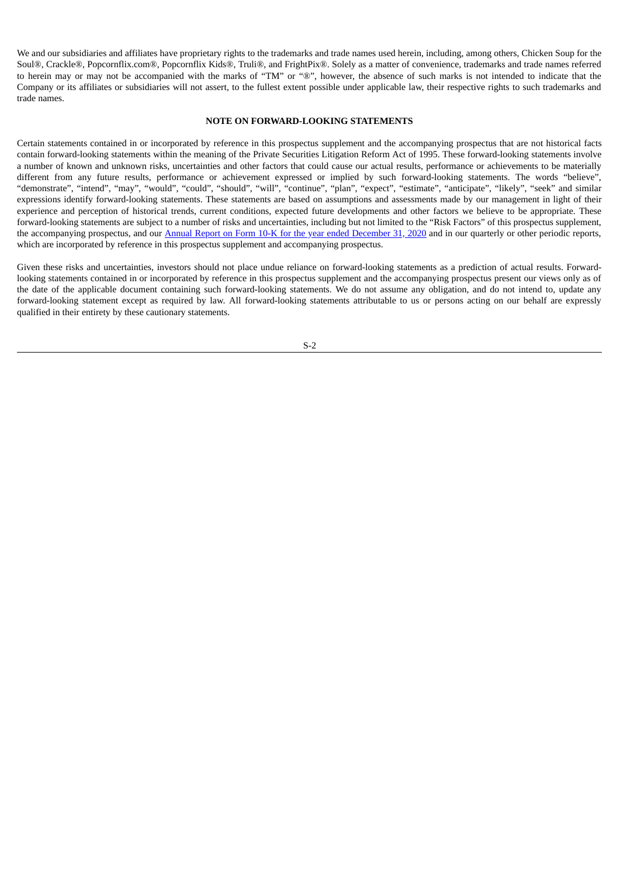We and our subsidiaries and affiliates have proprietary rights to the trademarks and trade names used herein, including, among others, Chicken Soup for the Soul®, Crackle®, Popcornflix.com®, Popcornflix Kids®, Truli®, and FrightPix®. Solely as a matter of convenience, trademarks and trade names referred to herein may or may not be accompanied with the marks of "TM" or "®", however, the absence of such marks is not intended to indicate that the Company or its affiliates or subsidiaries will not assert, to the fullest extent possible under applicable law, their respective rights to such trademarks and trade names.

## NOTE ON FORWARD-LOOKING STATEMENTS

Certain statements contained in or incorporated by reference in this prospectus supplement and the accompanying prospectus that are not historical facts contain forward-looking statements within the meaning of the Private Securities Litigation Reform Act of 1995. These forward-looking statements involve a number of known and unknown risks, uncertainties and other factors that could cause our actual results, performance or achievements to be materially different from any future results, performance or achievement expressed or implied by such forward-looking statements. The words "believe", "demonstrate", "intend", "may", "would", "could", "should", "will", "continue", "plan", "expect", "estimate", "anticipate", "likely", "seek" and similar expressions identify forward-looking statements. These statements are based on assumptions and assessments made by our management in light of their experience and perception of historical trends, current conditions, expected future developments and other factors we believe to be appropriate. These forward-looking statements are subject to a number of risks and uncertainties, including but not limited to the "Risk Factors" of this prospectus supplement, the accompanying prospectus, and our Annual Report on Form 10-K for the year ended December 31, 2020 and in our quarterly or other periodic reports, which are incorporated by reference in this prospectus supplement and accompanying prospectus.

Given these risks and uncertainties, investors should not place undue reliance on forward-looking statements as a prediction of actual results. Forward-looking statements contained in or incorporated by reference in this prospectus supplement and the accompanying prospectus present our views only as of the date of the applicable document containing such forward-looking statements. We do not assume any obligation, and do not intend to, update any forward-looking statement except as required by law. All forward-looking statements attributable to us or persons acting on our behalf are expressly qualified in their entirety by these cautionary statements.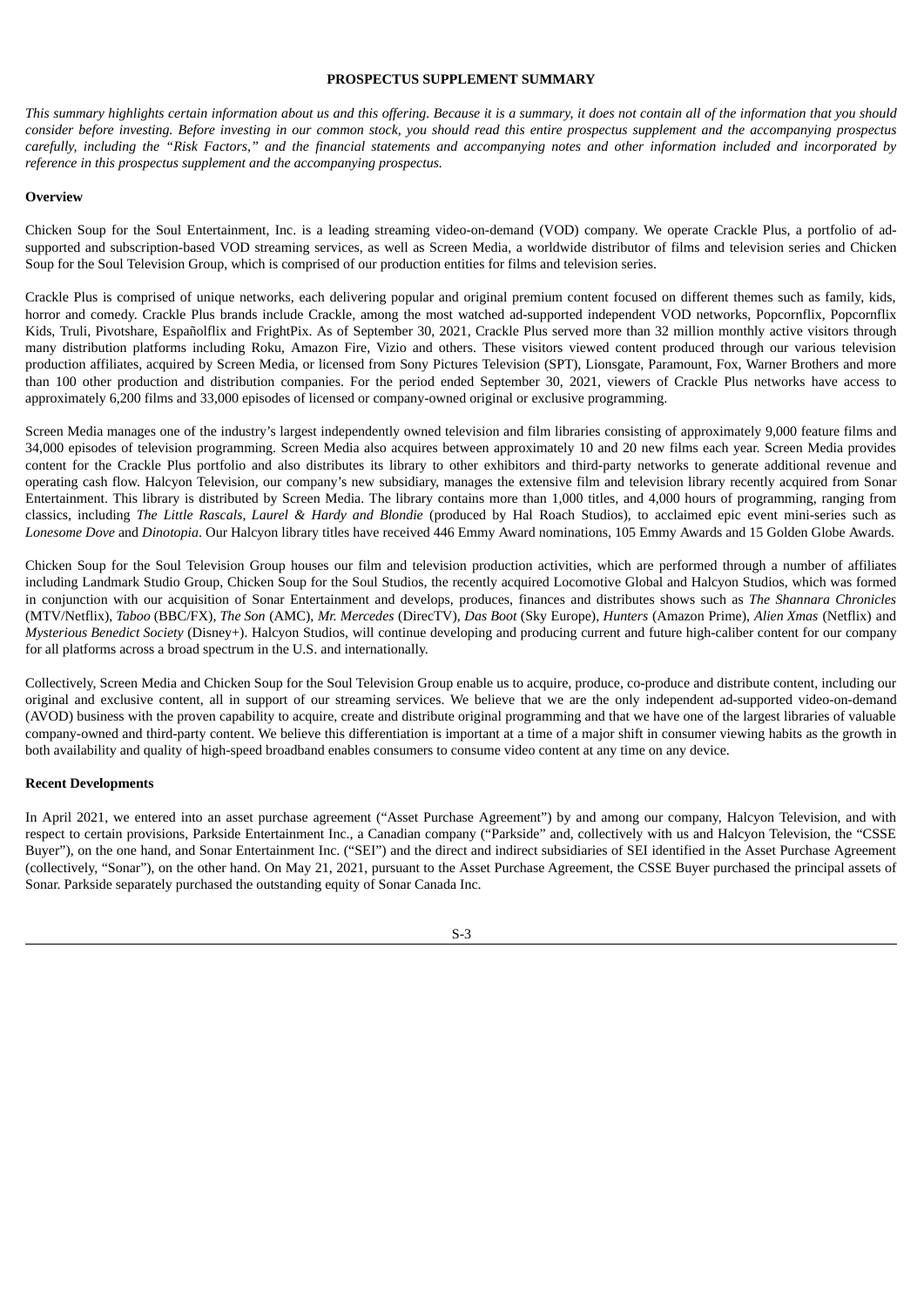# PROSPECTUS SUPPLEMENT SUMMARY

*This summary highlights certain information about us and this offering. Because it is a summary, it does not contain all of the information that you should consider before investing. Before investing in our common stock, you should read this entire prospectus supplement and the accompanying prospectus carefully, including the "Risk Factors," and the financial statements and accompanying notes and other information included and incorporated by reference in this prospectus supplement and the accompanying prospectus.*

## Overview

Chicken Soup for the Soul Entertainment, Inc. is a leading streaming video-on-demand (VOD) company. We operate Crackle Plus, a portfolio of ad-supported and subscription-based VOD streaming services, as well as Screen Media, a worldwide distributor of films and television series and Chicken Soup for the Soul Television Group, which is comprised of our production entities for films and television series.

Crackle Plus is comprised of unique networks, each delivering popular and original premium content focused on different themes such as family, kids, horror and comedy. Crackle Plus brands include Crackle, among the most watched ad-supported independent VOD networks, Popcornflix, Popcornflix Kids, Truli, Pivotshare, Españolflix and FrightPix. As of September 30, 2021, Crackle Plus served more than 32 million monthly active visitors through many distribution platforms including Roku, Amazon Fire, Vizio and others. These visitors viewed content produced through our various television production affiliates, acquired by Screen Media, or licensed from Sony Pictures Television (SPT), Lionsgate, Paramount, Fox, Warner Brothers and more than 100 other production and distribution companies. For the period ended September 30, 2021, viewers of Crackle Plus networks have access to approximately 6,200 films and 33,000 episodes of licensed or company-owned original or exclusive programming.

Screen Media manages one of the industry's largest independently owned television and film libraries consisting of approximately 9,000 feature films and 34,000 episodes of television programming. Screen Media also acquires between approximately 10 and 20 new films each year. Screen Media provides content for the Crackle Plus portfolio and also distributes its library to other exhibitors and third-party networks to generate additional revenue and operating cash flow. Halcyon Television, our company's new subsidiary, manages the extensive film and television library recently acquired from Sonar Entertainment. This library is distributed by Screen Media. The library contains more than 1,000 titles, and 4,000 hours of programming, ranging from classics, including *The Little Rascals*, *Laurel & Hardy and Blondie* (produced by Hal Roach Studios), to acclaimed epic event mini-series such as *Lonesome Dove* and *Dinotopia*. Our Halcyon library titles have received 446 Emmy Award nominations, 105 Emmy Awards and 15 Golden Globe Awards.

Chicken Soup for the Soul Television Group houses our film and television production activities, which are performed through a number of affiliates including Landmark Studio Group, Chicken Soup for the Soul Studios, the recently acquired Locomotive Global and Halcyon Studios, which was formed in conjunction with our acquisition of Sonar Entertainment and develops, produces, finances and distributes shows such as *The Shannara Chronicles* (MTV/Netflix), *Taboo* (BBC/FX), *The Son* (AMC), *Mr. Mercedes* (DirecTV), *Das Boot* (Sky Europe), *Hunters* (Amazon Prime), *Alien Xmas* (Netflix) and *Mysterious Benedict Society* (Disney+). Halcyon Studios, will continue developing and producing current and future high-caliber content for our company for all platforms across a broad spectrum in the U.S. and internationally.

Collectively, Screen Media and Chicken Soup for the Soul Television Group enable us to acquire, produce, co-produce and distribute content, including our original and exclusive content, all in support of our streaming services. We believe that we are the only independent ad-supported video-on-demand (AVOD) business with the proven capability to acquire, create and distribute original programming and that we have one of the largest libraries of valuable company-owned and third-party content. We believe this differentiation is important at a time of a major shift in consumer viewing habits as the growth in both availability and quality of high-speed broadband enables consumers to consume video content at any time on any device.

## Recent Developments

In April 2021, we entered into an asset purchase agreement ("Asset Purchase Agreement") by and among our company, Halcyon Television, and with respect to certain provisions, Parkside Entertainment Inc., a Canadian company ("Parkside" and, collectively with us and Halcyon Television, the "CSSE Buyer"), on the one hand, and Sonar Entertainment Inc. ("SEI") and the direct and indirect subsidiaries of SEI identified in the Asset Purchase Agreement (collectively, "Sonar"), on the other hand. On May 21, 2021, pursuant to the Asset Purchase Agreement, the CSSE Buyer purchased the principal assets of Sonar. Parkside separately purchased the outstanding equity of Sonar Canada Inc.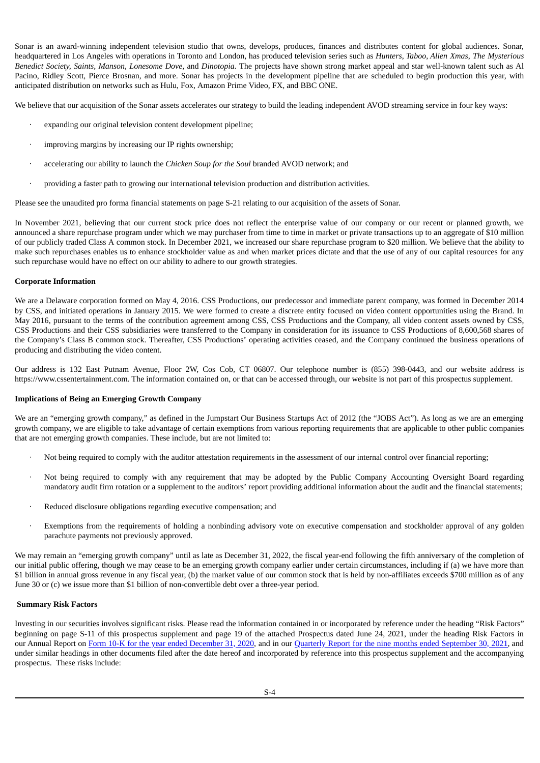Sonar is an award-winning independent television studio that owns, develops, produces, finances and distributes content for global audiences. Sonar, headquartered in Los Angeles with operations in Toronto and London, has produced television series such as *Hunters*, *Taboo*, *Alien Xmas*, *The Mysterious Benedict Society*, *Saints*, *Manson*, *Lonesome Dove*, and *Dinotopia*. The projects have shown strong market appeal and star well-known talent such as Al Pacino, Ridley Scott, Pierce Brosnan, and more. Sonar has projects in the development pipeline that are scheduled to begin production this year, with anticipated distribution on networks such as Hulu, Fox, Amazon Prime Video, FX, and BBC ONE.

We believe that our acquisition of the Sonar assets accelerates our strategy to build the leading independent AVOD streaming service in four key ways:

- expanding our original television content development pipeline;
- improving margins by increasing our IP rights ownership;
- accelerating our ability to launch the *Chicken Soup for the Soul* branded AVOD network; and
- providing a faster path to growing our international television production and distribution activities.

Please see the unaudited pro forma financial statements on page S-21 relating to our acquisition of the assets of Sonar.

In November 2021, believing that our current stock price does not reflect the enterprise value of our company or our recent or planned growth, we announced a share repurchase program under which we may purchaser from time to time in market or private transactions up to an aggregate of $10 million of our publicly traded Class A common stock. In December 2021, we increased our share repurchase program to $20 million. We believe that the ability to make such repurchases enables us to enhance stockholder value as and when market prices dictate and that the use of any of our capital resources for any such repurchase would have no effect on our ability to adhere to our growth strategies.

**Corporate Information**

We are a Delaware corporation formed on May 4, 2016. CSS Productions, our predecessor and immediate parent company, was formed in December 2014 by CSS, and initiated operations in January 2015. We were formed to create a discrete entity focused on video content opportunities using the Brand. In May 2016, pursuant to the terms of the contribution agreement among CSS, CSS Productions and the Company, all video content assets owned by CSS, CSS Productions and their CSS subsidiaries were transferred to the Company in consideration for its issuance to CSS Productions of 8,600,568 shares of the Company's Class B common stock. Thereafter, CSS Productions' operating activities ceased, and the Company continued the business operations of producing and distributing the video content.

Our address is 132 East Putnam Avenue, Floor 2W, Cos Cob, CT 06807. Our telephone number is (855) 398-0443, and our website address is https://www.cssentertainment.com. The information contained on, or that can be accessed through, our website is not part of this prospectus supplement.

**Implications of Being an Emerging Growth Company**

We are an "emerging growth company," as defined in the Jumpstart Our Business Startups Act of 2012 (the "JOBS Act"). As long as we are an emerging growth company, we are eligible to take advantage of certain exemptions from various reporting requirements that are applicable to other public companies that are not emerging growth companies. These include, but are not limited to:

- Not being required to comply with the auditor attestation requirements in the assessment of our internal control over financial reporting;
- Not being required to comply with any requirement that may be adopted by the Public Company Accounting Oversight Board regarding mandatory audit firm rotation or a supplement to the auditors' report providing additional information about the audit and the financial statements;
- Reduced disclosure obligations regarding executive compensation; and
- Exemptions from the requirements of holding a nonbinding advisory vote on executive compensation and stockholder approval of any golden parachute payments not previously approved.

We may remain an "emerging growth company" until as late as December 31, 2022, the fiscal year-end following the fifth anniversary of the completion of our initial public offering, though we may cease to be an emerging growth company earlier under certain circumstances, including if (a) we have more than $1 billion in annual gross revenue in any fiscal year, (b) the market value of our common stock that is held by non-affiliates exceeds $700 million as of any June 30 or (c) we issue more than $1 billion of non-convertible debt over a three-year period.

**Summary Risk Factors**

Investing in our securities involves significant risks. Please read the information contained in or incorporated by reference under the heading "Risk Factors" beginning on page S-11 of this prospectus supplement and page 19 of the attached Prospectus dated June 24, 2021, under the heading Risk Factors in our Annual Report on Form 10-K for the year ended December 31, 2020, and in our Quarterly Report for the nine months ended September 30, 2021, and under similar headings in other documents filed after the date hereof and incorporated by reference into this prospectus supplement and the accompanying prospectus. These risks include: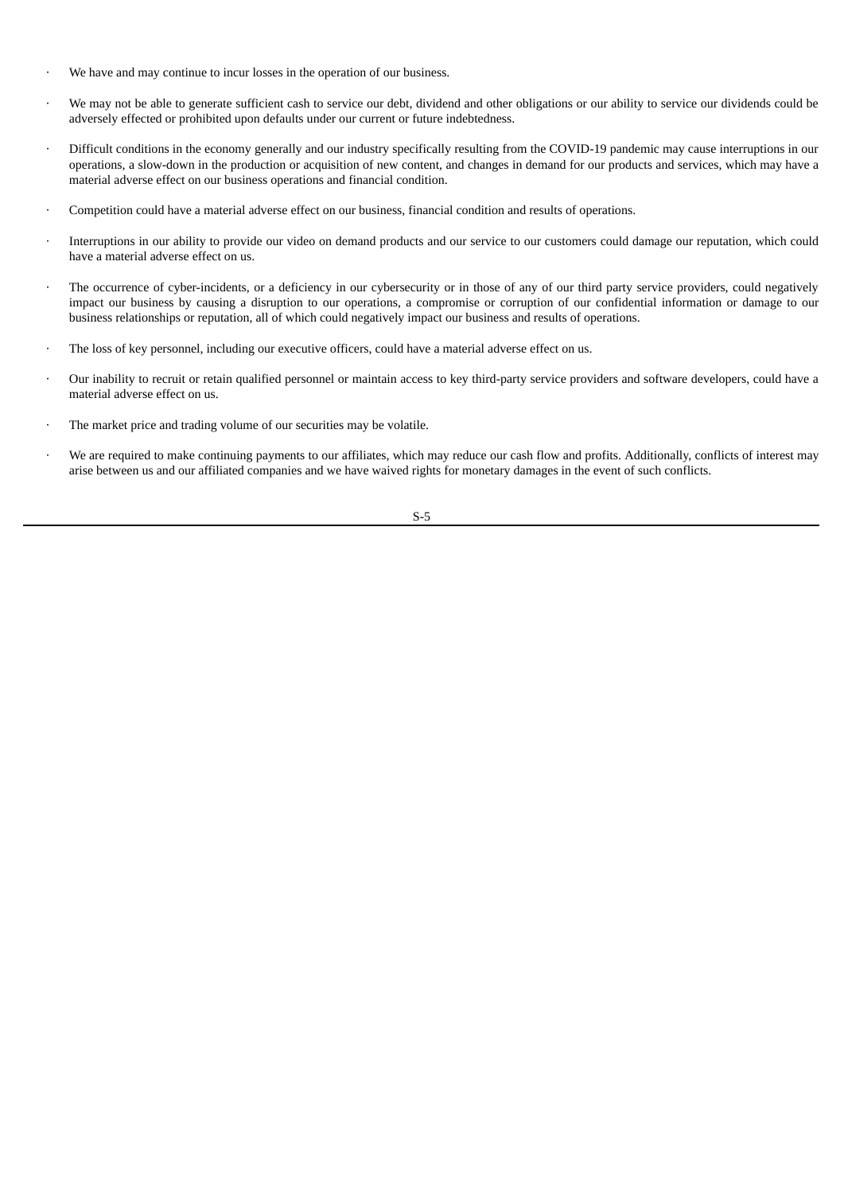- We have and may continue to incur losses in the operation of our business.
- We may not be able to generate sufficient cash to service our debt, dividend and other obligations or our ability to service our dividends could be adversely effected or prohibited upon defaults under our current or future indebtedness.
- Difficult conditions in the economy generally and our industry specifically resulting from the COVID-19 pandemic may cause interruptions in our operations, a slow-down in the production or acquisition of new content, and changes in demand for our products and services, which may have a material adverse effect on our business operations and financial condition.
- Competition could have a material adverse effect on our business, financial condition and results of operations.
- Interruptions in our ability to provide our video on demand products and our service to our customers could damage our reputation, which could have a material adverse effect on us.
- The occurrence of cyber-incidents, or a deficiency in our cybersecurity or in those of any of our third party service providers, could negatively impact our business by causing a disruption to our operations, a compromise or corruption of our confidential information or damage to our business relationships or reputation, all of which could negatively impact our business and results of operations.
- The loss of key personnel, including our executive officers, could have a material adverse effect on us.
- Our inability to recruit or retain qualified personnel or maintain access to key third-party service providers and software developers, could have a material adverse effect on us.
- The market price and trading volume of our securities may be volatile.
- We are required to make continuing payments to our affiliates, which may reduce our cash flow and profits. Additionally, conflicts of interest may arise between us and our affiliated companies and we have waived rights for monetary damages in the event of such conflicts.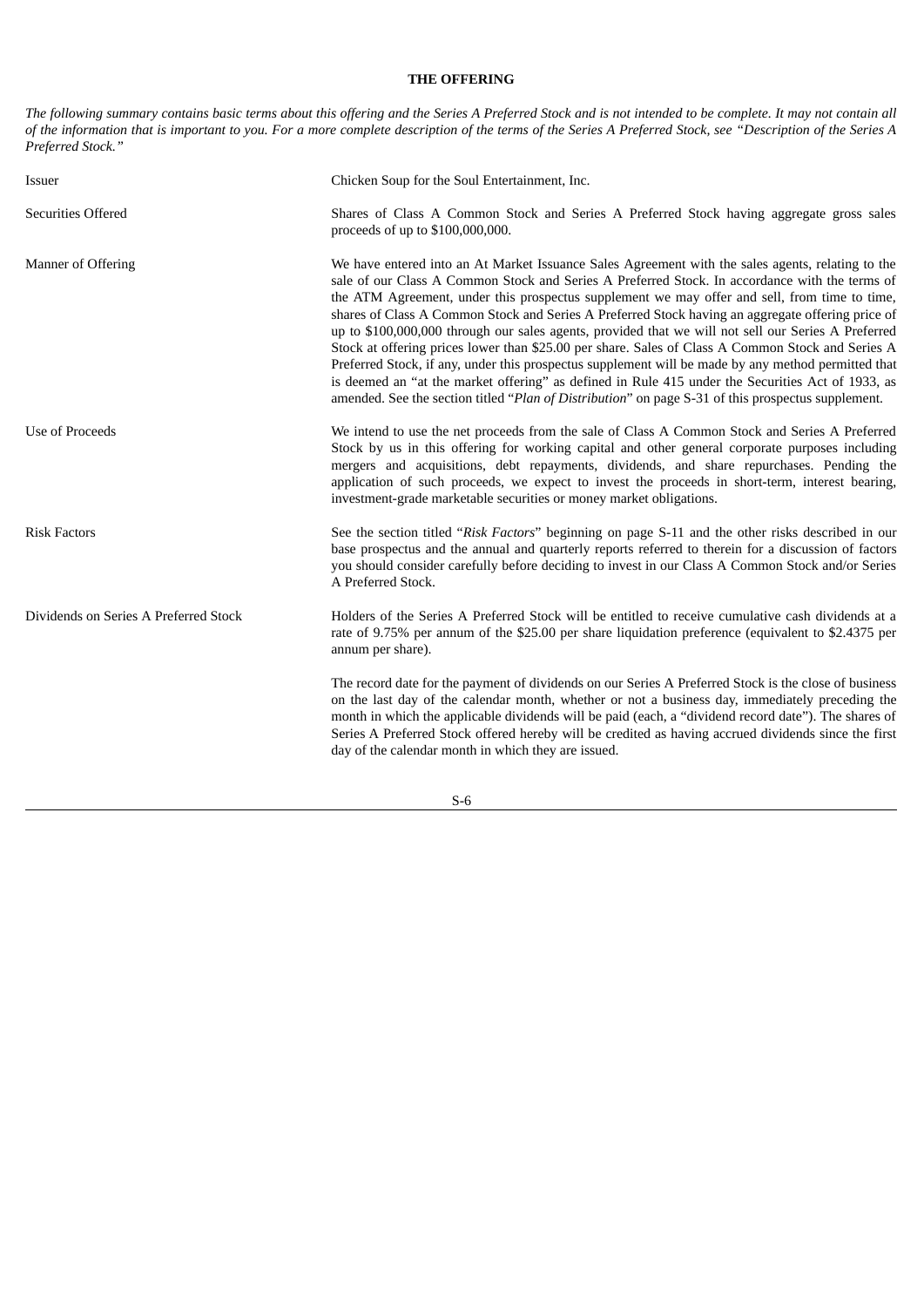## THE OFFERING

*The following summary contains basic terms about this offering and the Series A Preferred Stock and is not intended to be complete. It may not contain all of the information that is important to you. For a more complete description of the terms of the Series A Preferred Stock, see "Description of the Series A Preferred Stock."*

| | |
|---|---|
| Issuer | Chicken Soup for the Soul Entertainment, Inc. |
| Securities Offered | Shares of Class A Common Stock and Series A Preferred Stock having aggregate gross sales proceeds of up to $100,000,000. |
| Manner of Offering | We have entered into an At Market Issuance Sales Agreement with the sales agents, relating to the sale of our Class A Common Stock and Series A Preferred Stock. In accordance with the terms of the ATM Agreement, under this prospectus supplement we may offer and sell, from time to time, shares of Class A Common Stock and Series A Preferred Stock having an aggregate offering price of up to $100,000,000 through our sales agents, provided that we will not sell our Series A Preferred Stock at offering prices lower than $25.00 per share. Sales of Class A Common Stock and Series A Preferred Stock, if any, under this prospectus supplement will be made by any method permitted that is deemed an "at the market offering" as defined in Rule 415 under the Securities Act of 1933, as amended. See the section titled "*Plan of Distribution*" on page S-31 of this prospectus supplement. |
| Use of Proceeds | We intend to use the net proceeds from the sale of Class A Common Stock and Series A Preferred Stock by us in this offering for working capital and other general corporate purposes including mergers and acquisitions, debt repayments, dividends, and share repurchases. Pending the application of such proceeds, we expect to invest the proceeds in short-term, interest bearing, investment-grade marketable securities or money market obligations. |
| Risk Factors | See the section titled "*Risk Factors*" beginning on page S-11 and the other risks described in our base prospectus and the annual and quarterly reports referred to therein for a discussion of factors you should consider carefully before deciding to invest in our Class A Common Stock and/or Series A Preferred Stock. |
| Dividends on Series A Preferred Stock | Holders of the Series A Preferred Stock will be entitled to receive cumulative cash dividends at a rate of 9.75% per annum of the $25.00 per share liquidation preference (equivalent to $2.4375 per annum per share).<br><br>The record date for the payment of dividends on our Series A Preferred Stock is the close of business on the last day of the calendar month, whether or not a business day, immediately preceding the month in which the applicable dividends will be paid (each, a "dividend record date"). The shares of Series A Preferred Stock offered hereby will be credited as having accrued dividends since the first day of the calendar month in which they are issued. |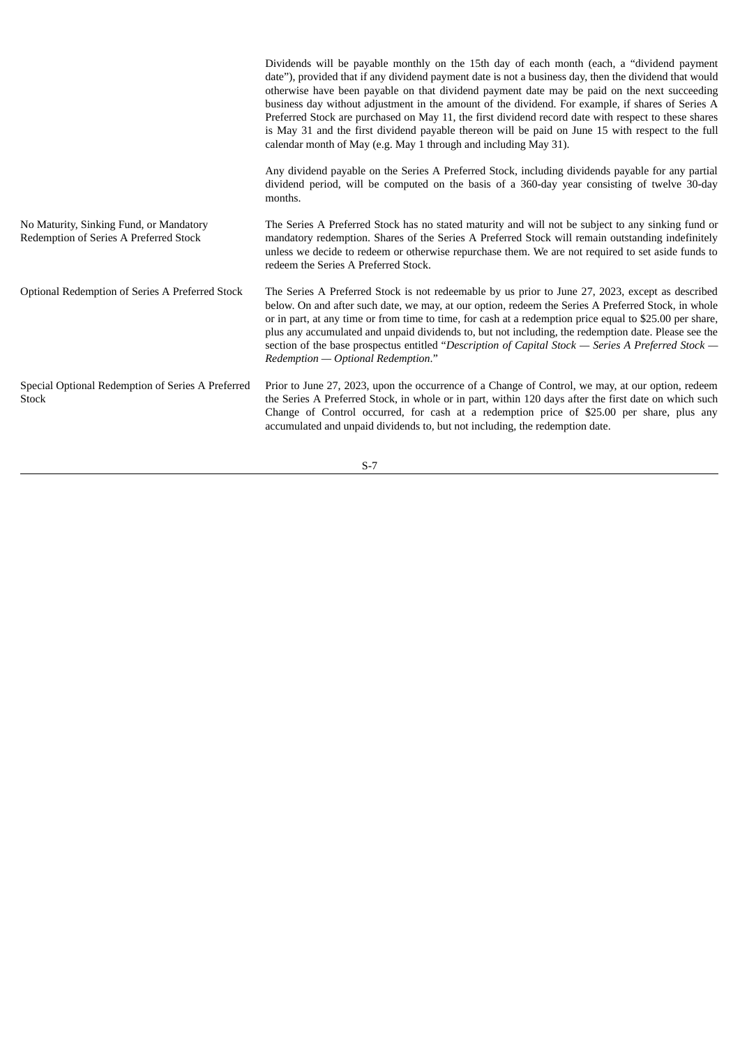| | |
|---|---|
| | Dividends will be payable monthly on the 15th day of each month (each, a "dividend payment date"), provided that if any dividend payment date is not a business day, then the dividend that would otherwise have been payable on that dividend payment date may be paid on the next succeeding business day without adjustment in the amount of the dividend. For example, if shares of Series A Preferred Stock are purchased on May 11, the first dividend record date with respect to these shares is May 31 and the first dividend payable thereon will be paid on June 15 with respect to the full calendar month of May (e.g. May 1 through and including May 31). |
| | Any dividend payable on the Series A Preferred Stock, including dividends payable for any partial dividend period, will be computed on the basis of a 360-day year consisting of twelve 30-day months. |
| No Maturity, Sinking Fund, or Mandatory Redemption of Series A Preferred Stock | The Series A Preferred Stock has no stated maturity and will not be subject to any sinking fund or mandatory redemption. Shares of the Series A Preferred Stock will remain outstanding indefinitely unless we decide to redeem or otherwise repurchase them. We are not required to set aside funds to redeem the Series A Preferred Stock. |
| Optional Redemption of Series A Preferred Stock | The Series A Preferred Stock is not redeemable by us prior to June 27, 2023, except as described below. On and after such date, we may, at our option, redeem the Series A Preferred Stock, in whole or in part, at any time or from time to time, for cash at a redemption price equal to $25.00 per share, plus any accumulated and unpaid dividends to, but not including, the redemption date. Please see the section of the base prospectus entitled "*Description of Capital Stock — Series A Preferred Stock — Redemption — Optional Redemption*." |
| Special Optional Redemption of Series A Preferred Stock | Prior to June 27, 2023, upon the occurrence of a Change of Control, we may, at our option, redeem the Series A Preferred Stock, in whole or in part, within 120 days after the first date on which such Change of Control occurred, for cash at a redemption price of $25.00 per share, plus any accumulated and unpaid dividends to, but not including, the redemption date. |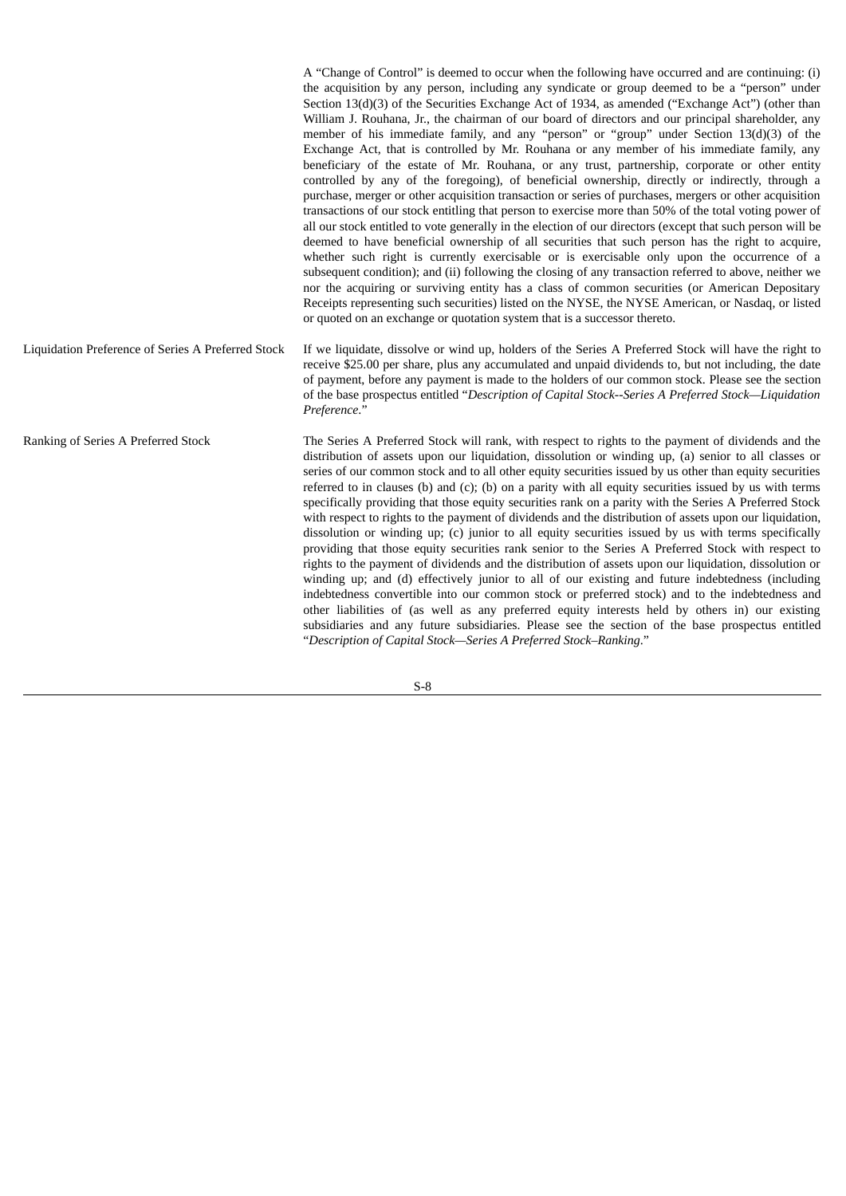A "Change of Control" is deemed to occur when the following have occurred and are continuing: (i) the acquisition by any person, including any syndicate or group deemed to be a "person" under Section 13(d)(3) of the Securities Exchange Act of 1934, as amended ("Exchange Act") (other than William J. Rouhana, Jr., the chairman of our board of directors and our principal shareholder, any member of his immediate family, and any "person" or "group" under Section 13(d)(3) of the Exchange Act, that is controlled by Mr. Rouhana or any member of his immediate family, any beneficiary of the estate of Mr. Rouhana, or any trust, partnership, corporate or other entity controlled by any of the foregoing), of beneficial ownership, directly or indirectly, through a purchase, merger or other acquisition transaction or series of purchases, mergers or other acquisition transactions of our stock entitling that person to exercise more than 50% of the total voting power of all our stock entitled to vote generally in the election of our directors (except that such person will be deemed to have beneficial ownership of all securities that such person has the right to acquire, whether such right is currently exercisable or is exercisable only upon the occurrence of a subsequent condition); and (ii) following the closing of any transaction referred to above, neither we nor the acquiring or surviving entity has a class of common securities (or American Depositary Receipts representing such securities) listed on the NYSE, the NYSE American, or Nasdaq, or listed or quoted on an exchange or quotation system that is a successor thereto.

**Liquidation Preference of Series A Preferred Stock**

If we liquidate, dissolve or wind up, holders of the Series A Preferred Stock will have the right to receive $25.00 per share, plus any accumulated and unpaid dividends to, but not including, the date of payment, before any payment is made to the holders of our common stock. Please see the section of the base prospectus entitled "*Description of Capital Stock--Series A Preferred Stock—Liquidation Preference*."

**Ranking of Series A Preferred Stock**

The Series A Preferred Stock will rank, with respect to rights to the payment of dividends and the distribution of assets upon our liquidation, dissolution or winding up, (a) senior to all classes or series of our common stock and to all other equity securities issued by us other than equity securities referred to in clauses (b) and (c); (b) on a parity with all equity securities issued by us with terms specifically providing that those equity securities rank on a parity with the Series A Preferred Stock with respect to rights to the payment of dividends and the distribution of assets upon our liquidation, dissolution or winding up; (c) junior to all equity securities issued by us with terms specifically providing that those equity securities rank senior to the Series A Preferred Stock with respect to rights to the payment of dividends and the distribution of assets upon our liquidation, dissolution or winding up; and (d) effectively junior to all of our existing and future indebtedness (including indebtedness convertible into our common stock or preferred stock) and to the indebtedness and other liabilities of (as well as any preferred equity interests held by others in) our existing subsidiaries and any future subsidiaries. Please see the section of the base prospectus entitled "*Description of Capital Stock—Series A Preferred Stock–Ranking*."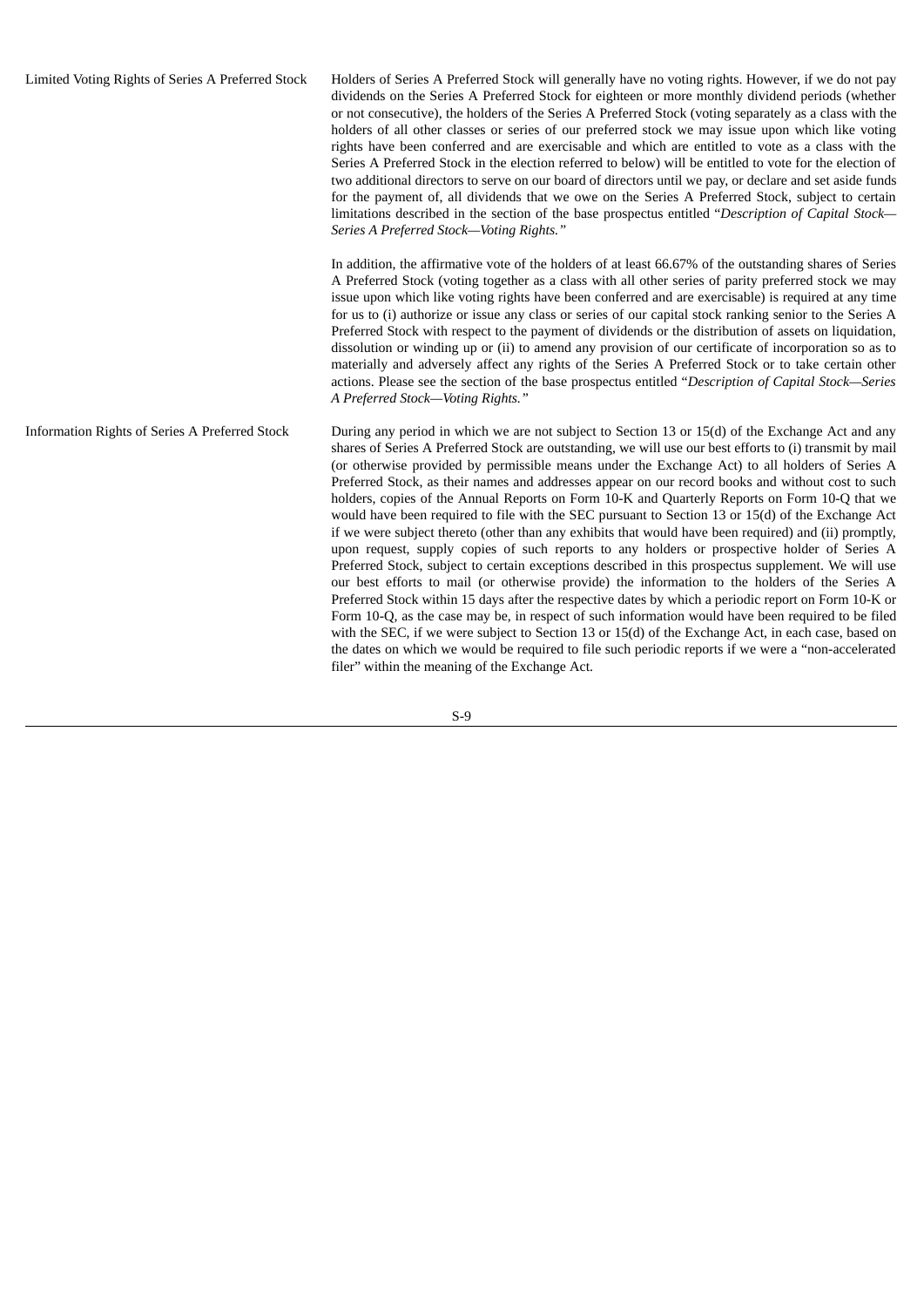| | |
|---|---|
| Limited Voting Rights of Series A Preferred Stock | Holders of Series A Preferred Stock will generally have no voting rights. However, if we do not pay dividends on the Series A Preferred Stock for eighteen or more monthly dividend periods (whether or not consecutive), the holders of the Series A Preferred Stock (voting separately as a class with the holders of all other classes or series of our preferred stock we may issue upon which like voting rights have been conferred and are exercisable and which are entitled to vote as a class with the Series A Preferred Stock in the election referred to below) will be entitled to vote for the election of two additional directors to serve on our board of directors until we pay, or declare and set aside funds for the payment of, all dividends that we owe on the Series A Preferred Stock, subject to certain limitations described in the section of the base prospectus entitled "*Description of Capital Stock—Series A Preferred Stock—Voting Rights.*"<br><br>In addition, the affirmative vote of the holders of at least 66.67% of the outstanding shares of Series A Preferred Stock (voting together as a class with all other series of parity preferred stock we may issue upon which like voting rights have been conferred and are exercisable) is required at any time for us to (i) authorize or issue any class or series of our capital stock ranking senior to the Series A Preferred Stock with respect to the payment of dividends or the distribution of assets on liquidation, dissolution or winding up or (ii) to amend any provision of our certificate of incorporation so as to materially and adversely affect any rights of the Series A Preferred Stock or to take certain other actions. Please see the section of the base prospectus entitled "*Description of Capital Stock—Series A Preferred Stock—Voting Rights.*" |
| Information Rights of Series A Preferred Stock | During any period in which we are not subject to Section 13 or 15(d) of the Exchange Act and any shares of Series A Preferred Stock are outstanding, we will use our best efforts to (i) transmit by mail (or otherwise provided by permissible means under the Exchange Act) to all holders of Series A Preferred Stock, as their names and addresses appear on our record books and without cost to such holders, copies of the Annual Reports on Form 10-K and Quarterly Reports on Form 10-Q that we would have been required to file with the SEC pursuant to Section 13 or 15(d) of the Exchange Act if we were subject thereto (other than any exhibits that would have been required) and (ii) promptly, upon request, supply copies of such reports to any holders or prospective holder of Series A Preferred Stock, subject to certain exceptions described in this prospectus supplement. We will use our best efforts to mail (or otherwise provide) the information to the holders of the Series A Preferred Stock within 15 days after the respective dates by which a periodic report on Form 10-K or Form 10-Q, as the case may be, in respect of such information would have been required to be filed with the SEC, if we were subject to Section 13 or 15(d) of the Exchange Act, in each case, based on the dates on which we would be required to file such periodic reports if we were a "non-accelerated filer" within the meaning of the Exchange Act. |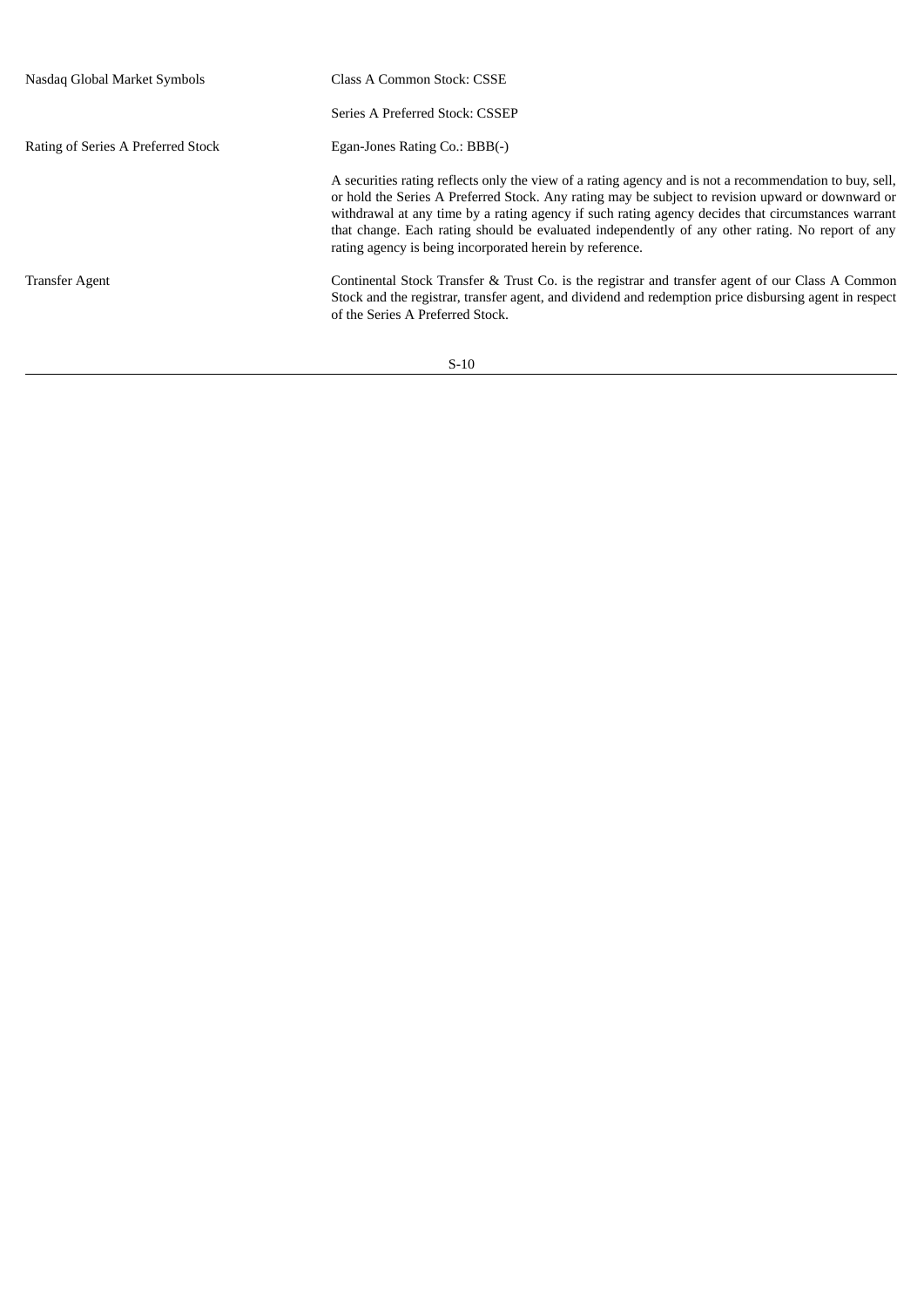| | |
|---|---|
| Nasdaq Global Market Symbols | Class A Common Stock: CSSE |
| | Series A Preferred Stock: CSSEP |
| Rating of Series A Preferred Stock | Egan-Jones Rating Co.: BBB(-) |
| | A securities rating reflects only the view of a rating agency and is not a recommendation to buy, sell, or hold the Series A Preferred Stock. Any rating may be subject to revision upward or downward or withdrawal at any time by a rating agency if such rating agency decides that circumstances warrant that change. Each rating should be evaluated independently of any other rating. No report of any rating agency is being incorporated herein by reference. |
| Transfer Agent | Continental Stock Transfer & Trust Co. is the registrar and transfer agent of our Class A Common Stock and the registrar, transfer agent, and dividend and redemption price disbursing agent in respect of the Series A Preferred Stock. |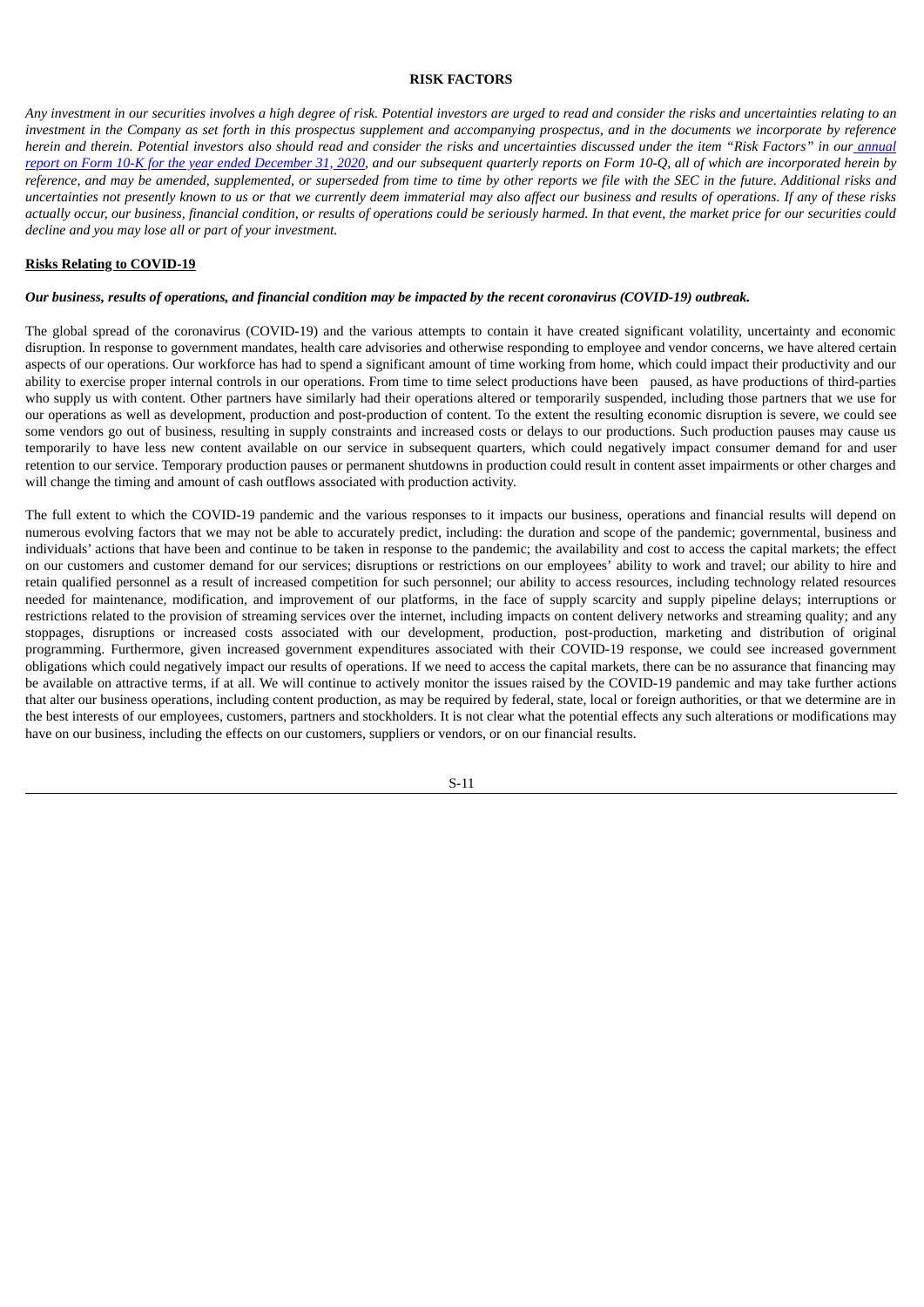# RISK FACTORS

*Any investment in our securities involves a high degree of risk. Potential investors are urged to read and consider the risks and uncertainties relating to an investment in the Company as set forth in this prospectus supplement and accompanying prospectus, and in the documents we incorporate by reference herein and therein. Potential investors also should read and consider the risks and uncertainties discussed under the item "Risk Factors" in our annual report on Form 10-K for the year ended December 31, 2020, and our subsequent quarterly reports on Form 10-Q, all of which are incorporated herein by reference, and may be amended, supplemented, or superseded from time to time by other reports we file with the SEC in the future. Additional risks and uncertainties not presently known to us or that we currently deem immaterial may also affect our business and results of operations. If any of these risks actually occur, our business, financial condition, or results of operations could be seriously harmed. In that event, the market price for our securities could decline and you may lose all or part of your investment.*

## Risks Relating to COVID-19

***Our business, results of operations, and financial condition may be impacted by the recent coronavirus (COVID-19) outbreak.***

The global spread of the coronavirus (COVID-19) and the various attempts to contain it have created significant volatility, uncertainty and economic disruption. In response to government mandates, health care advisories and otherwise responding to employee and vendor concerns, we have altered certain aspects of our operations. Our workforce has had to spend a significant amount of time working from home, which could impact their productivity and our ability to exercise proper internal controls in our operations. From time to time select productions have been paused, as have productions of third-parties who supply us with content. Other partners have similarly had their operations altered or temporarily suspended, including those partners that we use for our operations as well as development, production and post-production of content. To the extent the resulting economic disruption is severe, we could see some vendors go out of business, resulting in supply constraints and increased costs or delays to our productions. Such production pauses may cause us temporarily to have less new content available on our service in subsequent quarters, which could negatively impact consumer demand for and user retention to our service. Temporary production pauses or permanent shutdowns in production could result in content asset impairments or other charges and will change the timing and amount of cash outflows associated with production activity.

The full extent to which the COVID-19 pandemic and the various responses to it impacts our business, operations and financial results will depend on numerous evolving factors that we may not be able to accurately predict, including: the duration and scope of the pandemic; governmental, business and individuals' actions that have been and continue to be taken in response to the pandemic; the availability and cost to access the capital markets; the effect on our customers and customer demand for our services; disruptions or restrictions on our employees' ability to work and travel; our ability to hire and retain qualified personnel as a result of increased competition for such personnel; our ability to access resources, including technology related resources needed for maintenance, modification, and improvement of our platforms, in the face of supply scarcity and supply pipeline delays; interruptions or restrictions related to the provision of streaming services over the internet, including impacts on content delivery networks and streaming quality; and any stoppages, disruptions or increased costs associated with our development, production, post-production, marketing and distribution of original programming. Furthermore, given increased government expenditures associated with their COVID-19 response, we could see increased government obligations which could negatively impact our results of operations. If we need to access the capital markets, there can be no assurance that financing may be available on attractive terms, if at all. We will continue to actively monitor the issues raised by the COVID-19 pandemic and may take further actions that alter our business operations, including content production, as may be required by federal, state, local or foreign authorities, or that we determine are in the best interests of our employees, customers, partners and stockholders. It is not clear what the potential effects any such alterations or modifications may have on our business, including the effects on our customers, suppliers or vendors, or on our financial results.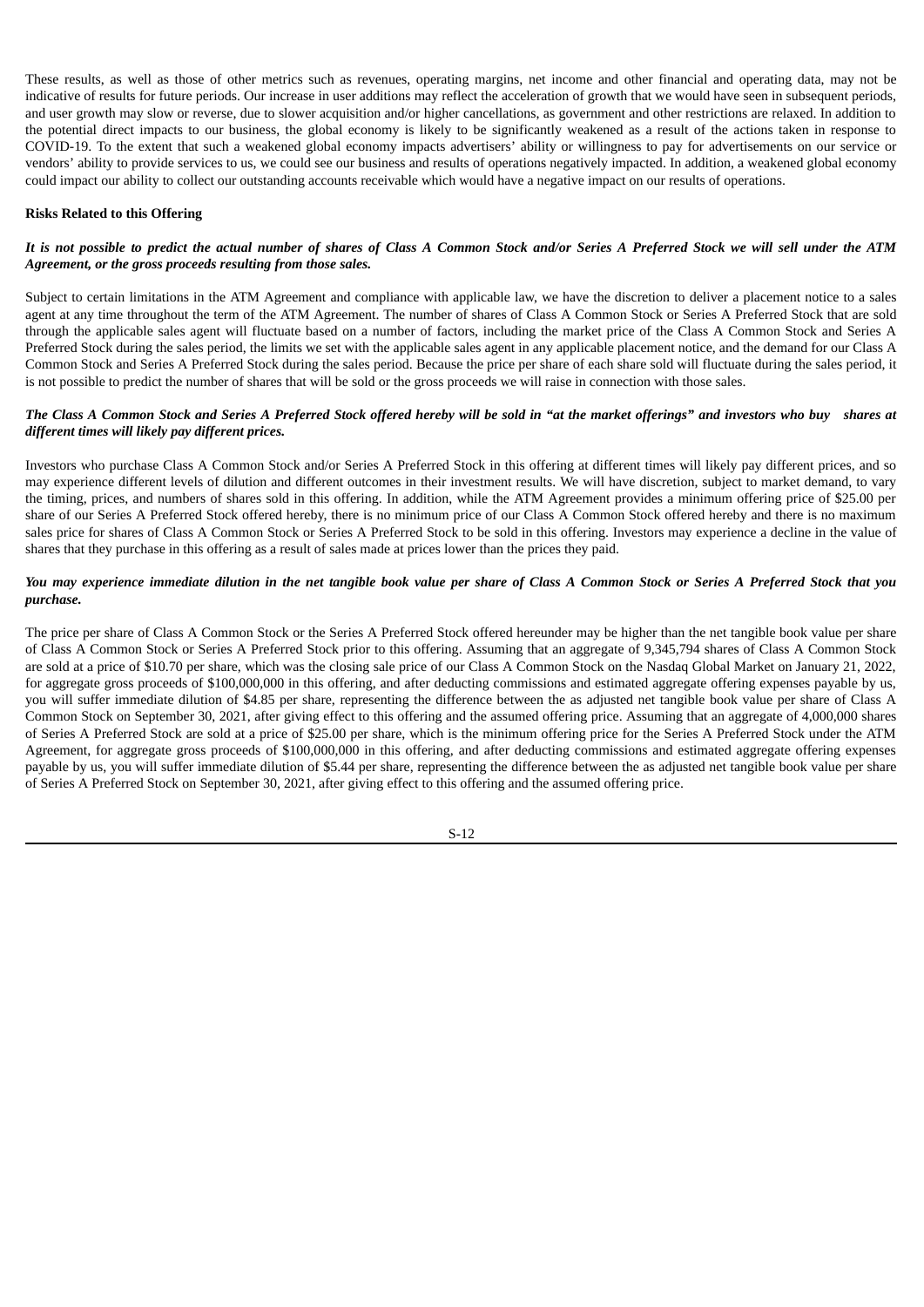These results, as well as those of other metrics such as revenues, operating margins, net income and other financial and operating data, may not be indicative of results for future periods. Our increase in user additions may reflect the acceleration of growth that we would have seen in subsequent periods, and user growth may slow or reverse, due to slower acquisition and/or higher cancellations, as government and other restrictions are relaxed. In addition to the potential direct impacts to our business, the global economy is likely to be significantly weakened as a result of the actions taken in response to COVID-19. To the extent that such a weakened global economy impacts advertisers' ability or willingness to pay for advertisements on our service or vendors' ability to provide services to us, we could see our business and results of operations negatively impacted. In addition, a weakened global economy could impact our ability to collect our outstanding accounts receivable which would have a negative impact on our results of operations.

**Risks Related to this Offering**

***It is not possible to predict the actual number of shares of Class A Common Stock and/or Series A Preferred Stock we will sell under the ATM Agreement, or the gross proceeds resulting from those sales.***

Subject to certain limitations in the ATM Agreement and compliance with applicable law, we have the discretion to deliver a placement notice to a sales agent at any time throughout the term of the ATM Agreement. The number of shares of Class A Common Stock or Series A Preferred Stock that are sold through the applicable sales agent will fluctuate based on a number of factors, including the market price of the Class A Common Stock and Series A Preferred Stock during the sales period, the limits we set with the applicable sales agent in any applicable placement notice, and the demand for our Class A Common Stock and Series A Preferred Stock during the sales period. Because the price per share of each share sold will fluctuate during the sales period, it is not possible to predict the number of shares that will be sold or the gross proceeds we will raise in connection with those sales.

***The Class A Common Stock and Series A Preferred Stock offered hereby will be sold in "at the market offerings" and investors who buy shares at different times will likely pay different prices.***

Investors who purchase Class A Common Stock and/or Series A Preferred Stock in this offering at different times will likely pay different prices, and so may experience different levels of dilution and different outcomes in their investment results. We will have discretion, subject to market demand, to vary the timing, prices, and numbers of shares sold in this offering. In addition, while the ATM Agreement provides a minimum offering price of $25.00 per share of our Series A Preferred Stock offered hereby, there is no minimum price of our Class A Common Stock offered hereby and there is no maximum sales price for shares of Class A Common Stock or Series A Preferred Stock to be sold in this offering. Investors may experience a decline in the value of shares that they purchase in this offering as a result of sales made at prices lower than the prices they paid.

***You may experience immediate dilution in the net tangible book value per share of Class A Common Stock or Series A Preferred Stock that you purchase.***

The price per share of Class A Common Stock or the Series A Preferred Stock offered hereunder may be higher than the net tangible book value per share of Class A Common Stock or Series A Preferred Stock prior to this offering. Assuming that an aggregate of 9,345,794 shares of Class A Common Stock are sold at a price of $10.70 per share, which was the closing sale price of our Class A Common Stock on the Nasdaq Global Market on January 21, 2022, for aggregate gross proceeds of $100,000,000 in this offering, and after deducting commissions and estimated aggregate offering expenses payable by us, you will suffer immediate dilution of $4.85 per share, representing the difference between the as adjusted net tangible book value per share of Class A Common Stock on September 30, 2021, after giving effect to this offering and the assumed offering price. Assuming that an aggregate of 4,000,000 shares of Series A Preferred Stock are sold at a price of $25.00 per share, which is the minimum offering price for the Series A Preferred Stock under the ATM Agreement, for aggregate gross proceeds of $100,000,000 in this offering, and after deducting commissions and estimated aggregate offering expenses payable by us, you will suffer immediate dilution of $5.44 per share, representing the difference between the as adjusted net tangible book value per share of Series A Preferred Stock on September 30, 2021, after giving effect to this offering and the assumed offering price.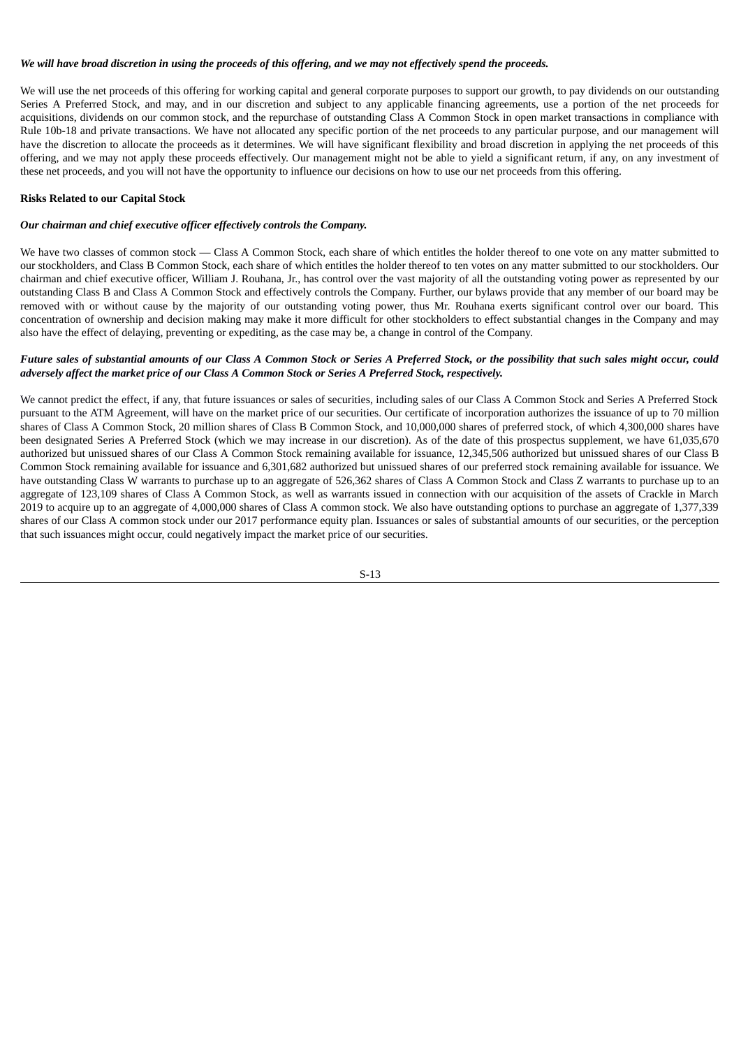***We will have broad discretion in using the proceeds of this offering, and we may not effectively spend the proceeds.***

We will use the net proceeds of this offering for working capital and general corporate purposes to support our growth, to pay dividends on our outstanding Series A Preferred Stock, and may, and in our discretion and subject to any applicable financing agreements, use a portion of the net proceeds for acquisitions, dividends on our common stock, and the repurchase of outstanding Class A Common Stock in open market transactions in compliance with Rule 10b-18 and private transactions. We have not allocated any specific portion of the net proceeds to any particular purpose, and our management will have the discretion to allocate the proceeds as it determines. We will have significant flexibility and broad discretion in applying the net proceeds of this offering, and we may not apply these proceeds effectively. Our management might not be able to yield a significant return, if any, on any investment of these net proceeds, and you will not have the opportunity to influence our decisions on how to use our net proceeds from this offering.

**Risks Related to our Capital Stock**

***Our chairman and chief executive officer effectively controls the Company.***

We have two classes of common stock — Class A Common Stock, each share of which entitles the holder thereof to one vote on any matter submitted to our stockholders, and Class B Common Stock, each share of which entitles the holder thereof to ten votes on any matter submitted to our stockholders. Our chairman and chief executive officer, William J. Rouhana, Jr., has control over the vast majority of all the outstanding voting power as represented by our outstanding Class B and Class A Common Stock and effectively controls the Company. Further, our bylaws provide that any member of our board may be removed with or without cause by the majority of our outstanding voting power, thus Mr. Rouhana exerts significant control over our board. This concentration of ownership and decision making may make it more difficult for other stockholders to effect substantial changes in the Company and may also have the effect of delaying, preventing or expediting, as the case may be, a change in control of the Company.

***Future sales of substantial amounts of our Class A Common Stock or Series A Preferred Stock, or the possibility that such sales might occur, could adversely affect the market price of our Class A Common Stock or Series A Preferred Stock, respectively.***

We cannot predict the effect, if any, that future issuances or sales of securities, including sales of our Class A Common Stock and Series A Preferred Stock pursuant to the ATM Agreement, will have on the market price of our securities. Our certificate of incorporation authorizes the issuance of up to 70 million shares of Class A Common Stock, 20 million shares of Class B Common Stock, and 10,000,000 shares of preferred stock, of which 4,300,000 shares have been designated Series A Preferred Stock (which we may increase in our discretion). As of the date of this prospectus supplement, we have 61,035,670 authorized but unissued shares of our Class A Common Stock remaining available for issuance, 12,345,506 authorized but unissued shares of our Class B Common Stock remaining available for issuance and 6,301,682 authorized but unissued shares of our preferred stock remaining available for issuance. We have outstanding Class W warrants to purchase up to an aggregate of 526,362 shares of Class A Common Stock and Class Z warrants to purchase up to an aggregate of 123,109 shares of Class A Common Stock, as well as warrants issued in connection with our acquisition of the assets of Crackle in March 2019 to acquire up to an aggregate of 4,000,000 shares of Class A common stock. We also have outstanding options to purchase an aggregate of 1,377,339 shares of our Class A common stock under our 2017 performance equity plan. Issuances or sales of substantial amounts of our securities, or the perception that such issuances might occur, could negatively impact the market price of our securities.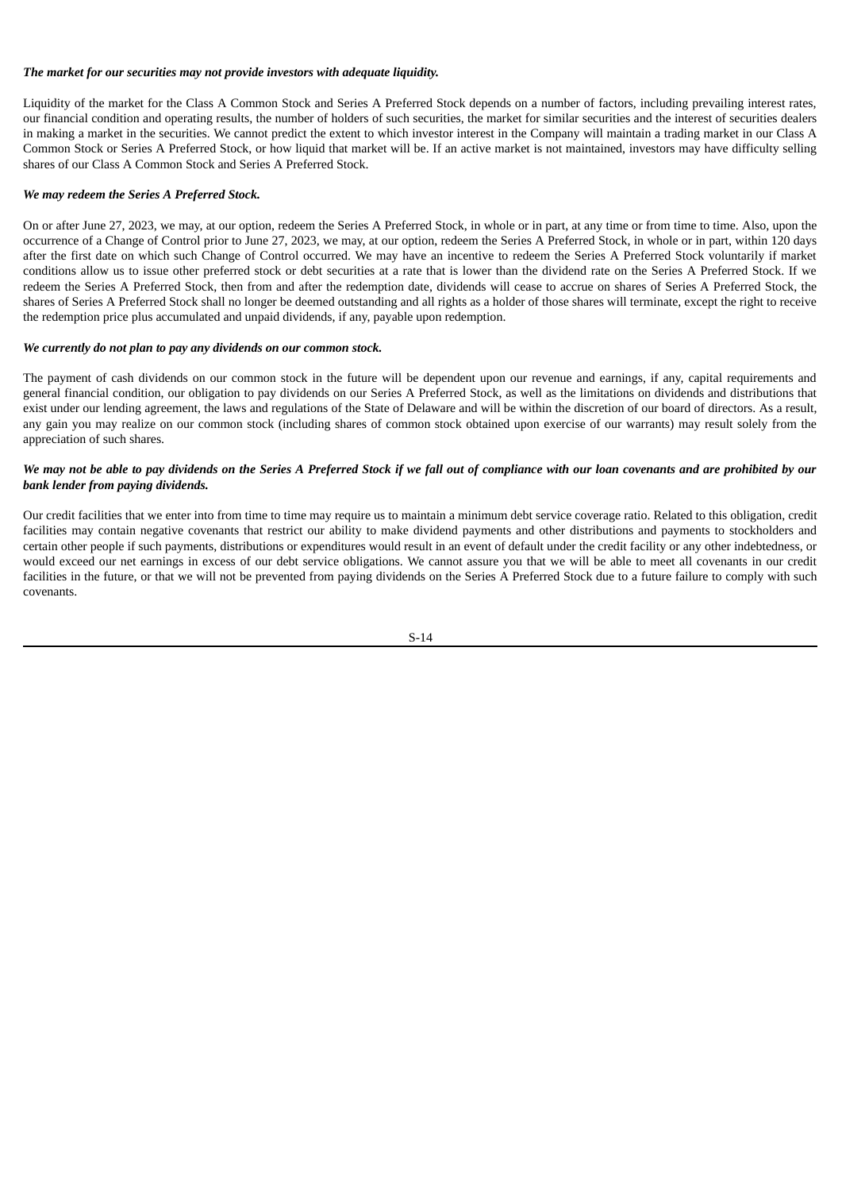***The market for our securities may not provide investors with adequate liquidity.***

Liquidity of the market for the Class A Common Stock and Series A Preferred Stock depends on a number of factors, including prevailing interest rates, our financial condition and operating results, the number of holders of such securities, the market for similar securities and the interest of securities dealers in making a market in the securities. We cannot predict the extent to which investor interest in the Company will maintain a trading market in our Class A Common Stock or Series A Preferred Stock, or how liquid that market will be. If an active market is not maintained, investors may have difficulty selling shares of our Class A Common Stock and Series A Preferred Stock.

***We may redeem the Series A Preferred Stock.***

On or after June 27, 2023, we may, at our option, redeem the Series A Preferred Stock, in whole or in part, at any time or from time to time. Also, upon the occurrence of a Change of Control prior to June 27, 2023, we may, at our option, redeem the Series A Preferred Stock, in whole or in part, within 120 days after the first date on which such Change of Control occurred. We may have an incentive to redeem the Series A Preferred Stock voluntarily if market conditions allow us to issue other preferred stock or debt securities at a rate that is lower than the dividend rate on the Series A Preferred Stock. If we redeem the Series A Preferred Stock, then from and after the redemption date, dividends will cease to accrue on shares of Series A Preferred Stock, the shares of Series A Preferred Stock shall no longer be deemed outstanding and all rights as a holder of those shares will terminate, except the right to receive the redemption price plus accumulated and unpaid dividends, if any, payable upon redemption.

***We currently do not plan to pay any dividends on our common stock.***

The payment of cash dividends on our common stock in the future will be dependent upon our revenue and earnings, if any, capital requirements and general financial condition, our obligation to pay dividends on our Series A Preferred Stock, as well as the limitations on dividends and distributions that exist under our lending agreement, the laws and regulations of the State of Delaware and will be within the discretion of our board of directors. As a result, any gain you may realize on our common stock (including shares of common stock obtained upon exercise of our warrants) may result solely from the appreciation of such shares.

***We may not be able to pay dividends on the Series A Preferred Stock if we fall out of compliance with our loan covenants and are prohibited by our bank lender from paying dividends.***

Our credit facilities that we enter into from time to time may require us to maintain a minimum debt service coverage ratio. Related to this obligation, credit facilities may contain negative covenants that restrict our ability to make dividend payments and other distributions and payments to stockholders and certain other people if such payments, distributions or expenditures would result in an event of default under the credit facility or any other indebtedness, or would exceed our net earnings in excess of our debt service obligations. We cannot assure you that we will be able to meet all covenants in our credit facilities in the future, or that we will not be prevented from paying dividends on the Series A Preferred Stock due to a future failure to comply with such covenants.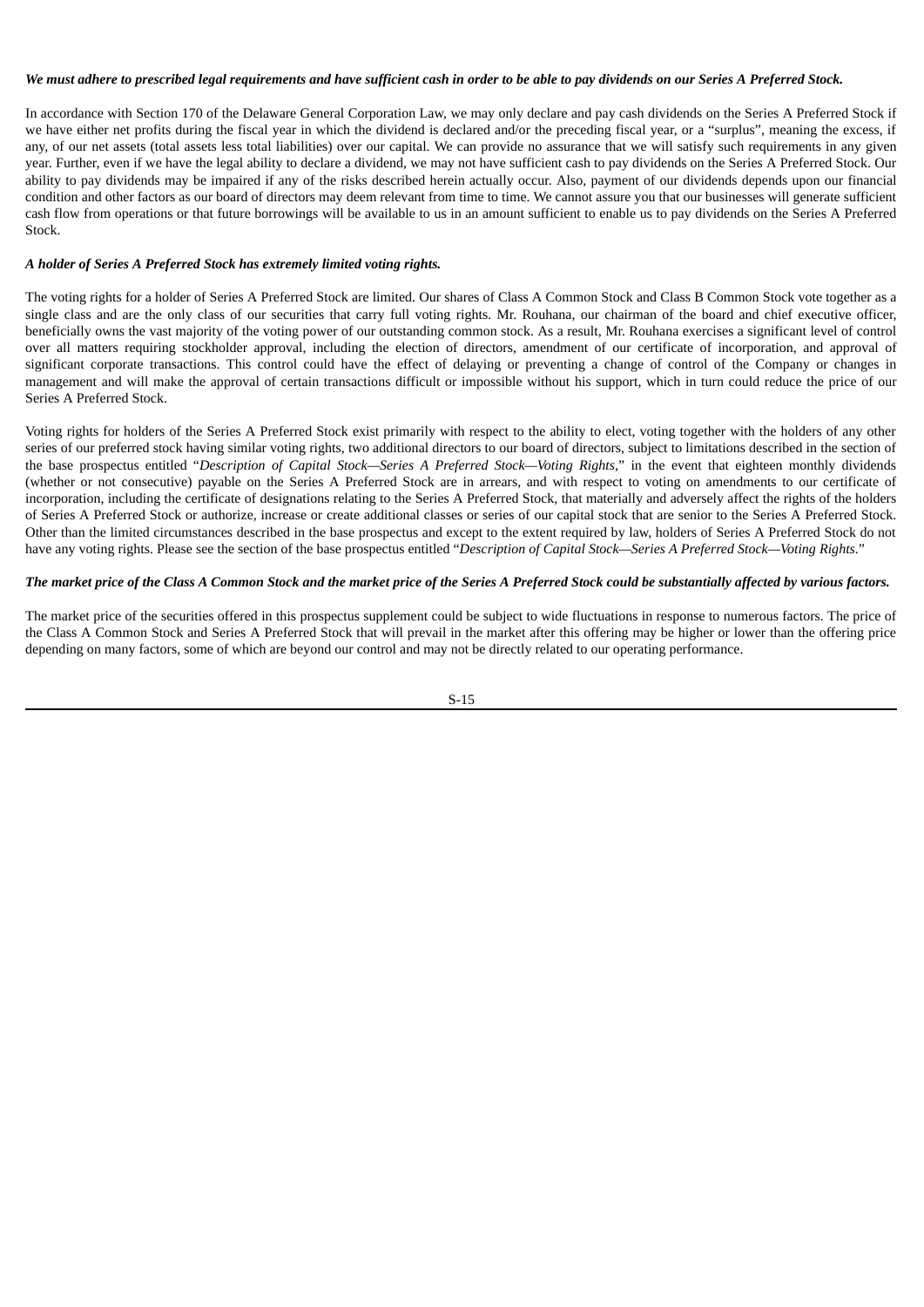***We must adhere to prescribed legal requirements and have sufficient cash in order to be able to pay dividends on our Series A Preferred Stock.***

In accordance with Section 170 of the Delaware General Corporation Law, we may only declare and pay cash dividends on the Series A Preferred Stock if we have either net profits during the fiscal year in which the dividend is declared and/or the preceding fiscal year, or a "surplus", meaning the excess, if any, of our net assets (total assets less total liabilities) over our capital. We can provide no assurance that we will satisfy such requirements in any given year. Further, even if we have the legal ability to declare a dividend, we may not have sufficient cash to pay dividends on the Series A Preferred Stock. Our ability to pay dividends may be impaired if any of the risks described herein actually occur. Also, payment of our dividends depends upon our financial condition and other factors as our board of directors may deem relevant from time to time. We cannot assure you that our businesses will generate sufficient cash flow from operations or that future borrowings will be available to us in an amount sufficient to enable us to pay dividends on the Series A Preferred Stock.

***A holder of Series A Preferred Stock has extremely limited voting rights.***

The voting rights for a holder of Series A Preferred Stock are limited. Our shares of Class A Common Stock and Class B Common Stock vote together as a single class and are the only class of our securities that carry full voting rights. Mr. Rouhana, our chairman of the board and chief executive officer, beneficially owns the vast majority of the voting power of our outstanding common stock. As a result, Mr. Rouhana exercises a significant level of control over all matters requiring stockholder approval, including the election of directors, amendment of our certificate of incorporation, and approval of significant corporate transactions. This control could have the effect of delaying or preventing a change of control of the Company or changes in management and will make the approval of certain transactions difficult or impossible without his support, which in turn could reduce the price of our Series A Preferred Stock.

Voting rights for holders of the Series A Preferred Stock exist primarily with respect to the ability to elect, voting together with the holders of any other series of our preferred stock having similar voting rights, two additional directors to our board of directors, subject to limitations described in the section of the base prospectus entitled "*Description of Capital Stock—Series A Preferred Stock—Voting Rights*," in the event that eighteen monthly dividends (whether or not consecutive) payable on the Series A Preferred Stock are in arrears, and with respect to voting on amendments to our certificate of incorporation, including the certificate of designations relating to the Series A Preferred Stock, that materially and adversely affect the rights of the holders of Series A Preferred Stock or authorize, increase or create additional classes or series of our capital stock that are senior to the Series A Preferred Stock. Other than the limited circumstances described in the base prospectus and except to the extent required by law, holders of Series A Preferred Stock do not have any voting rights. Please see the section of the base prospectus entitled "*Description of Capital Stock—Series A Preferred Stock—Voting Rights*."

***The market price of the Class A Common Stock and the market price of the Series A Preferred Stock could be substantially affected by various factors.***

The market price of the securities offered in this prospectus supplement could be subject to wide fluctuations in response to numerous factors. The price of the Class A Common Stock and Series A Preferred Stock that will prevail in the market after this offering may be higher or lower than the offering price depending on many factors, some of which are beyond our control and may not be directly related to our operating performance.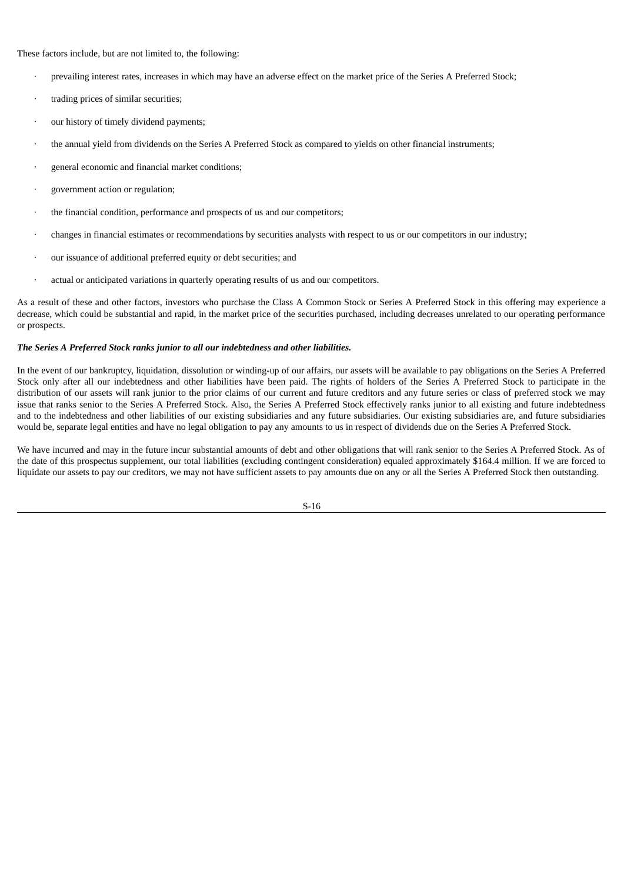These factors include, but are not limited to, the following:

- prevailing interest rates, increases in which may have an adverse effect on the market price of the Series A Preferred Stock;
- trading prices of similar securities;
- our history of timely dividend payments;
- the annual yield from dividends on the Series A Preferred Stock as compared to yields on other financial instruments;
- general economic and financial market conditions;
- government action or regulation;
- the financial condition, performance and prospects of us and our competitors;
- changes in financial estimates or recommendations by securities analysts with respect to us or our competitors in our industry;
- our issuance of additional preferred equity or debt securities; and
- actual or anticipated variations in quarterly operating results of us and our competitors.

As a result of these and other factors, investors who purchase the Class A Common Stock or Series A Preferred Stock in this offering may experience a decrease, which could be substantial and rapid, in the market price of the securities purchased, including decreases unrelated to our operating performance or prospects.

***The Series A Preferred Stock ranks junior to all our indebtedness and other liabilities.***

In the event of our bankruptcy, liquidation, dissolution or winding-up of our affairs, our assets will be available to pay obligations on the Series A Preferred Stock only after all our indebtedness and other liabilities have been paid. The rights of holders of the Series A Preferred Stock to participate in the distribution of our assets will rank junior to the prior claims of our current and future creditors and any future series or class of preferred stock we may issue that ranks senior to the Series A Preferred Stock. Also, the Series A Preferred Stock effectively ranks junior to all existing and future indebtedness and to the indebtedness and other liabilities of our existing subsidiaries and any future subsidiaries. Our existing subsidiaries are, and future subsidiaries would be, separate legal entities and have no legal obligation to pay any amounts to us in respect of dividends due on the Series A Preferred Stock.

We have incurred and may in the future incur substantial amounts of debt and other obligations that will rank senior to the Series A Preferred Stock. As of the date of this prospectus supplement, our total liabilities (excluding contingent consideration) equaled approximately $164.4 million. If we are forced to liquidate our assets to pay our creditors, we may not have sufficient assets to pay amounts due on any or all the Series A Preferred Stock then outstanding.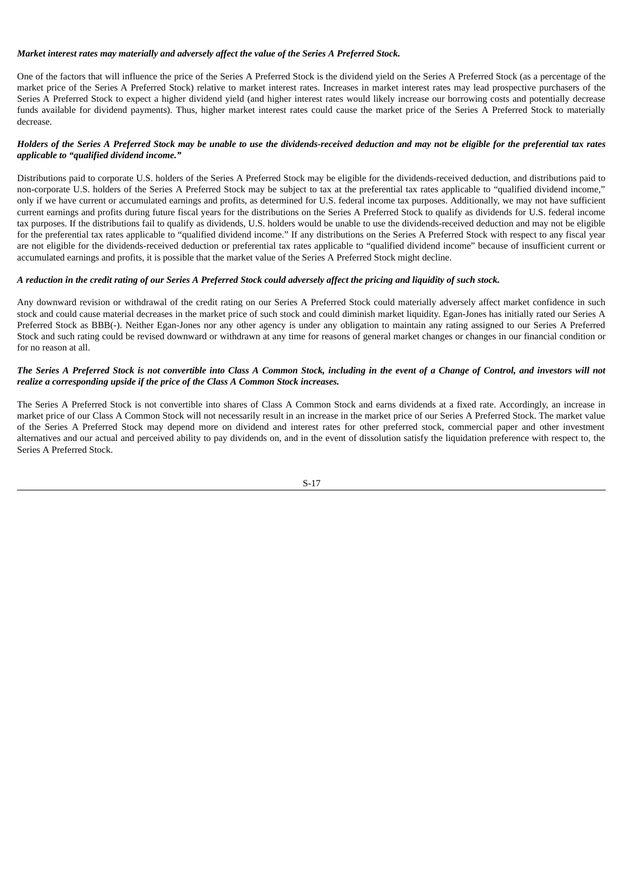***Market interest rates may materially and adversely affect the value of the Series A Preferred Stock.***

One of the factors that will influence the price of the Series A Preferred Stock is the dividend yield on the Series A Preferred Stock (as a percentage of the market price of the Series A Preferred Stock) relative to market interest rates. Increases in market interest rates may lead prospective purchasers of the Series A Preferred Stock to expect a higher dividend yield (and higher interest rates would likely increase our borrowing costs and potentially decrease funds available for dividend payments). Thus, higher market interest rates could cause the market price of the Series A Preferred Stock to materially decrease.

***Holders of the Series A Preferred Stock may be unable to use the dividends-received deduction and may not be eligible for the preferential tax rates applicable to "qualified dividend income."***

Distributions paid to corporate U.S. holders of the Series A Preferred Stock may be eligible for the dividends-received deduction, and distributions paid to non-corporate U.S. holders of the Series A Preferred Stock may be subject to tax at the preferential tax rates applicable to "qualified dividend income," only if we have current or accumulated earnings and profits, as determined for U.S. federal income tax purposes. Additionally, we may not have sufficient current earnings and profits during future fiscal years for the distributions on the Series A Preferred Stock to qualify as dividends for U.S. federal income tax purposes. If the distributions fail to qualify as dividends, U.S. holders would be unable to use the dividends-received deduction and may not be eligible for the preferential tax rates applicable to "qualified dividend income." If any distributions on the Series A Preferred Stock with respect to any fiscal year are not eligible for the dividends-received deduction or preferential tax rates applicable to "qualified dividend income" because of insufficient current or accumulated earnings and profits, it is possible that the market value of the Series A Preferred Stock might decline.

***A reduction in the credit rating of our Series A Preferred Stock could adversely affect the pricing and liquidity of such stock.***

Any downward revision or withdrawal of the credit rating on our Series A Preferred Stock could materially adversely affect market confidence in such stock and could cause material decreases in the market price of such stock and could diminish market liquidity. Egan-Jones has initially rated our Series A Preferred Stock as BBB(-). Neither Egan-Jones nor any other agency is under any obligation to maintain any rating assigned to our Series A Preferred Stock and such rating could be revised downward or withdrawn at any time for reasons of general market changes or changes in our financial condition or for no reason at all.

***The Series A Preferred Stock is not convertible into Class A Common Stock, including in the event of a Change of Control, and investors will not realize a corresponding upside if the price of the Class A Common Stock increases.***

The Series A Preferred Stock is not convertible into shares of Class A Common Stock and earns dividends at a fixed rate. Accordingly, an increase in market price of our Class A Common Stock will not necessarily result in an increase in the market price of our Series A Preferred Stock. The market value of the Series A Preferred Stock may depend more on dividend and interest rates for other preferred stock, commercial paper and other investment alternatives and our actual and perceived ability to pay dividends on, and in the event of dissolution satisfy the liquidation preference with respect to, the Series A Preferred Stock.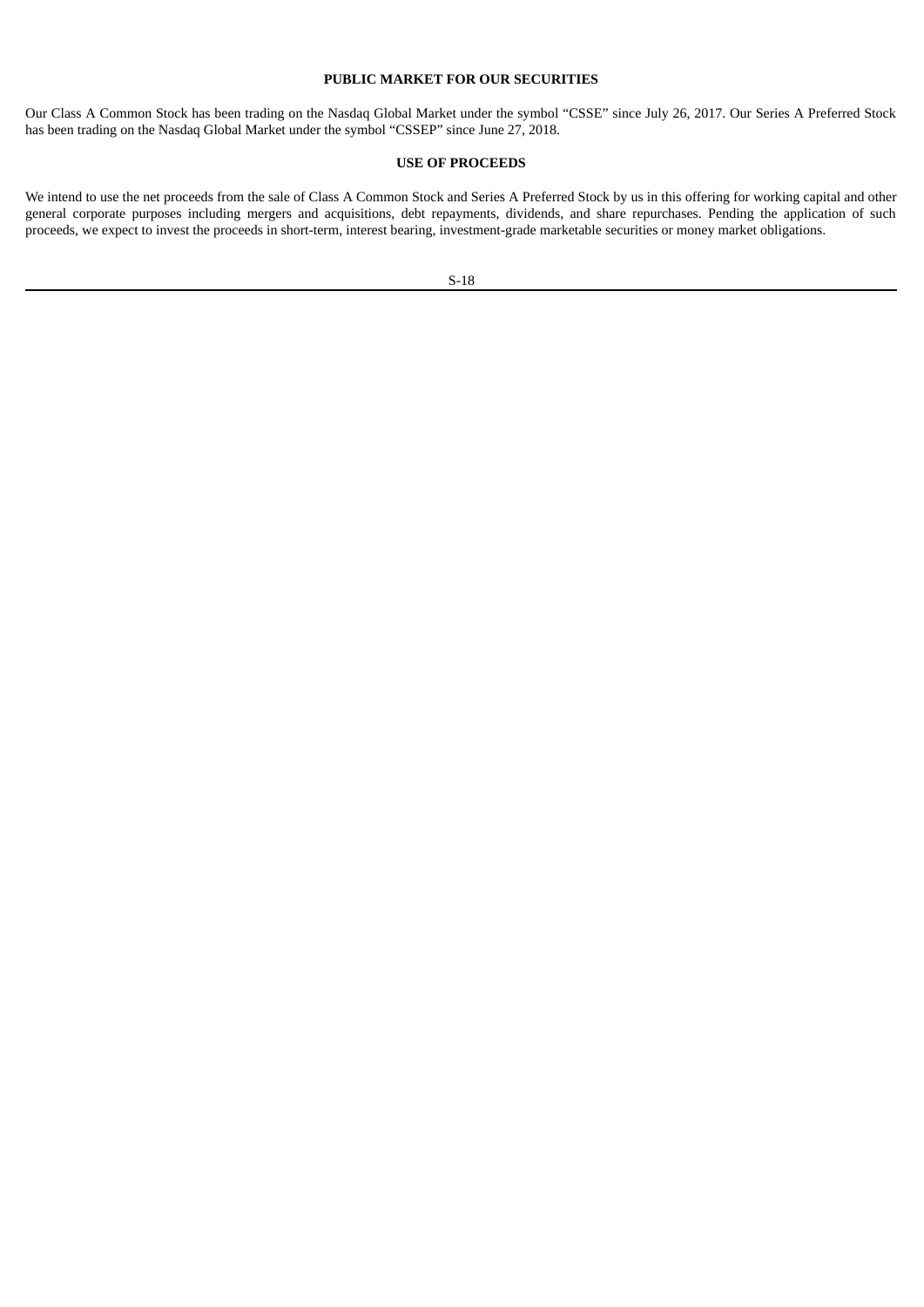## PUBLIC MARKET FOR OUR SECURITIES

Our Class A Common Stock has been trading on the Nasdaq Global Market under the symbol "CSSE" since July 26, 2017. Our Series A Preferred Stock has been trading on the Nasdaq Global Market under the symbol "CSSEP" since June 27, 2018.

## USE OF PROCEEDS

We intend to use the net proceeds from the sale of Class A Common Stock and Series A Preferred Stock by us in this offering for working capital and other general corporate purposes including mergers and acquisitions, debt repayments, dividends, and share repurchases. Pending the application of such proceeds, we expect to invest the proceeds in short-term, interest bearing, investment-grade marketable securities or money market obligations.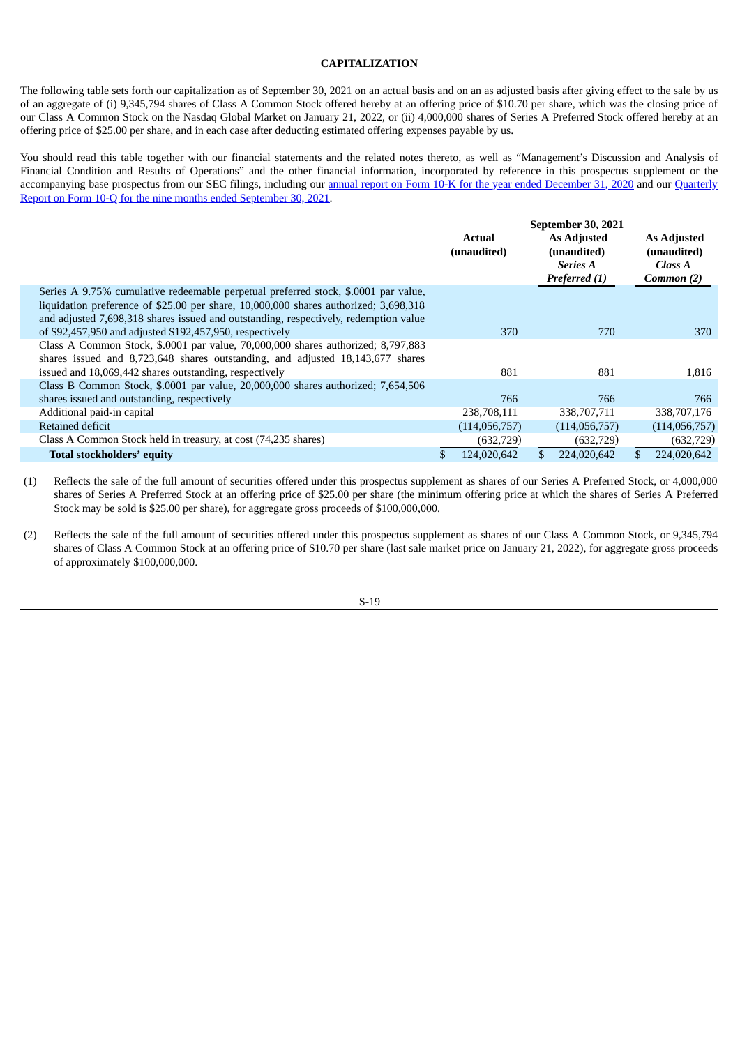## CAPITALIZATION

The following table sets forth our capitalization as of September 30, 2021 on an actual basis and on an as adjusted basis after giving effect to the sale by us of an aggregate of (i) 9,345,794 shares of Class A Common Stock offered hereby at an offering price of $10.70 per share, which was the closing price of our Class A Common Stock on the Nasdaq Global Market on January 21, 2022, or (ii) 4,000,000 shares of Series A Preferred Stock offered hereby at an offering price of $25.00 per share, and in each case after deducting estimated offering expenses payable by us.

You should read this table together with our financial statements and the related notes thereto, as well as "Management's Discussion and Analysis of Financial Condition and Results of Operations" and the other financial information, incorporated by reference in this prospectus supplement or the accompanying base prospectus from our SEC filings, including our annual report on Form 10-K for the year ended December 31, 2020 and our Quarterly Report on Form 10-Q for the nine months ended September 30, 2021.

| | September 30, 2021 | | |
|---|---|---|---|
| | Actual (unaudited) | As Adjusted (unaudited) *Series A Preferred (1)* | As Adjusted (unaudited) *Class A Common (2)* |
| Series A 9.75% cumulative redeemable perpetual preferred stock, $.0001 par value, liquidation preference of $25.00 per share, 10,000,000 shares authorized; 3,698,318 and adjusted 7,698,318 shares issued and outstanding, respectively, redemption value of $92,457,950 and adjusted $192,457,950, respectively | 370 | 770 | 370 |
| Class A Common Stock, $.0001 par value, 70,000,000 shares authorized; 8,797,883 shares issued and 8,723,648 shares outstanding, and adjusted 18,143,677 shares issued and 18,069,442 shares outstanding, respectively | 881 | 881 | 1,816 |
| Class B Common Stock, $.0001 par value, 20,000,000 shares authorized; 7,654,506 shares issued and outstanding, respectively | 766 | 766 | 766 |
| Additional paid-in capital | 238,708,111 | 338,707,711 | 338,707,176 |
| Retained deficit | (114,056,757) | (114,056,757) | (114,056,757) |
| Class A Common Stock held in treasury, at cost (74,235 shares) | (632,729) | (632,729) | (632,729) |
| **Total stockholders' equity** | $ 124,020,642 | $ 224,020,642 | $ 224,020,642 |

(1) Reflects the sale of the full amount of securities offered under this prospectus supplement as shares of our Series A Preferred Stock, or 4,000,000 shares of Series A Preferred Stock at an offering price of $25.00 per share (the minimum offering price at which the shares of Series A Preferred Stock may be sold is $25.00 per share), for aggregate gross proceeds of $100,000,000.

(2) Reflects the sale of the full amount of securities offered under this prospectus supplement as shares of our Class A Common Stock, or 9,345,794 shares of Class A Common Stock at an offering price of $10.70 per share (last sale market price on January 21, 2022), for aggregate gross proceeds of approximately $100,000,000.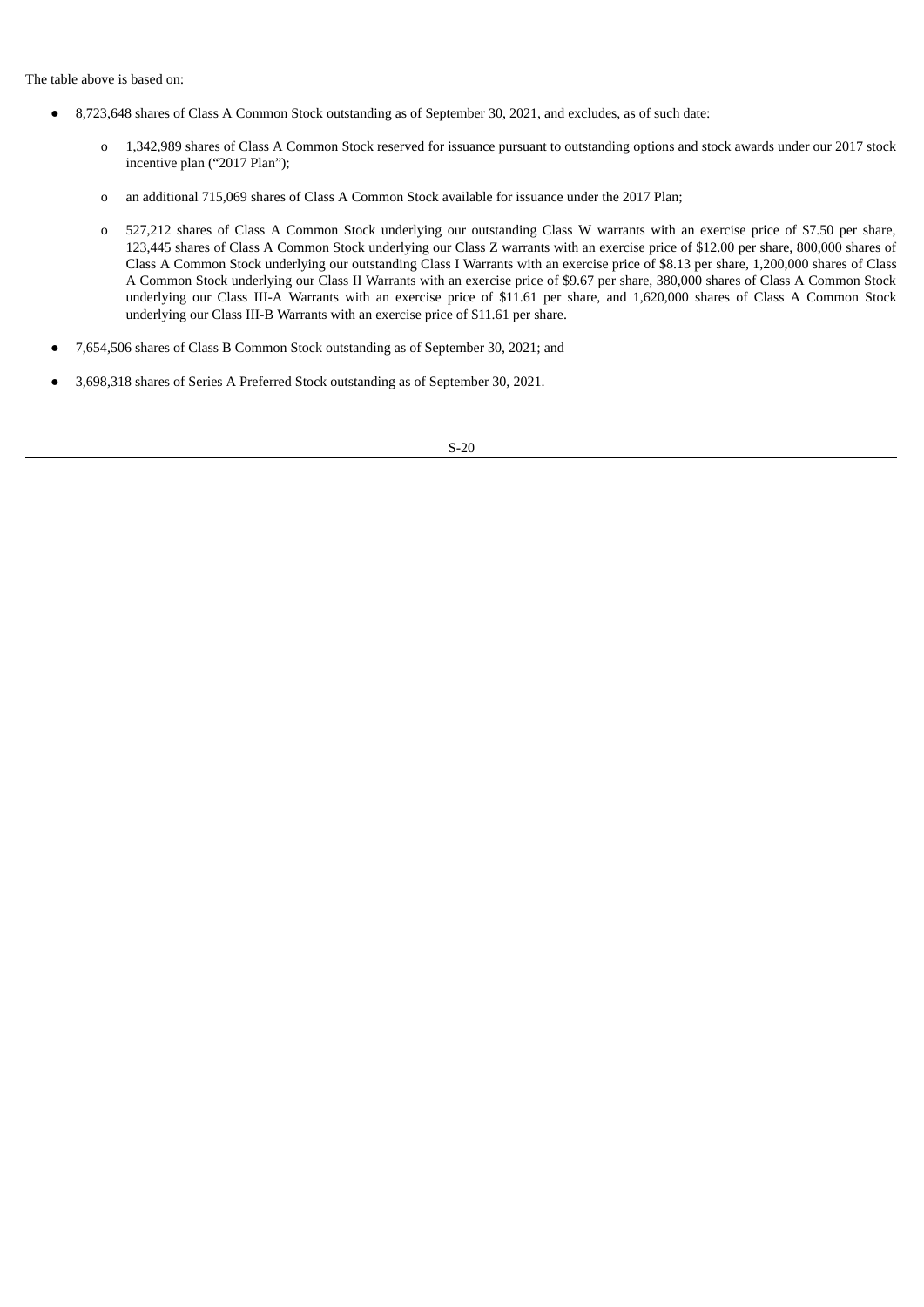The table above is based on:

- 8,723,648 shares of Class A Common Stock outstanding as of September 30, 2021, and excludes, as of such date:
  - 1,342,989 shares of Class A Common Stock reserved for issuance pursuant to outstanding options and stock awards under our 2017 stock incentive plan ("2017 Plan");
  - an additional 715,069 shares of Class A Common Stock available for issuance under the 2017 Plan;
  - 527,212 shares of Class A Common Stock underlying our outstanding Class W warrants with an exercise price of $7.50 per share, 123,445 shares of Class A Common Stock underlying our Class Z warrants with an exercise price of $12.00 per share, 800,000 shares of Class A Common Stock underlying our outstanding Class I Warrants with an exercise price of $8.13 per share, 1,200,000 shares of Class A Common Stock underlying our Class II Warrants with an exercise price of $9.67 per share, 380,000 shares of Class A Common Stock underlying our Class III-A Warrants with an exercise price of $11.61 per share, and 1,620,000 shares of Class A Common Stock underlying our Class III-B Warrants with an exercise price of $11.61 per share.
- 7,654,506 shares of Class B Common Stock outstanding as of September 30, 2021; and
- 3,698,318 shares of Series A Preferred Stock outstanding as of September 30, 2021.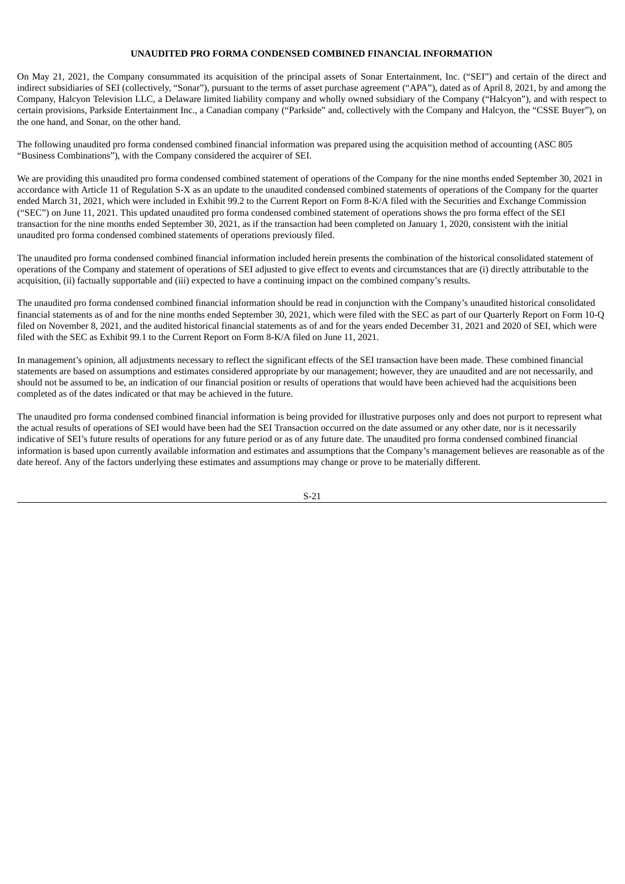## UNAUDITED PRO FORMA CONDENSED COMBINED FINANCIAL INFORMATION

On May 21, 2021, the Company consummated its acquisition of the principal assets of Sonar Entertainment, Inc. ("SEI") and certain of the direct and indirect subsidiaries of SEI (collectively, "Sonar"), pursuant to the terms of asset purchase agreement ("APA"), dated as of April 8, 2021, by and among the Company, Halcyon Television LLC, a Delaware limited liability company and wholly owned subsidiary of the Company ("Halcyon"), and with respect to certain provisions, Parkside Entertainment Inc., a Canadian company ("Parkside" and, collectively with the Company and Halcyon, the "CSSE Buyer"), on the one hand, and Sonar, on the other hand.

The following unaudited pro forma condensed combined financial information was prepared using the acquisition method of accounting (ASC 805 "Business Combinations"), with the Company considered the acquirer of SEI.

We are providing this unaudited pro forma condensed combined statement of operations of the Company for the nine months ended September 30, 2021 in accordance with Article 11 of Regulation S-X as an update to the unaudited condensed combined statements of operations of the Company for the quarter ended March 31, 2021, which were included in Exhibit 99.2 to the Current Report on Form 8-K/A filed with the Securities and Exchange Commission ("SEC") on June 11, 2021. This updated unaudited pro forma condensed combined statement of operations shows the pro forma effect of the SEI transaction for the nine months ended September 30, 2021, as if the transaction had been completed on January 1, 2020, consistent with the initial unaudited pro forma condensed combined statements of operations previously filed.

The unaudited pro forma condensed combined financial information included herein presents the combination of the historical consolidated statement of operations of the Company and statement of operations of SEI adjusted to give effect to events and circumstances that are (i) directly attributable to the acquisition, (ii) factually supportable and (iii) expected to have a continuing impact on the combined company's results.

The unaudited pro forma condensed combined financial information should be read in conjunction with the Company's unaudited historical consolidated financial statements as of and for the nine months ended September 30, 2021, which were filed with the SEC as part of our Quarterly Report on Form 10-Q filed on November 8, 2021, and the audited historical financial statements as of and for the years ended December 31, 2021 and 2020 of SEI, which were filed with the SEC as Exhibit 99.1 to the Current Report on Form 8-K/A filed on June 11, 2021.

In management's opinion, all adjustments necessary to reflect the significant effects of the SEI transaction have been made. These combined financial statements are based on assumptions and estimates considered appropriate by our management; however, they are unaudited and are not necessarily, and should not be assumed to be, an indication of our financial position or results of operations that would have been achieved had the acquisitions been completed as of the dates indicated or that may be achieved in the future.

The unaudited pro forma condensed combined financial information is being provided for illustrative purposes only and does not purport to represent what the actual results of operations of SEI would have been had the SEI Transaction occurred on the date assumed or any other date, nor is it necessarily indicative of SEI's future results of operations for any future period or as of any future date. The unaudited pro forma condensed combined financial information is based upon currently available information and estimates and assumptions that the Company's management believes are reasonable as of the date hereof. Any of the factors underlying these estimates and assumptions may change or prove to be materially different.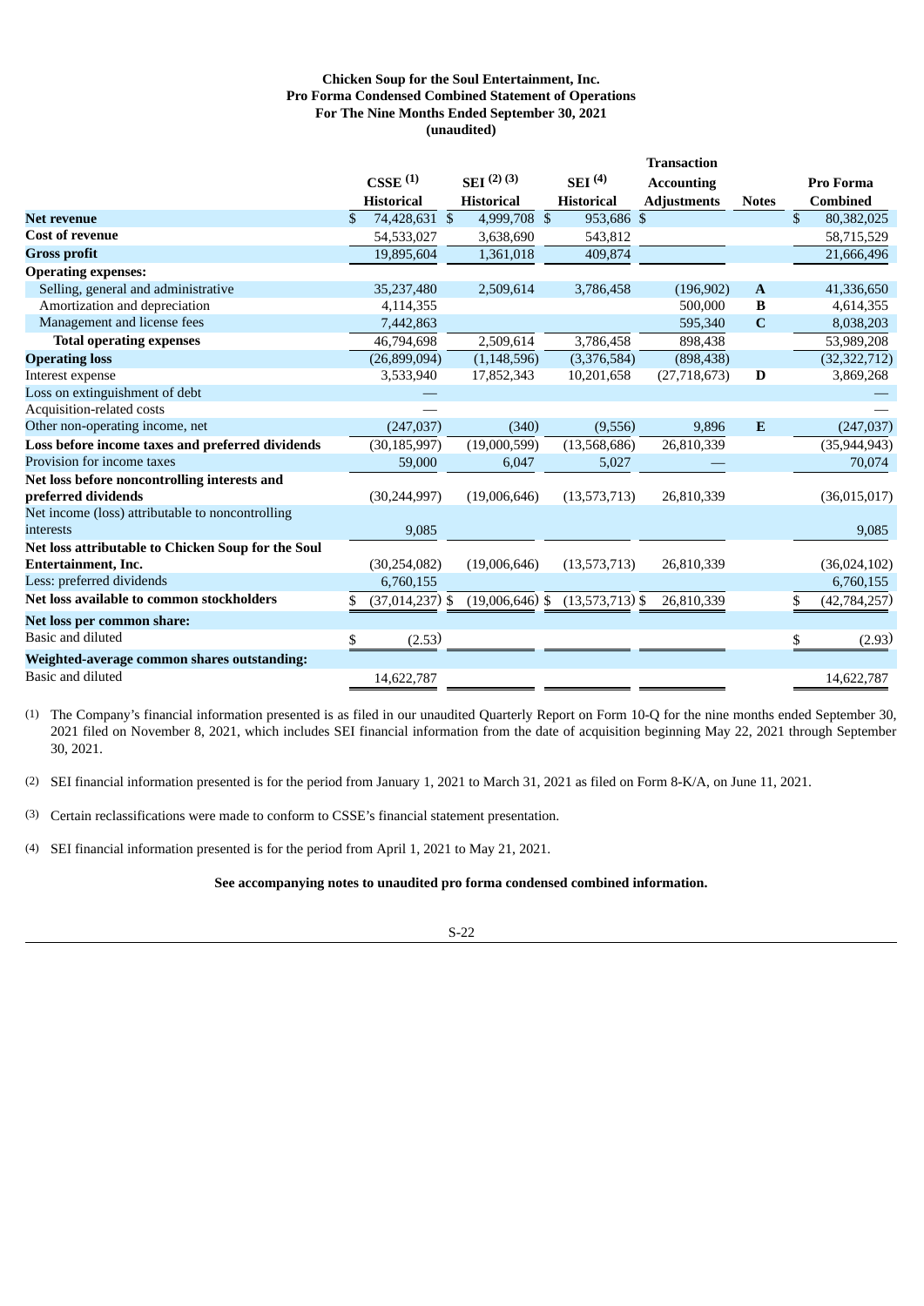**Chicken Soup for the Soul Entertainment, Inc.**
**Pro Forma Condensed Combined Statement of Operations**
**For The Nine Months Ended September 30, 2021**
**(unaudited)**

| | CSSE [(1)] Historical | SEI [(2) (3)] Historical | SEI [(4)] Historical | Transaction Accounting Adjustments | Notes | Pro Forma Combined |
|---|---|---|---|---|---|---|
| **Net revenue** | $ 74,428,631 | $ 4,999,708 | $ 953,686 | $ | | $ 80,382,025 |
| **Cost of revenue** | 54,533,027 | 3,638,690 | 543,812 | | | 58,715,529 |
| **Gross profit** | 19,895,604 | 1,361,018 | 409,874 | | | 21,666,496 |
| **Operating expenses:** | | | | | | |
| Selling, general and administrative | 35,237,480 | 2,509,614 | 3,786,458 | (196,902) | **A** | 41,336,650 |
| Amortization and depreciation | 4,114,355 | | | 500,000 | **B** | 4,614,355 |
| Management and license fees | 7,442,863 | | | 595,340 | **C** | 8,038,203 |
| **Total operating expenses** | 46,794,698 | 2,509,614 | 3,786,458 | 898,438 | | 53,989,208 |
| **Operating loss** | (26,899,094) | (1,148,596) | (3,376,584) | (898,438) | | (32,322,712) |
| Interest expense | 3,533,940 | 17,852,343 | 10,201,658 | (27,718,673) | **D** | 3,869,268 |
| Loss on extinguishment of debt | — | | | | | — |
| Acquisition-related costs | — | | | | | — |
| Other non-operating income, net | (247,037) | (340) | (9,556) | 9,896 | **E** | (247,037) |
| **Loss before income taxes and preferred dividends** | (30,185,997) | (19,000,599) | (13,568,686) | 26,810,339 | | (35,944,943) |
| Provision for income taxes | 59,000 | 6,047 | 5,027 | — | | 70,074 |
| **Net loss before noncontrolling interests and preferred dividends** | (30,244,997) | (19,006,646) | (13,573,713) | 26,810,339 | | (36,015,017) |
| Net income (loss) attributable to noncontrolling interests | 9,085 | | | | | 9,085 |
| **Net loss attributable to Chicken Soup for the Soul Entertainment, Inc.** | (30,254,082) | (19,006,646) | (13,573,713) | 26,810,339 | | (36,024,102) |
| Less: preferred dividends | 6,760,155 | | | | | 6,760,155 |
| **Net loss available to common stockholders** | $ (37,014,237) | $ (19,006,646) | $ (13,573,713) | $ 26,810,339 | | $ (42,784,257) |
| **Net loss per common share:** | | | | | | |
| Basic and diluted | $ (2.53) | | | | | $ (2.93) |
| **Weighted-average common shares outstanding:** | | | | | | |
| Basic and diluted | 14,622,787 | | | | | 14,622,787 |

(1) The Company's financial information presented is as filed in our unaudited Quarterly Report on Form 10-Q for the nine months ended September 30, 2021 filed on November 8, 2021, which includes SEI financial information from the date of acquisition beginning May 22, 2021 through September 30, 2021.

(2) SEI financial information presented is for the period from January 1, 2021 to March 31, 2021 as filed on Form 8-K/A, on June 11, 2021.

(3) Certain reclassifications were made to conform to CSSE's financial statement presentation.

(4) SEI financial information presented is for the period from April 1, 2021 to May 21, 2021.

**See accompanying notes to unaudited pro forma condensed combined information.**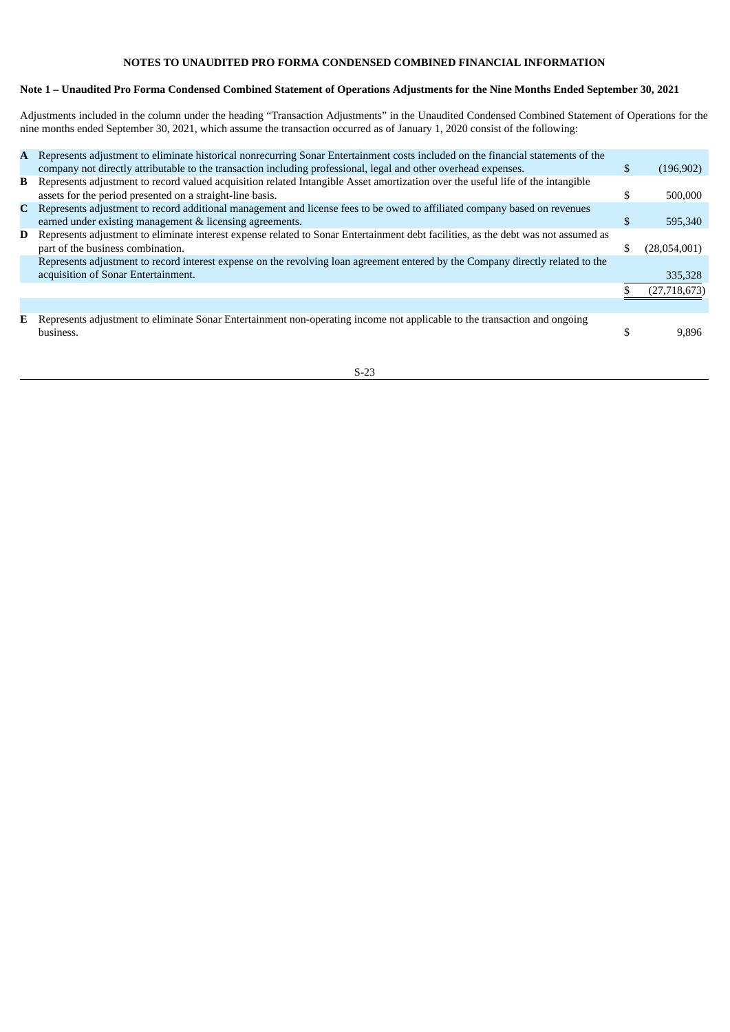## NOTES TO UNAUDITED PRO FORMA CONDENSED COMBINED FINANCIAL INFORMATION

### Note 1 – Unaudited Pro Forma Condensed Combined Statement of Operations Adjustments for the Nine Months Ended September 30, 2021

Adjustments included in the column under the heading "Transaction Adjustments" in the Unaudited Condensed Combined Statement of Operations for the nine months ended September 30, 2021, which assume the transaction occurred as of January 1, 2020 consist of the following:

| | | | |
|---|---|---|---|
| **A** | Represents adjustment to eliminate historical nonrecurring Sonar Entertainment costs included on the financial statements of the company not directly attributable to the transaction including professional, legal and other overhead expenses. | $ | (196,902) |
| **B** | Represents adjustment to record valued acquisition related Intangible Asset amortization over the useful life of the intangible assets for the period presented on a straight-line basis. | $ | 500,000 |
| **C** | Represents adjustment to record additional management and license fees to be owed to affiliated company based on revenues earned under existing management & licensing agreements. | $ | 595,340 |
| **D** | Represents adjustment to eliminate interest expense related to Sonar Entertainment debt facilities, as the debt was not assumed as part of the business combination. | $ | (28,054,001) |
| | Represents adjustment to record interest expense on the revolving loan agreement entered by the Company directly related to the acquisition of Sonar Entertainment. | | 335,328 |
| | | $ | (27,718,673) |
| | | | |
| **E** | Represents adjustment to eliminate Sonar Entertainment non-operating income not applicable to the transaction and ongoing business. | $ | 9,896 |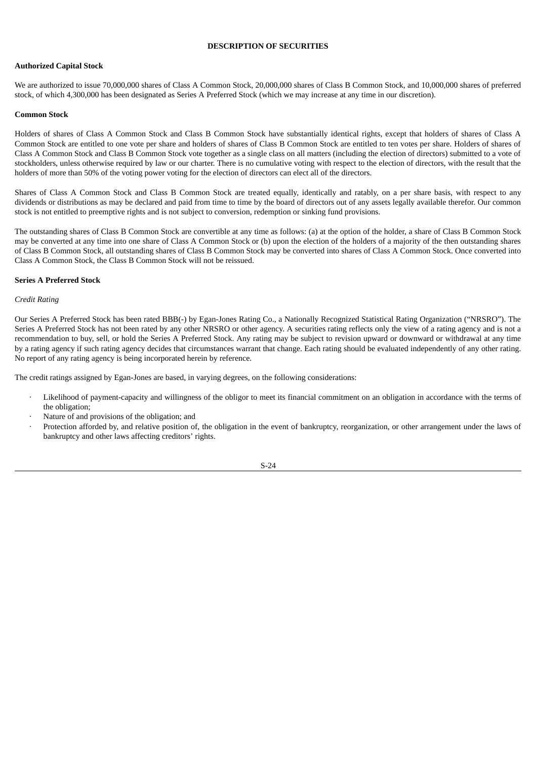# DESCRIPTION OF SECURITIES

## Authorized Capital Stock

We are authorized to issue 70,000,000 shares of Class A Common Stock, 20,000,000 shares of Class B Common Stock, and 10,000,000 shares of preferred stock, of which 4,300,000 has been designated as Series A Preferred Stock (which we may increase at any time in our discretion).

## Common Stock

Holders of shares of Class A Common Stock and Class B Common Stock have substantially identical rights, except that holders of shares of Class A Common Stock are entitled to one vote per share and holders of shares of Class B Common Stock are entitled to ten votes per share. Holders of shares of Class A Common Stock and Class B Common Stock vote together as a single class on all matters (including the election of directors) submitted to a vote of stockholders, unless otherwise required by law or our charter. There is no cumulative voting with respect to the election of directors, with the result that the holders of more than 50% of the voting power voting for the election of directors can elect all of the directors.

Shares of Class A Common Stock and Class B Common Stock are treated equally, identically and ratably, on a per share basis, with respect to any dividends or distributions as may be declared and paid from time to time by the board of directors out of any assets legally available therefor. Our common stock is not entitled to preemptive rights and is not subject to conversion, redemption or sinking fund provisions.

The outstanding shares of Class B Common Stock are convertible at any time as follows: (a) at the option of the holder, a share of Class B Common Stock may be converted at any time into one share of Class A Common Stock or (b) upon the election of the holders of a majority of the then outstanding shares of Class B Common Stock, all outstanding shares of Class B Common Stock may be converted into shares of Class A Common Stock. Once converted into Class A Common Stock, the Class B Common Stock will not be reissued.

## Series A Preferred Stock

*Credit Rating*

Our Series A Preferred Stock has been rated BBB(-) by Egan-Jones Rating Co., a Nationally Recognized Statistical Rating Organization ("NRSRO"). The Series A Preferred Stock has not been rated by any other NRSRO or other agency. A securities rating reflects only the view of a rating agency and is not a recommendation to buy, sell, or hold the Series A Preferred Stock. Any rating may be subject to revision upward or downward or withdrawal at any time by a rating agency if such rating agency decides that circumstances warrant that change. Each rating should be evaluated independently of any other rating. No report of any rating agency is being incorporated herein by reference.

The credit ratings assigned by Egan-Jones are based, in varying degrees, on the following considerations:

- Likelihood of payment-capacity and willingness of the obligor to meet its financial commitment on an obligation in accordance with the terms of the obligation;
- Nature of and provisions of the obligation; and
- Protection afforded by, and relative position of, the obligation in the event of bankruptcy, reorganization, or other arrangement under the laws of bankruptcy and other laws affecting creditors' rights.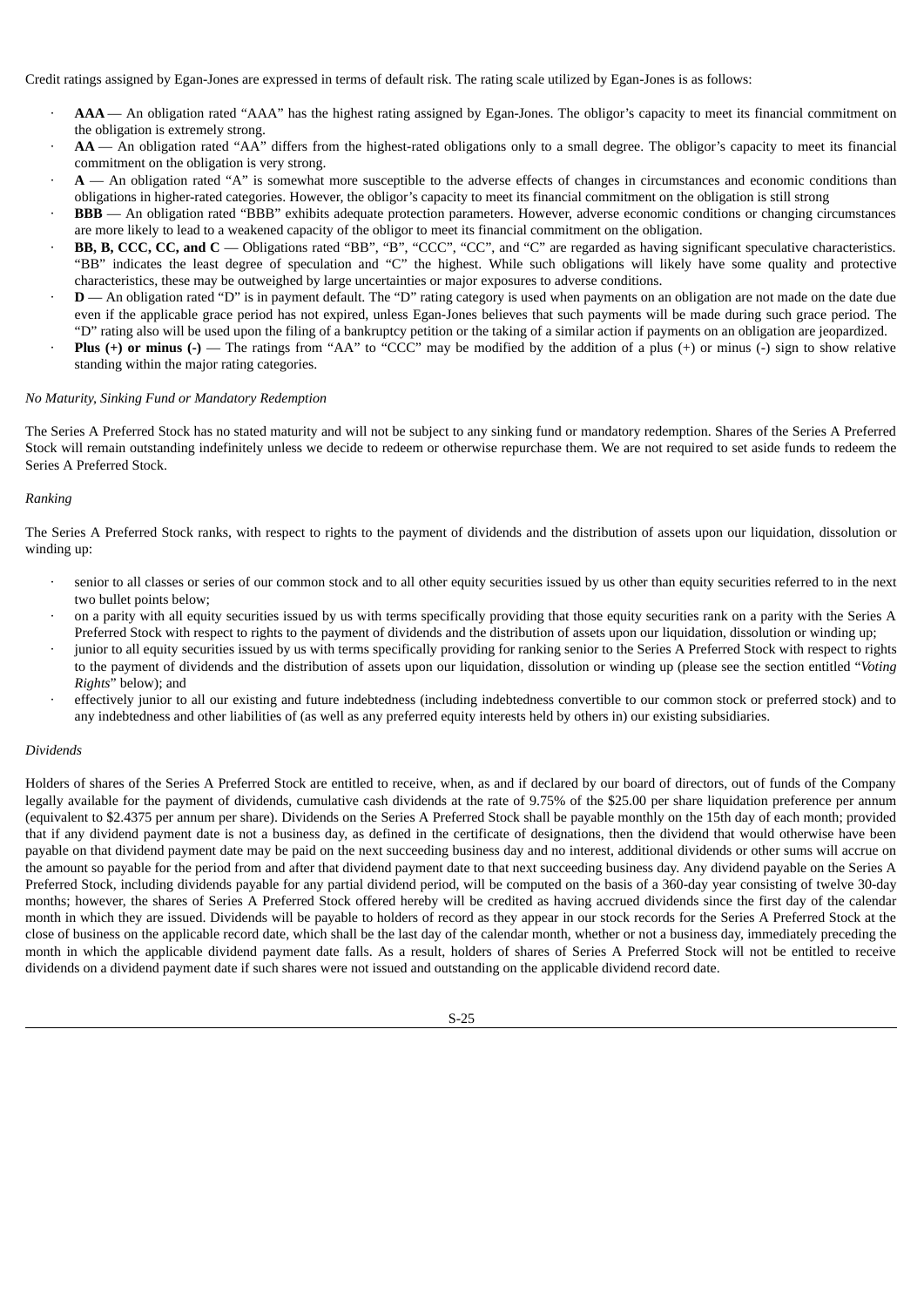Credit ratings assigned by Egan-Jones are expressed in terms of default risk. The rating scale utilized by Egan-Jones is as follows:

- **AAA** — An obligation rated "AAA" has the highest rating assigned by Egan-Jones. The obligor's capacity to meet its financial commitment on the obligation is extremely strong.
- **AA** — An obligation rated "AA" differs from the highest-rated obligations only to a small degree. The obligor's capacity to meet its financial commitment on the obligation is very strong.
- **A** — An obligation rated "A" is somewhat more susceptible to the adverse effects of changes in circumstances and economic conditions than obligations in higher-rated categories. However, the obligor's capacity to meet its financial commitment on the obligation is still strong
- **BBB** — An obligation rated "BBB" exhibits adequate protection parameters. However, adverse economic conditions or changing circumstances are more likely to lead to a weakened capacity of the obligor to meet its financial commitment on the obligation.
- **BB, B, CCC, CC, and C** — Obligations rated "BB", "B", "CCC", "CC", and "C" are regarded as having significant speculative characteristics. "BB" indicates the least degree of speculation and "C" the highest. While such obligations will likely have some quality and protective characteristics, these may be outweighed by large uncertainties or major exposures to adverse conditions.
- **D** — An obligation rated "D" is in payment default. The "D" rating category is used when payments on an obligation are not made on the date due even if the applicable grace period has not expired, unless Egan-Jones believes that such payments will be made during such grace period. The "D" rating also will be used upon the filing of a bankruptcy petition or the taking of a similar action if payments on an obligation are jeopardized.
- **Plus (+) or minus (-)** — The ratings from "AA" to "CCC" may be modified by the addition of a plus (+) or minus (-) sign to show relative standing within the major rating categories.

*No Maturity, Sinking Fund or Mandatory Redemption*

The Series A Preferred Stock has no stated maturity and will not be subject to any sinking fund or mandatory redemption. Shares of the Series A Preferred Stock will remain outstanding indefinitely unless we decide to redeem or otherwise repurchase them. We are not required to set aside funds to redeem the Series A Preferred Stock.

*Ranking*

The Series A Preferred Stock ranks, with respect to rights to the payment of dividends and the distribution of assets upon our liquidation, dissolution or winding up:

- senior to all classes or series of our common stock and to all other equity securities issued by us other than equity securities referred to in the next two bullet points below;
- on a parity with all equity securities issued by us with terms specifically providing that those equity securities rank on a parity with the Series A Preferred Stock with respect to rights to the payment of dividends and the distribution of assets upon our liquidation, dissolution or winding up;
- junior to all equity securities issued by us with terms specifically providing for ranking senior to the Series A Preferred Stock with respect to rights to the payment of dividends and the distribution of assets upon our liquidation, dissolution or winding up (please see the section entitled "*Voting Rights*" below); and
- effectively junior to all our existing and future indebtedness (including indebtedness convertible to our common stock or preferred stock) and to any indebtedness and other liabilities of (as well as any preferred equity interests held by others in) our existing subsidiaries.

*Dividends*

Holders of shares of the Series A Preferred Stock are entitled to receive, when, as and if declared by our board of directors, out of funds of the Company legally available for the payment of dividends, cumulative cash dividends at the rate of 9.75% of the $25.00 per share liquidation preference per annum (equivalent to $2.4375 per annum per share). Dividends on the Series A Preferred Stock shall be payable monthly on the 15th day of each month; provided that if any dividend payment date is not a business day, as defined in the certificate of designations, then the dividend that would otherwise have been payable on that dividend payment date may be paid on the next succeeding business day and no interest, additional dividends or other sums will accrue on the amount so payable for the period from and after that dividend payment date to that next succeeding business day. Any dividend payable on the Series A Preferred Stock, including dividends payable for any partial dividend period, will be computed on the basis of a 360-day year consisting of twelve 30-day months; however, the shares of Series A Preferred Stock offered hereby will be credited as having accrued dividends since the first day of the calendar month in which they are issued. Dividends will be payable to holders of record as they appear in our stock records for the Series A Preferred Stock at the close of business on the applicable record date, which shall be the last day of the calendar month, whether or not a business day, immediately preceding the month in which the applicable dividend payment date falls. As a result, holders of shares of Series A Preferred Stock will not be entitled to receive dividends on a dividend payment date if such shares were not issued and outstanding on the applicable dividend record date.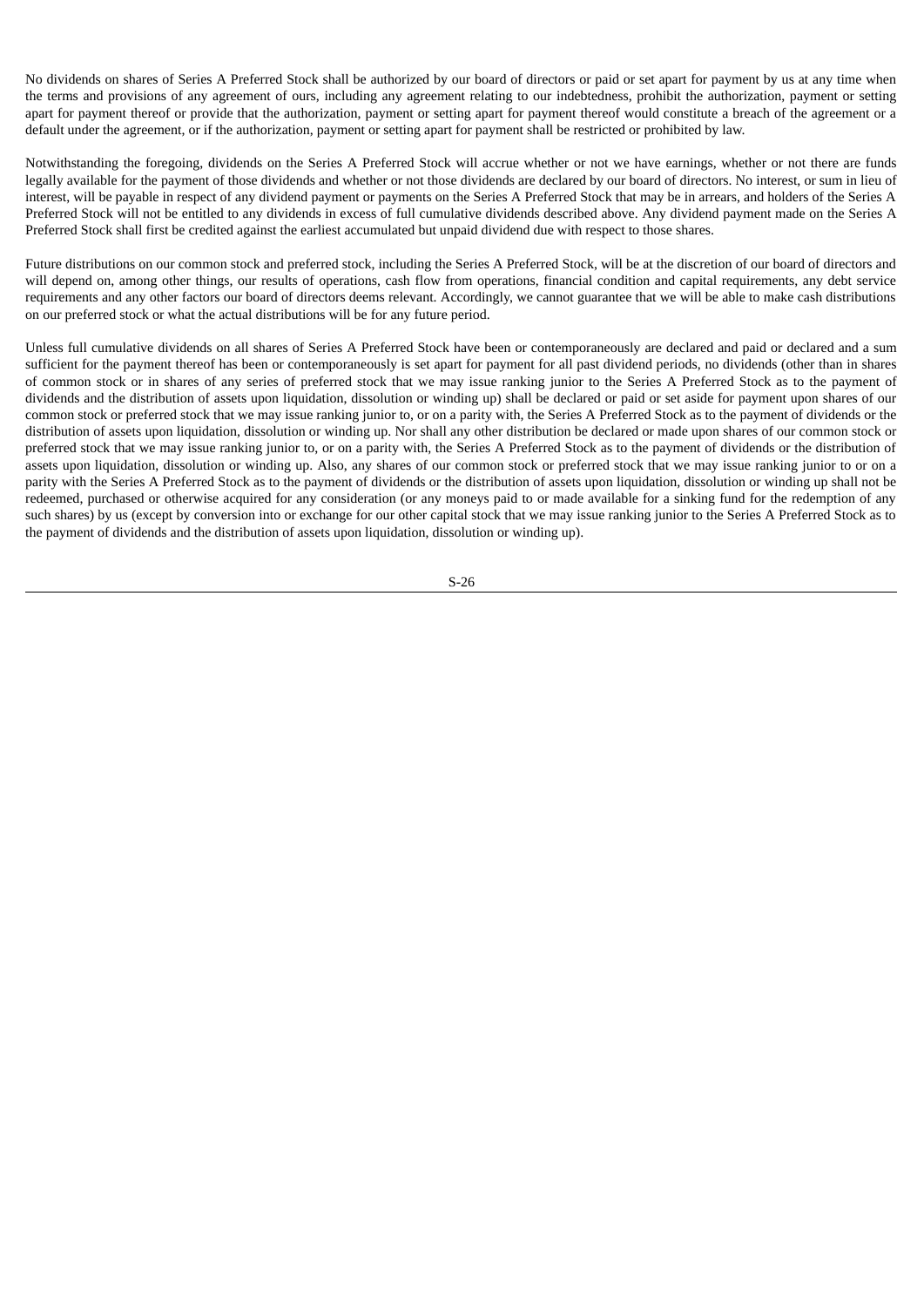No dividends on shares of Series A Preferred Stock shall be authorized by our board of directors or paid or set apart for payment by us at any time when the terms and provisions of any agreement of ours, including any agreement relating to our indebtedness, prohibit the authorization, payment or setting apart for payment thereof or provide that the authorization, payment or setting apart for payment thereof would constitute a breach of the agreement or a default under the agreement, or if the authorization, payment or setting apart for payment shall be restricted or prohibited by law.

Notwithstanding the foregoing, dividends on the Series A Preferred Stock will accrue whether or not we have earnings, whether or not there are funds legally available for the payment of those dividends and whether or not those dividends are declared by our board of directors. No interest, or sum in lieu of interest, will be payable in respect of any dividend payment or payments on the Series A Preferred Stock that may be in arrears, and holders of the Series A Preferred Stock will not be entitled to any dividends in excess of full cumulative dividends described above. Any dividend payment made on the Series A Preferred Stock shall first be credited against the earliest accumulated but unpaid dividend due with respect to those shares.

Future distributions on our common stock and preferred stock, including the Series A Preferred Stock, will be at the discretion of our board of directors and will depend on, among other things, our results of operations, cash flow from operations, financial condition and capital requirements, any debt service requirements and any other factors our board of directors deems relevant. Accordingly, we cannot guarantee that we will be able to make cash distributions on our preferred stock or what the actual distributions will be for any future period.

Unless full cumulative dividends on all shares of Series A Preferred Stock have been or contemporaneously are declared and paid or declared and a sum sufficient for the payment thereof has been or contemporaneously is set apart for payment for all past dividend periods, no dividends (other than in shares of common stock or in shares of any series of preferred stock that we may issue ranking junior to the Series A Preferred Stock as to the payment of dividends and the distribution of assets upon liquidation, dissolution or winding up) shall be declared or paid or set aside for payment upon shares of our common stock or preferred stock that we may issue ranking junior to, or on a parity with, the Series A Preferred Stock as to the payment of dividends or the distribution of assets upon liquidation, dissolution or winding up. Nor shall any other distribution be declared or made upon shares of our common stock or preferred stock that we may issue ranking junior to, or on a parity with, the Series A Preferred Stock as to the payment of dividends or the distribution of assets upon liquidation, dissolution or winding up. Also, any shares of our common stock or preferred stock that we may issue ranking junior to or on a parity with the Series A Preferred Stock as to the payment of dividends or the distribution of assets upon liquidation, dissolution or winding up shall not be redeemed, purchased or otherwise acquired for any consideration (or any moneys paid to or made available for a sinking fund for the redemption of any such shares) by us (except by conversion into or exchange for our other capital stock that we may issue ranking junior to the Series A Preferred Stock as to the payment of dividends and the distribution of assets upon liquidation, dissolution or winding up).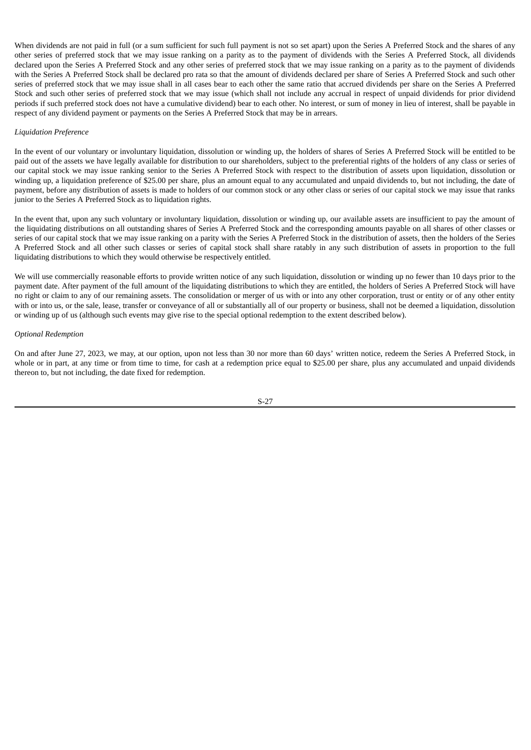When dividends are not paid in full (or a sum sufficient for such full payment is not so set apart) upon the Series A Preferred Stock and the shares of any other series of preferred stock that we may issue ranking on a parity as to the payment of dividends with the Series A Preferred Stock, all dividends declared upon the Series A Preferred Stock and any other series of preferred stock that we may issue ranking on a parity as to the payment of dividends with the Series A Preferred Stock shall be declared pro rata so that the amount of dividends declared per share of Series A Preferred Stock and such other series of preferred stock that we may issue shall in all cases bear to each other the same ratio that accrued dividends per share on the Series A Preferred Stock and such other series of preferred stock that we may issue (which shall not include any accrual in respect of unpaid dividends for prior dividend periods if such preferred stock does not have a cumulative dividend) bear to each other. No interest, or sum of money in lieu of interest, shall be payable in respect of any dividend payment or payments on the Series A Preferred Stock that may be in arrears.

*Liquidation Preference*

In the event of our voluntary or involuntary liquidation, dissolution or winding up, the holders of shares of Series A Preferred Stock will be entitled to be paid out of the assets we have legally available for distribution to our shareholders, subject to the preferential rights of the holders of any class or series of our capital stock we may issue ranking senior to the Series A Preferred Stock with respect to the distribution of assets upon liquidation, dissolution or winding up, a liquidation preference of $25.00 per share, plus an amount equal to any accumulated and unpaid dividends to, but not including, the date of payment, before any distribution of assets is made to holders of our common stock or any other class or series of our capital stock we may issue that ranks junior to the Series A Preferred Stock as to liquidation rights.

In the event that, upon any such voluntary or involuntary liquidation, dissolution or winding up, our available assets are insufficient to pay the amount of the liquidating distributions on all outstanding shares of Series A Preferred Stock and the corresponding amounts payable on all shares of other classes or series of our capital stock that we may issue ranking on a parity with the Series A Preferred Stock in the distribution of assets, then the holders of the Series A Preferred Stock and all other such classes or series of capital stock shall share ratably in any such distribution of assets in proportion to the full liquidating distributions to which they would otherwise be respectively entitled.

We will use commercially reasonable efforts to provide written notice of any such liquidation, dissolution or winding up no fewer than 10 days prior to the payment date. After payment of the full amount of the liquidating distributions to which they are entitled, the holders of Series A Preferred Stock will have no right or claim to any of our remaining assets. The consolidation or merger of us with or into any other corporation, trust or entity or of any other entity with or into us, or the sale, lease, transfer or conveyance of all or substantially all of our property or business, shall not be deemed a liquidation, dissolution or winding up of us (although such events may give rise to the special optional redemption to the extent described below).

*Optional Redemption*

On and after June 27, 2023, we may, at our option, upon not less than 30 nor more than 60 days' written notice, redeem the Series A Preferred Stock, in whole or in part, at any time or from time to time, for cash at a redemption price equal to $25.00 per share, plus any accumulated and unpaid dividends thereon to, but not including, the date fixed for redemption.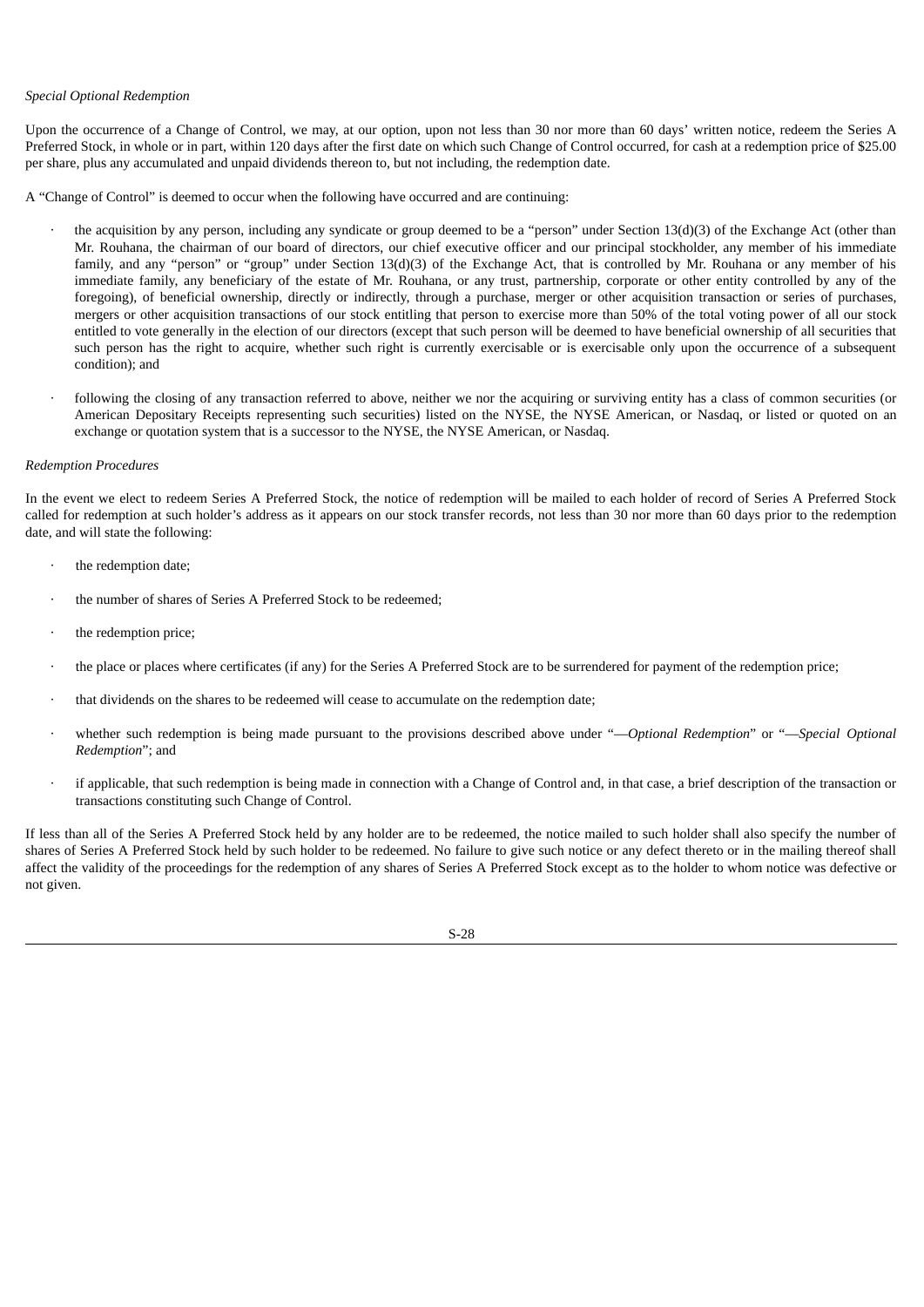*Special Optional Redemption*

Upon the occurrence of a Change of Control, we may, at our option, upon not less than 30 nor more than 60 days' written notice, redeem the Series A Preferred Stock, in whole or in part, within 120 days after the first date on which such Change of Control occurred, for cash at a redemption price of $25.00 per share, plus any accumulated and unpaid dividends thereon to, but not including, the redemption date.

A "Change of Control" is deemed to occur when the following have occurred and are continuing:

- the acquisition by any person, including any syndicate or group deemed to be a "person" under Section 13(d)(3) of the Exchange Act (other than Mr. Rouhana, the chairman of our board of directors, our chief executive officer and our principal stockholder, any member of his immediate family, and any "person" or "group" under Section 13(d)(3) of the Exchange Act, that is controlled by Mr. Rouhana or any member of his immediate family, any beneficiary of the estate of Mr. Rouhana, or any trust, partnership, corporate or other entity controlled by any of the foregoing), of beneficial ownership, directly or indirectly, through a purchase, merger or other acquisition transaction or series of purchases, mergers or other acquisition transactions of our stock entitling that person to exercise more than 50% of the total voting power of all our stock entitled to vote generally in the election of our directors (except that such person will be deemed to have beneficial ownership of all securities that such person has the right to acquire, whether such right is currently exercisable or is exercisable only upon the occurrence of a subsequent condition); and

- following the closing of any transaction referred to above, neither we nor the acquiring or surviving entity has a class of common securities (or American Depositary Receipts representing such securities) listed on the NYSE, the NYSE American, or Nasdaq, or listed or quoted on an exchange or quotation system that is a successor to the NYSE, the NYSE American, or Nasdaq.

*Redemption Procedures*

In the event we elect to redeem Series A Preferred Stock, the notice of redemption will be mailed to each holder of record of Series A Preferred Stock called for redemption at such holder's address as it appears on our stock transfer records, not less than 30 nor more than 60 days prior to the redemption date, and will state the following:

- the redemption date;
- the number of shares of Series A Preferred Stock to be redeemed;
- the redemption price;
- the place or places where certificates (if any) for the Series A Preferred Stock are to be surrendered for payment of the redemption price;
- that dividends on the shares to be redeemed will cease to accumulate on the redemption date;
- whether such redemption is being made pursuant to the provisions described above under "—*Optional Redemption*" or "—*Special Optional Redemption*"; and
- if applicable, that such redemption is being made in connection with a Change of Control and, in that case, a brief description of the transaction or transactions constituting such Change of Control.

If less than all of the Series A Preferred Stock held by any holder are to be redeemed, the notice mailed to such holder shall also specify the number of shares of Series A Preferred Stock held by such holder to be redeemed. No failure to give such notice or any defect thereto or in the mailing thereof shall affect the validity of the proceedings for the redemption of any shares of Series A Preferred Stock except as to the holder to whom notice was defective or not given.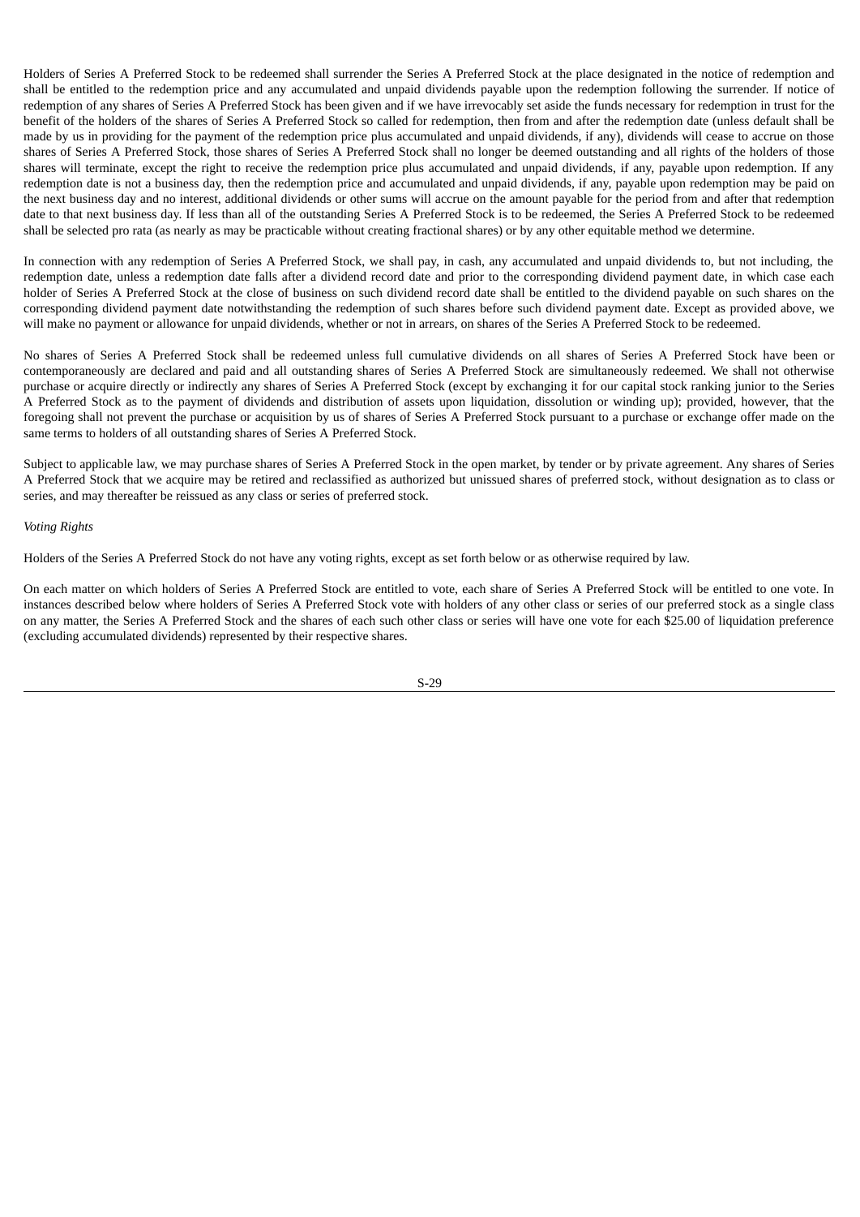Holders of Series A Preferred Stock to be redeemed shall surrender the Series A Preferred Stock at the place designated in the notice of redemption and shall be entitled to the redemption price and any accumulated and unpaid dividends payable upon the redemption following the surrender. If notice of redemption of any shares of Series A Preferred Stock has been given and if we have irrevocably set aside the funds necessary for redemption in trust for the benefit of the holders of the shares of Series A Preferred Stock so called for redemption, then from and after the redemption date (unless default shall be made by us in providing for the payment of the redemption price plus accumulated and unpaid dividends, if any), dividends will cease to accrue on those shares of Series A Preferred Stock, those shares of Series A Preferred Stock shall no longer be deemed outstanding and all rights of the holders of those shares will terminate, except the right to receive the redemption price plus accumulated and unpaid dividends, if any, payable upon redemption. If any redemption date is not a business day, then the redemption price and accumulated and unpaid dividends, if any, payable upon redemption may be paid on the next business day and no interest, additional dividends or other sums will accrue on the amount payable for the period from and after that redemption date to that next business day. If less than all of the outstanding Series A Preferred Stock is to be redeemed, the Series A Preferred Stock to be redeemed shall be selected pro rata (as nearly as may be practicable without creating fractional shares) or by any other equitable method we determine.

In connection with any redemption of Series A Preferred Stock, we shall pay, in cash, any accumulated and unpaid dividends to, but not including, the redemption date, unless a redemption date falls after a dividend record date and prior to the corresponding dividend payment date, in which case each holder of Series A Preferred Stock at the close of business on such dividend record date shall be entitled to the dividend payable on such shares on the corresponding dividend payment date notwithstanding the redemption of such shares before such dividend payment date. Except as provided above, we will make no payment or allowance for unpaid dividends, whether or not in arrears, on shares of the Series A Preferred Stock to be redeemed.

No shares of Series A Preferred Stock shall be redeemed unless full cumulative dividends on all shares of Series A Preferred Stock have been or contemporaneously are declared and paid and all outstanding shares of Series A Preferred Stock are simultaneously redeemed. We shall not otherwise purchase or acquire directly or indirectly any shares of Series A Preferred Stock (except by exchanging it for our capital stock ranking junior to the Series A Preferred Stock as to the payment of dividends and distribution of assets upon liquidation, dissolution or winding up); provided, however, that the foregoing shall not prevent the purchase or acquisition by us of shares of Series A Preferred Stock pursuant to a purchase or exchange offer made on the same terms to holders of all outstanding shares of Series A Preferred Stock.

Subject to applicable law, we may purchase shares of Series A Preferred Stock in the open market, by tender or by private agreement. Any shares of Series A Preferred Stock that we acquire may be retired and reclassified as authorized but unissued shares of preferred stock, without designation as to class or series, and may thereafter be reissued as any class or series of preferred stock.

*Voting Rights*

Holders of the Series A Preferred Stock do not have any voting rights, except as set forth below or as otherwise required by law.

On each matter on which holders of Series A Preferred Stock are entitled to vote, each share of Series A Preferred Stock will be entitled to one vote. In instances described below where holders of Series A Preferred Stock vote with holders of any other class or series of our preferred stock as a single class on any matter, the Series A Preferred Stock and the shares of each such other class or series will have one vote for each $25.00 of liquidation preference (excluding accumulated dividends) represented by their respective shares.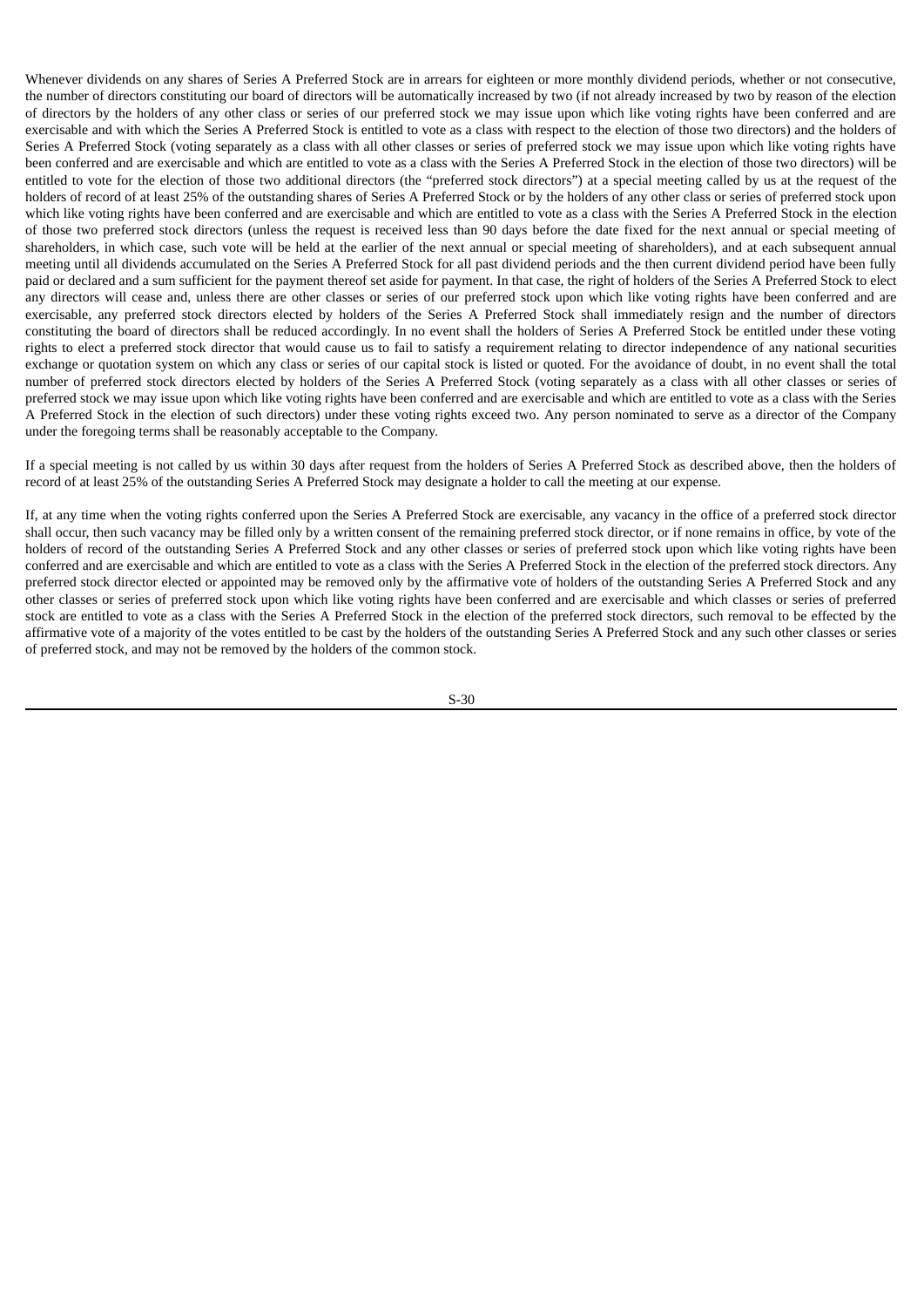Whenever dividends on any shares of Series A Preferred Stock are in arrears for eighteen or more monthly dividend periods, whether or not consecutive, the number of directors constituting our board of directors will be automatically increased by two (if not already increased by two by reason of the election of directors by the holders of any other class or series of our preferred stock we may issue upon which like voting rights have been conferred and are exercisable and with which the Series A Preferred Stock is entitled to vote as a class with respect to the election of those two directors) and the holders of Series A Preferred Stock (voting separately as a class with all other classes or series of preferred stock we may issue upon which like voting rights have been conferred and are exercisable and which are entitled to vote as a class with the Series A Preferred Stock in the election of those two directors) will be entitled to vote for the election of those two additional directors (the "preferred stock directors") at a special meeting called by us at the request of the holders of record of at least 25% of the outstanding shares of Series A Preferred Stock or by the holders of any other class or series of preferred stock upon which like voting rights have been conferred and are exercisable and which are entitled to vote as a class with the Series A Preferred Stock in the election of those two preferred stock directors (unless the request is received less than 90 days before the date fixed for the next annual or special meeting of shareholders, in which case, such vote will be held at the earlier of the next annual or special meeting of shareholders), and at each subsequent annual meeting until all dividends accumulated on the Series A Preferred Stock for all past dividend periods and the then current dividend period have been fully paid or declared and a sum sufficient for the payment thereof set aside for payment. In that case, the right of holders of the Series A Preferred Stock to elect any directors will cease and, unless there are other classes or series of our preferred stock upon which like voting rights have been conferred and are exercisable, any preferred stock directors elected by holders of the Series A Preferred Stock shall immediately resign and the number of directors constituting the board of directors shall be reduced accordingly. In no event shall the holders of Series A Preferred Stock be entitled under these voting rights to elect a preferred stock director that would cause us to fail to satisfy a requirement relating to director independence of any national securities exchange or quotation system on which any class or series of our capital stock is listed or quoted. For the avoidance of doubt, in no event shall the total number of preferred stock directors elected by holders of the Series A Preferred Stock (voting separately as a class with all other classes or series of preferred stock we may issue upon which like voting rights have been conferred and are exercisable and which are entitled to vote as a class with the Series A Preferred Stock in the election of such directors) under these voting rights exceed two. Any person nominated to serve as a director of the Company under the foregoing terms shall be reasonably acceptable to the Company.

If a special meeting is not called by us within 30 days after request from the holders of Series A Preferred Stock as described above, then the holders of record of at least 25% of the outstanding Series A Preferred Stock may designate a holder to call the meeting at our expense.

If, at any time when the voting rights conferred upon the Series A Preferred Stock are exercisable, any vacancy in the office of a preferred stock director shall occur, then such vacancy may be filled only by a written consent of the remaining preferred stock director, or if none remains in office, by vote of the holders of record of the outstanding Series A Preferred Stock and any other classes or series of preferred stock upon which like voting rights have been conferred and are exercisable and which are entitled to vote as a class with the Series A Preferred Stock in the election of the preferred stock directors. Any preferred stock director elected or appointed may be removed only by the affirmative vote of holders of the outstanding Series A Preferred Stock and any other classes or series of preferred stock upon which like voting rights have been conferred and are exercisable and which classes or series of preferred stock are entitled to vote as a class with the Series A Preferred Stock in the election of the preferred stock directors, such removal to be effected by the affirmative vote of a majority of the votes entitled to be cast by the holders of the outstanding Series A Preferred Stock and any such other classes or series of preferred stock, and may not be removed by the holders of the common stock.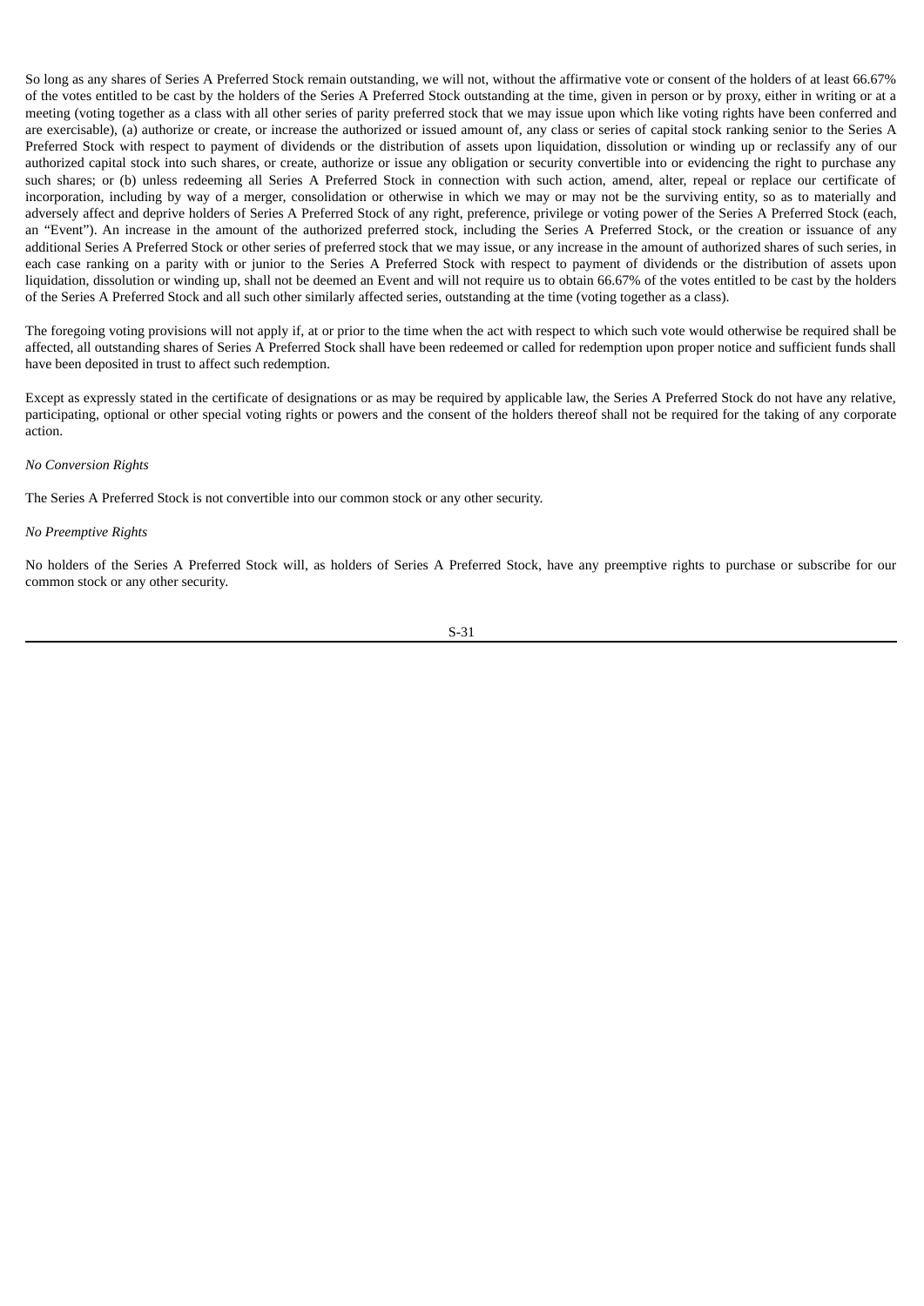So long as any shares of Series A Preferred Stock remain outstanding, we will not, without the affirmative vote or consent of the holders of at least 66.67% of the votes entitled to be cast by the holders of the Series A Preferred Stock outstanding at the time, given in person or by proxy, either in writing or at a meeting (voting together as a class with all other series of parity preferred stock that we may issue upon which like voting rights have been conferred and are exercisable), (a) authorize or create, or increase the authorized or issued amount of, any class or series of capital stock ranking senior to the Series A Preferred Stock with respect to payment of dividends or the distribution of assets upon liquidation, dissolution or winding up or reclassify any of our authorized capital stock into such shares, or create, authorize or issue any obligation or security convertible into or evidencing the right to purchase any such shares; or (b) unless redeeming all Series A Preferred Stock in connection with such action, amend, alter, repeal or replace our certificate of incorporation, including by way of a merger, consolidation or otherwise in which we may or may not be the surviving entity, so as to materially and adversely affect and deprive holders of Series A Preferred Stock of any right, preference, privilege or voting power of the Series A Preferred Stock (each, an "Event"). An increase in the amount of the authorized preferred stock, including the Series A Preferred Stock, or the creation or issuance of any additional Series A Preferred Stock or other series of preferred stock that we may issue, or any increase in the amount of authorized shares of such series, in each case ranking on a parity with or junior to the Series A Preferred Stock with respect to payment of dividends or the distribution of assets upon liquidation, dissolution or winding up, shall not be deemed an Event and will not require us to obtain 66.67% of the votes entitled to be cast by the holders of the Series A Preferred Stock and all such other similarly affected series, outstanding at the time (voting together as a class).

The foregoing voting provisions will not apply if, at or prior to the time when the act with respect to which such vote would otherwise be required shall be affected, all outstanding shares of Series A Preferred Stock shall have been redeemed or called for redemption upon proper notice and sufficient funds shall have been deposited in trust to affect such redemption.

Except as expressly stated in the certificate of designations or as may be required by applicable law, the Series A Preferred Stock do not have any relative, participating, optional or other special voting rights or powers and the consent of the holders thereof shall not be required for the taking of any corporate action.

*No Conversion Rights*

The Series A Preferred Stock is not convertible into our common stock or any other security.

*No Preemptive Rights*

No holders of the Series A Preferred Stock will, as holders of Series A Preferred Stock, have any preemptive rights to purchase or subscribe for our common stock or any other security.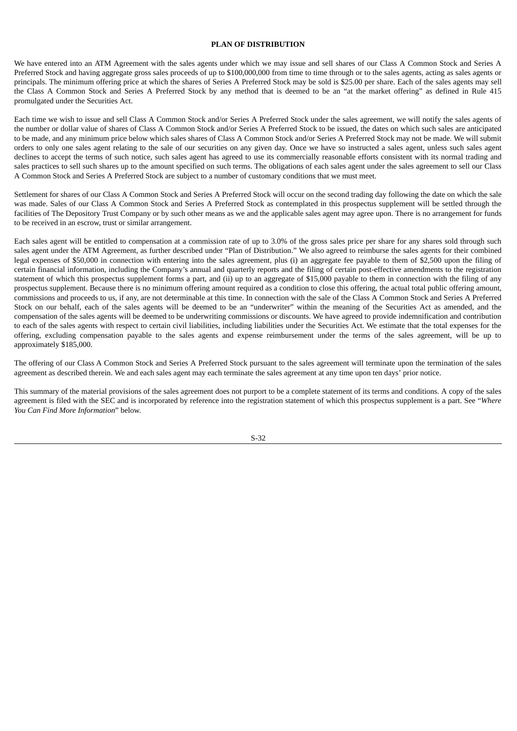## PLAN OF DISTRIBUTION

We have entered into an ATM Agreement with the sales agents under which we may issue and sell shares of our Class A Common Stock and Series A Preferred Stock and having aggregate gross sales proceeds of up to $100,000,000 from time to time through or to the sales agents, acting as sales agents or principals. The minimum offering price at which the shares of Series A Preferred Stock may be sold is $25.00 per share. Each of the sales agents may sell the Class A Common Stock and Series A Preferred Stock by any method that is deemed to be an "at the market offering" as defined in Rule 415 promulgated under the Securities Act.

Each time we wish to issue and sell Class A Common Stock and/or Series A Preferred Stock under the sales agreement, we will notify the sales agents of the number or dollar value of shares of Class A Common Stock and/or Series A Preferred Stock to be issued, the dates on which such sales are anticipated to be made, and any minimum price below which sales shares of Class A Common Stock and/or Series A Preferred Stock may not be made. We will submit orders to only one sales agent relating to the sale of our securities on any given day. Once we have so instructed a sales agent, unless such sales agent declines to accept the terms of such notice, such sales agent has agreed to use its commercially reasonable efforts consistent with its normal trading and sales practices to sell such shares up to the amount specified on such terms. The obligations of each sales agent under the sales agreement to sell our Class A Common Stock and Series A Preferred Stock are subject to a number of customary conditions that we must meet.

Settlement for shares of our Class A Common Stock and Series A Preferred Stock will occur on the second trading day following the date on which the sale was made. Sales of our Class A Common Stock and Series A Preferred Stock as contemplated in this prospectus supplement will be settled through the facilities of The Depository Trust Company or by such other means as we and the applicable sales agent may agree upon. There is no arrangement for funds to be received in an escrow, trust or similar arrangement.

Each sales agent will be entitled to compensation at a commission rate of up to 3.0% of the gross sales price per share for any shares sold through such sales agent under the ATM Agreement, as further described under "Plan of Distribution." We also agreed to reimburse the sales agents for their combined legal expenses of $50,000 in connection with entering into the sales agreement, plus (i) an aggregate fee payable to them of $2,500 upon the filing of certain financial information, including the Company's annual and quarterly reports and the filing of certain post-effective amendments to the registration statement of which this prospectus supplement forms a part, and (ii) up to an aggregate of $15,000 payable to them in connection with the filing of any prospectus supplement. Because there is no minimum offering amount required as a condition to close this offering, the actual total public offering amount, commissions and proceeds to us, if any, are not determinable at this time. In connection with the sale of the Class A Common Stock and Series A Preferred Stock on our behalf, each of the sales agents will be deemed to be an "underwriter" within the meaning of the Securities Act as amended, and the compensation of the sales agents will be deemed to be underwriting commissions or discounts. We have agreed to provide indemnification and contribution to each of the sales agents with respect to certain civil liabilities, including liabilities under the Securities Act. We estimate that the total expenses for the offering, excluding compensation payable to the sales agents and expense reimbursement under the terms of the sales agreement, will be up to approximately $185,000.

The offering of our Class A Common Stock and Series A Preferred Stock pursuant to the sales agreement will terminate upon the termination of the sales agreement as described therein. We and each sales agent may each terminate the sales agreement at any time upon ten days' prior notice.

This summary of the material provisions of the sales agreement does not purport to be a complete statement of its terms and conditions. A copy of the sales agreement is filed with the SEC and is incorporated by reference into the registration statement of which this prospectus supplement is a part. See "*Where You Can Find More Information*" below.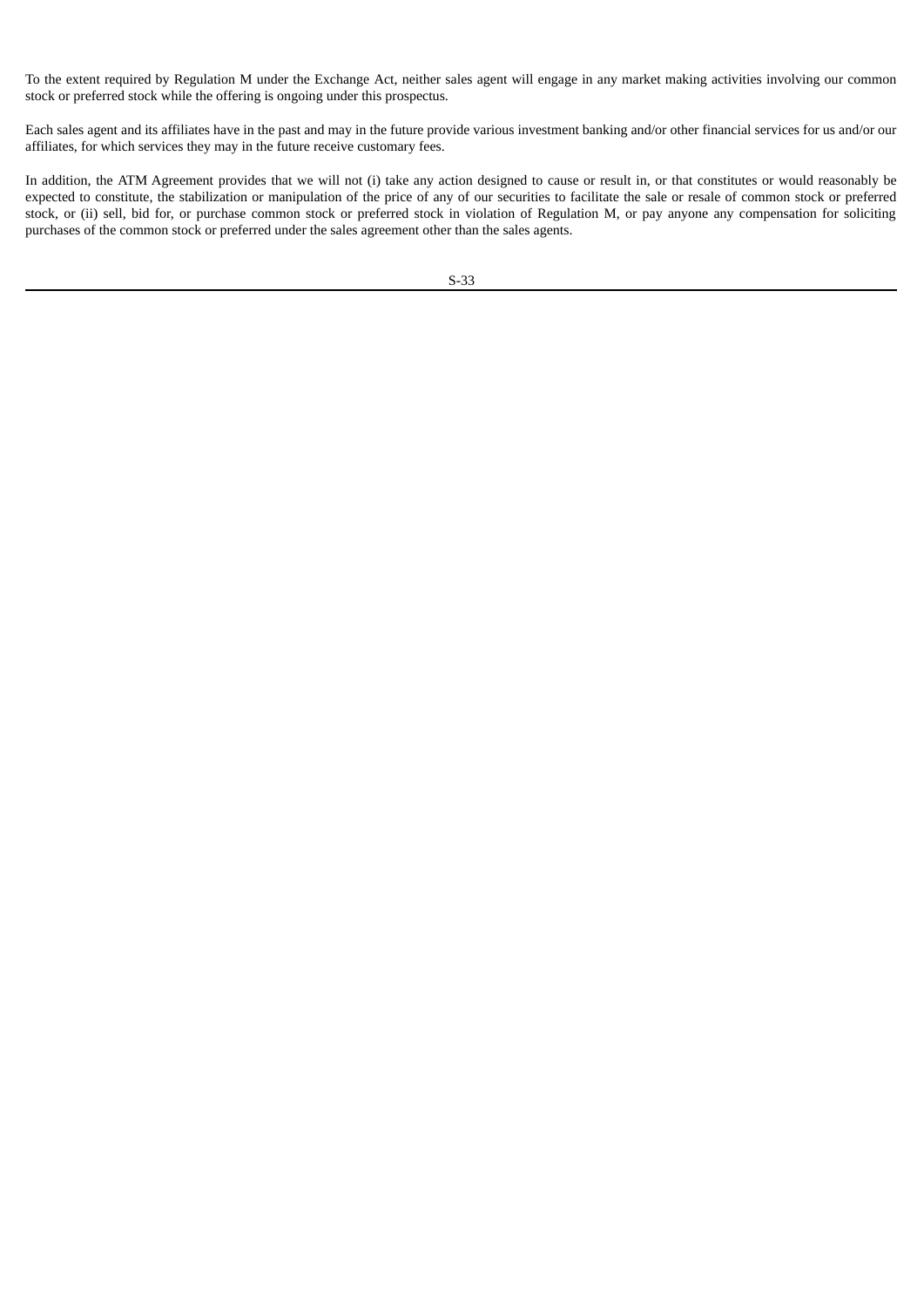To the extent required by Regulation M under the Exchange Act, neither sales agent will engage in any market making activities involving our common stock or preferred stock while the offering is ongoing under this prospectus.

Each sales agent and its affiliates have in the past and may in the future provide various investment banking and/or other financial services for us and/or our affiliates, for which services they may in the future receive customary fees.

In addition, the ATM Agreement provides that we will not (i) take any action designed to cause or result in, or that constitutes or would reasonably be expected to constitute, the stabilization or manipulation of the price of any of our securities to facilitate the sale or resale of common stock or preferred stock, or (ii) sell, bid for, or purchase common stock or preferred stock in violation of Regulation M, or pay anyone any compensation for soliciting purchases of the common stock or preferred under the sales agreement other than the sales agents.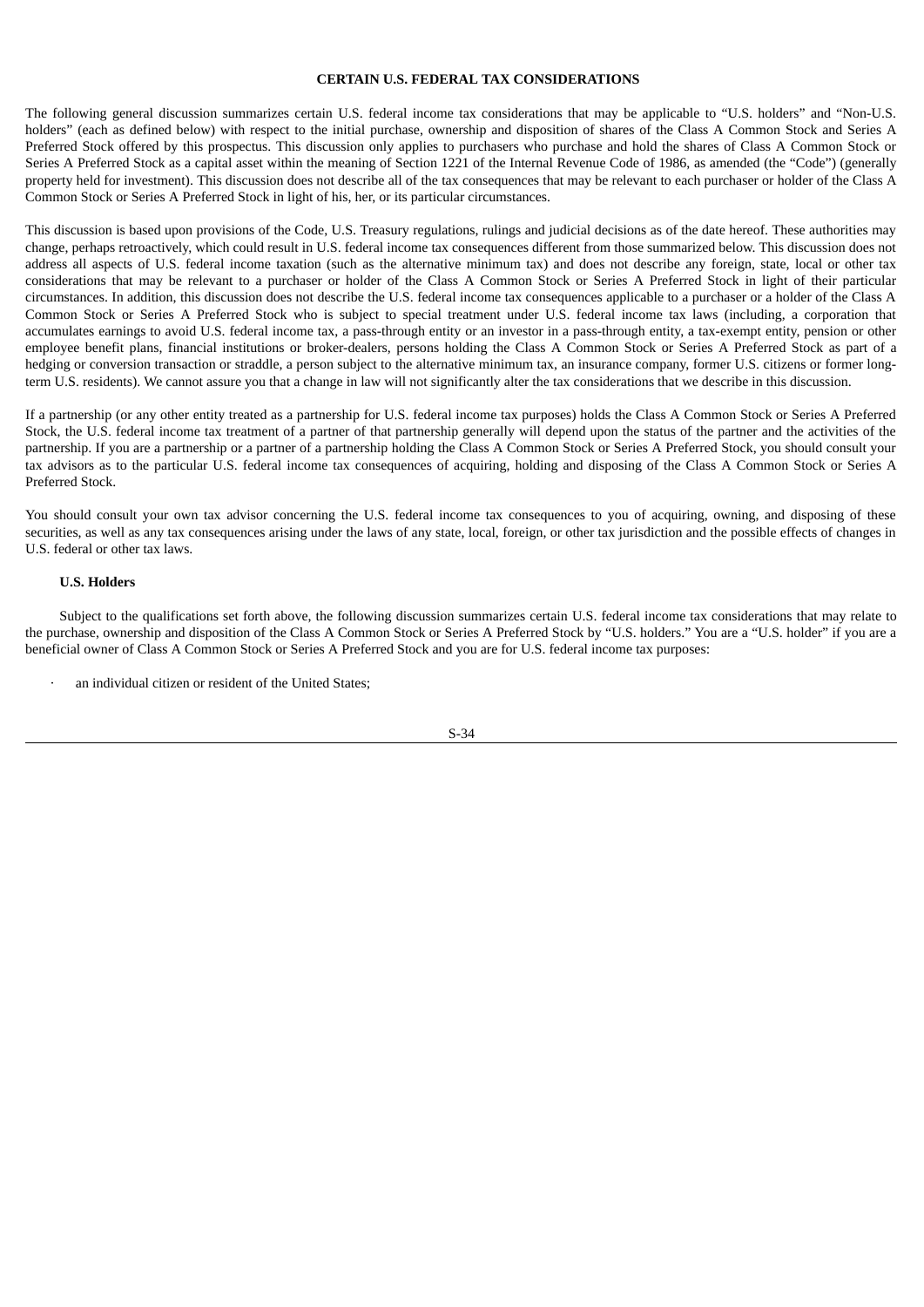## CERTAIN U.S. FEDERAL TAX CONSIDERATIONS

The following general discussion summarizes certain U.S. federal income tax considerations that may be applicable to "U.S. holders" and "Non-U.S. holders" (each as defined below) with respect to the initial purchase, ownership and disposition of shares of the Class A Common Stock and Series A Preferred Stock offered by this prospectus. This discussion only applies to purchasers who purchase and hold the shares of Class A Common Stock or Series A Preferred Stock as a capital asset within the meaning of Section 1221 of the Internal Revenue Code of 1986, as amended (the "Code") (generally property held for investment). This discussion does not describe all of the tax consequences that may be relevant to each purchaser or holder of the Class A Common Stock or Series A Preferred Stock in light of his, her, or its particular circumstances.

This discussion is based upon provisions of the Code, U.S. Treasury regulations, rulings and judicial decisions as of the date hereof. These authorities may change, perhaps retroactively, which could result in U.S. federal income tax consequences different from those summarized below. This discussion does not address all aspects of U.S. federal income taxation (such as the alternative minimum tax) and does not describe any foreign, state, local or other tax considerations that may be relevant to a purchaser or holder of the Class A Common Stock or Series A Preferred Stock in light of their particular circumstances. In addition, this discussion does not describe the U.S. federal income tax consequences applicable to a purchaser or a holder of the Class A Common Stock or Series A Preferred Stock who is subject to special treatment under U.S. federal income tax laws (including, a corporation that accumulates earnings to avoid U.S. federal income tax, a pass-through entity or an investor in a pass-through entity, a tax-exempt entity, pension or other employee benefit plans, financial institutions or broker-dealers, persons holding the Class A Common Stock or Series A Preferred Stock as part of a hedging or conversion transaction or straddle, a person subject to the alternative minimum tax, an insurance company, former U.S. citizens or former long-term U.S. residents). We cannot assure you that a change in law will not significantly alter the tax considerations that we describe in this discussion.

If a partnership (or any other entity treated as a partnership for U.S. federal income tax purposes) holds the Class A Common Stock or Series A Preferred Stock, the U.S. federal income tax treatment of a partner of that partnership generally will depend upon the status of the partner and the activities of the partnership. If you are a partnership or a partner of a partnership holding the Class A Common Stock or Series A Preferred Stock, you should consult your tax advisors as to the particular U.S. federal income tax consequences of acquiring, holding and disposing of the Class A Common Stock or Series A Preferred Stock.

You should consult your own tax advisor concerning the U.S. federal income tax consequences to you of acquiring, owning, and disposing of these securities, as well as any tax consequences arising under the laws of any state, local, foreign, or other tax jurisdiction and the possible effects of changes in U.S. federal or other tax laws.

### U.S. Holders

Subject to the qualifications set forth above, the following discussion summarizes certain U.S. federal income tax considerations that may relate to the purchase, ownership and disposition of the Class A Common Stock or Series A Preferred Stock by "U.S. holders." You are a "U.S. holder" if you are a beneficial owner of Class A Common Stock or Series A Preferred Stock and you are for U.S. federal income tax purposes:

- an individual citizen or resident of the United States;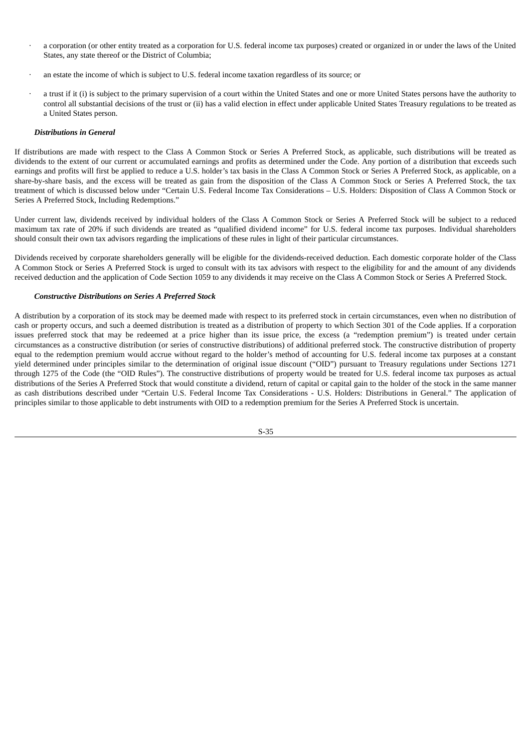- a corporation (or other entity treated as a corporation for U.S. federal income tax purposes) created or organized in or under the laws of the United States, any state thereof or the District of Columbia;
- an estate the income of which is subject to U.S. federal income taxation regardless of its source; or
- a trust if it (i) is subject to the primary supervision of a court within the United States and one or more United States persons have the authority to control all substantial decisions of the trust or (ii) has a valid election in effect under applicable United States Treasury regulations to be treated as a United States person.

***Distributions in General***

If distributions are made with respect to the Class A Common Stock or Series A Preferred Stock, as applicable, such distributions will be treated as dividends to the extent of our current or accumulated earnings and profits as determined under the Code. Any portion of a distribution that exceeds such earnings and profits will first be applied to reduce a U.S. holder's tax basis in the Class A Common Stock or Series A Preferred Stock, as applicable, on a share-by-share basis, and the excess will be treated as gain from the disposition of the Class A Common Stock or Series A Preferred Stock, the tax treatment of which is discussed below under "Certain U.S. Federal Income Tax Considerations – U.S. Holders: Disposition of Class A Common Stock or Series A Preferred Stock, Including Redemptions."

Under current law, dividends received by individual holders of the Class A Common Stock or Series A Preferred Stock will be subject to a reduced maximum tax rate of 20% if such dividends are treated as "qualified dividend income" for U.S. federal income tax purposes. Individual shareholders should consult their own tax advisors regarding the implications of these rules in light of their particular circumstances.

Dividends received by corporate shareholders generally will be eligible for the dividends-received deduction. Each domestic corporate holder of the Class A Common Stock or Series A Preferred Stock is urged to consult with its tax advisors with respect to the eligibility for and the amount of any dividends received deduction and the application of Code Section 1059 to any dividends it may receive on the Class A Common Stock or Series A Preferred Stock.

***Constructive Distributions on Series A Preferred Stock***

A distribution by a corporation of its stock may be deemed made with respect to its preferred stock in certain circumstances, even when no distribution of cash or property occurs, and such a deemed distribution is treated as a distribution of property to which Section 301 of the Code applies. If a corporation issues preferred stock that may be redeemed at a price higher than its issue price, the excess (a "redemption premium") is treated under certain circumstances as a constructive distribution (or series of constructive distributions) of additional preferred stock. The constructive distribution of property equal to the redemption premium would accrue without regard to the holder's method of accounting for U.S. federal income tax purposes at a constant yield determined under principles similar to the determination of original issue discount ("OID") pursuant to Treasury regulations under Sections 1271 through 1275 of the Code (the "OID Rules"). The constructive distributions of property would be treated for U.S. federal income tax purposes as actual distributions of the Series A Preferred Stock that would constitute a dividend, return of capital or capital gain to the holder of the stock in the same manner as cash distributions described under "Certain U.S. Federal Income Tax Considerations - U.S. Holders: Distributions in General." The application of principles similar to those applicable to debt instruments with OID to a redemption premium for the Series A Preferred Stock is uncertain.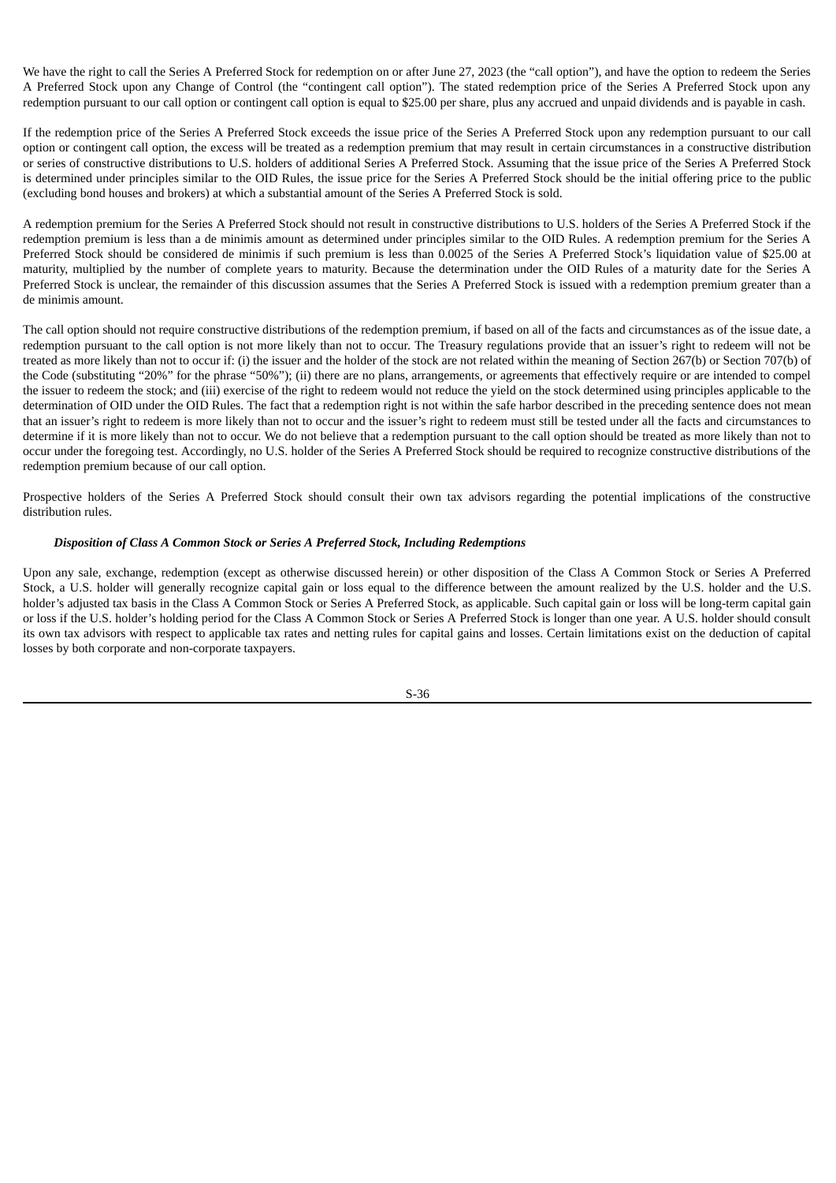We have the right to call the Series A Preferred Stock for redemption on or after June 27, 2023 (the "call option"), and have the option to redeem the Series A Preferred Stock upon any Change of Control (the "contingent call option"). The stated redemption price of the Series A Preferred Stock upon any redemption pursuant to our call option or contingent call option is equal to $25.00 per share, plus any accrued and unpaid dividends and is payable in cash.

If the redemption price of the Series A Preferred Stock exceeds the issue price of the Series A Preferred Stock upon any redemption pursuant to our call option or contingent call option, the excess will be treated as a redemption premium that may result in certain circumstances in a constructive distribution or series of constructive distributions to U.S. holders of additional Series A Preferred Stock. Assuming that the issue price of the Series A Preferred Stock is determined under principles similar to the OID Rules, the issue price for the Series A Preferred Stock should be the initial offering price to the public (excluding bond houses and brokers) at which a substantial amount of the Series A Preferred Stock is sold.

A redemption premium for the Series A Preferred Stock should not result in constructive distributions to U.S. holders of the Series A Preferred Stock if the redemption premium is less than a de minimis amount as determined under principles similar to the OID Rules. A redemption premium for the Series A Preferred Stock should be considered de minimis if such premium is less than 0.0025 of the Series A Preferred Stock's liquidation value of $25.00 at maturity, multiplied by the number of complete years to maturity. Because the determination under the OID Rules of a maturity date for the Series A Preferred Stock is unclear, the remainder of this discussion assumes that the Series A Preferred Stock is issued with a redemption premium greater than a de minimis amount.

The call option should not require constructive distributions of the redemption premium, if based on all of the facts and circumstances as of the issue date, a redemption pursuant to the call option is not more likely than not to occur. The Treasury regulations provide that an issuer's right to redeem will not be treated as more likely than not to occur if: (i) the issuer and the holder of the stock are not related within the meaning of Section 267(b) or Section 707(b) of the Code (substituting "20%" for the phrase "50%"); (ii) there are no plans, arrangements, or agreements that effectively require or are intended to compel the issuer to redeem the stock; and (iii) exercise of the right to redeem would not reduce the yield on the stock determined using principles applicable to the determination of OID under the OID Rules. The fact that a redemption right is not within the safe harbor described in the preceding sentence does not mean that an issuer's right to redeem is more likely than not to occur and the issuer's right to redeem must still be tested under all the facts and circumstances to determine if it is more likely than not to occur. We do not believe that a redemption pursuant to the call option should be treated as more likely than not to occur under the foregoing test. Accordingly, no U.S. holder of the Series A Preferred Stock should be required to recognize constructive distributions of the redemption premium because of our call option.

Prospective holders of the Series A Preferred Stock should consult their own tax advisors regarding the potential implications of the constructive distribution rules.

***Disposition of Class A Common Stock or Series A Preferred Stock, Including Redemptions***

Upon any sale, exchange, redemption (except as otherwise discussed herein) or other disposition of the Class A Common Stock or Series A Preferred Stock, a U.S. holder will generally recognize capital gain or loss equal to the difference between the amount realized by the U.S. holder and the U.S. holder's adjusted tax basis in the Class A Common Stock or Series A Preferred Stock, as applicable. Such capital gain or loss will be long-term capital gain or loss if the U.S. holder's holding period for the Class A Common Stock or Series A Preferred Stock is longer than one year. A U.S. holder should consult its own tax advisors with respect to applicable tax rates and netting rules for capital gains and losses. Certain limitations exist on the deduction of capital losses by both corporate and non-corporate taxpayers.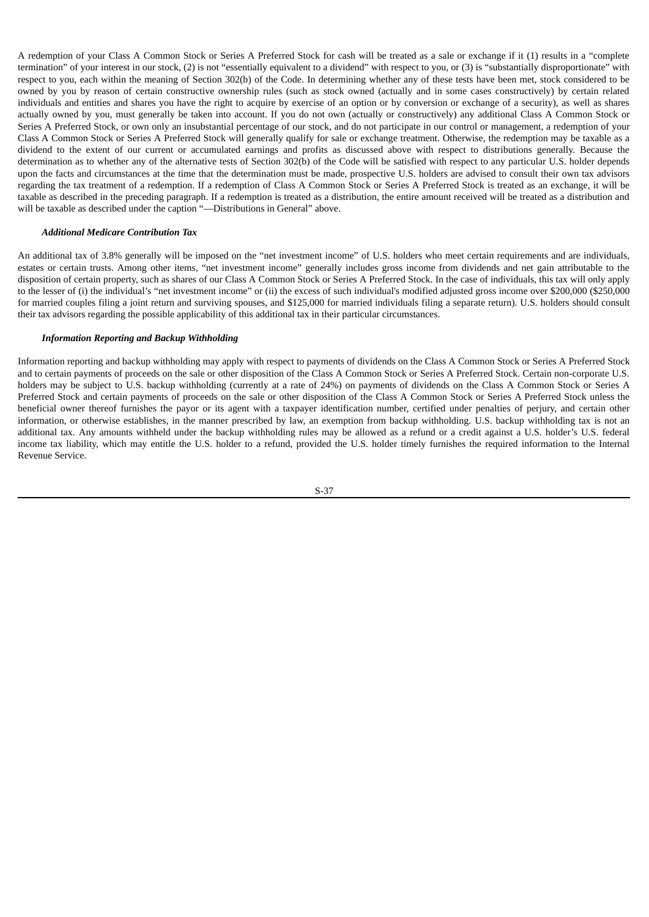A redemption of your Class A Common Stock or Series A Preferred Stock for cash will be treated as a sale or exchange if it (1) results in a “complete termination” of your interest in our stock, (2) is not “essentially equivalent to a dividend” with respect to you, or (3) is “substantially disproportionate” with respect to you, each within the meaning of Section 302(b) of the Code. In determining whether any of these tests have been met, stock considered to be owned by you by reason of certain constructive ownership rules (such as stock owned (actually and in some cases constructively) by certain related individuals and entities and shares you have the right to acquire by exercise of an option or by conversion or exchange of a security), as well as shares actually owned by you, must generally be taken into account. If you do not own (actually or constructively) any additional Class A Common Stock or Series A Preferred Stock, or own only an insubstantial percentage of our stock, and do not participate in our control or management, a redemption of your Class A Common Stock or Series A Preferred Stock will generally qualify for sale or exchange treatment. Otherwise, the redemption may be taxable as a dividend to the extent of our current or accumulated earnings and profits as discussed above with respect to distributions generally. Because the determination as to whether any of the alternative tests of Section 302(b) of the Code will be satisfied with respect to any particular U.S. holder depends upon the facts and circumstances at the time that the determination must be made, prospective U.S. holders are advised to consult their own tax advisors regarding the tax treatment of a redemption. If a redemption of Class A Common Stock or Series A Preferred Stock is treated as an exchange, it will be taxable as described in the preceding paragraph. If a redemption is treated as a distribution, the entire amount received will be treated as a distribution and will be taxable as described under the caption “—Distributions in General” above.

### *Additional Medicare Contribution Tax*

An additional tax of 3.8% generally will be imposed on the “net investment income” of U.S. holders who meet certain requirements and are individuals, estates or certain trusts. Among other items, “net investment income” generally includes gross income from dividends and net gain attributable to the disposition of certain property, such as shares of our Class A Common Stock or Series A Preferred Stock. In the case of individuals, this tax will only apply to the lesser of (i) the individual’s “net investment income” or (ii) the excess of such individual's modified adjusted gross income over $200,000 ($250,000 for married couples filing a joint return and surviving spouses, and $125,000 for married individuals filing a separate return). U.S. holders should consult their tax advisors regarding the possible applicability of this additional tax in their particular circumstances.

### *Information Reporting and Backup Withholding*

Information reporting and backup withholding may apply with respect to payments of dividends on the Class A Common Stock or Series A Preferred Stock and to certain payments of proceeds on the sale or other disposition of the Class A Common Stock or Series A Preferred Stock. Certain non-corporate U.S. holders may be subject to U.S. backup withholding (currently at a rate of 24%) on payments of dividends on the Class A Common Stock or Series A Preferred Stock and certain payments of proceeds on the sale or other disposition of the Class A Common Stock or Series A Preferred Stock unless the beneficial owner thereof furnishes the payor or its agent with a taxpayer identification number, certified under penalties of perjury, and certain other information, or otherwise establishes, in the manner prescribed by law, an exemption from backup withholding. U.S. backup withholding tax is not an additional tax. Any amounts withheld under the backup withholding rules may be allowed as a refund or a credit against a U.S. holder’s U.S. federal income tax liability, which may entitle the U.S. holder to a refund, provided the U.S. holder timely furnishes the required information to the Internal Revenue Service.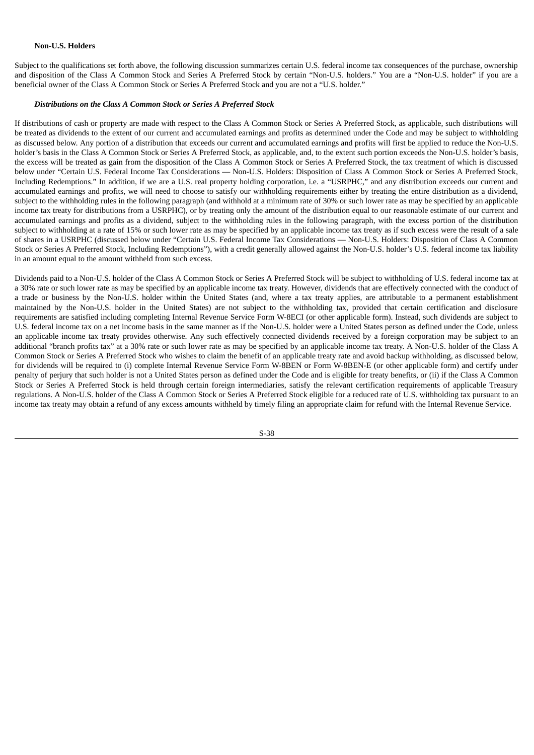**Non-U.S. Holders**

Subject to the qualifications set forth above, the following discussion summarizes certain U.S. federal income tax consequences of the purchase, ownership and disposition of the Class A Common Stock and Series A Preferred Stock by certain "Non-U.S. holders." You are a "Non-U.S. holder" if you are a beneficial owner of the Class A Common Stock or Series A Preferred Stock and you are not a "U.S. holder."

***Distributions on the Class A Common Stock or Series A Preferred Stock***

If distributions of cash or property are made with respect to the Class A Common Stock or Series A Preferred Stock, as applicable, such distributions will be treated as dividends to the extent of our current and accumulated earnings and profits as determined under the Code and may be subject to withholding as discussed below. Any portion of a distribution that exceeds our current and accumulated earnings and profits will first be applied to reduce the Non-U.S. holder's basis in the Class A Common Stock or Series A Preferred Stock, as applicable, and, to the extent such portion exceeds the Non-U.S. holder's basis, the excess will be treated as gain from the disposition of the Class A Common Stock or Series A Preferred Stock, the tax treatment of which is discussed below under "Certain U.S. Federal Income Tax Considerations — Non-U.S. Holders: Disposition of Class A Common Stock or Series A Preferred Stock, Including Redemptions." In addition, if we are a U.S. real property holding corporation, i.e. a "USRPHC," and any distribution exceeds our current and accumulated earnings and profits, we will need to choose to satisfy our withholding requirements either by treating the entire distribution as a dividend, subject to the withholding rules in the following paragraph (and withhold at a minimum rate of 30% or such lower rate as may be specified by an applicable income tax treaty for distributions from a USRPHC), or by treating only the amount of the distribution equal to our reasonable estimate of our current and accumulated earnings and profits as a dividend, subject to the withholding rules in the following paragraph, with the excess portion of the distribution subject to withholding at a rate of 15% or such lower rate as may be specified by an applicable income tax treaty as if such excess were the result of a sale of shares in a USRPHC (discussed below under "Certain U.S. Federal Income Tax Considerations — Non-U.S. Holders: Disposition of Class A Common Stock or Series A Preferred Stock, Including Redemptions"), with a credit generally allowed against the Non-U.S. holder's U.S. federal income tax liability in an amount equal to the amount withheld from such excess.

Dividends paid to a Non-U.S. holder of the Class A Common Stock or Series A Preferred Stock will be subject to withholding of U.S. federal income tax at a 30% rate or such lower rate as may be specified by an applicable income tax treaty. However, dividends that are effectively connected with the conduct of a trade or business by the Non-U.S. holder within the United States (and, where a tax treaty applies, are attributable to a permanent establishment maintained by the Non-U.S. holder in the United States) are not subject to the withholding tax, provided that certain certification and disclosure requirements are satisfied including completing Internal Revenue Service Form W-8ECI (or other applicable form). Instead, such dividends are subject to U.S. federal income tax on a net income basis in the same manner as if the Non-U.S. holder were a United States person as defined under the Code, unless an applicable income tax treaty provides otherwise. Any such effectively connected dividends received by a foreign corporation may be subject to an additional "branch profits tax" at a 30% rate or such lower rate as may be specified by an applicable income tax treaty. A Non-U.S. holder of the Class A Common Stock or Series A Preferred Stock who wishes to claim the benefit of an applicable treaty rate and avoid backup withholding, as discussed below, for dividends will be required to (i) complete Internal Revenue Service Form W-8BEN or Form W-8BEN-E (or other applicable form) and certify under penalty of perjury that such holder is not a United States person as defined under the Code and is eligible for treaty benefits, or (ii) if the Class A Common Stock or Series A Preferred Stock is held through certain foreign intermediaries, satisfy the relevant certification requirements of applicable Treasury regulations. A Non-U.S. holder of the Class A Common Stock or Series A Preferred Stock eligible for a reduced rate of U.S. withholding tax pursuant to an income tax treaty may obtain a refund of any excess amounts withheld by timely filing an appropriate claim for refund with the Internal Revenue Service.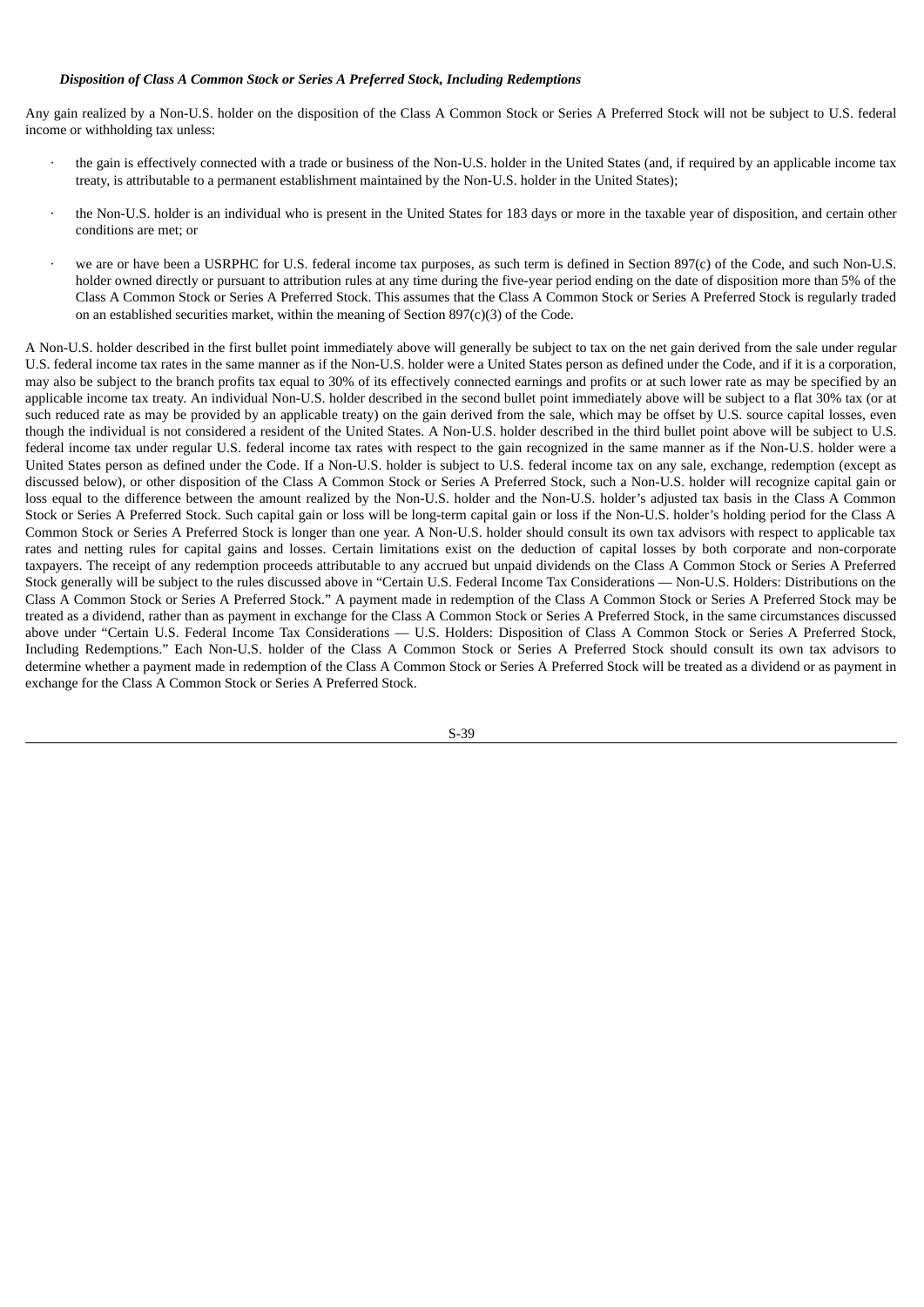### *Disposition of Class A Common Stock or Series A Preferred Stock, Including Redemptions*

Any gain realized by a Non-U.S. holder on the disposition of the Class A Common Stock or Series A Preferred Stock will not be subject to U.S. federal income or withholding tax unless:

- the gain is effectively connected with a trade or business of the Non-U.S. holder in the United States (and, if required by an applicable income tax treaty, is attributable to a permanent establishment maintained by the Non-U.S. holder in the United States);
- the Non-U.S. holder is an individual who is present in the United States for 183 days or more in the taxable year of disposition, and certain other conditions are met; or
- we are or have been a USRPHC for U.S. federal income tax purposes, as such term is defined in Section 897(c) of the Code, and such Non-U.S. holder owned directly or pursuant to attribution rules at any time during the five-year period ending on the date of disposition more than 5% of the Class A Common Stock or Series A Preferred Stock. This assumes that the Class A Common Stock or Series A Preferred Stock is regularly traded on an established securities market, within the meaning of Section 897(c)(3) of the Code.

A Non-U.S. holder described in the first bullet point immediately above will generally be subject to tax on the net gain derived from the sale under regular U.S. federal income tax rates in the same manner as if the Non-U.S. holder were a United States person as defined under the Code, and if it is a corporation, may also be subject to the branch profits tax equal to 30% of its effectively connected earnings and profits or at such lower rate as may be specified by an applicable income tax treaty. An individual Non-U.S. holder described in the second bullet point immediately above will be subject to a flat 30% tax (or at such reduced rate as may be provided by an applicable treaty) on the gain derived from the sale, which may be offset by U.S. source capital losses, even though the individual is not considered a resident of the United States. A Non-U.S. holder described in the third bullet point above will be subject to U.S. federal income tax under regular U.S. federal income tax rates with respect to the gain recognized in the same manner as if the Non-U.S. holder were a United States person as defined under the Code. If a Non-U.S. holder is subject to U.S. federal income tax on any sale, exchange, redemption (except as discussed below), or other disposition of the Class A Common Stock or Series A Preferred Stock, such a Non-U.S. holder will recognize capital gain or loss equal to the difference between the amount realized by the Non-U.S. holder and the Non-U.S. holder's adjusted tax basis in the Class A Common Stock or Series A Preferred Stock. Such capital gain or loss will be long-term capital gain or loss if the Non-U.S. holder's holding period for the Class A Common Stock or Series A Preferred Stock is longer than one year. A Non-U.S. holder should consult its own tax advisors with respect to applicable tax rates and netting rules for capital gains and losses. Certain limitations exist on the deduction of capital losses by both corporate and non-corporate taxpayers. The receipt of any redemption proceeds attributable to any accrued but unpaid dividends on the Class A Common Stock or Series A Preferred Stock generally will be subject to the rules discussed above in "Certain U.S. Federal Income Tax Considerations — Non-U.S. Holders: Distributions on the Class A Common Stock or Series A Preferred Stock." A payment made in redemption of the Class A Common Stock or Series A Preferred Stock may be treated as a dividend, rather than as payment in exchange for the Class A Common Stock or Series A Preferred Stock, in the same circumstances discussed above under "Certain U.S. Federal Income Tax Considerations — U.S. Holders: Disposition of Class A Common Stock or Series A Preferred Stock, Including Redemptions." Each Non-U.S. holder of the Class A Common Stock or Series A Preferred Stock should consult its own tax advisors to determine whether a payment made in redemption of the Class A Common Stock or Series A Preferred Stock will be treated as a dividend or as payment in exchange for the Class A Common Stock or Series A Preferred Stock.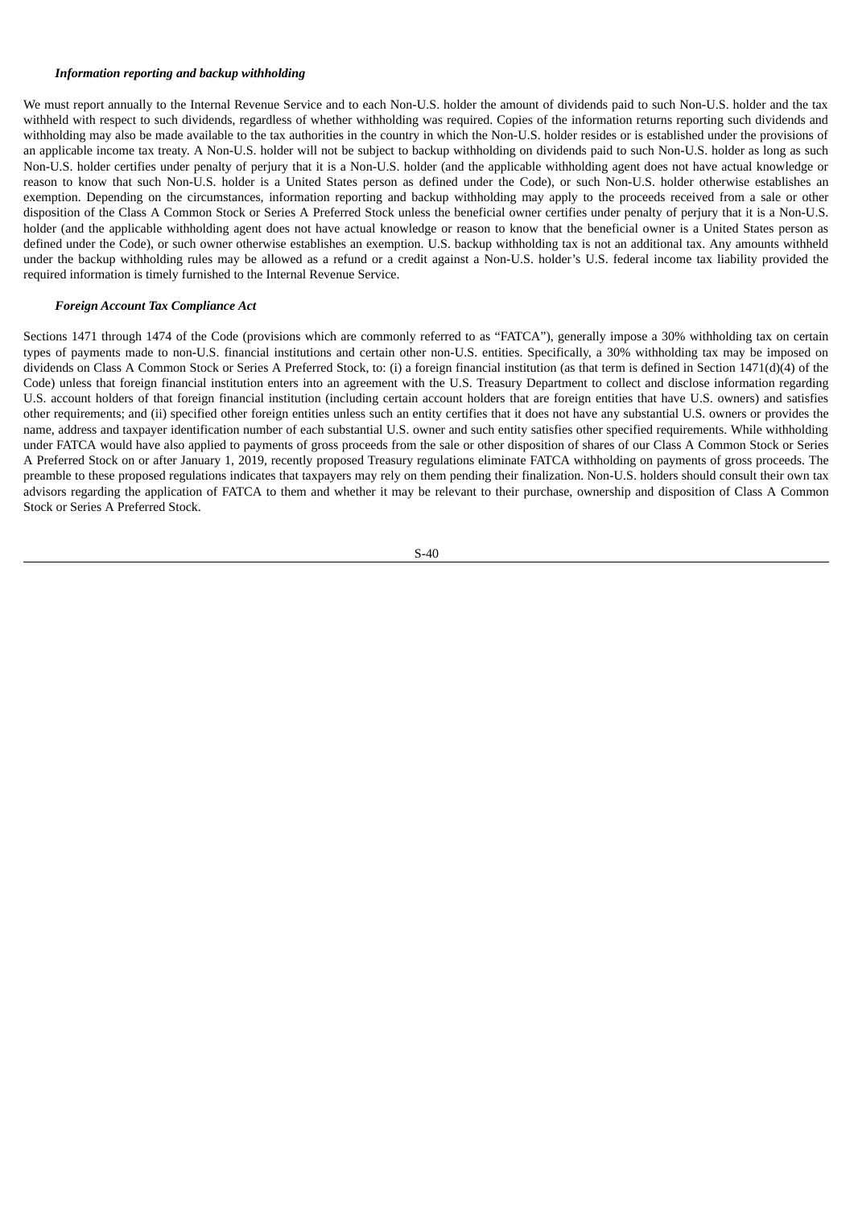***Information reporting and backup withholding***

We must report annually to the Internal Revenue Service and to each Non-U.S. holder the amount of dividends paid to such Non-U.S. holder and the tax withheld with respect to such dividends, regardless of whether withholding was required. Copies of the information returns reporting such dividends and withholding may also be made available to the tax authorities in the country in which the Non-U.S. holder resides or is established under the provisions of an applicable income tax treaty. A Non-U.S. holder will not be subject to backup withholding on dividends paid to such Non-U.S. holder as long as such Non-U.S. holder certifies under penalty of perjury that it is a Non-U.S. holder (and the applicable withholding agent does not have actual knowledge or reason to know that such Non-U.S. holder is a United States person as defined under the Code), or such Non-U.S. holder otherwise establishes an exemption. Depending on the circumstances, information reporting and backup withholding may apply to the proceeds received from a sale or other disposition of the Class A Common Stock or Series A Preferred Stock unless the beneficial owner certifies under penalty of perjury that it is a Non-U.S. holder (and the applicable withholding agent does not have actual knowledge or reason to know that the beneficial owner is a United States person as defined under the Code), or such owner otherwise establishes an exemption. U.S. backup withholding tax is not an additional tax. Any amounts withheld under the backup withholding rules may be allowed as a refund or a credit against a Non-U.S. holder's U.S. federal income tax liability provided the required information is timely furnished to the Internal Revenue Service.

***Foreign Account Tax Compliance Act***

Sections 1471 through 1474 of the Code (provisions which are commonly referred to as "FATCA"), generally impose a 30% withholding tax on certain types of payments made to non-U.S. financial institutions and certain other non-U.S. entities. Specifically, a 30% withholding tax may be imposed on dividends on Class A Common Stock or Series A Preferred Stock, to: (i) a foreign financial institution (as that term is defined in Section 1471(d)(4) of the Code) unless that foreign financial institution enters into an agreement with the U.S. Treasury Department to collect and disclose information regarding U.S. account holders of that foreign financial institution (including certain account holders that are foreign entities that have U.S. owners) and satisfies other requirements; and (ii) specified other foreign entities unless such an entity certifies that it does not have any substantial U.S. owners or provides the name, address and taxpayer identification number of each substantial U.S. owner and such entity satisfies other specified requirements. While withholding under FATCA would have also applied to payments of gross proceeds from the sale or other disposition of shares of our Class A Common Stock or Series A Preferred Stock on or after January 1, 2019, recently proposed Treasury regulations eliminate FATCA withholding on payments of gross proceeds. The preamble to these proposed regulations indicates that taxpayers may rely on them pending their finalization. Non-U.S. holders should consult their own tax advisors regarding the application of FATCA to them and whether it may be relevant to their purchase, ownership and disposition of Class A Common Stock or Series A Preferred Stock.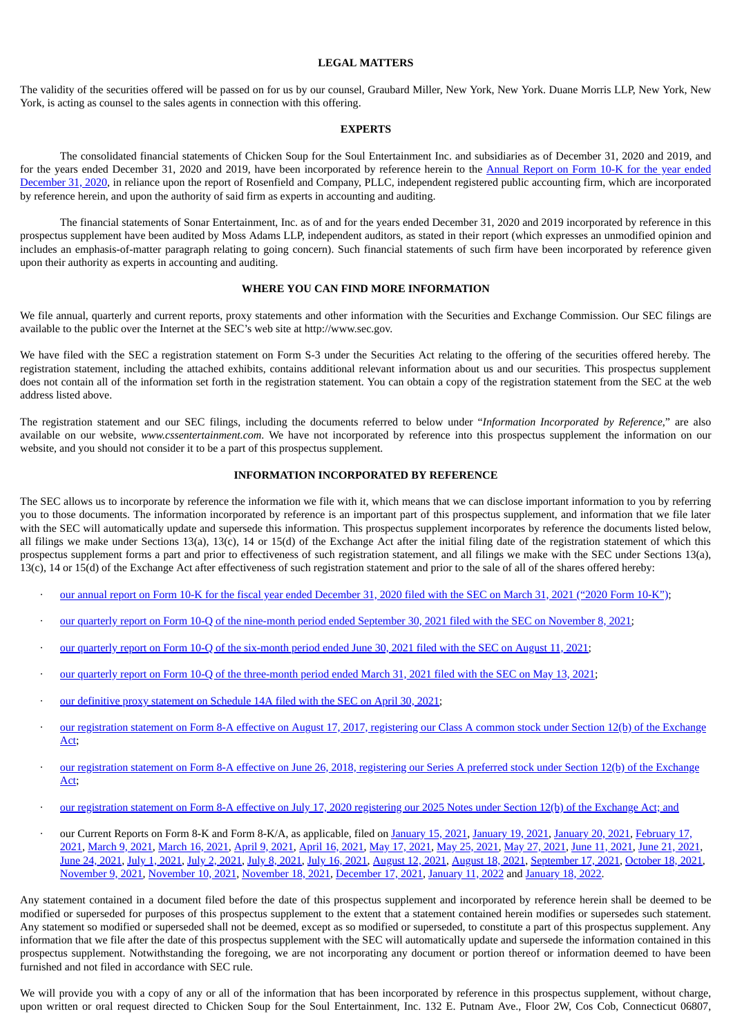## LEGAL MATTERS

The validity of the securities offered will be passed on for us by our counsel, Graubard Miller, New York, New York. Duane Morris LLP, New York, New York, is acting as counsel to the sales agents in connection with this offering.

## EXPERTS

The consolidated financial statements of Chicken Soup for the Soul Entertainment Inc. and subsidiaries as of December 31, 2020 and 2019, and for the years ended December 31, 2020 and 2019, have been incorporated by reference herein to the Annual Report on Form 10-K for the year ended December 31, 2020, in reliance upon the report of Rosenfield and Company, PLLC, independent registered public accounting firm, which are incorporated by reference herein, and upon the authority of said firm as experts in accounting and auditing.

The financial statements of Sonar Entertainment, Inc. as of and for the years ended December 31, 2020 and 2019 incorporated by reference in this prospectus supplement have been audited by Moss Adams LLP, independent auditors, as stated in their report (which expresses an unmodified opinion and includes an emphasis-of-matter paragraph relating to going concern). Such financial statements of such firm have been incorporated by reference given upon their authority as experts in accounting and auditing.

## WHERE YOU CAN FIND MORE INFORMATION

We file annual, quarterly and current reports, proxy statements and other information with the Securities and Exchange Commission. Our SEC filings are available to the public over the Internet at the SEC's web site at http://www.sec.gov.

We have filed with the SEC a registration statement on Form S-3 under the Securities Act relating to the offering of the securities offered hereby. The registration statement, including the attached exhibits, contains additional relevant information about us and our securities. This prospectus supplement does not contain all of the information set forth in the registration statement. You can obtain a copy of the registration statement from the SEC at the web address listed above.

The registration statement and our SEC filings, including the documents referred to below under "*Information Incorporated by Reference*," are also available on our website, *www.cssentertainment.com*. We have not incorporated by reference into this prospectus supplement the information on our website, and you should not consider it to be a part of this prospectus supplement.

## INFORMATION INCORPORATED BY REFERENCE

The SEC allows us to incorporate by reference the information we file with it, which means that we can disclose important information to you by referring you to those documents. The information incorporated by reference is an important part of this prospectus supplement, and information that we file later with the SEC will automatically update and supersede this information. This prospectus supplement incorporates by reference the documents listed below, all filings we make under Sections 13(a), 13(c), 14 or 15(d) of the Exchange Act after the initial filing date of the registration statement of which this prospectus supplement forms a part and prior to effectiveness of such registration statement, and all filings we make with the SEC under Sections 13(a), 13(c), 14 or 15(d) of the Exchange Act after effectiveness of such registration statement and prior to the sale of all of the shares offered hereby:

- our annual report on Form 10-K for the fiscal year ended December 31, 2020 filed with the SEC on March 31, 2021 ("2020 Form 10-K");
- our quarterly report on Form 10-Q of the nine-month period ended September 30, 2021 filed with the SEC on November 8, 2021;
- our quarterly report on Form 10-Q of the six-month period ended June 30, 2021 filed with the SEC on August 11, 2021;
- our quarterly report on Form 10-Q of the three-month period ended March 31, 2021 filed with the SEC on May 13, 2021;
- our definitive proxy statement on Schedule 14A filed with the SEC on April 30, 2021;
- our registration statement on Form 8-A effective on August 17, 2017, registering our Class A common stock under Section 12(b) of the Exchange Act;
- our registration statement on Form 8-A effective on June 26, 2018, registering our Series A preferred stock under Section 12(b) of the Exchange Act;
- our registration statement on Form 8-A effective on July 17, 2020 registering our 2025 Notes under Section 12(b) of the Exchange Act; and
- our Current Reports on Form 8-K and Form 8-K/A, as applicable, filed on January 15, 2021, January 19, 2021, January 20, 2021, February 17, 2021, March 9, 2021, March 16, 2021, April 9, 2021, April 16, 2021, May 17, 2021, May 25, 2021, May 27, 2021, June 11, 2021, June 21, 2021, June 24, 2021, July 1, 2021, July 2, 2021, July 8, 2021, July 16, 2021, August 12, 2021, August 18, 2021, September 17, 2021, October 18, 2021, November 9, 2021, November 10, 2021, November 18, 2021, December 17, 2021, January 11, 2022 and January 18, 2022.

Any statement contained in a document filed before the date of this prospectus supplement and incorporated by reference herein shall be deemed to be modified or superseded for purposes of this prospectus supplement to the extent that a statement contained herein modifies or supersedes such statement. Any statement so modified or superseded shall not be deemed, except as so modified or superseded, to constitute a part of this prospectus supplement. Any information that we file after the date of this prospectus supplement with the SEC will automatically update and supersede the information contained in this prospectus supplement. Notwithstanding the foregoing, we are not incorporating any document or portion thereof or information deemed to have been furnished and not filed in accordance with SEC rule.

We will provide you with a copy of any or all of the information that has been incorporated by reference in this prospectus supplement, without charge, upon written or oral request directed to Chicken Soup for the Soul Entertainment, Inc. 132 E. Putnam Ave., Floor 2W, Cos Cob, Connecticut 06807,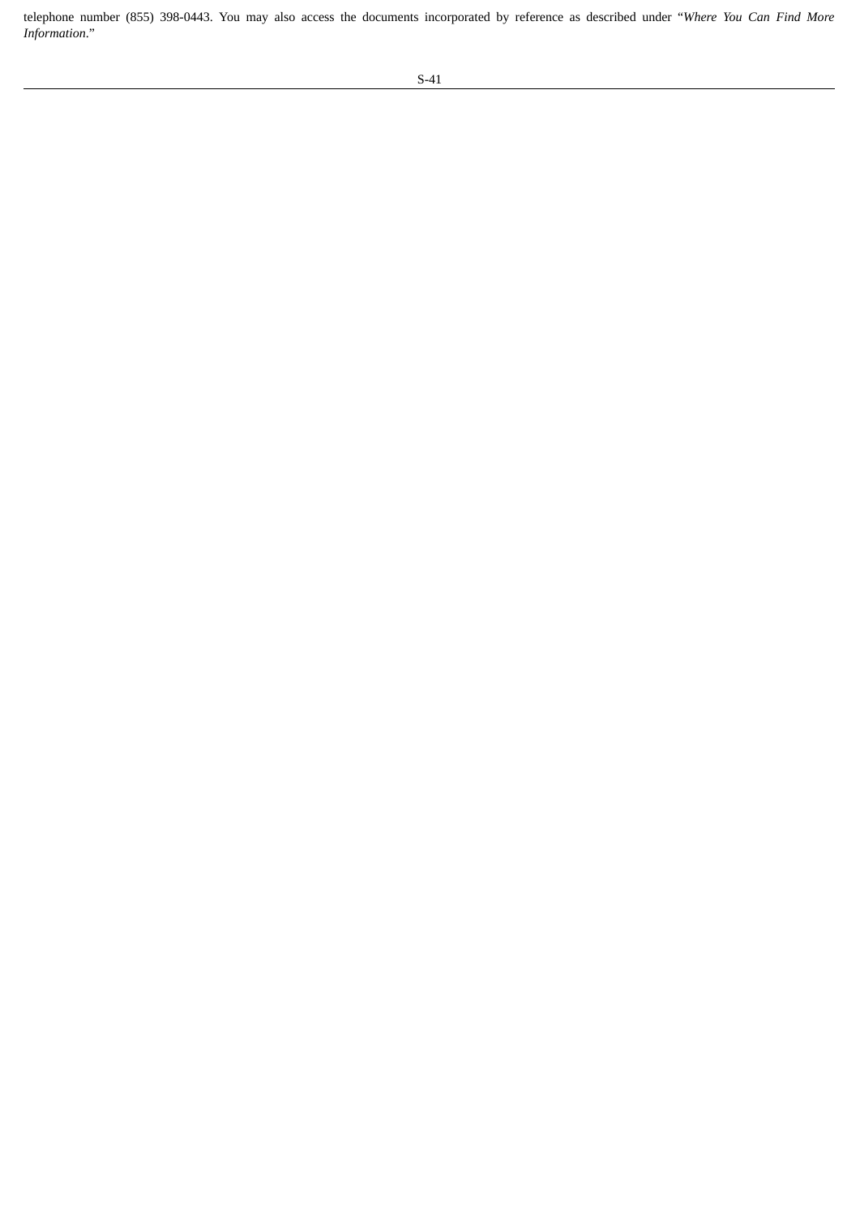telephone number (855) 398-0443. You may also access the documents incorporated by reference as described under "*Where You Can Find More Information*."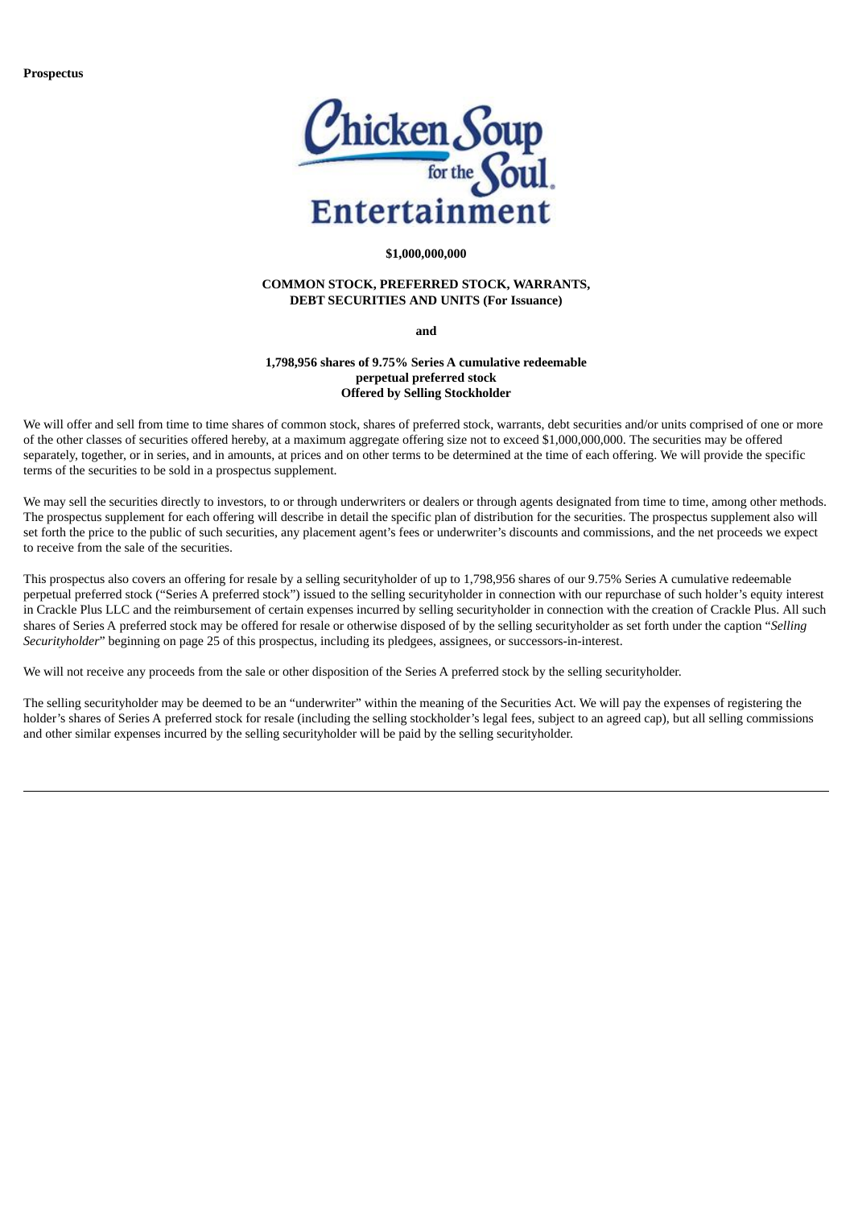**Prospectus**

**$1,000,000,000**

**COMMON STOCK, PREFERRED STOCK, WARRANTS, DEBT SECURITIES AND UNITS (For Issuance)**

**and**

**1,798,956 shares of 9.75% Series A cumulative redeemable perpetual preferred stock Offered by Selling Stockholder**

We will offer and sell from time to time shares of common stock, shares of preferred stock, warrants, debt securities and/or units comprised of one or more of the other classes of securities offered hereby, at a maximum aggregate offering size not to exceed $1,000,000,000. The securities may be offered separately, together, or in series, and in amounts, at prices and on other terms to be determined at the time of each offering. We will provide the specific terms of the securities to be sold in a prospectus supplement.

We may sell the securities directly to investors, to or through underwriters or dealers or through agents designated from time to time, among other methods. The prospectus supplement for each offering will describe in detail the specific plan of distribution for the securities. The prospectus supplement also will set forth the price to the public of such securities, any placement agent's fees or underwriter's discounts and commissions, and the net proceeds we expect to receive from the sale of the securities.

This prospectus also covers an offering for resale by a selling securityholder of up to 1,798,956 shares of our 9.75% Series A cumulative redeemable perpetual preferred stock ("Series A preferred stock") issued to the selling securityholder in connection with our repurchase of such holder's equity interest in Crackle Plus LLC and the reimbursement of certain expenses incurred by selling securityholder in connection with the creation of Crackle Plus. All such shares of Series A preferred stock may be offered for resale or otherwise disposed of by the selling securityholder as set forth under the caption "*Selling Securityholder*" beginning on page 25 of this prospectus, including its pledgees, assignees, or successors-in-interest.

We will not receive any proceeds from the sale or other disposition of the Series A preferred stock by the selling securityholder.

The selling securityholder may be deemed to be an "underwriter" within the meaning of the Securities Act. We will pay the expenses of registering the holder's shares of Series A preferred stock for resale (including the selling stockholder's legal fees, subject to an agreed cap), but all selling commissions and other similar expenses incurred by the selling securityholder will be paid by the selling securityholder.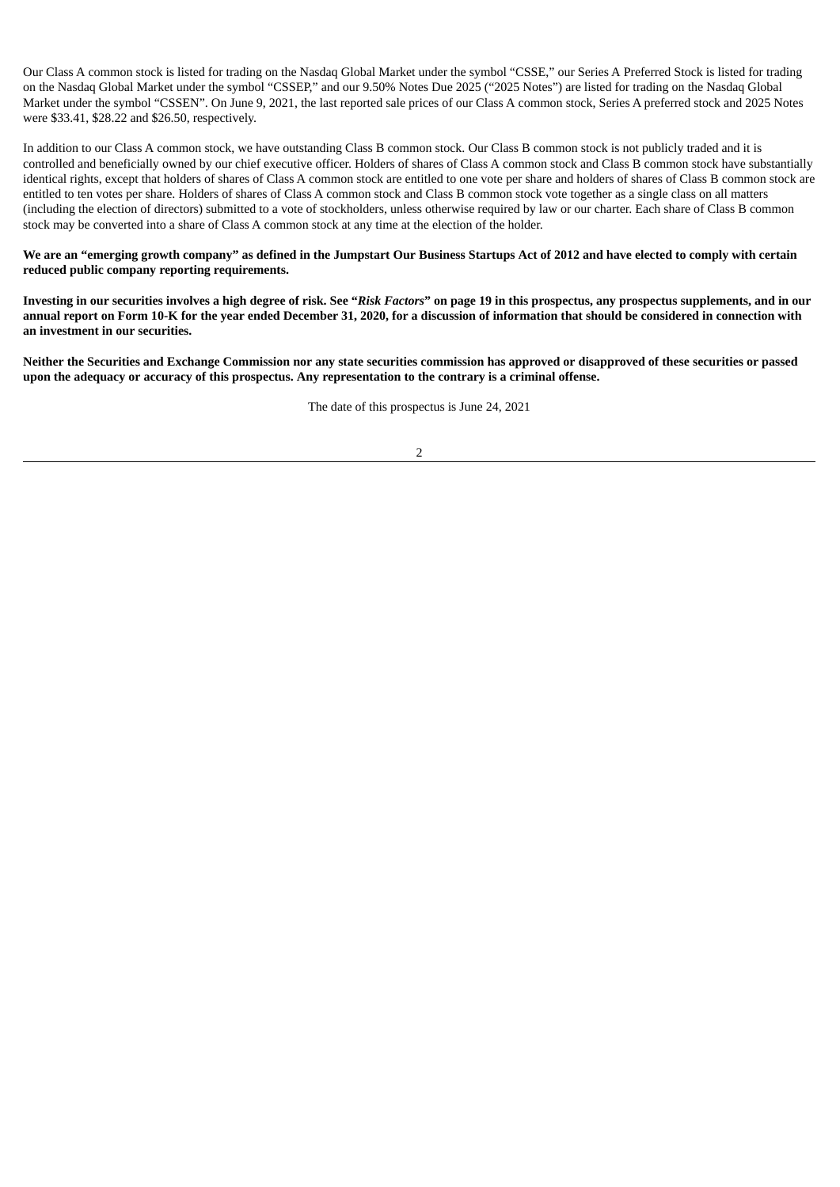Our Class A common stock is listed for trading on the Nasdaq Global Market under the symbol "CSSE," our Series A Preferred Stock is listed for trading on the Nasdaq Global Market under the symbol "CSSEP," and our 9.50% Notes Due 2025 ("2025 Notes") are listed for trading on the Nasdaq Global Market under the symbol "CSSEN". On June 9, 2021, the last reported sale prices of our Class A common stock, Series A preferred stock and 2025 Notes were $33.41, $28.22 and $26.50, respectively.

In addition to our Class A common stock, we have outstanding Class B common stock. Our Class B common stock is not publicly traded and it is controlled and beneficially owned by our chief executive officer. Holders of shares of Class A common stock and Class B common stock have substantially identical rights, except that holders of shares of Class A common stock are entitled to one vote per share and holders of shares of Class B common stock are entitled to ten votes per share. Holders of shares of Class A common stock and Class B common stock vote together as a single class on all matters (including the election of directors) submitted to a vote of stockholders, unless otherwise required by law or our charter. Each share of Class B common stock may be converted into a share of Class A common stock at any time at the election of the holder.

**We are an "emerging growth company" as defined in the Jumpstart Our Business Startups Act of 2012 and have elected to comply with certain reduced public company reporting requirements.**

**Investing in our securities involves a high degree of risk. See "*Risk Factors*" on page 19 in this prospectus, any prospectus supplements, and in our annual report on Form 10-K for the year ended December 31, 2020, for a discussion of information that should be considered in connection with an investment in our securities.**

**Neither the Securities and Exchange Commission nor any state securities commission has approved or disapproved of these securities or passed upon the adequacy or accuracy of this prospectus. Any representation to the contrary is a criminal offense.**

The date of this prospectus is June 24, 2021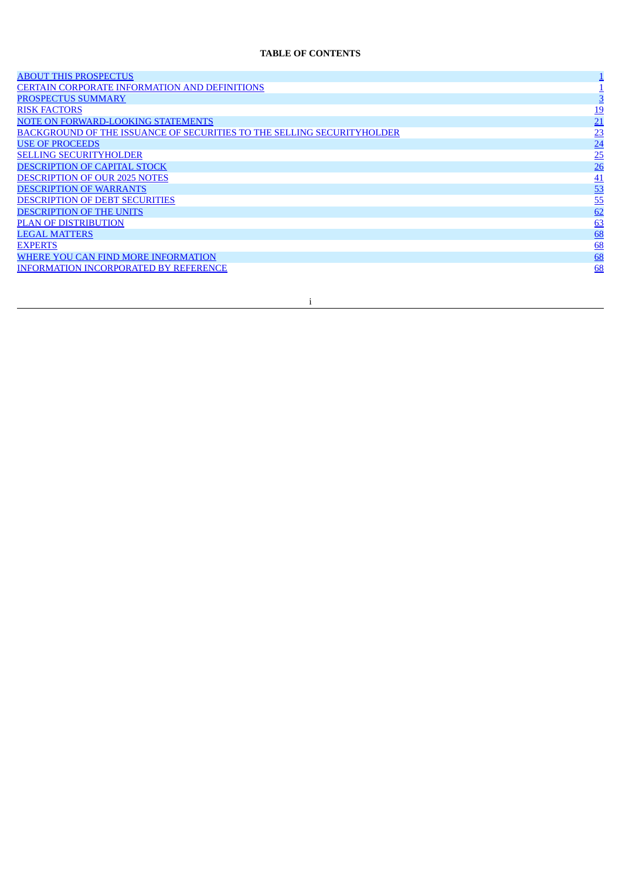**TABLE OF CONTENTS**

| | |
|---|---|
| ABOUT THIS PROSPECTUS | 1 |
| CERTAIN CORPORATE INFORMATION AND DEFINITIONS | 1 |
| PROSPECTUS SUMMARY | 3 |
| RISK FACTORS | 19 |
| NOTE ON FORWARD-LOOKING STATEMENTS | 21 |
| BACKGROUND OF THE ISSUANCE OF SECURITIES TO THE SELLING SECURITYHOLDER | 23 |
| USE OF PROCEEDS | 24 |
| SELLING SECURITYHOLDER | 25 |
| DESCRIPTION OF CAPITAL STOCK | 26 |
| DESCRIPTION OF OUR 2025 NOTES | 41 |
| DESCRIPTION OF WARRANTS | 53 |
| DESCRIPTION OF DEBT SECURITIES | 55 |
| DESCRIPTION OF THE UNITS | 62 |
| PLAN OF DISTRIBUTION | 63 |
| LEGAL MATTERS | 68 |
| EXPERTS | 68 |
| WHERE YOU CAN FIND MORE INFORMATION | 68 |
| INFORMATION INCORPORATED BY REFERENCE | 68 |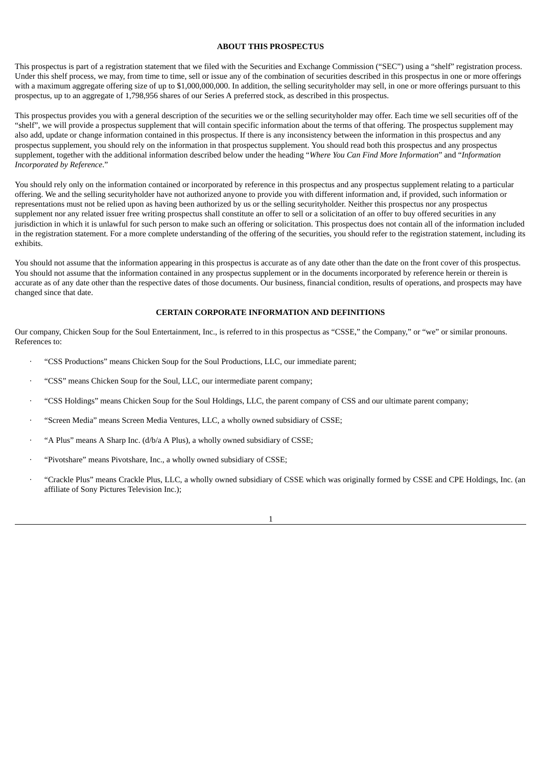## ABOUT THIS PROSPECTUS

This prospectus is part of a registration statement that we filed with the Securities and Exchange Commission ("SEC") using a "shelf" registration process. Under this shelf process, we may, from time to time, sell or issue any of the combination of securities described in this prospectus in one or more offerings with a maximum aggregate offering size of up to $1,000,000,000. In addition, the selling securityholder may sell, in one or more offerings pursuant to this prospectus, up to an aggregate of 1,798,956 shares of our Series A preferred stock, as described in this prospectus.

This prospectus provides you with a general description of the securities we or the selling securityholder may offer. Each time we sell securities off of the "shelf", we will provide a prospectus supplement that will contain specific information about the terms of that offering. The prospectus supplement may also add, update or change information contained in this prospectus. If there is any inconsistency between the information in this prospectus and any prospectus supplement, you should rely on the information in that prospectus supplement. You should read both this prospectus and any prospectus supplement, together with the additional information described below under the heading "*Where You Can Find More Information*" and "*Information Incorporated by Reference*."

You should rely only on the information contained or incorporated by reference in this prospectus and any prospectus supplement relating to a particular offering. We and the selling securityholder have not authorized anyone to provide you with different information and, if provided, such information or representations must not be relied upon as having been authorized by us or the selling securityholder. Neither this prospectus nor any prospectus supplement nor any related issuer free writing prospectus shall constitute an offer to sell or a solicitation of an offer to buy offered securities in any jurisdiction in which it is unlawful for such person to make such an offering or solicitation. This prospectus does not contain all of the information included in the registration statement. For a more complete understanding of the offering of the securities, you should refer to the registration statement, including its exhibits.

You should not assume that the information appearing in this prospectus is accurate as of any date other than the date on the front cover of this prospectus. You should not assume that the information contained in any prospectus supplement or in the documents incorporated by reference herein or therein is accurate as of any date other than the respective dates of those documents. Our business, financial condition, results of operations, and prospects may have changed since that date.

## CERTAIN CORPORATE INFORMATION AND DEFINITIONS

Our company, Chicken Soup for the Soul Entertainment, Inc., is referred to in this prospectus as "CSSE," the Company," or "we" or similar pronouns. References to:

- "CSS Productions" means Chicken Soup for the Soul Productions, LLC, our immediate parent;
- "CSS" means Chicken Soup for the Soul, LLC, our intermediate parent company;
- "CSS Holdings" means Chicken Soup for the Soul Holdings, LLC, the parent company of CSS and our ultimate parent company;
- "Screen Media" means Screen Media Ventures, LLC, a wholly owned subsidiary of CSSE;
- "A Plus" means A Sharp Inc. (d/b/a A Plus), a wholly owned subsidiary of CSSE;
- "Pivotshare" means Pivotshare, Inc., a wholly owned subsidiary of CSSE;
- "Crackle Plus" means Crackle Plus, LLC, a wholly owned subsidiary of CSSE which was originally formed by CSSE and CPE Holdings, Inc. (an affiliate of Sony Pictures Television Inc.);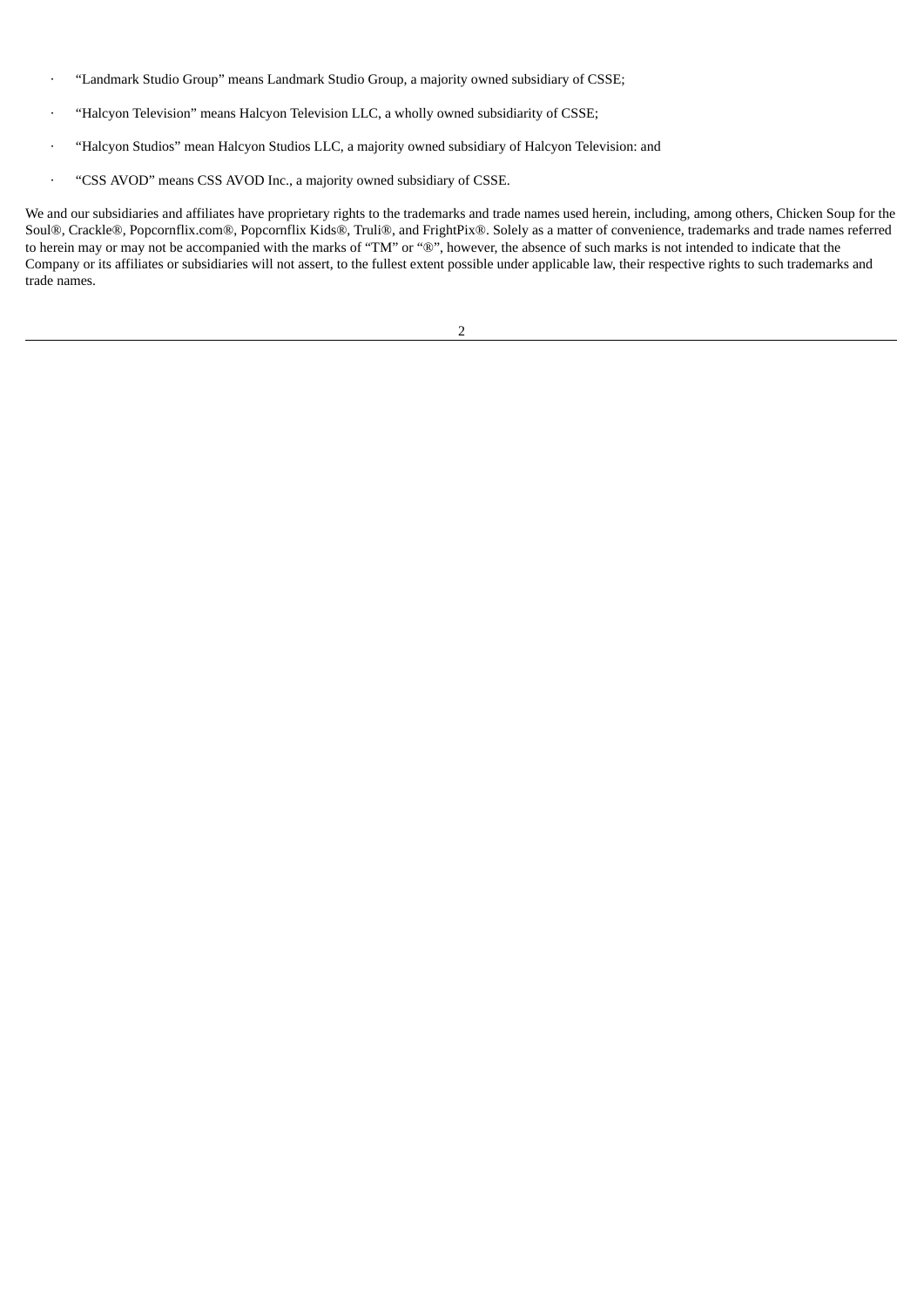- "Landmark Studio Group" means Landmark Studio Group, a majority owned subsidiary of CSSE;
- "Halcyon Television" means Halcyon Television LLC, a wholly owned subsidiarity of CSSE;
- "Halcyon Studios" mean Halcyon Studios LLC, a majority owned subsidiary of Halcyon Television: and
- "CSS AVOD" means CSS AVOD Inc., a majority owned subsidiary of CSSE.

We and our subsidiaries and affiliates have proprietary rights to the trademarks and trade names used herein, including, among others, Chicken Soup for the Soul®, Crackle®, Popcornflix.com®, Popcornflix Kids®, Truli®, and FrightPix®. Solely as a matter of convenience, trademarks and trade names referred to herein may or may not be accompanied with the marks of "TM" or "®", however, the absence of such marks is not intended to indicate that the Company or its affiliates or subsidiaries will not assert, to the fullest extent possible under applicable law, their respective rights to such trademarks and trade names.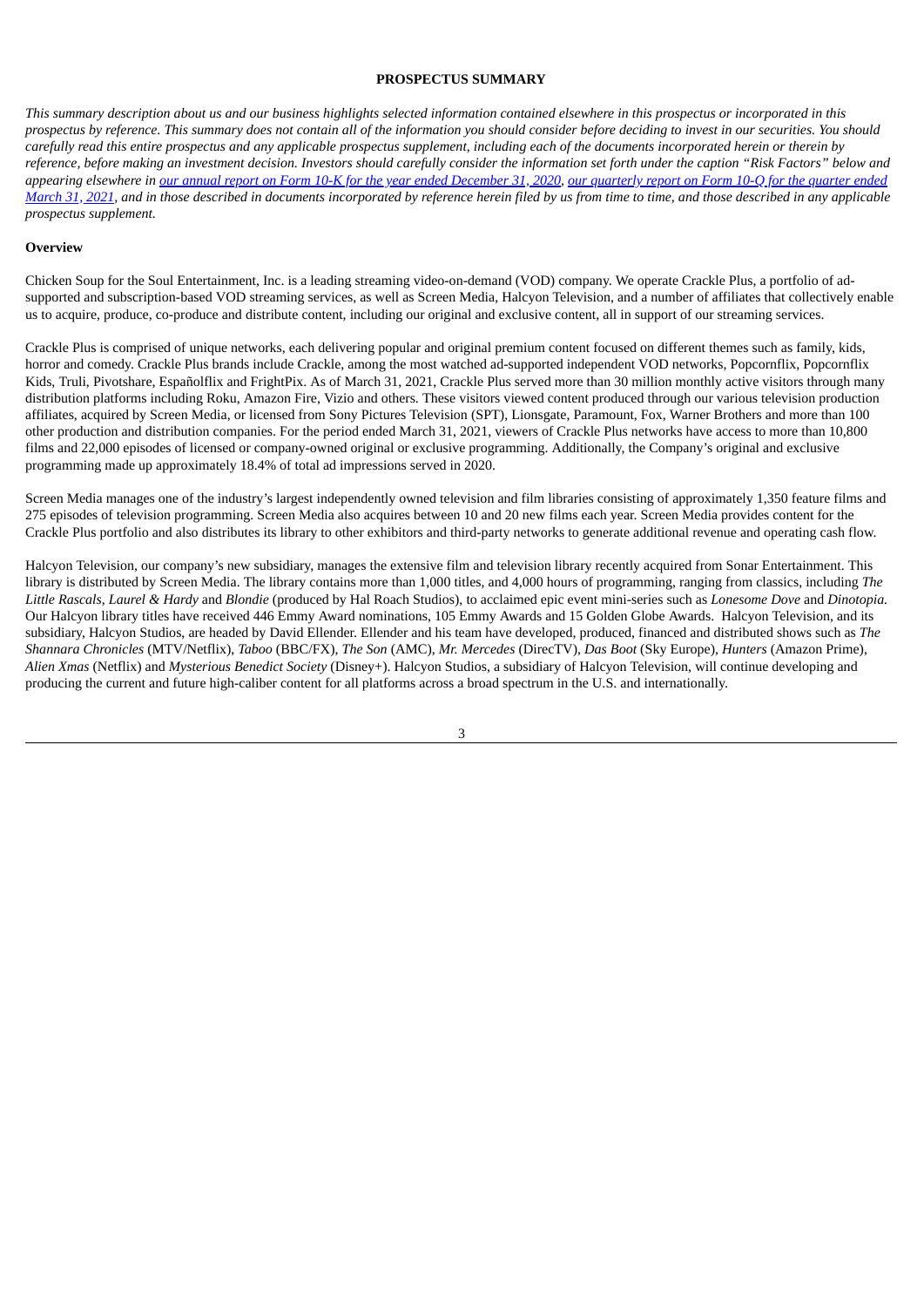## PROSPECTUS SUMMARY

*This summary description about us and our business highlights selected information contained elsewhere in this prospectus or incorporated in this prospectus by reference. This summary does not contain all of the information you should consider before deciding to invest in our securities. You should carefully read this entire prospectus and any applicable prospectus supplement, including each of the documents incorporated herein or therein by reference, before making an investment decision. Investors should carefully consider the information set forth under the caption "Risk Factors" below and appearing elsewhere in our annual report on Form 10-K for the year ended December 31, 2020, our quarterly report on Form 10-Q for the quarter ended March 31, 2021, and in those described in documents incorporated by reference herein filed by us from time to time, and those described in any applicable prospectus supplement.*

### Overview

Chicken Soup for the Soul Entertainment, Inc. is a leading streaming video-on-demand (VOD) company. We operate Crackle Plus, a portfolio of ad-supported and subscription-based VOD streaming services, as well as Screen Media, Halcyon Television, and a number of affiliates that collectively enable us to acquire, produce, co-produce and distribute content, including our original and exclusive content, all in support of our streaming services.

Crackle Plus is comprised of unique networks, each delivering popular and original premium content focused on different themes such as family, kids, horror and comedy. Crackle Plus brands include Crackle, among the most watched ad-supported independent VOD networks, Popcornflix, Popcornflix Kids, Truli, Pivotshare, Españolflix and FrightPix. As of March 31, 2021, Crackle Plus served more than 30 million monthly active visitors through many distribution platforms including Roku, Amazon Fire, Vizio and others. These visitors viewed content produced through our various television production affiliates, acquired by Screen Media, or licensed from Sony Pictures Television (SPT), Lionsgate, Paramount, Fox, Warner Brothers and more than 100 other production and distribution companies. For the period ended March 31, 2021, viewers of Crackle Plus networks have access to more than 10,800 films and 22,000 episodes of licensed or company-owned original or exclusive programming. Additionally, the Company's original and exclusive programming made up approximately 18.4% of total ad impressions served in 2020.

Screen Media manages one of the industry's largest independently owned television and film libraries consisting of approximately 1,350 feature films and 275 episodes of television programming. Screen Media also acquires between 10 and 20 new films each year. Screen Media provides content for the Crackle Plus portfolio and also distributes its library to other exhibitors and third-party networks to generate additional revenue and operating cash flow.

Halcyon Television, our company's new subsidiary, manages the extensive film and television library recently acquired from Sonar Entertainment. This library is distributed by Screen Media. The library contains more than 1,000 titles, and 4,000 hours of programming, ranging from classics, including *The Little Rascals*, *Laurel & Hardy* and *Blondie* (produced by Hal Roach Studios), to acclaimed epic event mini-series such as *Lonesome Dove* and *Dinotopia.* Our Halcyon library titles have received 446 Emmy Award nominations, 105 Emmy Awards and 15 Golden Globe Awards. Halcyon Television, and its subsidiary, Halcyon Studios, are headed by David Ellender. Ellender and his team have developed, produced, financed and distributed shows such as *The Shannara Chronicles* (MTV/Netflix), *Taboo* (BBC/FX), *The Son* (AMC), *Mr. Mercedes* (DirecTV), *Das Boot* (Sky Europe), *Hunters* (Amazon Prime), *Alien Xmas* (Netflix) and *Mysterious Benedict Society* (Disney+). Halcyon Studios, a subsidiary of Halcyon Television, will continue developing and producing the current and future high-caliber content for all platforms across a broad spectrum in the U.S. and internationally.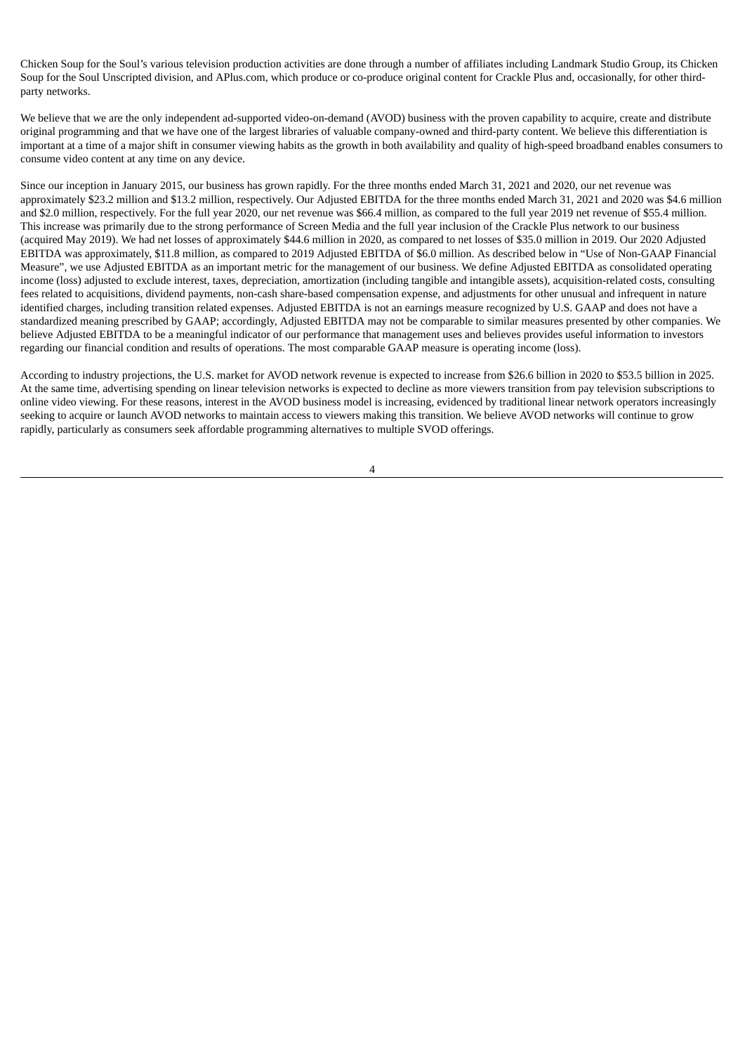Chicken Soup for the Soul's various television production activities are done through a number of affiliates including Landmark Studio Group, its Chicken Soup for the Soul Unscripted division, and APlus.com, which produce or co-produce original content for Crackle Plus and, occasionally, for other third-party networks.

We believe that we are the only independent ad-supported video-on-demand (AVOD) business with the proven capability to acquire, create and distribute original programming and that we have one of the largest libraries of valuable company-owned and third-party content. We believe this differentiation is important at a time of a major shift in consumer viewing habits as the growth in both availability and quality of high-speed broadband enables consumers to consume video content at any time on any device.

Since our inception in January 2015, our business has grown rapidly. For the three months ended March 31, 2021 and 2020, our net revenue was approximately $23.2 million and $13.2 million, respectively. Our Adjusted EBITDA for the three months ended March 31, 2021 and 2020 was $4.6 million and $2.0 million, respectively. For the full year 2020, our net revenue was $66.4 million, as compared to the full year 2019 net revenue of $55.4 million. This increase was primarily due to the strong performance of Screen Media and the full year inclusion of the Crackle Plus network to our business (acquired May 2019). We had net losses of approximately $44.6 million in 2020, as compared to net losses of $35.0 million in 2019. Our 2020 Adjusted EBITDA was approximately, $11.8 million, as compared to 2019 Adjusted EBITDA of $6.0 million. As described below in "Use of Non-GAAP Financial Measure", we use Adjusted EBITDA as an important metric for the management of our business. We define Adjusted EBITDA as consolidated operating income (loss) adjusted to exclude interest, taxes, depreciation, amortization (including tangible and intangible assets), acquisition-related costs, consulting fees related to acquisitions, dividend payments, non-cash share-based compensation expense, and adjustments for other unusual and infrequent in nature identified charges, including transition related expenses. Adjusted EBITDA is not an earnings measure recognized by U.S. GAAP and does not have a standardized meaning prescribed by GAAP; accordingly, Adjusted EBITDA may not be comparable to similar measures presented by other companies. We believe Adjusted EBITDA to be a meaningful indicator of our performance that management uses and believes provides useful information to investors regarding our financial condition and results of operations. The most comparable GAAP measure is operating income (loss).

According to industry projections, the U.S. market for AVOD network revenue is expected to increase from $26.6 billion in 2020 to $53.5 billion in 2025. At the same time, advertising spending on linear television networks is expected to decline as more viewers transition from pay television subscriptions to online video viewing. For these reasons, interest in the AVOD business model is increasing, evidenced by traditional linear network operators increasingly seeking to acquire or launch AVOD networks to maintain access to viewers making this transition. We believe AVOD networks will continue to grow rapidly, particularly as consumers seek affordable programming alternatives to multiple SVOD offerings.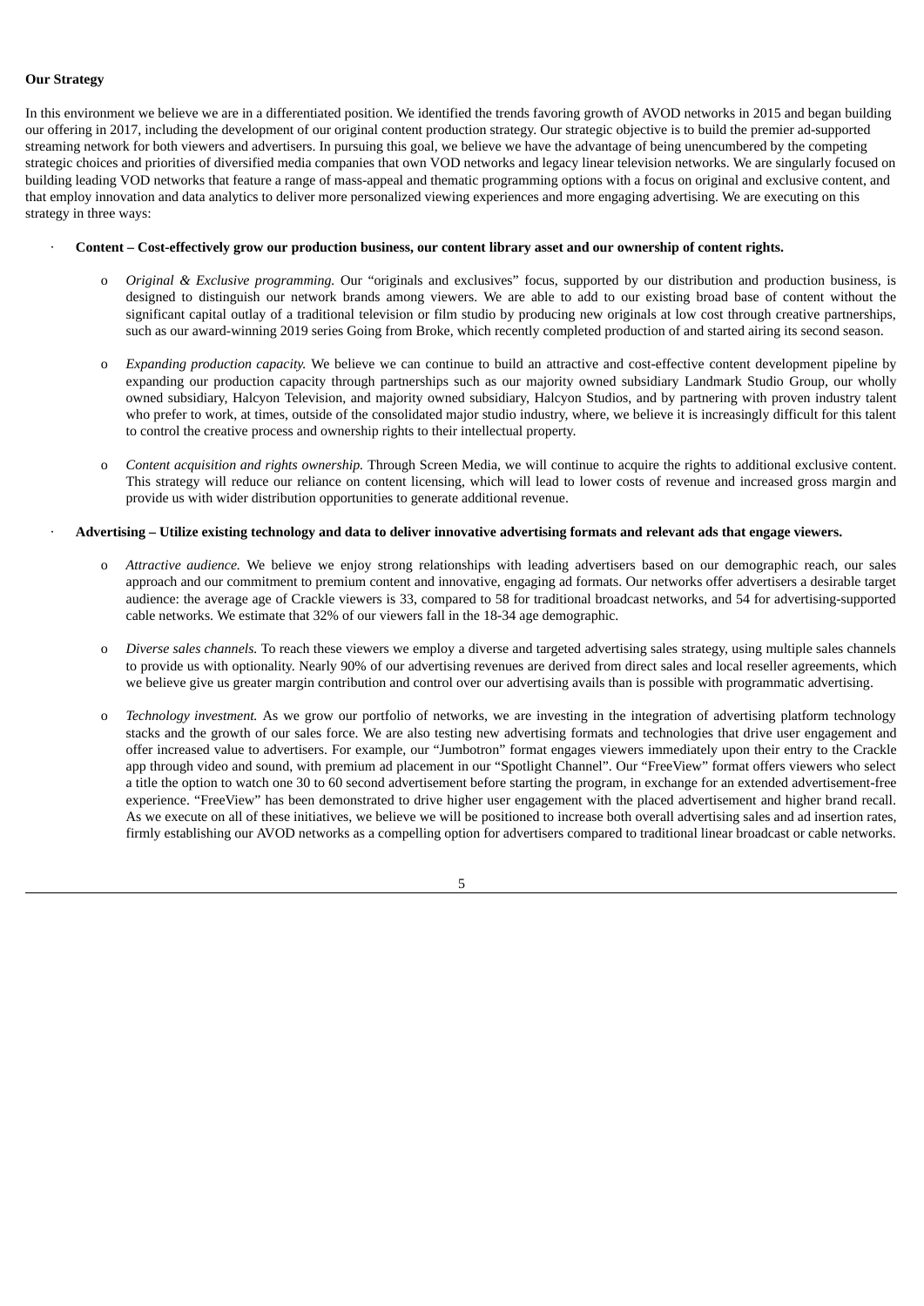**Our Strategy**

In this environment we believe we are in a differentiated position. We identified the trends favoring growth of AVOD networks in 2015 and began building our offering in 2017, including the development of our original content production strategy. Our strategic objective is to build the premier ad-supported streaming network for both viewers and advertisers. In pursuing this goal, we believe we have the advantage of being unencumbered by the competing strategic choices and priorities of diversified media companies that own VOD networks and legacy linear television networks. We are singularly focused on building leading VOD networks that feature a range of mass-appeal and thematic programming options with a focus on original and exclusive content, and that employ innovation and data analytics to deliver more personalized viewing experiences and more engaging advertising. We are executing on this strategy in three ways:

- **Content – Cost-effectively grow our production business, our content library asset and our ownership of content rights.**
  - *Original & Exclusive programming.* Our "originals and exclusives" focus, supported by our distribution and production business, is designed to distinguish our network brands among viewers. We are able to add to our existing broad base of content without the significant capital outlay of a traditional television or film studio by producing new originals at low cost through creative partnerships, such as our award-winning 2019 series Going from Broke, which recently completed production of and started airing its second season.
  - *Expanding production capacity.* We believe we can continue to build an attractive and cost-effective content development pipeline by expanding our production capacity through partnerships such as our majority owned subsidiary Landmark Studio Group, our wholly owned subsidiary, Halcyon Television, and majority owned subsidiary, Halcyon Studios, and by partnering with proven industry talent who prefer to work, at times, outside of the consolidated major studio industry, where, we believe it is increasingly difficult for this talent to control the creative process and ownership rights to their intellectual property.
  - *Content acquisition and rights ownership.* Through Screen Media, we will continue to acquire the rights to additional exclusive content. This strategy will reduce our reliance on content licensing, which will lead to lower costs of revenue and increased gross margin and provide us with wider distribution opportunities to generate additional revenue.

- **Advertising – Utilize existing technology and data to deliver innovative advertising formats and relevant ads that engage viewers.**
  - *Attractive audience.* We believe we enjoy strong relationships with leading advertisers based on our demographic reach, our sales approach and our commitment to premium content and innovative, engaging ad formats. Our networks offer advertisers a desirable target audience: the average age of Crackle viewers is 33, compared to 58 for traditional broadcast networks, and 54 for advertising-supported cable networks. We estimate that 32% of our viewers fall in the 18-34 age demographic.
  - *Diverse sales channels.* To reach these viewers we employ a diverse and targeted advertising sales strategy, using multiple sales channels to provide us with optionality. Nearly 90% of our advertising revenues are derived from direct sales and local reseller agreements, which we believe give us greater margin contribution and control over our advertising avails than is possible with programmatic advertising.
  - *Technology investment.* As we grow our portfolio of networks, we are investing in the integration of advertising platform technology stacks and the growth of our sales force. We are also testing new advertising formats and technologies that drive user engagement and offer increased value to advertisers. For example, our "Jumbotron" format engages viewers immediately upon their entry to the Crackle app through video and sound, with premium ad placement in our "Spotlight Channel". Our "FreeView" format offers viewers who select a title the option to watch one 30 to 60 second advertisement before starting the program, in exchange for an extended advertisement-free experience. "FreeView" has been demonstrated to drive higher user engagement with the placed advertisement and higher brand recall. As we execute on all of these initiatives, we believe we will be positioned to increase both overall advertising sales and ad insertion rates, firmly establishing our AVOD networks as a compelling option for advertisers compared to traditional linear broadcast or cable networks.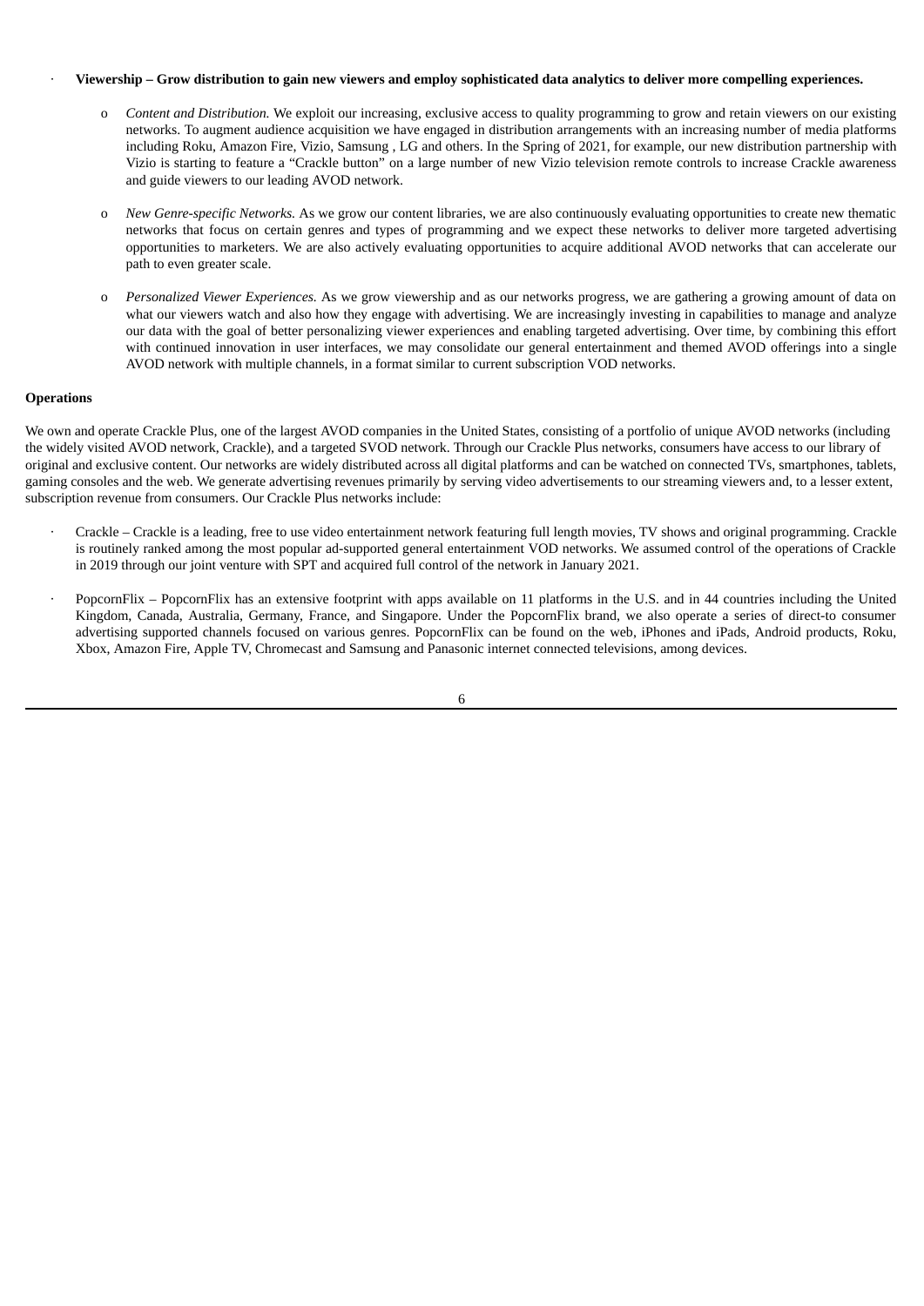- **Viewership – Grow distribution to gain new viewers and employ sophisticated data analytics to deliver more compelling experiences.**

  - *Content and Distribution.* We exploit our increasing, exclusive access to quality programming to grow and retain viewers on our existing networks. To augment audience acquisition we have engaged in distribution arrangements with an increasing number of media platforms including Roku, Amazon Fire, Vizio, Samsung , LG and others. In the Spring of 2021, for example, our new distribution partnership with Vizio is starting to feature a "Crackle button" on a large number of new Vizio television remote controls to increase Crackle awareness and guide viewers to our leading AVOD network.

  - *New Genre-specific Networks.* As we grow our content libraries, we are also continuously evaluating opportunities to create new thematic networks that focus on certain genres and types of programming and we expect these networks to deliver more targeted advertising opportunities to marketers. We are also actively evaluating opportunities to acquire additional AVOD networks that can accelerate our path to even greater scale.

  - *Personalized Viewer Experiences.* As we grow viewership and as our networks progress, we are gathering a growing amount of data on what our viewers watch and also how they engage with advertising. We are increasingly investing in capabilities to manage and analyze our data with the goal of better personalizing viewer experiences and enabling targeted advertising. Over time, by combining this effort with continued innovation in user interfaces, we may consolidate our general entertainment and themed AVOD offerings into a single AVOD network with multiple channels, in a format similar to current subscription VOD networks.

**Operations**

We own and operate Crackle Plus, one of the largest AVOD companies in the United States, consisting of a portfolio of unique AVOD networks (including the widely visited AVOD network, Crackle), and a targeted SVOD network. Through our Crackle Plus networks, consumers have access to our library of original and exclusive content. Our networks are widely distributed across all digital platforms and can be watched on connected TVs, smartphones, tablets, gaming consoles and the web. We generate advertising revenues primarily by serving video advertisements to our streaming viewers and, to a lesser extent, subscription revenue from consumers. Our Crackle Plus networks include:

- Crackle – Crackle is a leading, free to use video entertainment network featuring full length movies, TV shows and original programming. Crackle is routinely ranked among the most popular ad-supported general entertainment VOD networks. We assumed control of the operations of Crackle in 2019 through our joint venture with SPT and acquired full control of the network in January 2021.

- PopcornFlix – PopcornFlix has an extensive footprint with apps available on 11 platforms in the U.S. and in 44 countries including the United Kingdom, Canada, Australia, Germany, France, and Singapore. Under the PopcornFlix brand, we also operate a series of direct-to consumer advertising supported channels focused on various genres. PopcornFlix can be found on the web, iPhones and iPads, Android products, Roku, Xbox, Amazon Fire, Apple TV, Chromecast and Samsung and Panasonic internet connected televisions, among devices.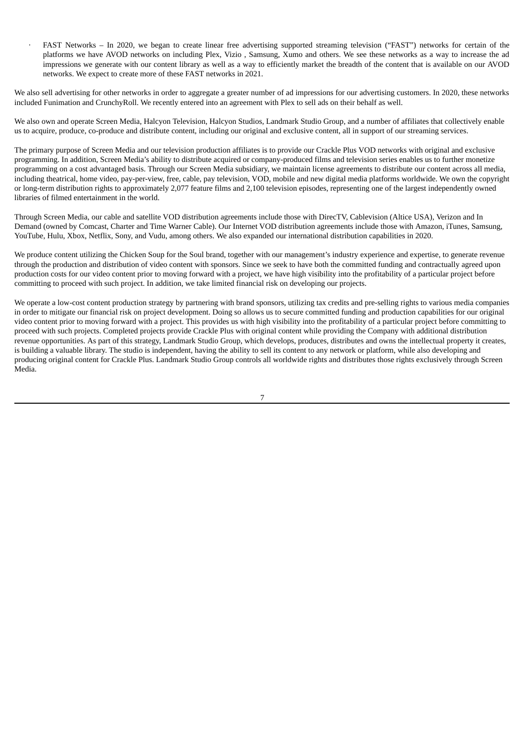- FAST Networks – In 2020, we began to create linear free advertising supported streaming television ("FAST") networks for certain of the platforms we have AVOD networks on including Plex, Vizio , Samsung, Xumo and others. We see these networks as a way to increase the ad impressions we generate with our content library as well as a way to efficiently market the breadth of the content that is available on our AVOD networks. We expect to create more of these FAST networks in 2021.

We also sell advertising for other networks in order to aggregate a greater number of ad impressions for our advertising customers. In 2020, these networks included Funimation and CrunchyRoll. We recently entered into an agreement with Plex to sell ads on their behalf as well.

We also own and operate Screen Media, Halcyon Television, Halcyon Studios, Landmark Studio Group, and a number of affiliates that collectively enable us to acquire, produce, co-produce and distribute content, including our original and exclusive content, all in support of our streaming services.

The primary purpose of Screen Media and our television production affiliates is to provide our Crackle Plus VOD networks with original and exclusive programming. In addition, Screen Media's ability to distribute acquired or company-produced films and television series enables us to further monetize programming on a cost advantaged basis. Through our Screen Media subsidiary, we maintain license agreements to distribute our content across all media, including theatrical, home video, pay-per-view, free, cable, pay television, VOD, mobile and new digital media platforms worldwide. We own the copyright or long-term distribution rights to approximately 2,077 feature films and 2,100 television episodes, representing one of the largest independently owned libraries of filmed entertainment in the world.

Through Screen Media, our cable and satellite VOD distribution agreements include those with DirecTV, Cablevision (Altice USA), Verizon and In Demand (owned by Comcast, Charter and Time Warner Cable). Our Internet VOD distribution agreements include those with Amazon, iTunes, Samsung, YouTube, Hulu, Xbox, Netflix, Sony, and Vudu, among others. We also expanded our international distribution capabilities in 2020.

We produce content utilizing the Chicken Soup for the Soul brand, together with our management's industry experience and expertise, to generate revenue through the production and distribution of video content with sponsors. Since we seek to have both the committed funding and contractually agreed upon production costs for our video content prior to moving forward with a project, we have high visibility into the profitability of a particular project before committing to proceed with such project. In addition, we take limited financial risk on developing our projects.

We operate a low-cost content production strategy by partnering with brand sponsors, utilizing tax credits and pre-selling rights to various media companies in order to mitigate our financial risk on project development. Doing so allows us to secure committed funding and production capabilities for our original video content prior to moving forward with a project. This provides us with high visibility into the profitability of a particular project before committing to proceed with such projects. Completed projects provide Crackle Plus with original content while providing the Company with additional distribution revenue opportunities. As part of this strategy, Landmark Studio Group, which develops, produces, distributes and owns the intellectual property it creates, is building a valuable library. The studio is independent, having the ability to sell its content to any network or platform, while also developing and producing original content for Crackle Plus. Landmark Studio Group controls all worldwide rights and distributes those rights exclusively through Screen Media.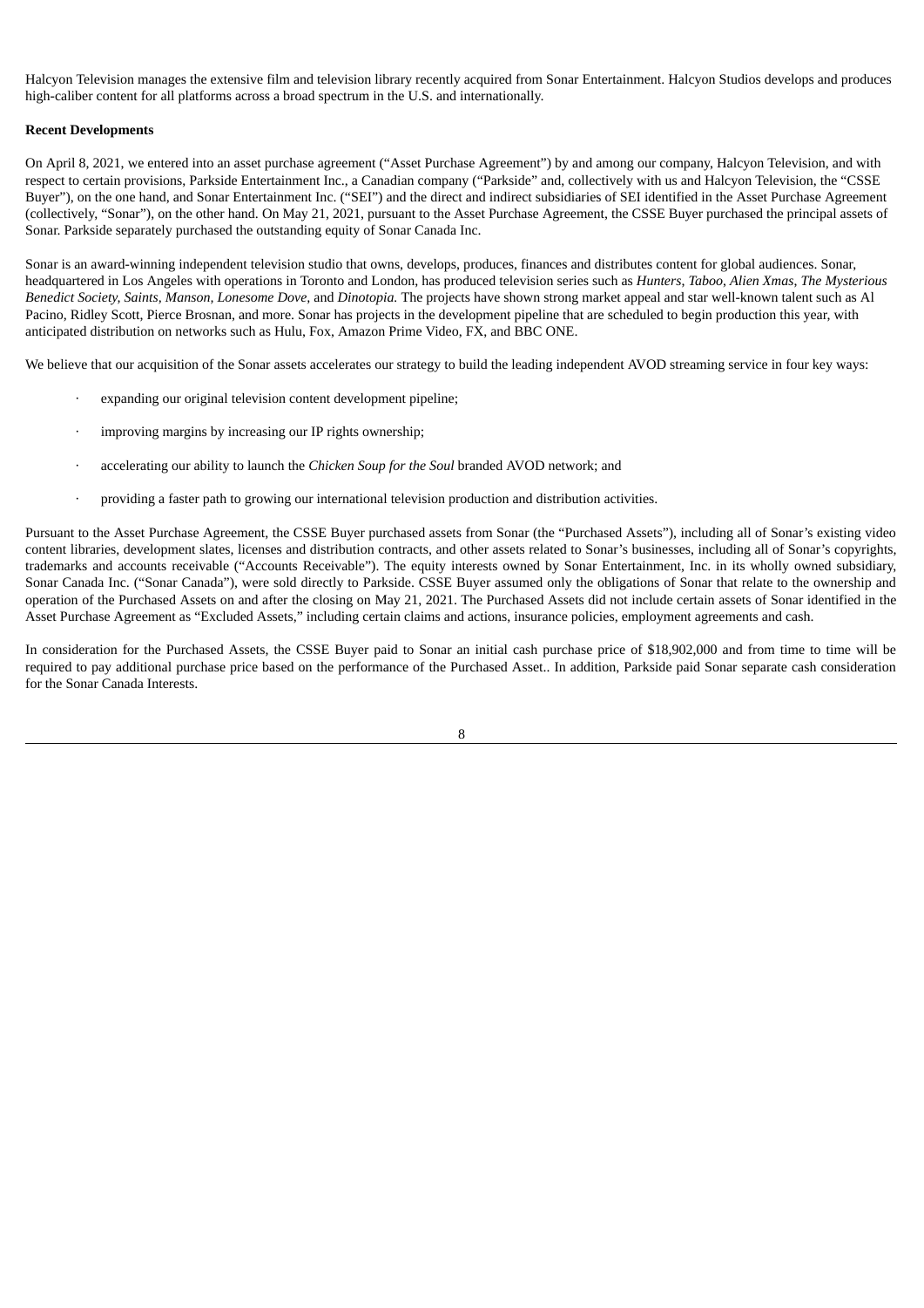Halcyon Television manages the extensive film and television library recently acquired from Sonar Entertainment. Halcyon Studios develops and produces high-caliber content for all platforms across a broad spectrum in the U.S. and internationally.

**Recent Developments**

On April 8, 2021, we entered into an asset purchase agreement ("Asset Purchase Agreement") by and among our company, Halcyon Television, and with respect to certain provisions, Parkside Entertainment Inc., a Canadian company ("Parkside" and, collectively with us and Halcyon Television, the "CSSE Buyer"), on the one hand, and Sonar Entertainment Inc. ("SEI") and the direct and indirect subsidiaries of SEI identified in the Asset Purchase Agreement (collectively, "Sonar"), on the other hand. On May 21, 2021, pursuant to the Asset Purchase Agreement, the CSSE Buyer purchased the principal assets of Sonar. Parkside separately purchased the outstanding equity of Sonar Canada Inc.

Sonar is an award-winning independent television studio that owns, develops, produces, finances and distributes content for global audiences. Sonar, headquartered in Los Angeles with operations in Toronto and London, has produced television series such as *Hunters*, *Taboo*, *Alien Xmas*, *The Mysterious Benedict Society*, *Saints*, *Manson*, *Lonesome Dove*, and *Dinotopia.* The projects have shown strong market appeal and star well-known talent such as Al Pacino, Ridley Scott, Pierce Brosnan, and more. Sonar has projects in the development pipeline that are scheduled to begin production this year, with anticipated distribution on networks such as Hulu, Fox, Amazon Prime Video, FX, and BBC ONE.

We believe that our acquisition of the Sonar assets accelerates our strategy to build the leading independent AVOD streaming service in four key ways:

- expanding our original television content development pipeline;
- improving margins by increasing our IP rights ownership;
- accelerating our ability to launch the *Chicken Soup for the Soul* branded AVOD network; and
- providing a faster path to growing our international television production and distribution activities.

Pursuant to the Asset Purchase Agreement, the CSSE Buyer purchased assets from Sonar (the "Purchased Assets"), including all of Sonar's existing video content libraries, development slates, licenses and distribution contracts, and other assets related to Sonar's businesses, including all of Sonar's copyrights, trademarks and accounts receivable ("Accounts Receivable"). The equity interests owned by Sonar Entertainment, Inc. in its wholly owned subsidiary, Sonar Canada Inc. ("Sonar Canada"), were sold directly to Parkside. CSSE Buyer assumed only the obligations of Sonar that relate to the ownership and operation of the Purchased Assets on and after the closing on May 21, 2021. The Purchased Assets did not include certain assets of Sonar identified in the Asset Purchase Agreement as "Excluded Assets," including certain claims and actions, insurance policies, employment agreements and cash.

In consideration for the Purchased Assets, the CSSE Buyer paid to Sonar an initial cash purchase price of $18,902,000 and from time to time will be required to pay additional purchase price based on the performance of the Purchased Asset.. In addition, Parkside paid Sonar separate cash consideration for the Sonar Canada Interests.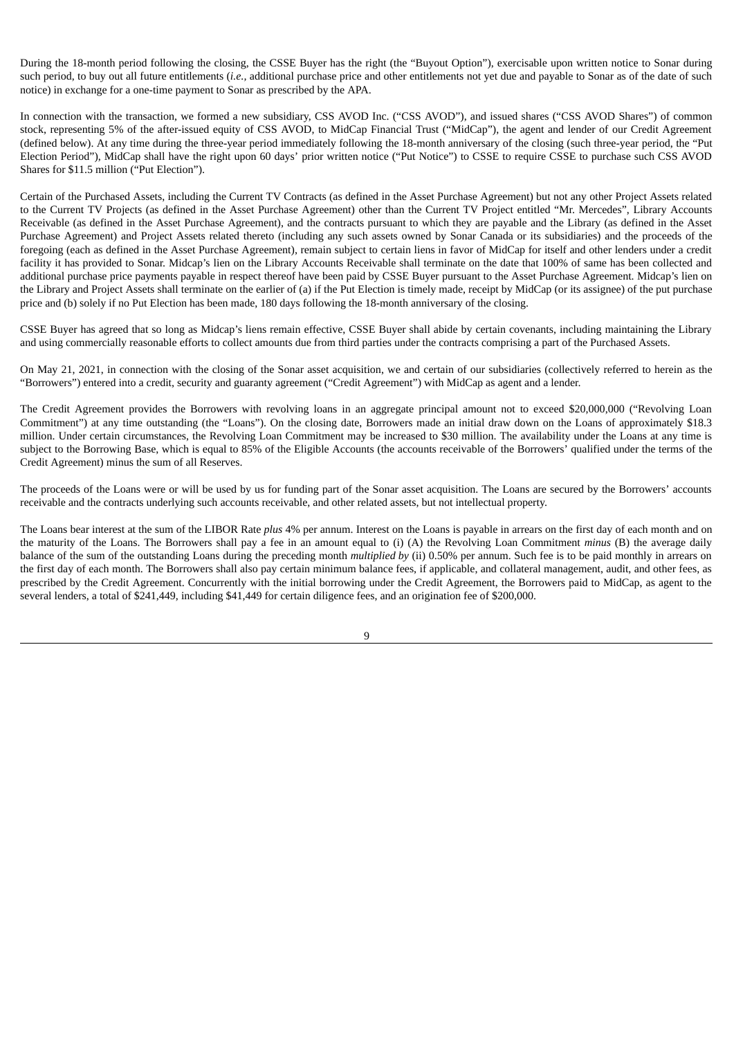During the 18-month period following the closing, the CSSE Buyer has the right (the "Buyout Option"), exercisable upon written notice to Sonar during such period, to buy out all future entitlements (*i.e.*, additional purchase price and other entitlements not yet due and payable to Sonar as of the date of such notice) in exchange for a one-time payment to Sonar as prescribed by the APA.

In connection with the transaction, we formed a new subsidiary, CSS AVOD Inc. ("CSS AVOD"), and issued shares ("CSS AVOD Shares") of common stock, representing 5% of the after-issued equity of CSS AVOD, to MidCap Financial Trust ("MidCap"), the agent and lender of our Credit Agreement (defined below). At any time during the three-year period immediately following the 18-month anniversary of the closing (such three-year period, the "Put Election Period"), MidCap shall have the right upon 60 days' prior written notice ("Put Notice") to CSSE to require CSSE to purchase such CSS AVOD Shares for $11.5 million ("Put Election").

Certain of the Purchased Assets, including the Current TV Contracts (as defined in the Asset Purchase Agreement) but not any other Project Assets related to the Current TV Projects (as defined in the Asset Purchase Agreement) other than the Current TV Project entitled "Mr. Mercedes", Library Accounts Receivable (as defined in the Asset Purchase Agreement), and the contracts pursuant to which they are payable and the Library (as defined in the Asset Purchase Agreement) and Project Assets related thereto (including any such assets owned by Sonar Canada or its subsidiaries) and the proceeds of the foregoing (each as defined in the Asset Purchase Agreement), remain subject to certain liens in favor of MidCap for itself and other lenders under a credit facility it has provided to Sonar. Midcap's lien on the Library Accounts Receivable shall terminate on the date that 100% of same has been collected and additional purchase price payments payable in respect thereof have been paid by CSSE Buyer pursuant to the Asset Purchase Agreement. Midcap's lien on the Library and Project Assets shall terminate on the earlier of (a) if the Put Election is timely made, receipt by MidCap (or its assignee) of the put purchase price and (b) solely if no Put Election has been made, 180 days following the 18-month anniversary of the closing.

CSSE Buyer has agreed that so long as Midcap's liens remain effective, CSSE Buyer shall abide by certain covenants, including maintaining the Library and using commercially reasonable efforts to collect amounts due from third parties under the contracts comprising a part of the Purchased Assets.

On May 21, 2021, in connection with the closing of the Sonar asset acquisition, we and certain of our subsidiaries (collectively referred to herein as the "Borrowers") entered into a credit, security and guaranty agreement ("Credit Agreement") with MidCap as agent and a lender.

The Credit Agreement provides the Borrowers with revolving loans in an aggregate principal amount not to exceed $20,000,000 ("Revolving Loan Commitment") at any time outstanding (the "Loans"). On the closing date, Borrowers made an initial draw down on the Loans of approximately $18.3 million. Under certain circumstances, the Revolving Loan Commitment may be increased to $30 million. The availability under the Loans at any time is subject to the Borrowing Base, which is equal to 85% of the Eligible Accounts (the accounts receivable of the Borrowers' qualified under the terms of the Credit Agreement) minus the sum of all Reserves.

The proceeds of the Loans were or will be used by us for funding part of the Sonar asset acquisition. The Loans are secured by the Borrowers' accounts receivable and the contracts underlying such accounts receivable, and other related assets, but not intellectual property.

The Loans bear interest at the sum of the LIBOR Rate *plus* 4% per annum. Interest on the Loans is payable in arrears on the first day of each month and on the maturity of the Loans. The Borrowers shall pay a fee in an amount equal to (i) (A) the Revolving Loan Commitment *minus* (B) the average daily balance of the sum of the outstanding Loans during the preceding month *multiplied by* (ii) 0.50% per annum. Such fee is to be paid monthly in arrears on the first day of each month. The Borrowers shall also pay certain minimum balance fees, if applicable, and collateral management, audit, and other fees, as prescribed by the Credit Agreement. Concurrently with the initial borrowing under the Credit Agreement, the Borrowers paid to MidCap, as agent to the several lenders, a total of $241,449, including $41,449 for certain diligence fees, and an origination fee of $200,000.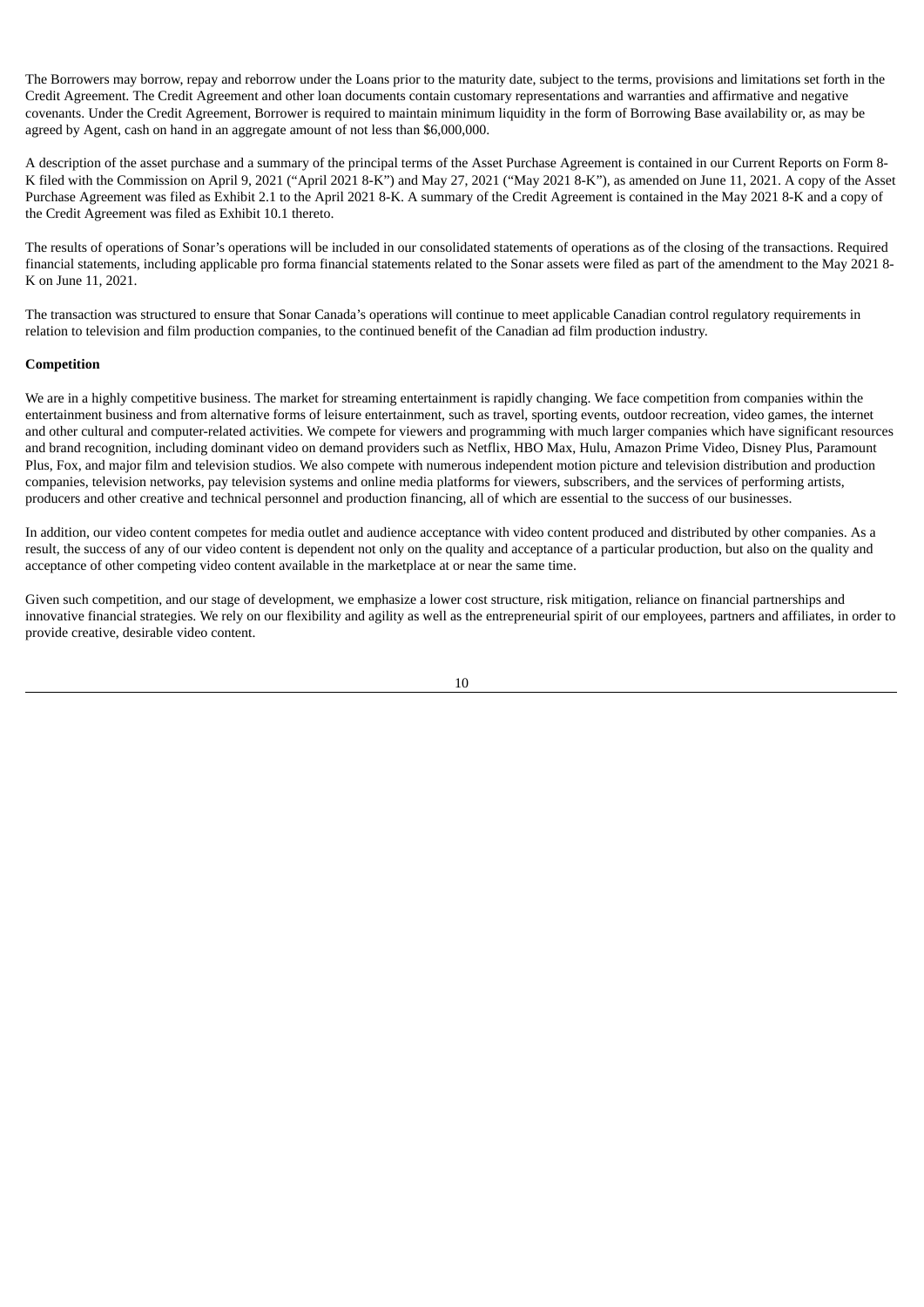The Borrowers may borrow, repay and reborrow under the Loans prior to the maturity date, subject to the terms, provisions and limitations set forth in the Credit Agreement. The Credit Agreement and other loan documents contain customary representations and warranties and affirmative and negative covenants. Under the Credit Agreement, Borrower is required to maintain minimum liquidity in the form of Borrowing Base availability or, as may be agreed by Agent, cash on hand in an aggregate amount of not less than $6,000,000.

A description of the asset purchase and a summary of the principal terms of the Asset Purchase Agreement is contained in our Current Reports on Form 8-K filed with the Commission on April 9, 2021 ("April 2021 8-K") and May 27, 2021 ("May 2021 8-K"), as amended on June 11, 2021. A copy of the Asset Purchase Agreement was filed as Exhibit 2.1 to the April 2021 8-K. A summary of the Credit Agreement is contained in the May 2021 8-K and a copy of the Credit Agreement was filed as Exhibit 10.1 thereto.

The results of operations of Sonar's operations will be included in our consolidated statements of operations as of the closing of the transactions. Required financial statements, including applicable pro forma financial statements related to the Sonar assets were filed as part of the amendment to the May 2021 8-K on June 11, 2021.

The transaction was structured to ensure that Sonar Canada's operations will continue to meet applicable Canadian control regulatory requirements in relation to television and film production companies, to the continued benefit of the Canadian ad film production industry.

**Competition**

We are in a highly competitive business. The market for streaming entertainment is rapidly changing. We face competition from companies within the entertainment business and from alternative forms of leisure entertainment, such as travel, sporting events, outdoor recreation, video games, the internet and other cultural and computer-related activities. We compete for viewers and programming with much larger companies which have significant resources and brand recognition, including dominant video on demand providers such as Netflix, HBO Max, Hulu, Amazon Prime Video, Disney Plus, Paramount Plus, Fox, and major film and television studios. We also compete with numerous independent motion picture and television distribution and production companies, television networks, pay television systems and online media platforms for viewers, subscribers, and the services of performing artists, producers and other creative and technical personnel and production financing, all of which are essential to the success of our businesses.

In addition, our video content competes for media outlet and audience acceptance with video content produced and distributed by other companies. As a result, the success of any of our video content is dependent not only on the quality and acceptance of a particular production, but also on the quality and acceptance of other competing video content available in the marketplace at or near the same time.

Given such competition, and our stage of development, we emphasize a lower cost structure, risk mitigation, reliance on financial partnerships and innovative financial strategies. We rely on our flexibility and agility as well as the entrepreneurial spirit of our employees, partners and affiliates, in order to provide creative, desirable video content.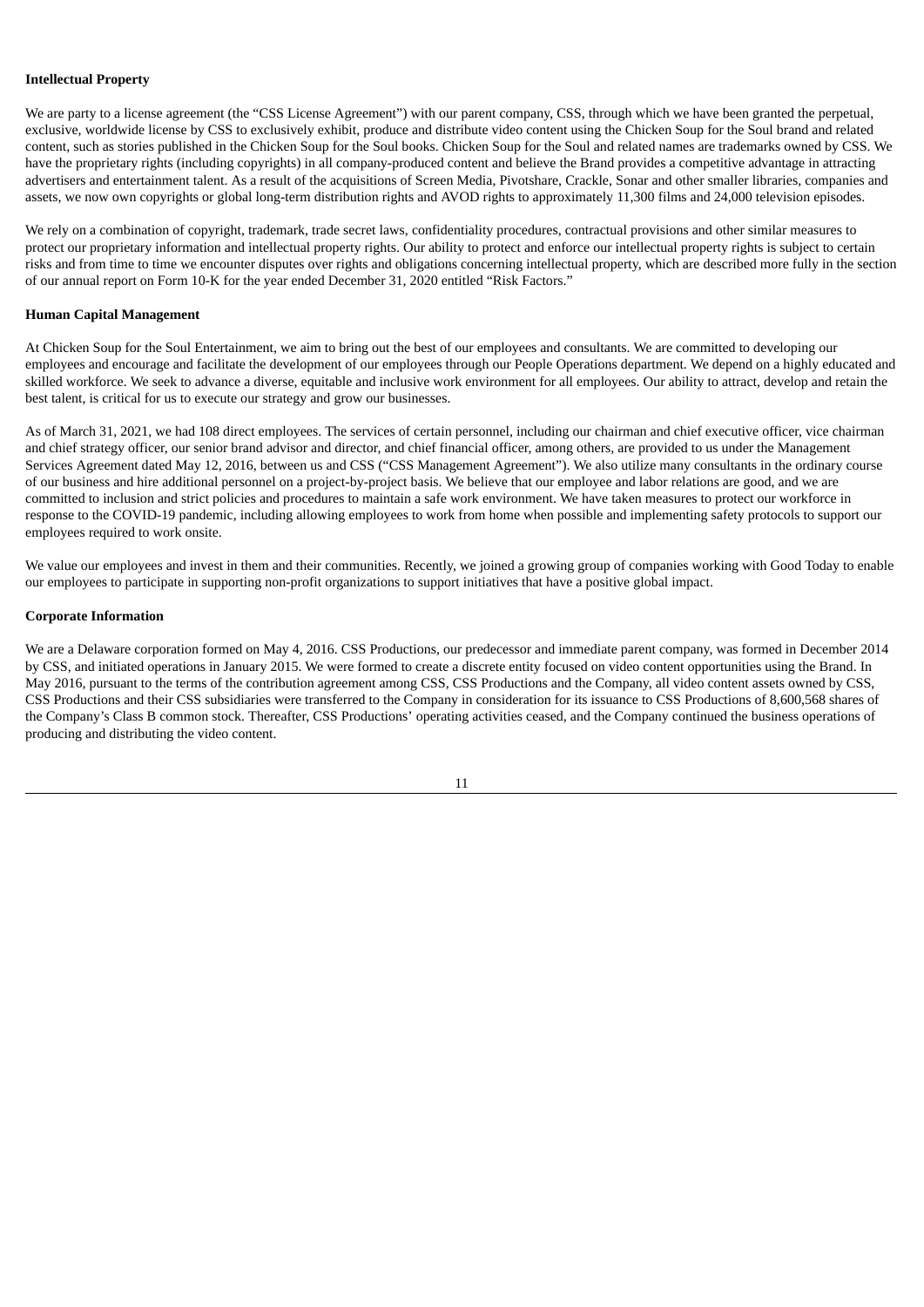**Intellectual Property**

We are party to a license agreement (the "CSS License Agreement") with our parent company, CSS, through which we have been granted the perpetual, exclusive, worldwide license by CSS to exclusively exhibit, produce and distribute video content using the Chicken Soup for the Soul brand and related content, such as stories published in the Chicken Soup for the Soul books. Chicken Soup for the Soul and related names are trademarks owned by CSS. We have the proprietary rights (including copyrights) in all company-produced content and believe the Brand provides a competitive advantage in attracting advertisers and entertainment talent. As a result of the acquisitions of Screen Media, Pivotshare, Crackle, Sonar and other smaller libraries, companies and assets, we now own copyrights or global long-term distribution rights and AVOD rights to approximately 11,300 films and 24,000 television episodes.

We rely on a combination of copyright, trademark, trade secret laws, confidentiality procedures, contractual provisions and other similar measures to protect our proprietary information and intellectual property rights. Our ability to protect and enforce our intellectual property rights is subject to certain risks and from time to time we encounter disputes over rights and obligations concerning intellectual property, which are described more fully in the section of our annual report on Form 10-K for the year ended December 31, 2020 entitled "Risk Factors."

**Human Capital Management**

At Chicken Soup for the Soul Entertainment, we aim to bring out the best of our employees and consultants. We are committed to developing our employees and encourage and facilitate the development of our employees through our People Operations department. We depend on a highly educated and skilled workforce. We seek to advance a diverse, equitable and inclusive work environment for all employees. Our ability to attract, develop and retain the best talent, is critical for us to execute our strategy and grow our businesses.

As of March 31, 2021, we had 108 direct employees. The services of certain personnel, including our chairman and chief executive officer, vice chairman and chief strategy officer, our senior brand advisor and director, and chief financial officer, among others, are provided to us under the Management Services Agreement dated May 12, 2016, between us and CSS ("CSS Management Agreement"). We also utilize many consultants in the ordinary course of our business and hire additional personnel on a project-by-project basis. We believe that our employee and labor relations are good, and we are committed to inclusion and strict policies and procedures to maintain a safe work environment. We have taken measures to protect our workforce in response to the COVID-19 pandemic, including allowing employees to work from home when possible and implementing safety protocols to support our employees required to work onsite.

We value our employees and invest in them and their communities. Recently, we joined a growing group of companies working with Good Today to enable our employees to participate in supporting non-profit organizations to support initiatives that have a positive global impact.

**Corporate Information**

We are a Delaware corporation formed on May 4, 2016. CSS Productions, our predecessor and immediate parent company, was formed in December 2014 by CSS, and initiated operations in January 2015. We were formed to create a discrete entity focused on video content opportunities using the Brand. In May 2016, pursuant to the terms of the contribution agreement among CSS, CSS Productions and the Company, all video content assets owned by CSS, CSS Productions and their CSS subsidiaries were transferred to the Company in consideration for its issuance to CSS Productions of 8,600,568 shares of the Company's Class B common stock. Thereafter, CSS Productions' operating activities ceased, and the Company continued the business operations of producing and distributing the video content.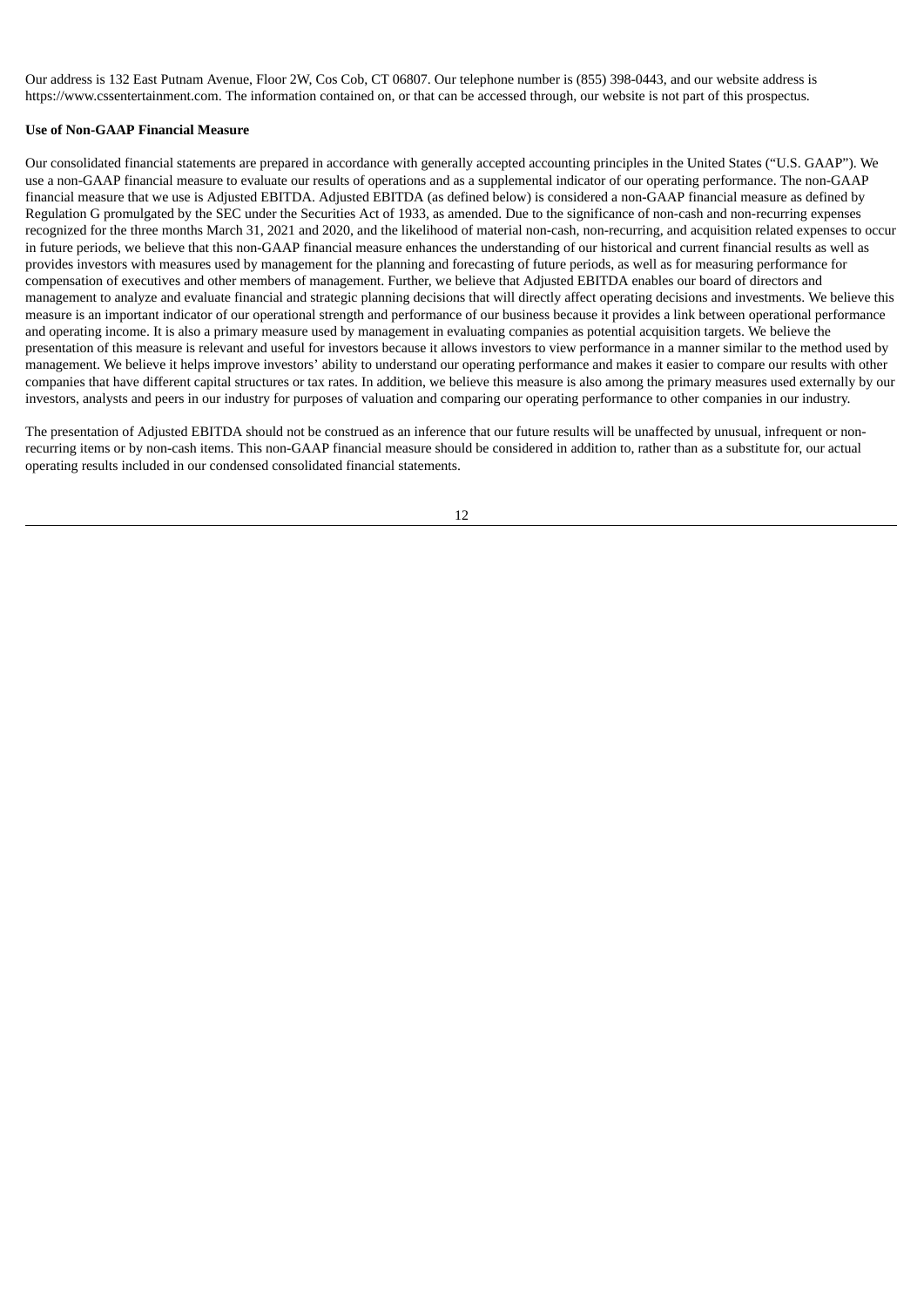Our address is 132 East Putnam Avenue, Floor 2W, Cos Cob, CT 06807. Our telephone number is (855) 398-0443, and our website address is https://www.cssentertainment.com. The information contained on, or that can be accessed through, our website is not part of this prospectus.

**Use of Non-GAAP Financial Measure**

Our consolidated financial statements are prepared in accordance with generally accepted accounting principles in the United States ("U.S. GAAP"). We use a non-GAAP financial measure to evaluate our results of operations and as a supplemental indicator of our operating performance. The non-GAAP financial measure that we use is Adjusted EBITDA. Adjusted EBITDA (as defined below) is considered a non-GAAP financial measure as defined by Regulation G promulgated by the SEC under the Securities Act of 1933, as amended. Due to the significance of non-cash and non-recurring expenses recognized for the three months March 31, 2021 and 2020, and the likelihood of material non-cash, non-recurring, and acquisition related expenses to occur in future periods, we believe that this non-GAAP financial measure enhances the understanding of our historical and current financial results as well as provides investors with measures used by management for the planning and forecasting of future periods, as well as for measuring performance for compensation of executives and other members of management. Further, we believe that Adjusted EBITDA enables our board of directors and management to analyze and evaluate financial and strategic planning decisions that will directly affect operating decisions and investments. We believe this measure is an important indicator of our operational strength and performance of our business because it provides a link between operational performance and operating income. It is also a primary measure used by management in evaluating companies as potential acquisition targets. We believe the presentation of this measure is relevant and useful for investors because it allows investors to view performance in a manner similar to the method used by management. We believe it helps improve investors' ability to understand our operating performance and makes it easier to compare our results with other companies that have different capital structures or tax rates. In addition, we believe this measure is also among the primary measures used externally by our investors, analysts and peers in our industry for purposes of valuation and comparing our operating performance to other companies in our industry.

The presentation of Adjusted EBITDA should not be construed as an inference that our future results will be unaffected by unusual, infrequent or non-recurring items or by non-cash items. This non-GAAP financial measure should be considered in addition to, rather than as a substitute for, our actual operating results included in our condensed consolidated financial statements.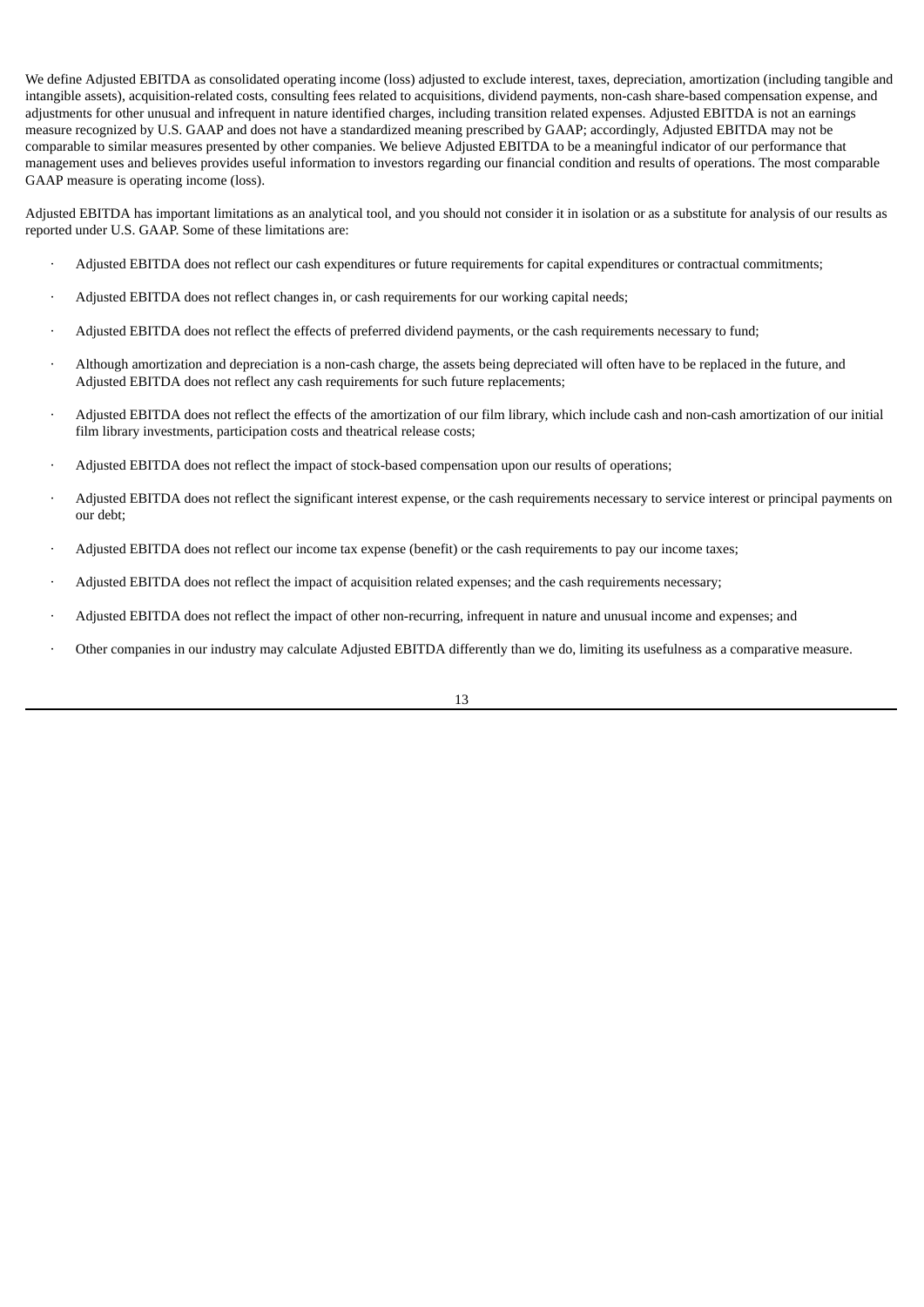We define Adjusted EBITDA as consolidated operating income (loss) adjusted to exclude interest, taxes, depreciation, amortization (including tangible and intangible assets), acquisition-related costs, consulting fees related to acquisitions, dividend payments, non-cash share-based compensation expense, and adjustments for other unusual and infrequent in nature identified charges, including transition related expenses. Adjusted EBITDA is not an earnings measure recognized by U.S. GAAP and does not have a standardized meaning prescribed by GAAP; accordingly, Adjusted EBITDA may not be comparable to similar measures presented by other companies. We believe Adjusted EBITDA to be a meaningful indicator of our performance that management uses and believes provides useful information to investors regarding our financial condition and results of operations. The most comparable GAAP measure is operating income (loss).

Adjusted EBITDA has important limitations as an analytical tool, and you should not consider it in isolation or as a substitute for analysis of our results as reported under U.S. GAAP. Some of these limitations are:

- Adjusted EBITDA does not reflect our cash expenditures or future requirements for capital expenditures or contractual commitments;
- Adjusted EBITDA does not reflect changes in, or cash requirements for our working capital needs;
- Adjusted EBITDA does not reflect the effects of preferred dividend payments, or the cash requirements necessary to fund;
- Although amortization and depreciation is a non-cash charge, the assets being depreciated will often have to be replaced in the future, and Adjusted EBITDA does not reflect any cash requirements for such future replacements;
- Adjusted EBITDA does not reflect the effects of the amortization of our film library, which include cash and non-cash amortization of our initial film library investments, participation costs and theatrical release costs;
- Adjusted EBITDA does not reflect the impact of stock-based compensation upon our results of operations;
- Adjusted EBITDA does not reflect the significant interest expense, or the cash requirements necessary to service interest or principal payments on our debt;
- Adjusted EBITDA does not reflect our income tax expense (benefit) or the cash requirements to pay our income taxes;
- Adjusted EBITDA does not reflect the impact of acquisition related expenses; and the cash requirements necessary;
- Adjusted EBITDA does not reflect the impact of other non-recurring, infrequent in nature and unusual income and expenses; and
- Other companies in our industry may calculate Adjusted EBITDA differently than we do, limiting its usefulness as a comparative measure.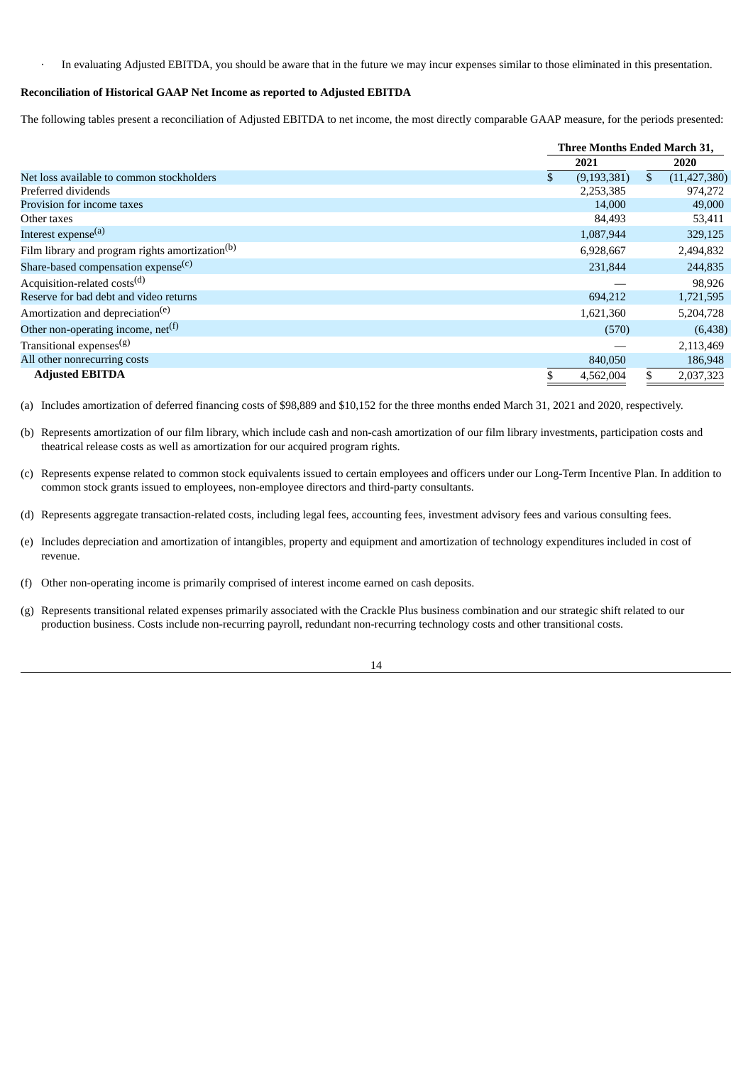- In evaluating Adjusted EBITDA, you should be aware that in the future we may incur expenses similar to those eliminated in this presentation.

**Reconciliation of Historical GAAP Net Income as reported to Adjusted EBITDA**

The following tables present a reconciliation of Adjusted EBITDA to net income, the most directly comparable GAAP measure, for the periods presented:

| | Three Months Ended March 31, | |
|---|---|---|
| | 2021 | 2020 |
| Net loss available to common stockholders | $ (9,193,381) | $ (11,427,380) |
| Preferred dividends | 2,253,385 | 974,272 |
| Provision for income taxes | 14,000 | 49,000 |
| Other taxes | 84,493 | 53,411 |
| Interest expense[(a)] | 1,087,944 | 329,125 |
| Film library and program rights amortization[(b)] | 6,928,667 | 2,494,832 |
| Share-based compensation expense[(c)] | 231,844 | 244,835 |
| Acquisition-related costs[(d)] | — | 98,926 |
| Reserve for bad debt and video returns | 694,212 | 1,721,595 |
| Amortization and depreciation[(e)] | 1,621,360 | 5,204,728 |
| Other non-operating income, net[(f)] | (570) | (6,438) |
| Transitional expenses[(g)] | — | 2,113,469 |
| All other nonrecurring costs | 840,050 | 186,948 |
| **Adjusted EBITDA** | $ 4,562,004 | $ 2,037,323 |

(a) Includes amortization of deferred financing costs of $98,889 and $10,152 for the three months ended March 31, 2021 and 2020, respectively.

(b) Represents amortization of our film library, which include cash and non-cash amortization of our film library investments, participation costs and theatrical release costs as well as amortization for our acquired program rights.

(c) Represents expense related to common stock equivalents issued to certain employees and officers under our Long-Term Incentive Plan. In addition to common stock grants issued to employees, non-employee directors and third-party consultants.

(d) Represents aggregate transaction-related costs, including legal fees, accounting fees, investment advisory fees and various consulting fees.

(e) Includes depreciation and amortization of intangibles, property and equipment and amortization of technology expenditures included in cost of revenue.

(f) Other non-operating income is primarily comprised of interest income earned on cash deposits.

(g) Represents transitional related expenses primarily associated with the Crackle Plus business combination and our strategic shift related to our production business. Costs include non-recurring payroll, redundant non-recurring technology costs and other transitional costs.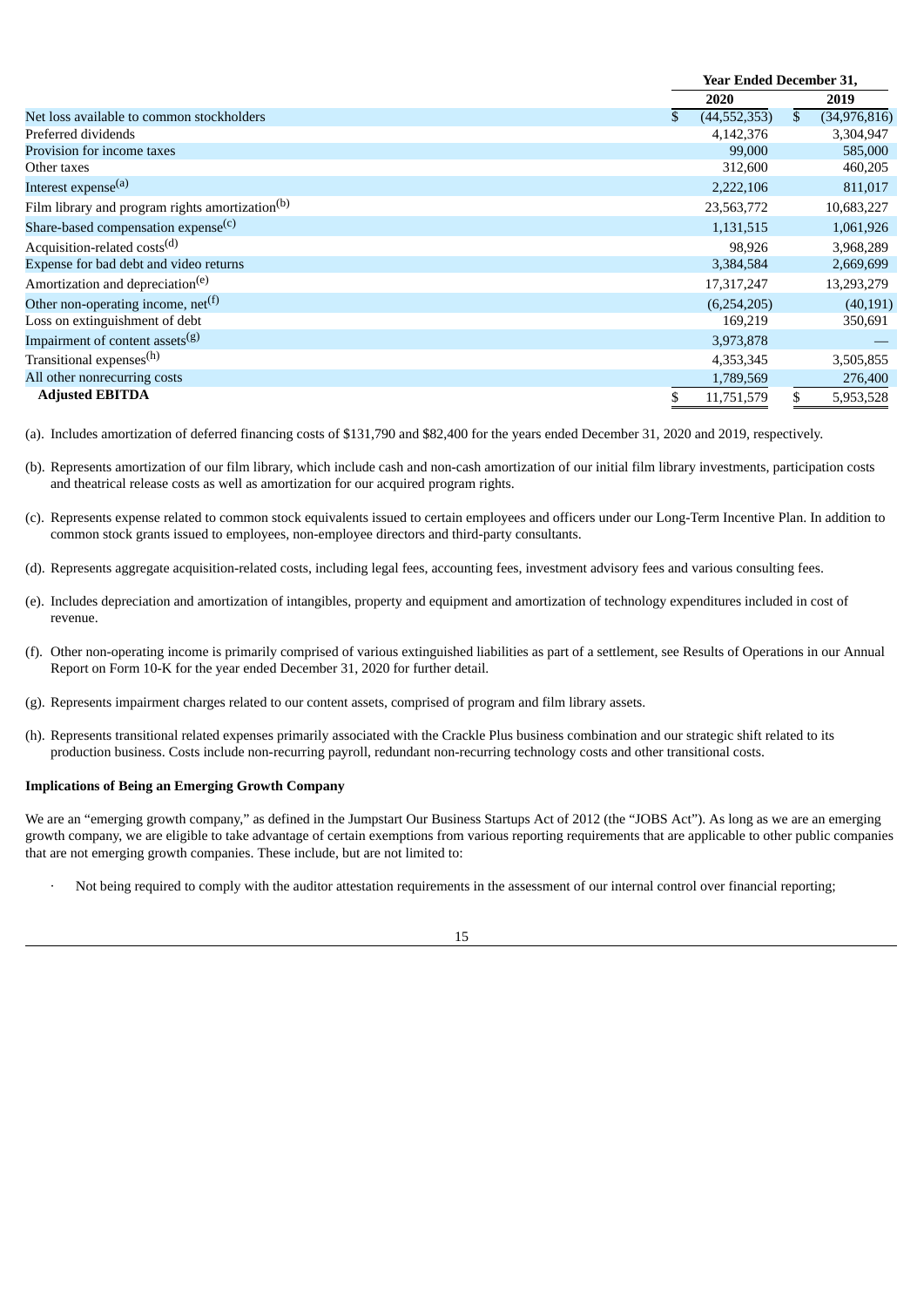| | Year Ended December 31, | |
|---|---|---|
| | 2020 | 2019 |
| Net loss available to common stockholders | $ (44,552,353) | $ (34,976,816) |
| Preferred dividends | 4,142,376 | 3,304,947 |
| Provision for income taxes | 99,000 | 585,000 |
| Other taxes | 312,600 | 460,205 |
| Interest expense[(a)] | 2,222,106 | 811,017 |
| Film library and program rights amortization[(b)] | 23,563,772 | 10,683,227 |
| Share-based compensation expense[(c)] | 1,131,515 | 1,061,926 |
| Acquisition-related costs[(d)] | 98,926 | 3,968,289 |
| Expense for bad debt and video returns | 3,384,584 | 2,669,699 |
| Amortization and depreciation[(e)] | 17,317,247 | 13,293,279 |
| Other non-operating income, net[(f)] | (6,254,205) | (40,191) |
| Loss on extinguishment of debt | 169,219 | 350,691 |
| Impairment of content assets[(g)] | 3,973,878 | — |
| Transitional expenses[(h)] | 4,353,345 | 3,505,855 |
| All other nonrecurring costs | 1,789,569 | 276,400 |
| **Adjusted EBITDA** | $ 11,751,579 | $ 5,953,528 |

(a). Includes amortization of deferred financing costs of $131,790 and $82,400 for the years ended December 31, 2020 and 2019, respectively.

(b). Represents amortization of our film library, which include cash and non-cash amortization of our initial film library investments, participation costs and theatrical release costs as well as amortization for our acquired program rights.

(c). Represents expense related to common stock equivalents issued to certain employees and officers under our Long-Term Incentive Plan. In addition to common stock grants issued to employees, non-employee directors and third-party consultants.

(d). Represents aggregate acquisition-related costs, including legal fees, accounting fees, investment advisory fees and various consulting fees.

(e). Includes depreciation and amortization of intangibles, property and equipment and amortization of technology expenditures included in cost of revenue.

(f). Other non-operating income is primarily comprised of various extinguished liabilities as part of a settlement, see Results of Operations in our Annual Report on Form 10-K for the year ended December 31, 2020 for further detail.

(g). Represents impairment charges related to our content assets, comprised of program and film library assets.

(h). Represents transitional related expenses primarily associated with the Crackle Plus business combination and our strategic shift related to its production business. Costs include non-recurring payroll, redundant non-recurring technology costs and other transitional costs.

**Implications of Being an Emerging Growth Company**

We are an "emerging growth company," as defined in the Jumpstart Our Business Startups Act of 2012 (the "JOBS Act"). As long as we are an emerging growth company, we are eligible to take advantage of certain exemptions from various reporting requirements that are applicable to other public companies that are not emerging growth companies. These include, but are not limited to:

- Not being required to comply with the auditor attestation requirements in the assessment of our internal control over financial reporting;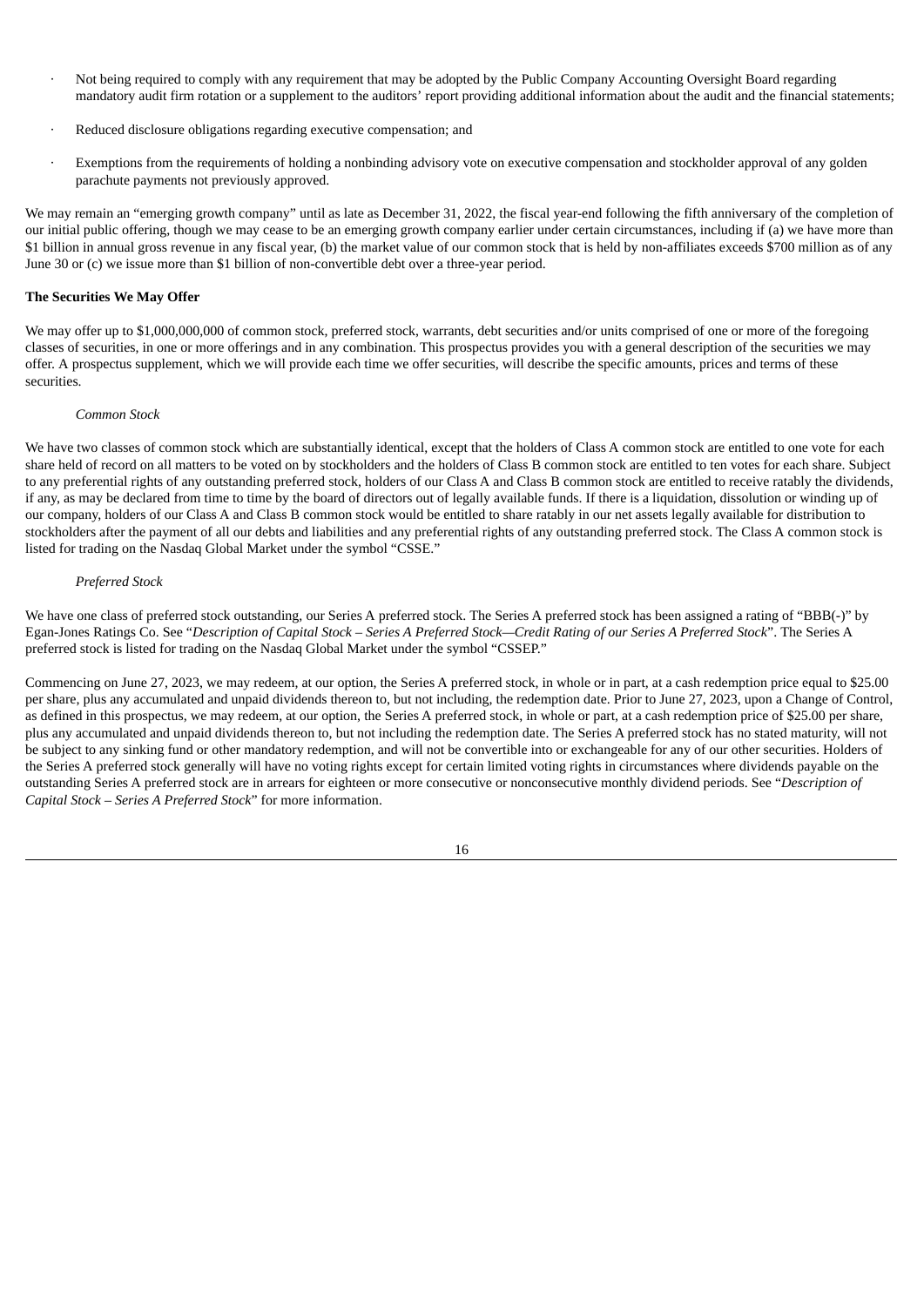- Not being required to comply with any requirement that may be adopted by the Public Company Accounting Oversight Board regarding mandatory audit firm rotation or a supplement to the auditors' report providing additional information about the audit and the financial statements;
- Reduced disclosure obligations regarding executive compensation; and
- Exemptions from the requirements of holding a nonbinding advisory vote on executive compensation and stockholder approval of any golden parachute payments not previously approved.

We may remain an "emerging growth company" until as late as December 31, 2022, the fiscal year-end following the fifth anniversary of the completion of our initial public offering, though we may cease to be an emerging growth company earlier under certain circumstances, including if (a) we have more than $1 billion in annual gross revenue in any fiscal year, (b) the market value of our common stock that is held by non-affiliates exceeds $700 million as of any June 30 or (c) we issue more than $1 billion of non-convertible debt over a three-year period.

**The Securities We May Offer**

We may offer up to $1,000,000,000 of common stock, preferred stock, warrants, debt securities and/or units comprised of one or more of the foregoing classes of securities, in one or more offerings and in any combination. This prospectus provides you with a general description of the securities we may offer. A prospectus supplement, which we will provide each time we offer securities, will describe the specific amounts, prices and terms of these securities.

*Common Stock*

We have two classes of common stock which are substantially identical, except that the holders of Class A common stock are entitled to one vote for each share held of record on all matters to be voted on by stockholders and the holders of Class B common stock are entitled to ten votes for each share. Subject to any preferential rights of any outstanding preferred stock, holders of our Class A and Class B common stock are entitled to receive ratably the dividends, if any, as may be declared from time to time by the board of directors out of legally available funds. If there is a liquidation, dissolution or winding up of our company, holders of our Class A and Class B common stock would be entitled to share ratably in our net assets legally available for distribution to stockholders after the payment of all our debts and liabilities and any preferential rights of any outstanding preferred stock. The Class A common stock is listed for trading on the Nasdaq Global Market under the symbol "CSSE."

*Preferred Stock*

We have one class of preferred stock outstanding, our Series A preferred stock. The Series A preferred stock has been assigned a rating of "BBB(-)" by Egan-Jones Ratings Co. See "*Description of Capital Stock – Series A Preferred Stock—Credit Rating of our Series A Preferred Stock*". The Series A preferred stock is listed for trading on the Nasdaq Global Market under the symbol "CSSEP."

Commencing on June 27, 2023, we may redeem, at our option, the Series A preferred stock, in whole or in part, at a cash redemption price equal to $25.00 per share, plus any accumulated and unpaid dividends thereon to, but not including, the redemption date. Prior to June 27, 2023, upon a Change of Control, as defined in this prospectus, we may redeem, at our option, the Series A preferred stock, in whole or in part, at a cash redemption price of $25.00 per share, plus any accumulated and unpaid dividends thereon to, but not including the redemption date. The Series A preferred stock has no stated maturity, will not be subject to any sinking fund or other mandatory redemption, and will not be convertible into or exchangeable for any of our other securities. Holders of the Series A preferred stock generally will have no voting rights except for certain limited voting rights in circumstances where dividends payable on the outstanding Series A preferred stock are in arrears for eighteen or more consecutive or nonconsecutive monthly dividend periods. See "*Description of Capital Stock – Series A Preferred Stock*" for more information.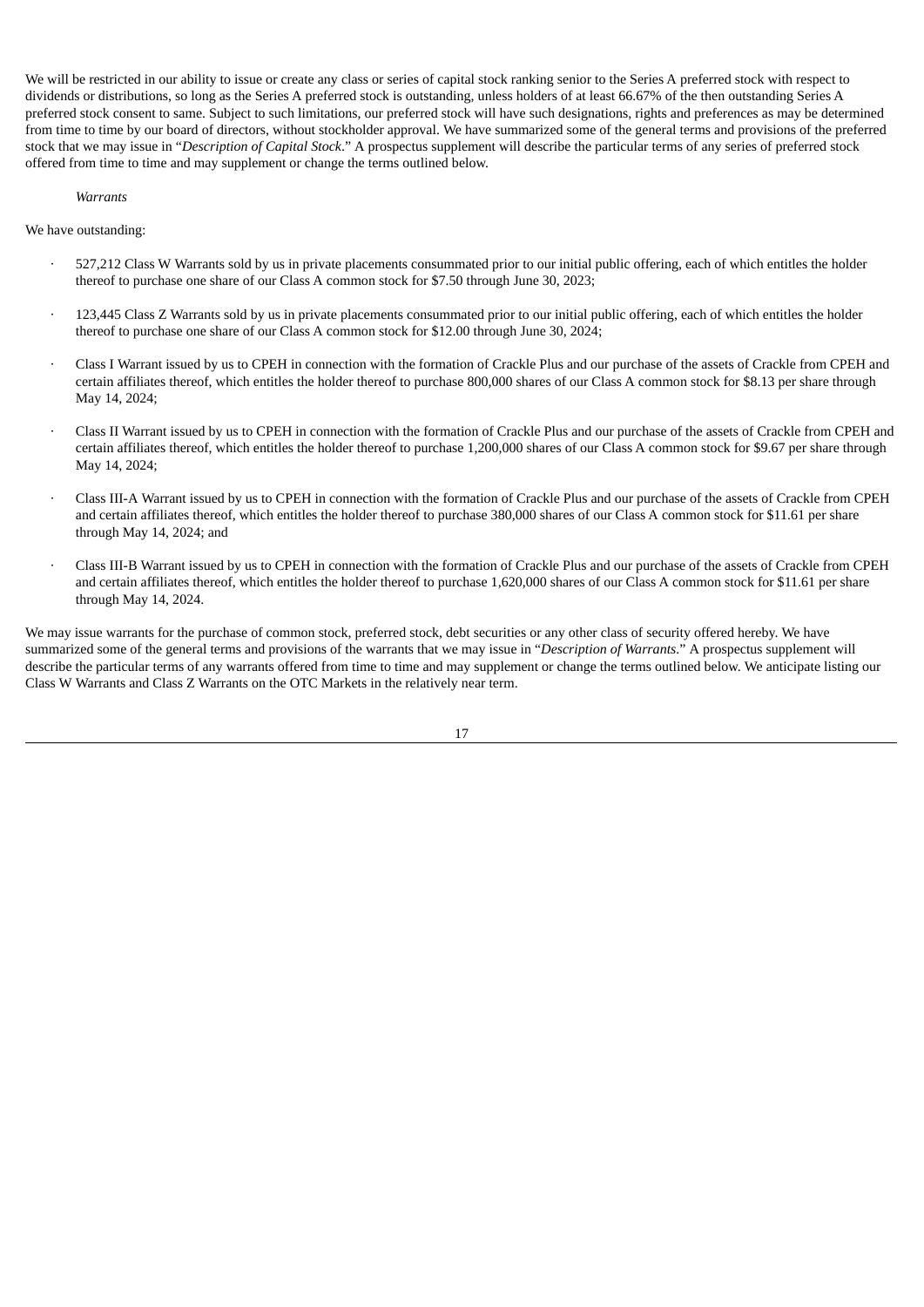We will be restricted in our ability to issue or create any class or series of capital stock ranking senior to the Series A preferred stock with respect to dividends or distributions, so long as the Series A preferred stock is outstanding, unless holders of at least 66.67% of the then outstanding Series A preferred stock consent to same. Subject to such limitations, our preferred stock will have such designations, rights and preferences as may be determined from time to time by our board of directors, without stockholder approval. We have summarized some of the general terms and provisions of the preferred stock that we may issue in "*Description of Capital Stock*." A prospectus supplement will describe the particular terms of any series of preferred stock offered from time to time and may supplement or change the terms outlined below.

*Warrants*

We have outstanding:

- 527,212 Class W Warrants sold by us in private placements consummated prior to our initial public offering, each of which entitles the holder thereof to purchase one share of our Class A common stock for $7.50 through June 30, 2023;
- 123,445 Class Z Warrants sold by us in private placements consummated prior to our initial public offering, each of which entitles the holder thereof to purchase one share of our Class A common stock for $12.00 through June 30, 2024;
- Class I Warrant issued by us to CPEH in connection with the formation of Crackle Plus and our purchase of the assets of Crackle from CPEH and certain affiliates thereof, which entitles the holder thereof to purchase 800,000 shares of our Class A common stock for $8.13 per share through May 14, 2024;
- Class II Warrant issued by us to CPEH in connection with the formation of Crackle Plus and our purchase of the assets of Crackle from CPEH and certain affiliates thereof, which entitles the holder thereof to purchase 1,200,000 shares of our Class A common stock for $9.67 per share through May 14, 2024;
- Class III-A Warrant issued by us to CPEH in connection with the formation of Crackle Plus and our purchase of the assets of Crackle from CPEH and certain affiliates thereof, which entitles the holder thereof to purchase 380,000 shares of our Class A common stock for $11.61 per share through May 14, 2024; and
- Class III-B Warrant issued by us to CPEH in connection with the formation of Crackle Plus and our purchase of the assets of Crackle from CPEH and certain affiliates thereof, which entitles the holder thereof to purchase 1,620,000 shares of our Class A common stock for $11.61 per share through May 14, 2024.

We may issue warrants for the purchase of common stock, preferred stock, debt securities or any other class of security offered hereby. We have summarized some of the general terms and provisions of the warrants that we may issue in "*Description of Warrants*." A prospectus supplement will describe the particular terms of any warrants offered from time to time and may supplement or change the terms outlined below. We anticipate listing our Class W Warrants and Class Z Warrants on the OTC Markets in the relatively near term.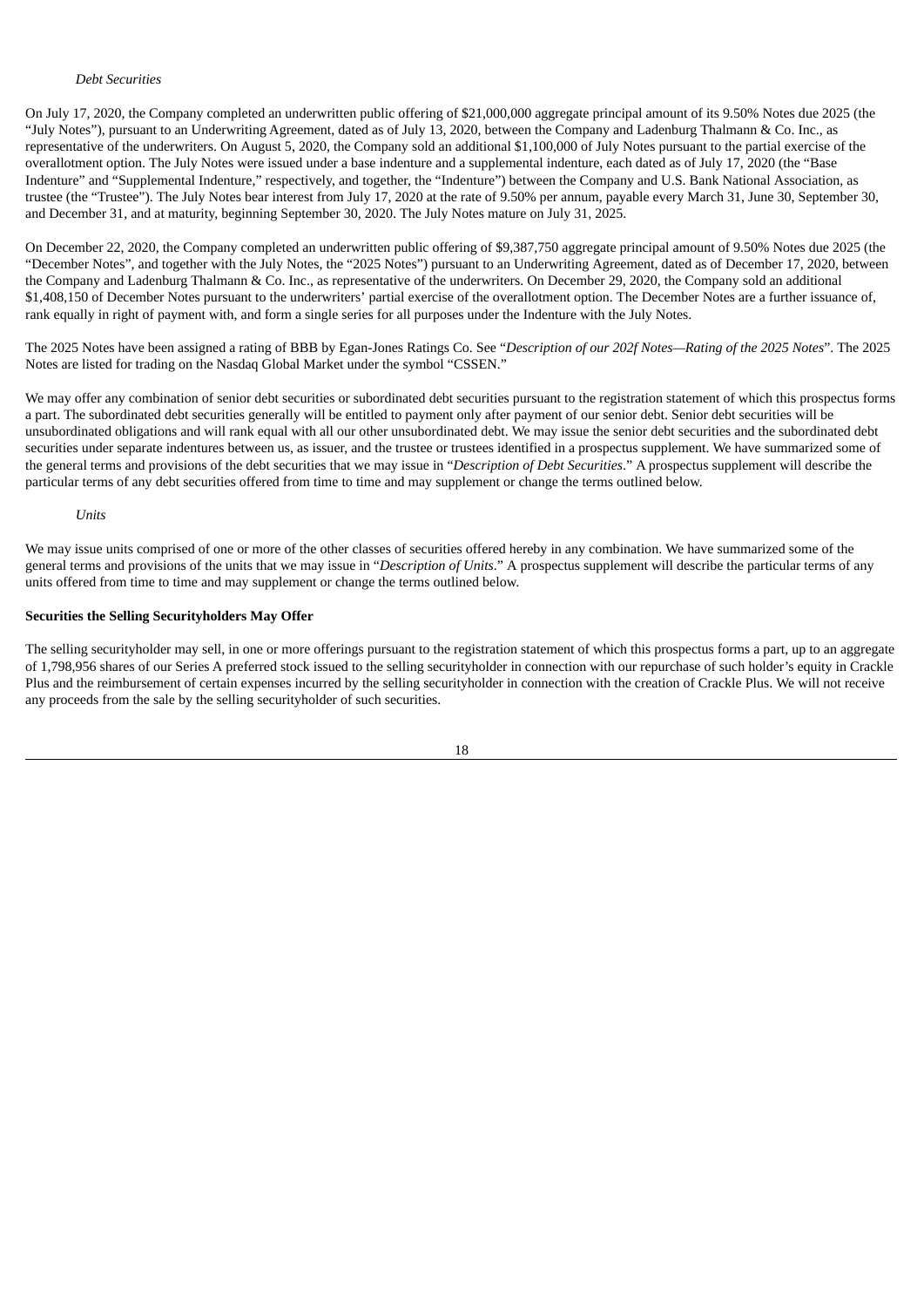*Debt Securities*

On July 17, 2020, the Company completed an underwritten public offering of $21,000,000 aggregate principal amount of its 9.50% Notes due 2025 (the "July Notes"), pursuant to an Underwriting Agreement, dated as of July 13, 2020, between the Company and Ladenburg Thalmann & Co. Inc., as representative of the underwriters. On August 5, 2020, the Company sold an additional $1,100,000 of July Notes pursuant to the partial exercise of the overallotment option. The July Notes were issued under a base indenture and a supplemental indenture, each dated as of July 17, 2020 (the "Base Indenture" and "Supplemental Indenture," respectively, and together, the "Indenture") between the Company and U.S. Bank National Association, as trustee (the "Trustee"). The July Notes bear interest from July 17, 2020 at the rate of 9.50% per annum, payable every March 31, June 30, September 30, and December 31, and at maturity, beginning September 30, 2020. The July Notes mature on July 31, 2025.

On December 22, 2020, the Company completed an underwritten public offering of $9,387,750 aggregate principal amount of 9.50% Notes due 2025 (the "December Notes", and together with the July Notes, the "2025 Notes") pursuant to an Underwriting Agreement, dated as of December 17, 2020, between the Company and Ladenburg Thalmann & Co. Inc., as representative of the underwriters. On December 29, 2020, the Company sold an additional $1,408,150 of December Notes pursuant to the underwriters' partial exercise of the overallotment option. The December Notes are a further issuance of, rank equally in right of payment with, and form a single series for all purposes under the Indenture with the July Notes.

The 2025 Notes have been assigned a rating of BBB by Egan-Jones Ratings Co. See "*Description of our 202f Notes—Rating of the 2025 Notes*". The 2025 Notes are listed for trading on the Nasdaq Global Market under the symbol "CSSEN."

We may offer any combination of senior debt securities or subordinated debt securities pursuant to the registration statement of which this prospectus forms a part. The subordinated debt securities generally will be entitled to payment only after payment of our senior debt. Senior debt securities will be unsubordinated obligations and will rank equal with all our other unsubordinated debt. We may issue the senior debt securities and the subordinated debt securities under separate indentures between us, as issuer, and the trustee or trustees identified in a prospectus supplement. We have summarized some of the general terms and provisions of the debt securities that we may issue in "*Description of Debt Securities*." A prospectus supplement will describe the particular terms of any debt securities offered from time to time and may supplement or change the terms outlined below.

*Units*

We may issue units comprised of one or more of the other classes of securities offered hereby in any combination. We have summarized some of the general terms and provisions of the units that we may issue in "*Description of Units*." A prospectus supplement will describe the particular terms of any units offered from time to time and may supplement or change the terms outlined below.

**Securities the Selling Securityholders May Offer**

The selling securityholder may sell, in one or more offerings pursuant to the registration statement of which this prospectus forms a part, up to an aggregate of 1,798,956 shares of our Series A preferred stock issued to the selling securityholder in connection with our repurchase of such holder's equity in Crackle Plus and the reimbursement of certain expenses incurred by the selling securityholder in connection with the creation of Crackle Plus. We will not receive any proceeds from the sale by the selling securityholder of such securities.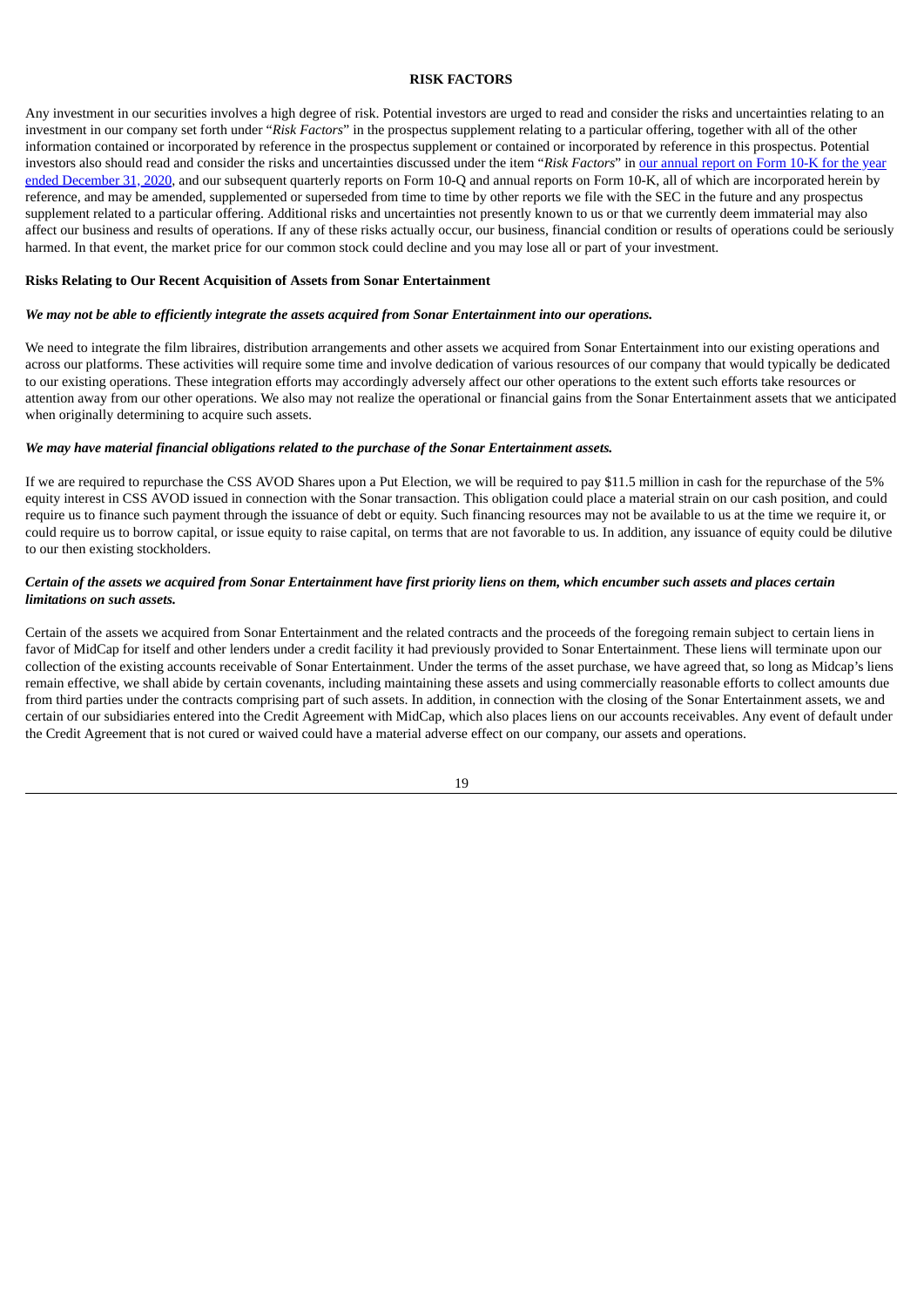## RISK FACTORS

Any investment in our securities involves a high degree of risk. Potential investors are urged to read and consider the risks and uncertainties relating to an investment in our company set forth under "*Risk Factors*" in the prospectus supplement relating to a particular offering, together with all of the other information contained or incorporated by reference in the prospectus supplement or contained or incorporated by reference in this prospectus. Potential investors also should read and consider the risks and uncertainties discussed under the item "*Risk Factors*" in our annual report on Form 10-K for the year ended December 31, 2020, and our subsequent quarterly reports on Form 10-Q and annual reports on Form 10-K, all of which are incorporated herein by reference, and may be amended, supplemented or superseded from time to time by other reports we file with the SEC in the future and any prospectus supplement related to a particular offering. Additional risks and uncertainties not presently known to us or that we currently deem immaterial may also affect our business and results of operations. If any of these risks actually occur, our business, financial condition or results of operations could be seriously harmed. In that event, the market price for our common stock could decline and you may lose all or part of your investment.

### Risks Relating to Our Recent Acquisition of Assets from Sonar Entertainment

***We may not be able to efficiently integrate the assets acquired from Sonar Entertainment into our operations.***

We need to integrate the film libraires, distribution arrangements and other assets we acquired from Sonar Entertainment into our existing operations and across our platforms. These activities will require some time and involve dedication of various resources of our company that would typically be dedicated to our existing operations. These integration efforts may accordingly adversely affect our other operations to the extent such efforts take resources or attention away from our other operations. We also may not realize the operational or financial gains from the Sonar Entertainment assets that we anticipated when originally determining to acquire such assets.

***We may have material financial obligations related to the purchase of the Sonar Entertainment assets.***

If we are required to repurchase the CSS AVOD Shares upon a Put Election, we will be required to pay $11.5 million in cash for the repurchase of the 5% equity interest in CSS AVOD issued in connection with the Sonar transaction. This obligation could place a material strain on our cash position, and could require us to finance such payment through the issuance of debt or equity. Such financing resources may not be available to us at the time we require it, or could require us to borrow capital, or issue equity to raise capital, on terms that are not favorable to us. In addition, any issuance of equity could be dilutive to our then existing stockholders.

***Certain of the assets we acquired from Sonar Entertainment have first priority liens on them, which encumber such assets and places certain limitations on such assets.***

Certain of the assets we acquired from Sonar Entertainment and the related contracts and the proceeds of the foregoing remain subject to certain liens in favor of MidCap for itself and other lenders under a credit facility it had previously provided to Sonar Entertainment. These liens will terminate upon our collection of the existing accounts receivable of Sonar Entertainment. Under the terms of the asset purchase, we have agreed that, so long as Midcap's liens remain effective, we shall abide by certain covenants, including maintaining these assets and using commercially reasonable efforts to collect amounts due from third parties under the contracts comprising part of such assets. In addition, in connection with the closing of the Sonar Entertainment assets, we and certain of our subsidiaries entered into the Credit Agreement with MidCap, which also places liens on our accounts receivables. Any event of default under the Credit Agreement that is not cured or waived could have a material adverse effect on our company, our assets and operations.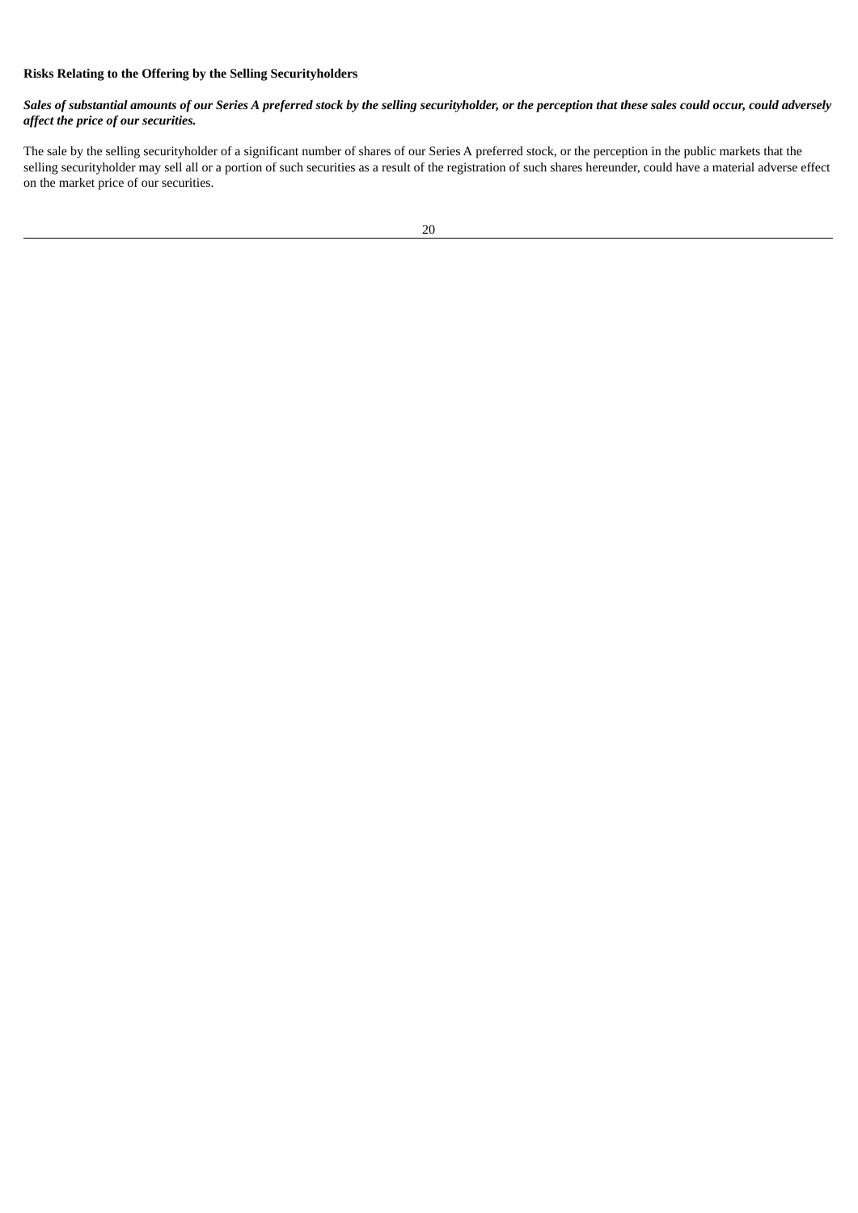**Risks Relating to the Offering by the Selling Securityholders**

***Sales of substantial amounts of our Series A preferred stock by the selling securityholder, or the perception that these sales could occur, could adversely affect the price of our securities.***

The sale by the selling securityholder of a significant number of shares of our Series A preferred stock, or the perception in the public markets that the selling securityholder may sell all or a portion of such securities as a result of the registration of such shares hereunder, could have a material adverse effect on the market price of our securities.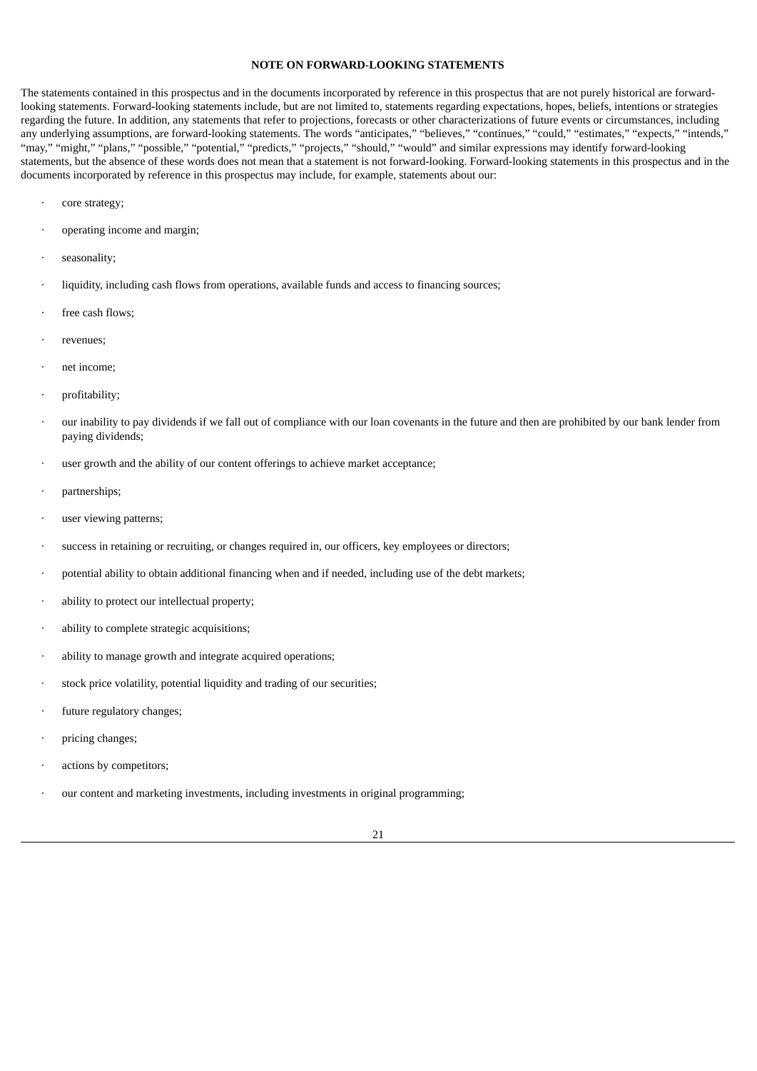## NOTE ON FORWARD-LOOKING STATEMENTS

The statements contained in this prospectus and in the documents incorporated by reference in this prospectus that are not purely historical are forward-looking statements. Forward-looking statements include, but are not limited to, statements regarding expectations, hopes, beliefs, intentions or strategies regarding the future. In addition, any statements that refer to projections, forecasts or other characterizations of future events or circumstances, including any underlying assumptions, are forward-looking statements. The words "anticipates," "believes," "continues," "could," "estimates," "expects," "intends," "may," "might," "plans," "possible," "potential," "predicts," "projects," "should," "would" and similar expressions may identify forward-looking statements, but the absence of these words does not mean that a statement is not forward-looking. Forward-looking statements in this prospectus and in the documents incorporated by reference in this prospectus may include, for example, statements about our:

- core strategy;
- operating income and margin;
- seasonality;
- liquidity, including cash flows from operations, available funds and access to financing sources;
- free cash flows;
- revenues;
- net income;
- profitability;
- our inability to pay dividends if we fall out of compliance with our loan covenants in the future and then are prohibited by our bank lender from paying dividends;
- user growth and the ability of our content offerings to achieve market acceptance;
- partnerships;
- user viewing patterns;
- success in retaining or recruiting, or changes required in, our officers, key employees or directors;
- potential ability to obtain additional financing when and if needed, including use of the debt markets;
- ability to protect our intellectual property;
- ability to complete strategic acquisitions;
- ability to manage growth and integrate acquired operations;
- stock price volatility, potential liquidity and trading of our securities;
- future regulatory changes;
- pricing changes;
- actions by competitors;
- our content and marketing investments, including investments in original programming;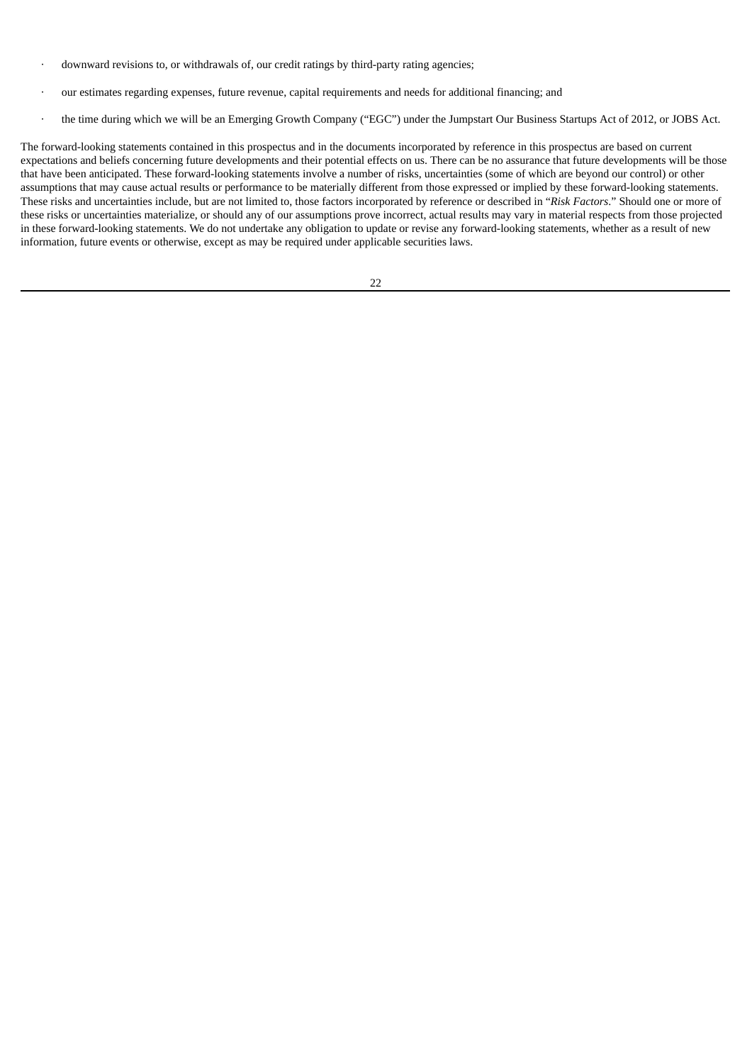- downward revisions to, or withdrawals of, our credit ratings by third-party rating agencies;
- our estimates regarding expenses, future revenue, capital requirements and needs for additional financing; and
- the time during which we will be an Emerging Growth Company ("EGC") under the Jumpstart Our Business Startups Act of 2012, or JOBS Act.

The forward-looking statements contained in this prospectus and in the documents incorporated by reference in this prospectus are based on current expectations and beliefs concerning future developments and their potential effects on us. There can be no assurance that future developments will be those that have been anticipated. These forward-looking statements involve a number of risks, uncertainties (some of which are beyond our control) or other assumptions that may cause actual results or performance to be materially different from those expressed or implied by these forward-looking statements. These risks and uncertainties include, but are not limited to, those factors incorporated by reference or described in "*Risk Factors*." Should one or more of these risks or uncertainties materialize, or should any of our assumptions prove incorrect, actual results may vary in material respects from those projected in these forward-looking statements. We do not undertake any obligation to update or revise any forward-looking statements, whether as a result of new information, future events or otherwise, except as may be required under applicable securities laws.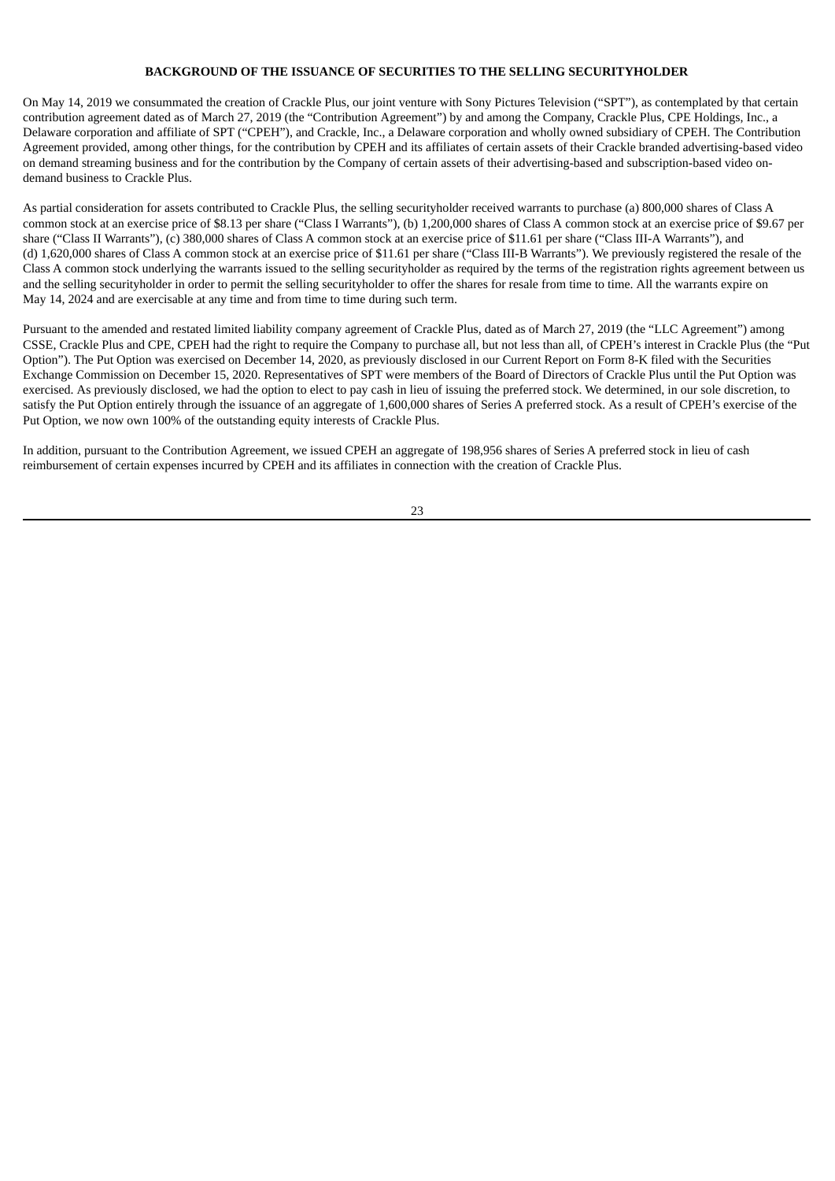## BACKGROUND OF THE ISSUANCE OF SECURITIES TO THE SELLING SECURITYHOLDER

On May 14, 2019 we consummated the creation of Crackle Plus, our joint venture with Sony Pictures Television ("SPT"), as contemplated by that certain contribution agreement dated as of March 27, 2019 (the "Contribution Agreement") by and among the Company, Crackle Plus, CPE Holdings, Inc., a Delaware corporation and affiliate of SPT ("CPEH"), and Crackle, Inc., a Delaware corporation and wholly owned subsidiary of CPEH. The Contribution Agreement provided, among other things, for the contribution by CPEH and its affiliates of certain assets of their Crackle branded advertising-based video on demand streaming business and for the contribution by the Company of certain assets of their advertising-based and subscription-based video on-demand business to Crackle Plus.

As partial consideration for assets contributed to Crackle Plus, the selling securityholder received warrants to purchase (a) 800,000 shares of Class A common stock at an exercise price of $8.13 per share ("Class I Warrants"), (b) 1,200,000 shares of Class A common stock at an exercise price of $9.67 per share ("Class II Warrants"), (c) 380,000 shares of Class A common stock at an exercise price of $11.61 per share ("Class III-A Warrants"), and (d) 1,620,000 shares of Class A common stock at an exercise price of $11.61 per share ("Class III-B Warrants"). We previously registered the resale of the Class A common stock underlying the warrants issued to the selling securityholder as required by the terms of the registration rights agreement between us and the selling securityholder in order to permit the selling securityholder to offer the shares for resale from time to time. All the warrants expire on May 14, 2024 and are exercisable at any time and from time to time during such term.

Pursuant to the amended and restated limited liability company agreement of Crackle Plus, dated as of March 27, 2019 (the "LLC Agreement") among CSSE, Crackle Plus and CPE, CPEH had the right to require the Company to purchase all, but not less than all, of CPEH's interest in Crackle Plus (the "Put Option"). The Put Option was exercised on December 14, 2020, as previously disclosed in our Current Report on Form 8-K filed with the Securities Exchange Commission on December 15, 2020. Representatives of SPT were members of the Board of Directors of Crackle Plus until the Put Option was exercised. As previously disclosed, we had the option to elect to pay cash in lieu of issuing the preferred stock. We determined, in our sole discretion, to satisfy the Put Option entirely through the issuance of an aggregate of 1,600,000 shares of Series A preferred stock. As a result of CPEH's exercise of the Put Option, we now own 100% of the outstanding equity interests of Crackle Plus.

In addition, pursuant to the Contribution Agreement, we issued CPEH an aggregate of 198,956 shares of Series A preferred stock in lieu of cash reimbursement of certain expenses incurred by CPEH and its affiliates in connection with the creation of Crackle Plus.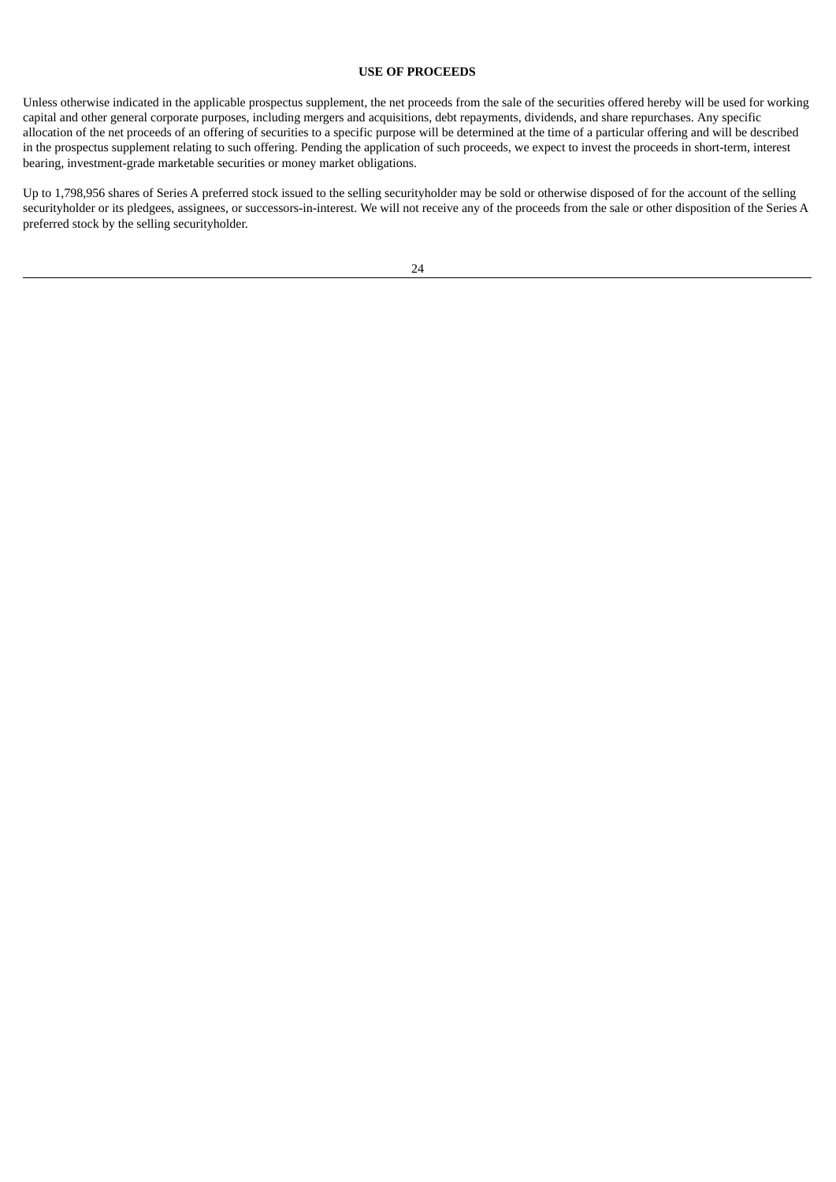## USE OF PROCEEDS

Unless otherwise indicated in the applicable prospectus supplement, the net proceeds from the sale of the securities offered hereby will be used for working capital and other general corporate purposes, including mergers and acquisitions, debt repayments, dividends, and share repurchases. Any specific allocation of the net proceeds of an offering of securities to a specific purpose will be determined at the time of a particular offering and will be described in the prospectus supplement relating to such offering. Pending the application of such proceeds, we expect to invest the proceeds in short-term, interest bearing, investment-grade marketable securities or money market obligations.

Up to 1,798,956 shares of Series A preferred stock issued to the selling securityholder may be sold or otherwise disposed of for the account of the selling securityholder or its pledgees, assignees, or successors-in-interest. We will not receive any of the proceeds from the sale or other disposition of the Series A preferred stock by the selling securityholder.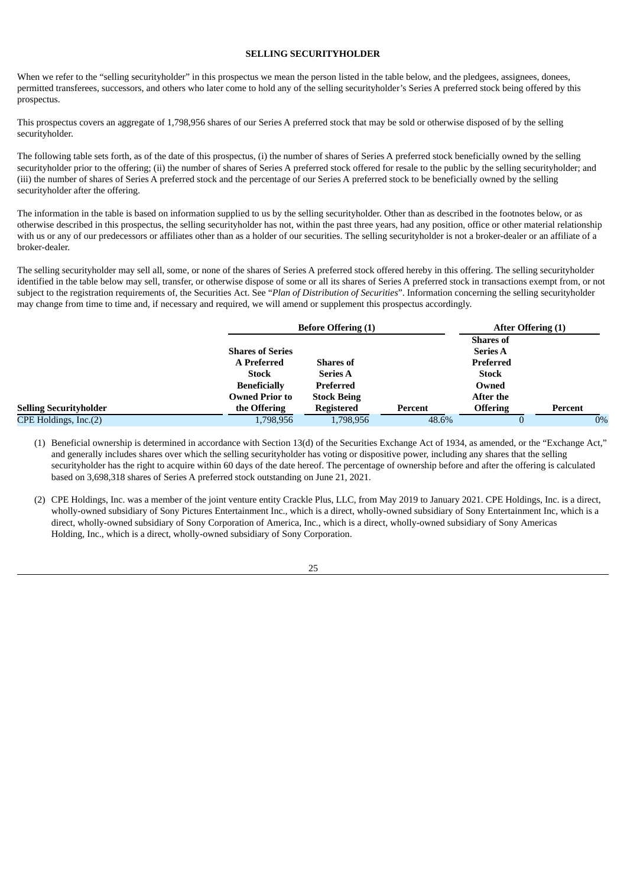## SELLING SECURITYHOLDER

When we refer to the "selling securityholder" in this prospectus we mean the person listed in the table below, and the pledgees, assignees, donees, permitted transferees, successors, and others who later come to hold any of the selling securityholder's Series A preferred stock being offered by this prospectus.

This prospectus covers an aggregate of 1,798,956 shares of our Series A preferred stock that may be sold or otherwise disposed of by the selling securityholder.

The following table sets forth, as of the date of this prospectus, (i) the number of shares of Series A preferred stock beneficially owned by the selling securityholder prior to the offering; (ii) the number of shares of Series A preferred stock offered for resale to the public by the selling securityholder; and (iii) the number of shares of Series A preferred stock and the percentage of our Series A preferred stock to be beneficially owned by the selling securityholder after the offering.

The information in the table is based on information supplied to us by the selling securityholder. Other than as described in the footnotes below, or as otherwise described in this prospectus, the selling securityholder has not, within the past three years, had any position, office or other material relationship with us or any of our predecessors or affiliates other than as a holder of our securities. The selling securityholder is not a broker-dealer or an affiliate of a broker-dealer.

The selling securityholder may sell all, some, or none of the shares of Series A preferred stock offered hereby in this offering. The selling securityholder identified in the table below may sell, transfer, or otherwise dispose of some or all its shares of Series A preferred stock in transactions exempt from, or not subject to the registration requirements of, the Securities Act. See "*Plan of Distribution of Securities*". Information concerning the selling securityholder may change from time to time and, if necessary and required, we will amend or supplement this prospectus accordingly.

| | Before Offering (1) | | | After Offering (1) | |
|---|---|---|---|---|---|
| **Selling Securityholder** | **Shares of Series A Preferred Stock Beneficially Owned Prior to the Offering** | **Shares of Series A Preferred Stock Being Registered** | **Percent** | **Shares of Series A Preferred Stock Owned After the Offering** | **Percent** |
| CPE Holdings, Inc.(2) | 1,798,956 | 1,798,956 | 48.6% | 0 | 0% |

(1) Beneficial ownership is determined in accordance with Section 13(d) of the Securities Exchange Act of 1934, as amended, or the "Exchange Act," and generally includes shares over which the selling securityholder has voting or dispositive power, including any shares that the selling securityholder has the right to acquire within 60 days of the date hereof. The percentage of ownership before and after the offering is calculated based on 3,698,318 shares of Series A preferred stock outstanding on June 21, 2021.

(2) CPE Holdings, Inc. was a member of the joint venture entity Crackle Plus, LLC, from May 2019 to January 2021. CPE Holdings, Inc. is a direct, wholly-owned subsidiary of Sony Pictures Entertainment Inc., which is a direct, wholly-owned subsidiary of Sony Entertainment Inc, which is a direct, wholly-owned subsidiary of Sony Corporation of America, Inc., which is a direct, wholly-owned subsidiary of Sony Americas Holding, Inc., which is a direct, wholly-owned subsidiary of Sony Corporation.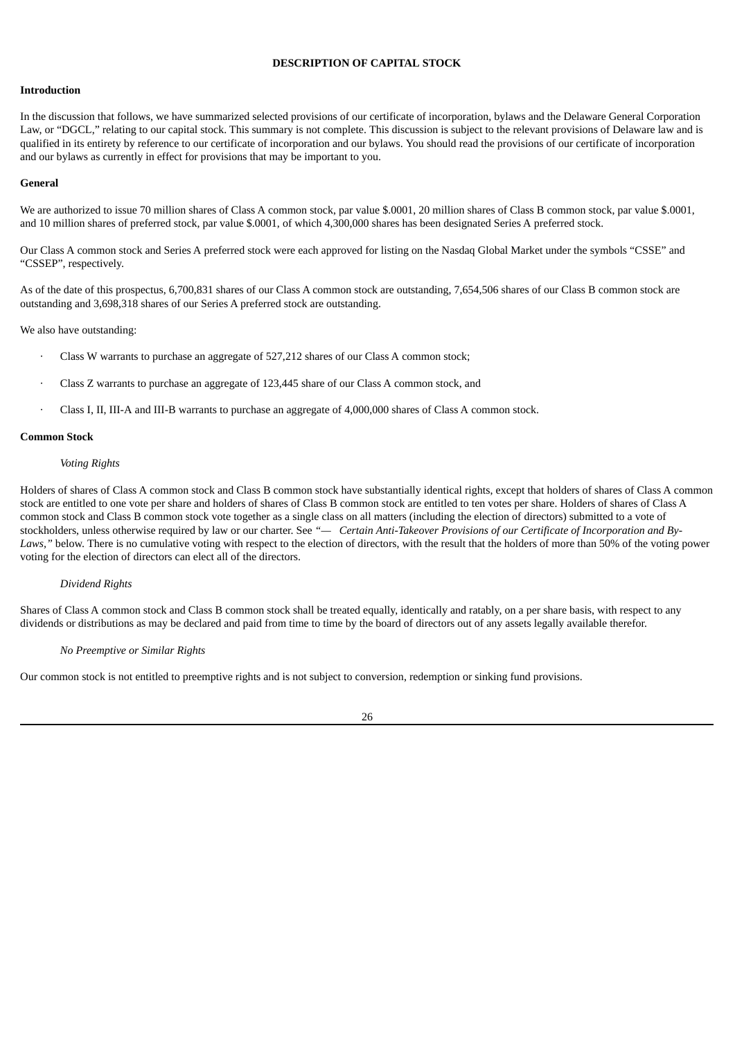# DESCRIPTION OF CAPITAL STOCK

## Introduction

In the discussion that follows, we have summarized selected provisions of our certificate of incorporation, bylaws and the Delaware General Corporation Law, or "DGCL," relating to our capital stock. This summary is not complete. This discussion is subject to the relevant provisions of Delaware law and is qualified in its entirety by reference to our certificate of incorporation and our bylaws. You should read the provisions of our certificate of incorporation and our bylaws as currently in effect for provisions that may be important to you.

## General

We are authorized to issue 70 million shares of Class A common stock, par value $.0001, 20 million shares of Class B common stock, par value $.0001, and 10 million shares of preferred stock, par value $.0001, of which 4,300,000 shares has been designated Series A preferred stock.

Our Class A common stock and Series A preferred stock were each approved for listing on the Nasdaq Global Market under the symbols "CSSE" and "CSSEP", respectively.

As of the date of this prospectus, 6,700,831 shares of our Class A common stock are outstanding, 7,654,506 shares of our Class B common stock are outstanding and 3,698,318 shares of our Series A preferred stock are outstanding.

We also have outstanding:

- Class W warrants to purchase an aggregate of 527,212 shares of our Class A common stock;
- Class Z warrants to purchase an aggregate of 123,445 share of our Class A common stock, and
- Class I, II, III-A and III-B warrants to purchase an aggregate of 4,000,000 shares of Class A common stock.

## Common Stock

### *Voting Rights*

Holders of shares of Class A common stock and Class B common stock have substantially identical rights, except that holders of shares of Class A common stock are entitled to one vote per share and holders of shares of Class B common stock are entitled to ten votes per share. Holders of shares of Class A common stock and Class B common stock vote together as a single class on all matters (including the election of directors) submitted to a vote of stockholders, unless otherwise required by law or our charter. See *"— Certain Anti-Takeover Provisions of our Certificate of Incorporation and By-Laws,"* below. There is no cumulative voting with respect to the election of directors, with the result that the holders of more than 50% of the voting power voting for the election of directors can elect all of the directors.

### *Dividend Rights*

Shares of Class A common stock and Class B common stock shall be treated equally, identically and ratably, on a per share basis, with respect to any dividends or distributions as may be declared and paid from time to time by the board of directors out of any assets legally available therefor.

### *No Preemptive or Similar Rights*

Our common stock is not entitled to preemptive rights and is not subject to conversion, redemption or sinking fund provisions.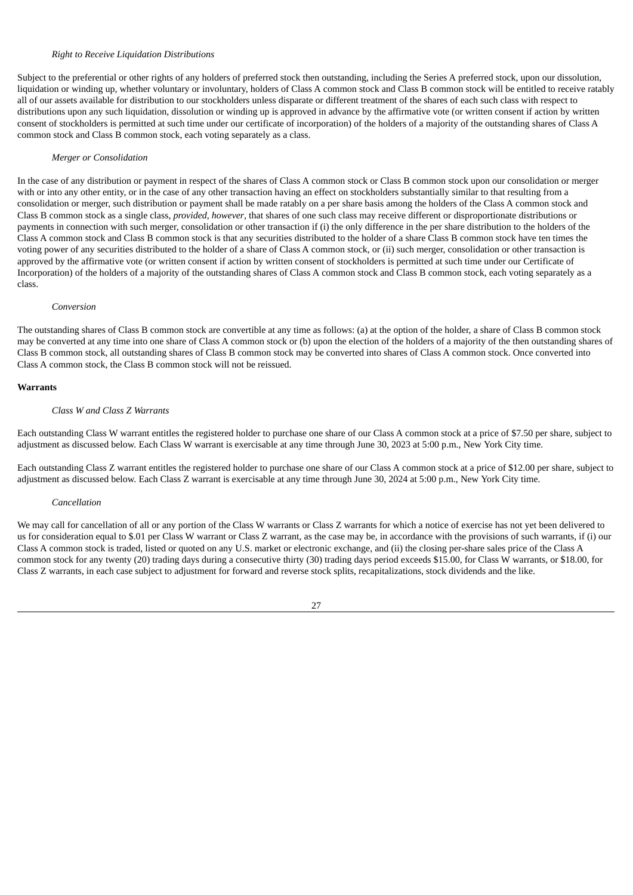*Right to Receive Liquidation Distributions*

Subject to the preferential or other rights of any holders of preferred stock then outstanding, including the Series A preferred stock, upon our dissolution, liquidation or winding up, whether voluntary or involuntary, holders of Class A common stock and Class B common stock will be entitled to receive ratably all of our assets available for distribution to our stockholders unless disparate or different treatment of the shares of each such class with respect to distributions upon any such liquidation, dissolution or winding up is approved in advance by the affirmative vote (or written consent if action by written consent of stockholders is permitted at such time under our certificate of incorporation) of the holders of a majority of the outstanding shares of Class A common stock and Class B common stock, each voting separately as a class.

*Merger or Consolidation*

In the case of any distribution or payment in respect of the shares of Class A common stock or Class B common stock upon our consolidation or merger with or into any other entity, or in the case of any other transaction having an effect on stockholders substantially similar to that resulting from a consolidation or merger, such distribution or payment shall be made ratably on a per share basis among the holders of the Class A common stock and Class B common stock as a single class, *provided*, *however*, that shares of one such class may receive different or disproportionate distributions or payments in connection with such merger, consolidation or other transaction if (i) the only difference in the per share distribution to the holders of the Class A common stock and Class B common stock is that any securities distributed to the holder of a share Class B common stock have ten times the voting power of any securities distributed to the holder of a share of Class A common stock, or (ii) such merger, consolidation or other transaction is approved by the affirmative vote (or written consent if action by written consent of stockholders is permitted at such time under our Certificate of Incorporation) of the holders of a majority of the outstanding shares of Class A common stock and Class B common stock, each voting separately as a class.

*Conversion*

The outstanding shares of Class B common stock are convertible at any time as follows: (a) at the option of the holder, a share of Class B common stock may be converted at any time into one share of Class A common stock or (b) upon the election of the holders of a majority of the then outstanding shares of Class B common stock, all outstanding shares of Class B common stock may be converted into shares of Class A common stock. Once converted into Class A common stock, the Class B common stock will not be reissued.

**Warrants**

*Class W and Class Z Warrants*

Each outstanding Class W warrant entitles the registered holder to purchase one share of our Class A common stock at a price of $7.50 per share, subject to adjustment as discussed below. Each Class W warrant is exercisable at any time through June 30, 2023 at 5:00 p.m., New York City time.

Each outstanding Class Z warrant entitles the registered holder to purchase one share of our Class A common stock at a price of $12.00 per share, subject to adjustment as discussed below. Each Class Z warrant is exercisable at any time through June 30, 2024 at 5:00 p.m., New York City time.

*Cancellation*

We may call for cancellation of all or any portion of the Class W warrants or Class Z warrants for which a notice of exercise has not yet been delivered to us for consideration equal to $.01 per Class W warrant or Class Z warrant, as the case may be, in accordance with the provisions of such warrants, if (i) our Class A common stock is traded, listed or quoted on any U.S. market or electronic exchange, and (ii) the closing per-share sales price of the Class A common stock for any twenty (20) trading days during a consecutive thirty (30) trading days period exceeds $15.00, for Class W warrants, or $18.00, for Class Z warrants, in each case subject to adjustment for forward and reverse stock splits, recapitalizations, stock dividends and the like.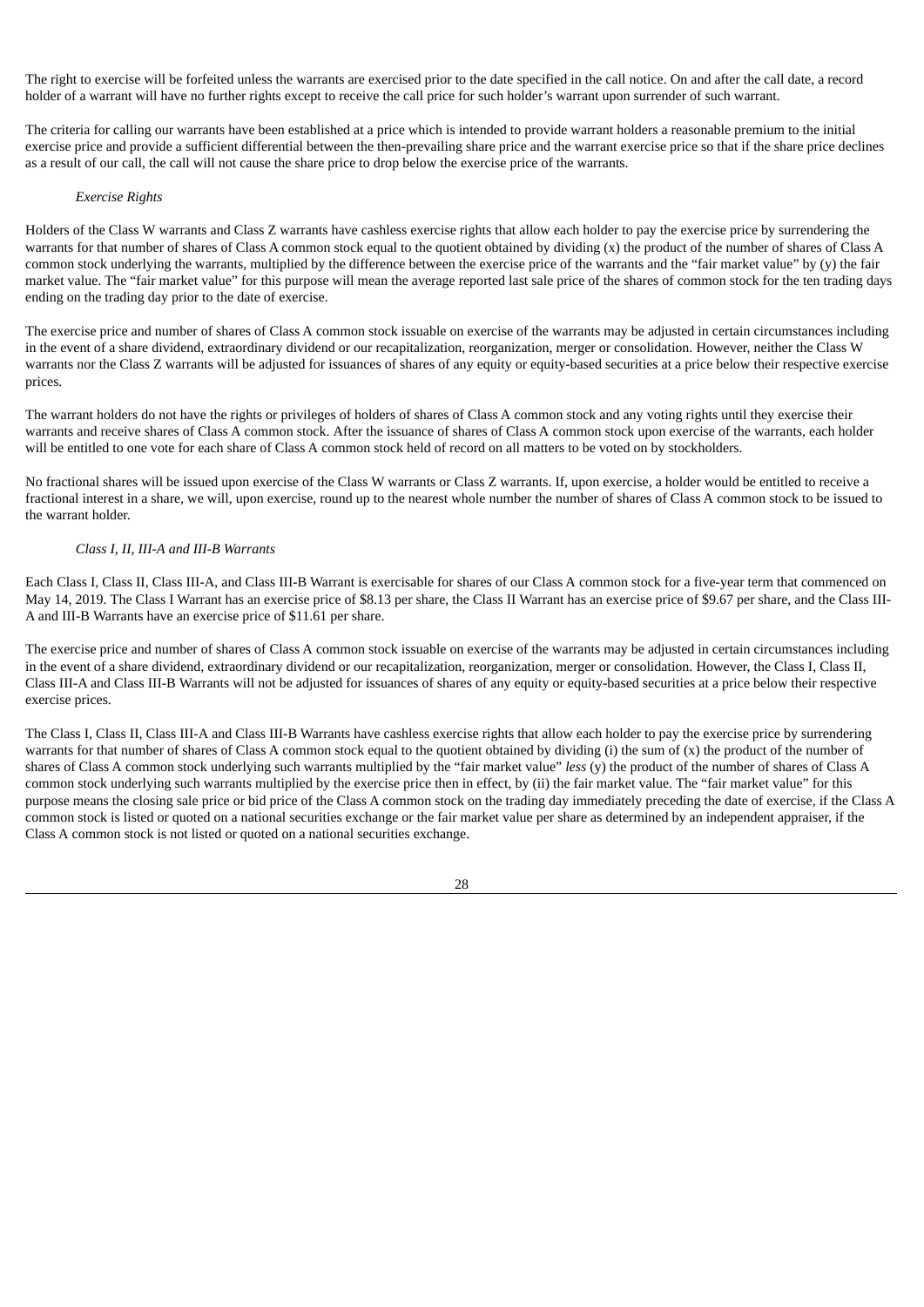The right to exercise will be forfeited unless the warrants are exercised prior to the date specified in the call notice. On and after the call date, a record holder of a warrant will have no further rights except to receive the call price for such holder's warrant upon surrender of such warrant.

The criteria for calling our warrants have been established at a price which is intended to provide warrant holders a reasonable premium to the initial exercise price and provide a sufficient differential between the then-prevailing share price and the warrant exercise price so that if the share price declines as a result of our call, the call will not cause the share price to drop below the exercise price of the warrants.

*Exercise Rights*

Holders of the Class W warrants and Class Z warrants have cashless exercise rights that allow each holder to pay the exercise price by surrendering the warrants for that number of shares of Class A common stock equal to the quotient obtained by dividing (x) the product of the number of shares of Class A common stock underlying the warrants, multiplied by the difference between the exercise price of the warrants and the "fair market value" by (y) the fair market value. The "fair market value" for this purpose will mean the average reported last sale price of the shares of common stock for the ten trading days ending on the trading day prior to the date of exercise.

The exercise price and number of shares of Class A common stock issuable on exercise of the warrants may be adjusted in certain circumstances including in the event of a share dividend, extraordinary dividend or our recapitalization, reorganization, merger or consolidation. However, neither the Class W warrants nor the Class Z warrants will be adjusted for issuances of shares of any equity or equity-based securities at a price below their respective exercise prices.

The warrant holders do not have the rights or privileges of holders of shares of Class A common stock and any voting rights until they exercise their warrants and receive shares of Class A common stock. After the issuance of shares of Class A common stock upon exercise of the warrants, each holder will be entitled to one vote for each share of Class A common stock held of record on all matters to be voted on by stockholders.

No fractional shares will be issued upon exercise of the Class W warrants or Class Z warrants. If, upon exercise, a holder would be entitled to receive a fractional interest in a share, we will, upon exercise, round up to the nearest whole number the number of shares of Class A common stock to be issued to the warrant holder.

*Class I, II, III-A and III-B Warrants*

Each Class I, Class II, Class III-A, and Class III-B Warrant is exercisable for shares of our Class A common stock for a five-year term that commenced on May 14, 2019. The Class I Warrant has an exercise price of $8.13 per share, the Class II Warrant has an exercise price of $9.67 per share, and the Class III-A and III-B Warrants have an exercise price of $11.61 per share.

The exercise price and number of shares of Class A common stock issuable on exercise of the warrants may be adjusted in certain circumstances including in the event of a share dividend, extraordinary dividend or our recapitalization, reorganization, merger or consolidation. However, the Class I, Class II, Class III-A and Class III-B Warrants will not be adjusted for issuances of shares of any equity or equity-based securities at a price below their respective exercise prices.

The Class I, Class II, Class III-A and Class III-B Warrants have cashless exercise rights that allow each holder to pay the exercise price by surrendering warrants for that number of shares of Class A common stock equal to the quotient obtained by dividing (i) the sum of (x) the product of the number of shares of Class A common stock underlying such warrants multiplied by the "fair market value" *less* (y) the product of the number of shares of Class A common stock underlying such warrants multiplied by the exercise price then in effect, by (ii) the fair market value. The "fair market value" for this purpose means the closing sale price or bid price of the Class A common stock on the trading day immediately preceding the date of exercise, if the Class A common stock is listed or quoted on a national securities exchange or the fair market value per share as determined by an independent appraiser, if the Class A common stock is not listed or quoted on a national securities exchange.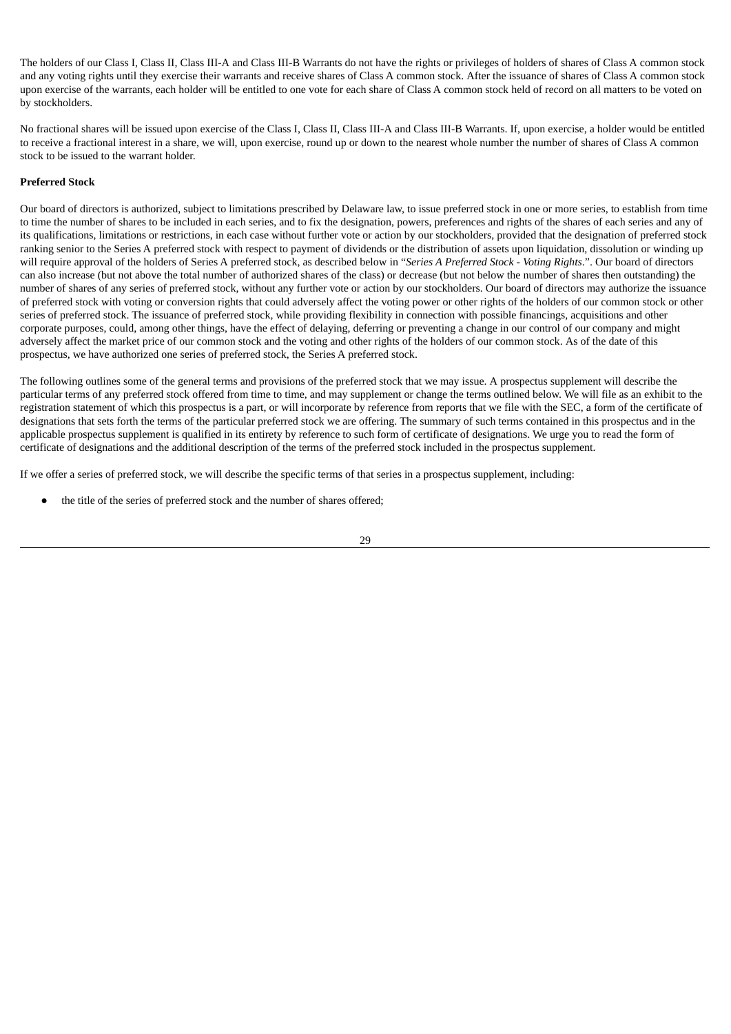The holders of our Class I, Class II, Class III-A and Class III-B Warrants do not have the rights or privileges of holders of shares of Class A common stock and any voting rights until they exercise their warrants and receive shares of Class A common stock. After the issuance of shares of Class A common stock upon exercise of the warrants, each holder will be entitled to one vote for each share of Class A common stock held of record on all matters to be voted on by stockholders.

No fractional shares will be issued upon exercise of the Class I, Class II, Class III-A and Class III-B Warrants. If, upon exercise, a holder would be entitled to receive a fractional interest in a share, we will, upon exercise, round up or down to the nearest whole number the number of shares of Class A common stock to be issued to the warrant holder.

**Preferred Stock**

Our board of directors is authorized, subject to limitations prescribed by Delaware law, to issue preferred stock in one or more series, to establish from time to time the number of shares to be included in each series, and to fix the designation, powers, preferences and rights of the shares of each series and any of its qualifications, limitations or restrictions, in each case without further vote or action by our stockholders, provided that the designation of preferred stock ranking senior to the Series A preferred stock with respect to payment of dividends or the distribution of assets upon liquidation, dissolution or winding up will require approval of the holders of Series A preferred stock, as described below in "*Series A Preferred Stock - Voting Rights*.". Our board of directors can also increase (but not above the total number of authorized shares of the class) or decrease (but not below the number of shares then outstanding) the number of shares of any series of preferred stock, without any further vote or action by our stockholders. Our board of directors may authorize the issuance of preferred stock with voting or conversion rights that could adversely affect the voting power or other rights of the holders of our common stock or other series of preferred stock. The issuance of preferred stock, while providing flexibility in connection with possible financings, acquisitions and other corporate purposes, could, among other things, have the effect of delaying, deferring or preventing a change in our control of our company and might adversely affect the market price of our common stock and the voting and other rights of the holders of our common stock. As of the date of this prospectus, we have authorized one series of preferred stock, the Series A preferred stock.

The following outlines some of the general terms and provisions of the preferred stock that we may issue. A prospectus supplement will describe the particular terms of any preferred stock offered from time to time, and may supplement or change the terms outlined below. We will file as an exhibit to the registration statement of which this prospectus is a part, or will incorporate by reference from reports that we file with the SEC, a form of the certificate of designations that sets forth the terms of the particular preferred stock we are offering. The summary of such terms contained in this prospectus and in the applicable prospectus supplement is qualified in its entirety by reference to such form of certificate of designations. We urge you to read the form of certificate of designations and the additional description of the terms of the preferred stock included in the prospectus supplement.

If we offer a series of preferred stock, we will describe the specific terms of that series in a prospectus supplement, including:

- the title of the series of preferred stock and the number of shares offered;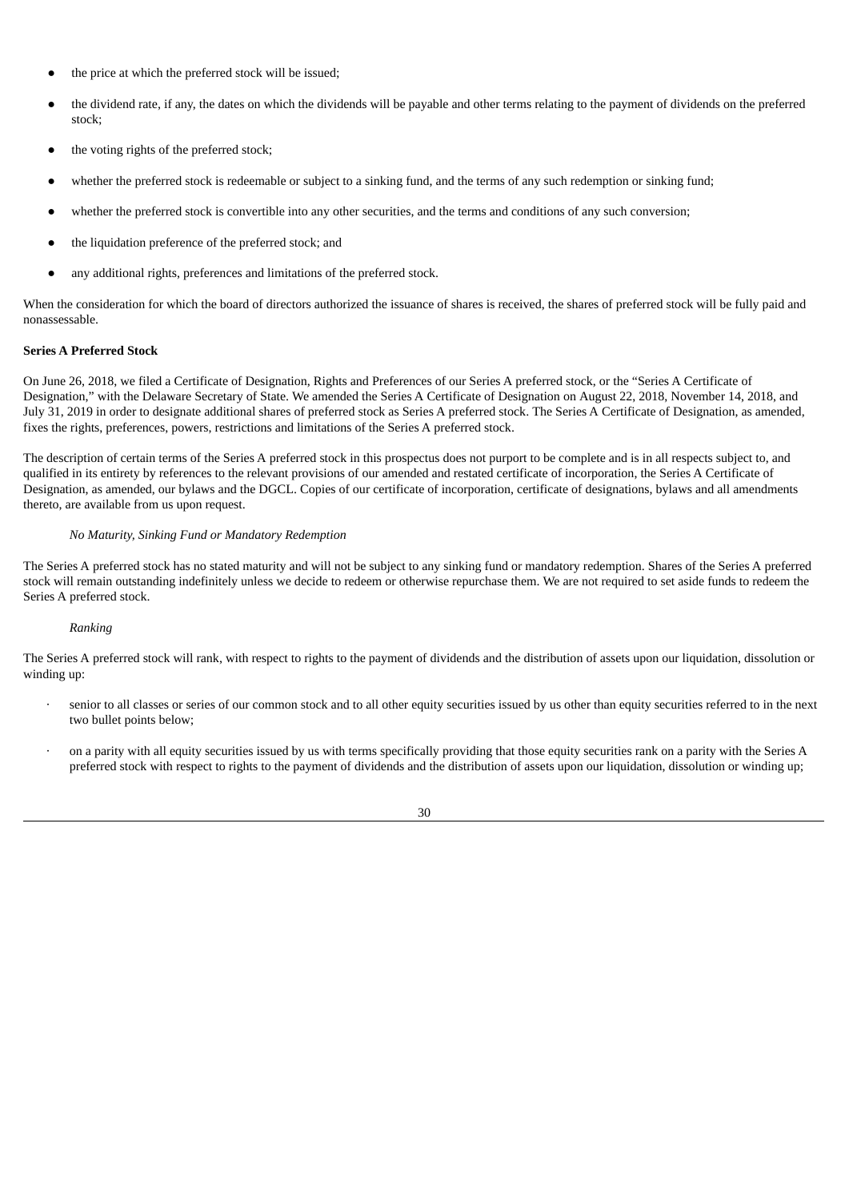- the price at which the preferred stock will be issued;
- the dividend rate, if any, the dates on which the dividends will be payable and other terms relating to the payment of dividends on the preferred stock;
- the voting rights of the preferred stock;
- whether the preferred stock is redeemable or subject to a sinking fund, and the terms of any such redemption or sinking fund;
- whether the preferred stock is convertible into any other securities, and the terms and conditions of any such conversion;
- the liquidation preference of the preferred stock; and
- any additional rights, preferences and limitations of the preferred stock.

When the consideration for which the board of directors authorized the issuance of shares is received, the shares of preferred stock will be fully paid and nonassessable.

**Series A Preferred Stock**

On June 26, 2018, we filed a Certificate of Designation, Rights and Preferences of our Series A preferred stock, or the "Series A Certificate of Designation," with the Delaware Secretary of State. We amended the Series A Certificate of Designation on August 22, 2018, November 14, 2018, and July 31, 2019 in order to designate additional shares of preferred stock as Series A preferred stock. The Series A Certificate of Designation, as amended, fixes the rights, preferences, powers, restrictions and limitations of the Series A preferred stock.

The description of certain terms of the Series A preferred stock in this prospectus does not purport to be complete and is in all respects subject to, and qualified in its entirety by references to the relevant provisions of our amended and restated certificate of incorporation, the Series A Certificate of Designation, as amended, our bylaws and the DGCL. Copies of our certificate of incorporation, certificate of designations, bylaws and all amendments thereto, are available from us upon request.

*No Maturity, Sinking Fund or Mandatory Redemption*

The Series A preferred stock has no stated maturity and will not be subject to any sinking fund or mandatory redemption. Shares of the Series A preferred stock will remain outstanding indefinitely unless we decide to redeem or otherwise repurchase them. We are not required to set aside funds to redeem the Series A preferred stock.

*Ranking*

The Series A preferred stock will rank, with respect to rights to the payment of dividends and the distribution of assets upon our liquidation, dissolution or winding up:

- senior to all classes or series of our common stock and to all other equity securities issued by us other than equity securities referred to in the next two bullet points below;
- on a parity with all equity securities issued by us with terms specifically providing that those equity securities rank on a parity with the Series A preferred stock with respect to rights to the payment of dividends and the distribution of assets upon our liquidation, dissolution or winding up;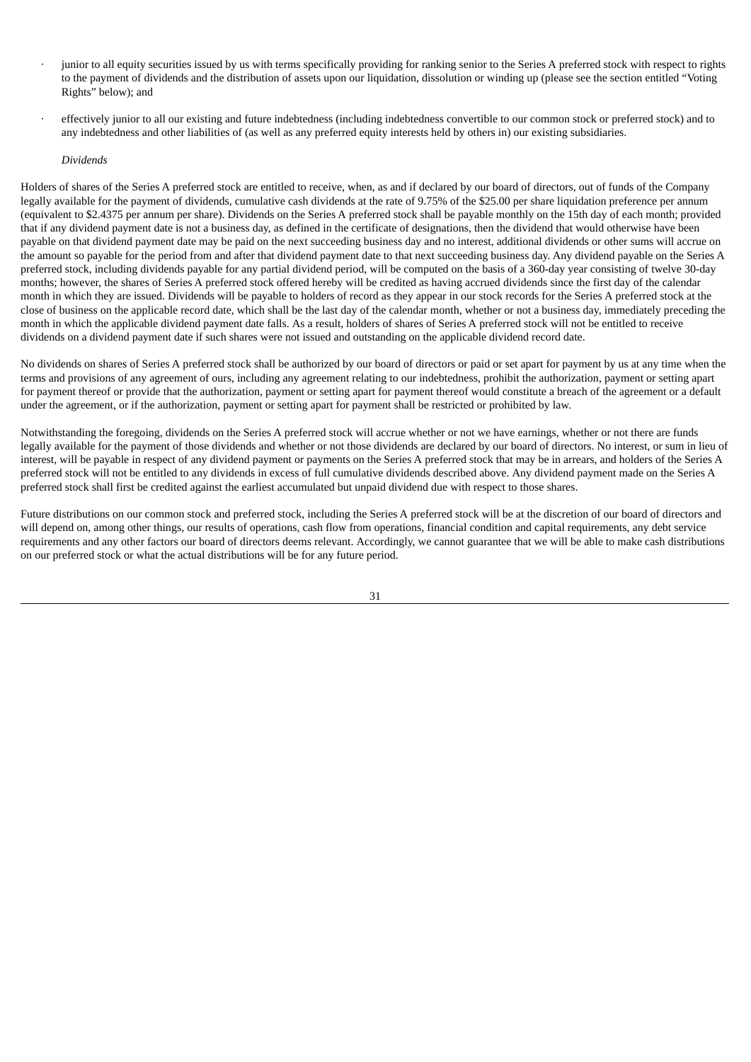- junior to all equity securities issued by us with terms specifically providing for ranking senior to the Series A preferred stock with respect to rights to the payment of dividends and the distribution of assets upon our liquidation, dissolution or winding up (please see the section entitled "Voting Rights" below); and
- effectively junior to all our existing and future indebtedness (including indebtedness convertible to our common stock or preferred stock) and to any indebtedness and other liabilities of (as well as any preferred equity interests held by others in) our existing subsidiaries.

*Dividends*

Holders of shares of the Series A preferred stock are entitled to receive, when, as and if declared by our board of directors, out of funds of the Company legally available for the payment of dividends, cumulative cash dividends at the rate of 9.75% of the $25.00 per share liquidation preference per annum (equivalent to $2.4375 per annum per share). Dividends on the Series A preferred stock shall be payable monthly on the 15th day of each month; provided that if any dividend payment date is not a business day, as defined in the certificate of designations, then the dividend that would otherwise have been payable on that dividend payment date may be paid on the next succeeding business day and no interest, additional dividends or other sums will accrue on the amount so payable for the period from and after that dividend payment date to that next succeeding business day. Any dividend payable on the Series A preferred stock, including dividends payable for any partial dividend period, will be computed on the basis of a 360-day year consisting of twelve 30-day months; however, the shares of Series A preferred stock offered hereby will be credited as having accrued dividends since the first day of the calendar month in which they are issued. Dividends will be payable to holders of record as they appear in our stock records for the Series A preferred stock at the close of business on the applicable record date, which shall be the last day of the calendar month, whether or not a business day, immediately preceding the month in which the applicable dividend payment date falls. As a result, holders of shares of Series A preferred stock will not be entitled to receive dividends on a dividend payment date if such shares were not issued and outstanding on the applicable dividend record date.

No dividends on shares of Series A preferred stock shall be authorized by our board of directors or paid or set apart for payment by us at any time when the terms and provisions of any agreement of ours, including any agreement relating to our indebtedness, prohibit the authorization, payment or setting apart for payment thereof or provide that the authorization, payment or setting apart for payment thereof would constitute a breach of the agreement or a default under the agreement, or if the authorization, payment or setting apart for payment shall be restricted or prohibited by law.

Notwithstanding the foregoing, dividends on the Series A preferred stock will accrue whether or not we have earnings, whether or not there are funds legally available for the payment of those dividends and whether or not those dividends are declared by our board of directors. No interest, or sum in lieu of interest, will be payable in respect of any dividend payment or payments on the Series A preferred stock that may be in arrears, and holders of the Series A preferred stock will not be entitled to any dividends in excess of full cumulative dividends described above. Any dividend payment made on the Series A preferred stock shall first be credited against the earliest accumulated but unpaid dividend due with respect to those shares.

Future distributions on our common stock and preferred stock, including the Series A preferred stock will be at the discretion of our board of directors and will depend on, among other things, our results of operations, cash flow from operations, financial condition and capital requirements, any debt service requirements and any other factors our board of directors deems relevant. Accordingly, we cannot guarantee that we will be able to make cash distributions on our preferred stock or what the actual distributions will be for any future period.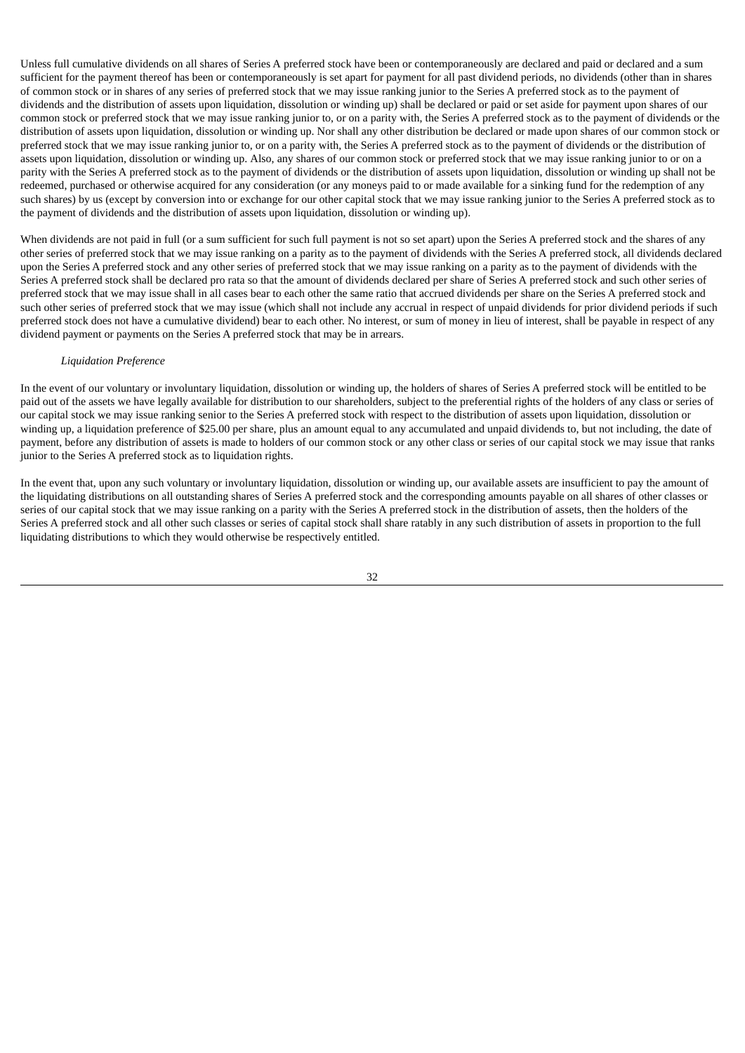Unless full cumulative dividends on all shares of Series A preferred stock have been or contemporaneously are declared and paid or declared and a sum sufficient for the payment thereof has been or contemporaneously is set apart for payment for all past dividend periods, no dividends (other than in shares of common stock or in shares of any series of preferred stock that we may issue ranking junior to the Series A preferred stock as to the payment of dividends and the distribution of assets upon liquidation, dissolution or winding up) shall be declared or paid or set aside for payment upon shares of our common stock or preferred stock that we may issue ranking junior to, or on a parity with, the Series A preferred stock as to the payment of dividends or the distribution of assets upon liquidation, dissolution or winding up. Nor shall any other distribution be declared or made upon shares of our common stock or preferred stock that we may issue ranking junior to, or on a parity with, the Series A preferred stock as to the payment of dividends or the distribution of assets upon liquidation, dissolution or winding up. Also, any shares of our common stock or preferred stock that we may issue ranking junior to or on a parity with the Series A preferred stock as to the payment of dividends or the distribution of assets upon liquidation, dissolution or winding up shall not be redeemed, purchased or otherwise acquired for any consideration (or any moneys paid to or made available for a sinking fund for the redemption of any such shares) by us (except by conversion into or exchange for our other capital stock that we may issue ranking junior to the Series A preferred stock as to the payment of dividends and the distribution of assets upon liquidation, dissolution or winding up).

When dividends are not paid in full (or a sum sufficient for such full payment is not so set apart) upon the Series A preferred stock and the shares of any other series of preferred stock that we may issue ranking on a parity as to the payment of dividends with the Series A preferred stock, all dividends declared upon the Series A preferred stock and any other series of preferred stock that we may issue ranking on a parity as to the payment of dividends with the Series A preferred stock shall be declared pro rata so that the amount of dividends declared per share of Series A preferred stock and such other series of preferred stock that we may issue shall in all cases bear to each other the same ratio that accrued dividends per share on the Series A preferred stock and such other series of preferred stock that we may issue (which shall not include any accrual in respect of unpaid dividends for prior dividend periods if such preferred stock does not have a cumulative dividend) bear to each other. No interest, or sum of money in lieu of interest, shall be payable in respect of any dividend payment or payments on the Series A preferred stock that may be in arrears.

*Liquidation Preference*

In the event of our voluntary or involuntary liquidation, dissolution or winding up, the holders of shares of Series A preferred stock will be entitled to be paid out of the assets we have legally available for distribution to our shareholders, subject to the preferential rights of the holders of any class or series of our capital stock we may issue ranking senior to the Series A preferred stock with respect to the distribution of assets upon liquidation, dissolution or winding up, a liquidation preference of $25.00 per share, plus an amount equal to any accumulated and unpaid dividends to, but not including, the date of payment, before any distribution of assets is made to holders of our common stock or any other class or series of our capital stock we may issue that ranks junior to the Series A preferred stock as to liquidation rights.

In the event that, upon any such voluntary or involuntary liquidation, dissolution or winding up, our available assets are insufficient to pay the amount of the liquidating distributions on all outstanding shares of Series A preferred stock and the corresponding amounts payable on all shares of other classes or series of our capital stock that we may issue ranking on a parity with the Series A preferred stock in the distribution of assets, then the holders of the Series A preferred stock and all other such classes or series of capital stock shall share ratably in any such distribution of assets in proportion to the full liquidating distributions to which they would otherwise be respectively entitled.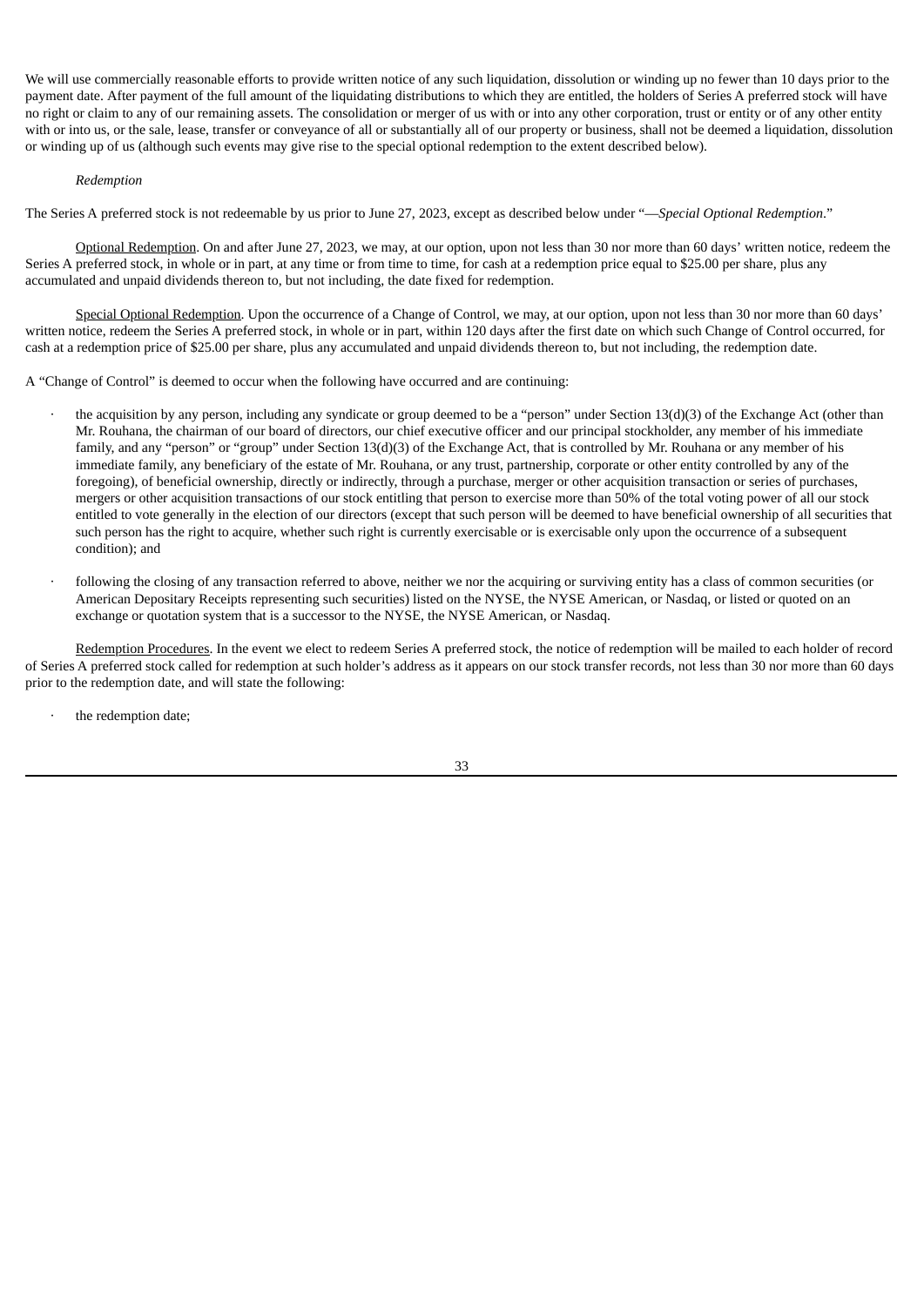We will use commercially reasonable efforts to provide written notice of any such liquidation, dissolution or winding up no fewer than 10 days prior to the payment date. After payment of the full amount of the liquidating distributions to which they are entitled, the holders of Series A preferred stock will have no right or claim to any of our remaining assets. The consolidation or merger of us with or into any other corporation, trust or entity or of any other entity with or into us, or the sale, lease, transfer or conveyance of all or substantially all of our property or business, shall not be deemed a liquidation, dissolution or winding up of us (although such events may give rise to the special optional redemption to the extent described below).

*Redemption*

The Series A preferred stock is not redeemable by us prior to June 27, 2023, except as described below under "—*Special Optional Redemption*."

Optional Redemption. On and after June 27, 2023, we may, at our option, upon not less than 30 nor more than 60 days' written notice, redeem the Series A preferred stock, in whole or in part, at any time or from time to time, for cash at a redemption price equal to $25.00 per share, plus any accumulated and unpaid dividends thereon to, but not including, the date fixed for redemption.

Special Optional Redemption. Upon the occurrence of a Change of Control, we may, at our option, upon not less than 30 nor more than 60 days' written notice, redeem the Series A preferred stock, in whole or in part, within 120 days after the first date on which such Change of Control occurred, for cash at a redemption price of $25.00 per share, plus any accumulated and unpaid dividends thereon to, but not including, the redemption date.

A "Change of Control" is deemed to occur when the following have occurred and are continuing:

- the acquisition by any person, including any syndicate or group deemed to be a "person" under Section 13(d)(3) of the Exchange Act (other than Mr. Rouhana, the chairman of our board of directors, our chief executive officer and our principal stockholder, any member of his immediate family, and any "person" or "group" under Section 13(d)(3) of the Exchange Act, that is controlled by Mr. Rouhana or any member of his immediate family, any beneficiary of the estate of Mr. Rouhana, or any trust, partnership, corporate or other entity controlled by any of the foregoing), of beneficial ownership, directly or indirectly, through a purchase, merger or other acquisition transaction or series of purchases, mergers or other acquisition transactions of our stock entitling that person to exercise more than 50% of the total voting power of all our stock entitled to vote generally in the election of our directors (except that such person will be deemed to have beneficial ownership of all securities that such person has the right to acquire, whether such right is currently exercisable or is exercisable only upon the occurrence of a subsequent condition); and

- following the closing of any transaction referred to above, neither we nor the acquiring or surviving entity has a class of common securities (or American Depositary Receipts representing such securities) listed on the NYSE, the NYSE American, or Nasdaq, or listed or quoted on an exchange or quotation system that is a successor to the NYSE, the NYSE American, or Nasdaq.

Redemption Procedures. In the event we elect to redeem Series A preferred stock, the notice of redemption will be mailed to each holder of record of Series A preferred stock called for redemption at such holder's address as it appears on our stock transfer records, not less than 30 nor more than 60 days prior to the redemption date, and will state the following:

- the redemption date;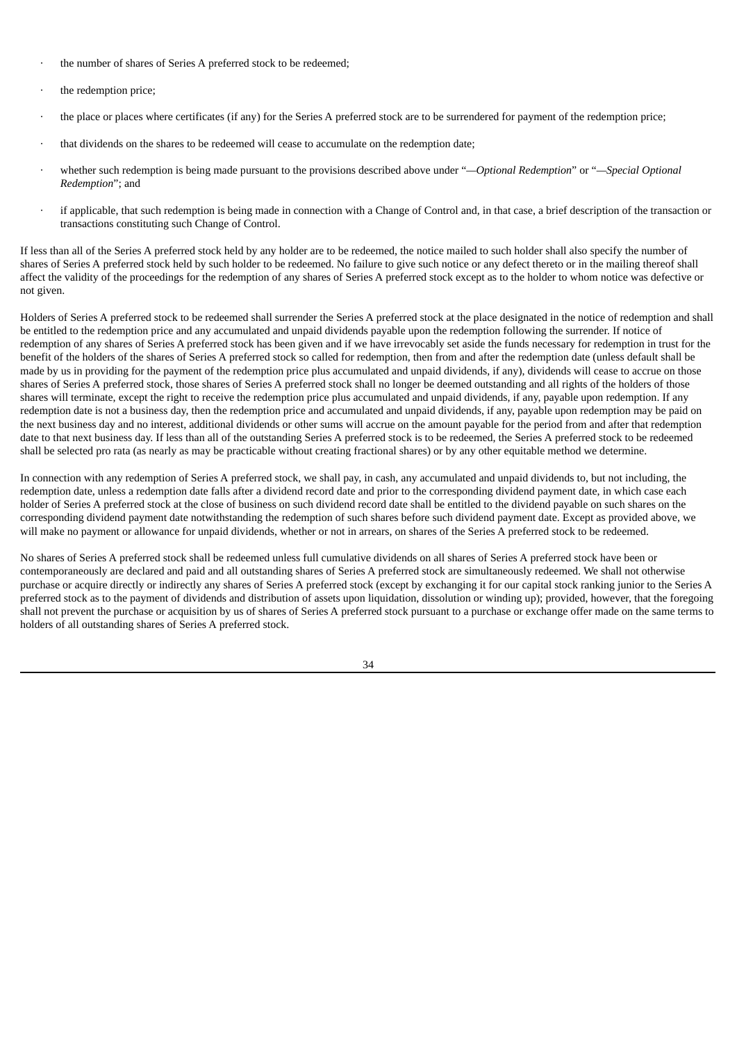- the number of shares of Series A preferred stock to be redeemed;
- the redemption price;
- the place or places where certificates (if any) for the Series A preferred stock are to be surrendered for payment of the redemption price;
- that dividends on the shares to be redeemed will cease to accumulate on the redemption date;
- whether such redemption is being made pursuant to the provisions described above under "*—Optional Redemption*" or "*—Special Optional Redemption*"; and
- if applicable, that such redemption is being made in connection with a Change of Control and, in that case, a brief description of the transaction or transactions constituting such Change of Control.

If less than all of the Series A preferred stock held by any holder are to be redeemed, the notice mailed to such holder shall also specify the number of shares of Series A preferred stock held by such holder to be redeemed. No failure to give such notice or any defect thereto or in the mailing thereof shall affect the validity of the proceedings for the redemption of any shares of Series A preferred stock except as to the holder to whom notice was defective or not given.

Holders of Series A preferred stock to be redeemed shall surrender the Series A preferred stock at the place designated in the notice of redemption and shall be entitled to the redemption price and any accumulated and unpaid dividends payable upon the redemption following the surrender. If notice of redemption of any shares of Series A preferred stock has been given and if we have irrevocably set aside the funds necessary for redemption in trust for the benefit of the holders of the shares of Series A preferred stock so called for redemption, then from and after the redemption date (unless default shall be made by us in providing for the payment of the redemption price plus accumulated and unpaid dividends, if any), dividends will cease to accrue on those shares of Series A preferred stock, those shares of Series A preferred stock shall no longer be deemed outstanding and all rights of the holders of those shares will terminate, except the right to receive the redemption price plus accumulated and unpaid dividends, if any, payable upon redemption. If any redemption date is not a business day, then the redemption price and accumulated and unpaid dividends, if any, payable upon redemption may be paid on the next business day and no interest, additional dividends or other sums will accrue on the amount payable for the period from and after that redemption date to that next business day. If less than all of the outstanding Series A preferred stock is to be redeemed, the Series A preferred stock to be redeemed shall be selected pro rata (as nearly as may be practicable without creating fractional shares) or by any other equitable method we determine.

In connection with any redemption of Series A preferred stock, we shall pay, in cash, any accumulated and unpaid dividends to, but not including, the redemption date, unless a redemption date falls after a dividend record date and prior to the corresponding dividend payment date, in which case each holder of Series A preferred stock at the close of business on such dividend record date shall be entitled to the dividend payable on such shares on the corresponding dividend payment date notwithstanding the redemption of such shares before such dividend payment date. Except as provided above, we will make no payment or allowance for unpaid dividends, whether or not in arrears, on shares of the Series A preferred stock to be redeemed.

No shares of Series A preferred stock shall be redeemed unless full cumulative dividends on all shares of Series A preferred stock have been or contemporaneously are declared and paid and all outstanding shares of Series A preferred stock are simultaneously redeemed. We shall not otherwise purchase or acquire directly or indirectly any shares of Series A preferred stock (except by exchanging it for our capital stock ranking junior to the Series A preferred stock as to the payment of dividends and distribution of assets upon liquidation, dissolution or winding up); provided, however, that the foregoing shall not prevent the purchase or acquisition by us of shares of Series A preferred stock pursuant to a purchase or exchange offer made on the same terms to holders of all outstanding shares of Series A preferred stock.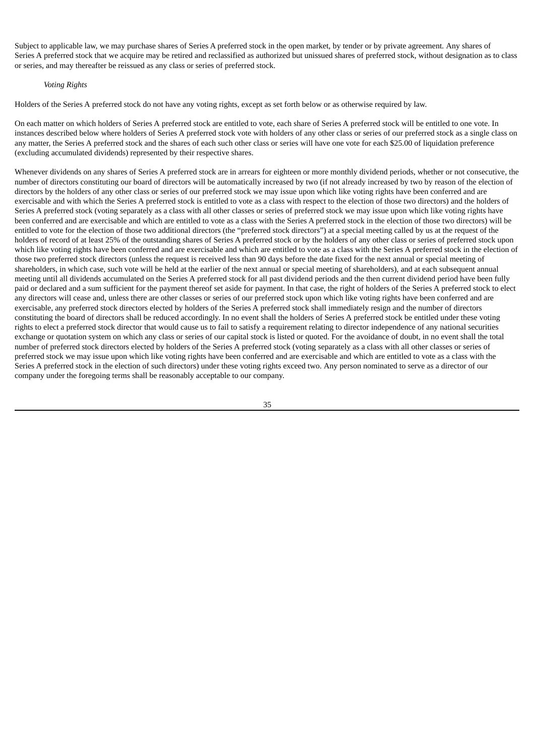Subject to applicable law, we may purchase shares of Series A preferred stock in the open market, by tender or by private agreement. Any shares of Series A preferred stock that we acquire may be retired and reclassified as authorized but unissued shares of preferred stock, without designation as to class or series, and may thereafter be reissued as any class or series of preferred stock.

*Voting Rights*

Holders of the Series A preferred stock do not have any voting rights, except as set forth below or as otherwise required by law.

On each matter on which holders of Series A preferred stock are entitled to vote, each share of Series A preferred stock will be entitled to one vote. In instances described below where holders of Series A preferred stock vote with holders of any other class or series of our preferred stock as a single class on any matter, the Series A preferred stock and the shares of each such other class or series will have one vote for each $25.00 of liquidation preference (excluding accumulated dividends) represented by their respective shares.

Whenever dividends on any shares of Series A preferred stock are in arrears for eighteen or more monthly dividend periods, whether or not consecutive, the number of directors constituting our board of directors will be automatically increased by two (if not already increased by two by reason of the election of directors by the holders of any other class or series of our preferred stock we may issue upon which like voting rights have been conferred and are exercisable and with which the Series A preferred stock is entitled to vote as a class with respect to the election of those two directors) and the holders of Series A preferred stock (voting separately as a class with all other classes or series of preferred stock we may issue upon which like voting rights have been conferred and are exercisable and which are entitled to vote as a class with the Series A preferred stock in the election of those two directors) will be entitled to vote for the election of those two additional directors (the "preferred stock directors") at a special meeting called by us at the request of the holders of record of at least 25% of the outstanding shares of Series A preferred stock or by the holders of any other class or series of preferred stock upon which like voting rights have been conferred and are exercisable and which are entitled to vote as a class with the Series A preferred stock in the election of those two preferred stock directors (unless the request is received less than 90 days before the date fixed for the next annual or special meeting of shareholders, in which case, such vote will be held at the earlier of the next annual or special meeting of shareholders), and at each subsequent annual meeting until all dividends accumulated on the Series A preferred stock for all past dividend periods and the then current dividend period have been fully paid or declared and a sum sufficient for the payment thereof set aside for payment. In that case, the right of holders of the Series A preferred stock to elect any directors will cease and, unless there are other classes or series of our preferred stock upon which like voting rights have been conferred and are exercisable, any preferred stock directors elected by holders of the Series A preferred stock shall immediately resign and the number of directors constituting the board of directors shall be reduced accordingly. In no event shall the holders of Series A preferred stock be entitled under these voting rights to elect a preferred stock director that would cause us to fail to satisfy a requirement relating to director independence of any national securities exchange or quotation system on which any class or series of our capital stock is listed or quoted. For the avoidance of doubt, in no event shall the total number of preferred stock directors elected by holders of the Series A preferred stock (voting separately as a class with all other classes or series of preferred stock we may issue upon which like voting rights have been conferred and are exercisable and which are entitled to vote as a class with the Series A preferred stock in the election of such directors) under these voting rights exceed two. Any person nominated to serve as a director of our company under the foregoing terms shall be reasonably acceptable to our company.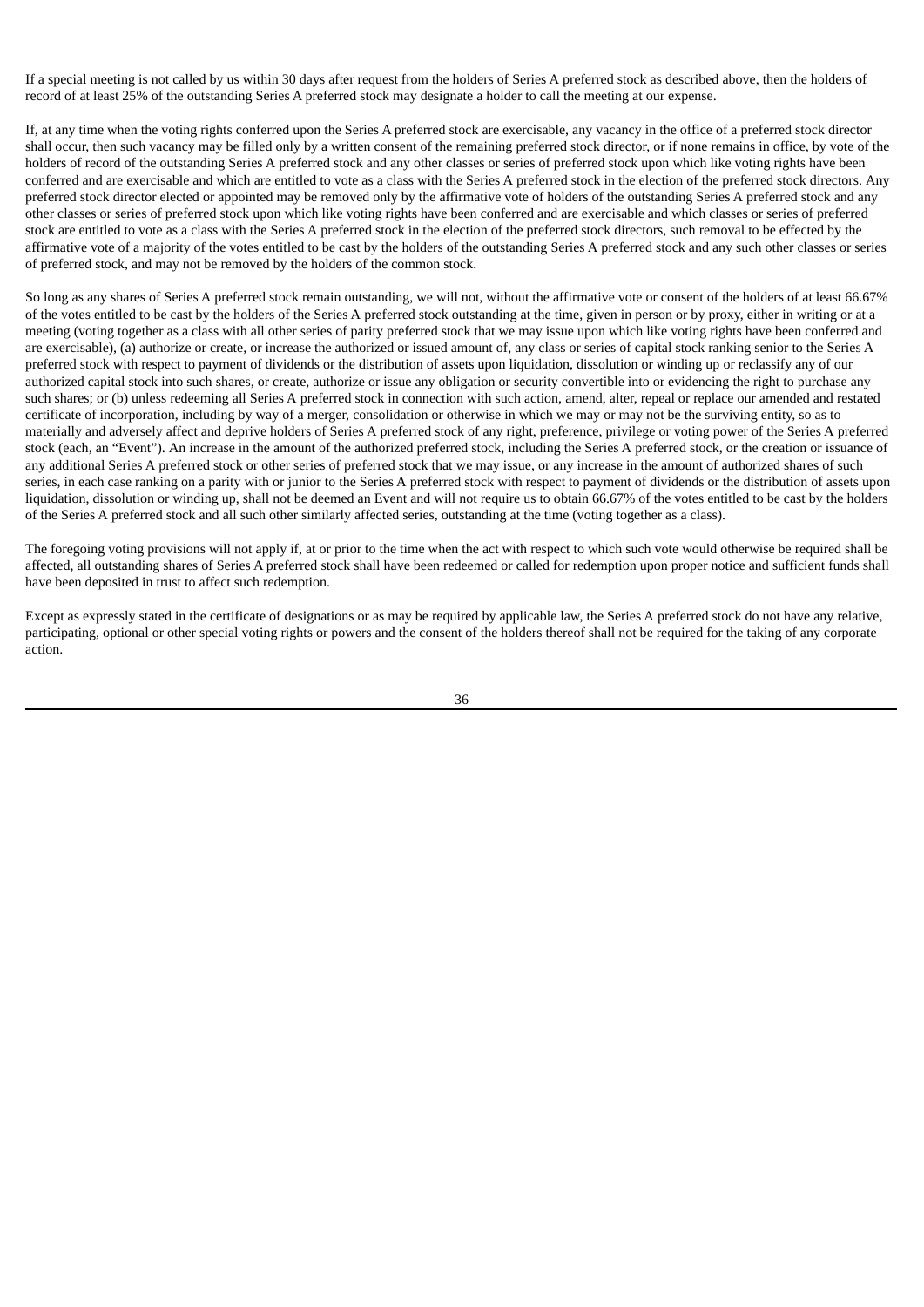If a special meeting is not called by us within 30 days after request from the holders of Series A preferred stock as described above, then the holders of record of at least 25% of the outstanding Series A preferred stock may designate a holder to call the meeting at our expense.

If, at any time when the voting rights conferred upon the Series A preferred stock are exercisable, any vacancy in the office of a preferred stock director shall occur, then such vacancy may be filled only by a written consent of the remaining preferred stock director, or if none remains in office, by vote of the holders of record of the outstanding Series A preferred stock and any other classes or series of preferred stock upon which like voting rights have been conferred and are exercisable and which are entitled to vote as a class with the Series A preferred stock in the election of the preferred stock directors. Any preferred stock director elected or appointed may be removed only by the affirmative vote of holders of the outstanding Series A preferred stock and any other classes or series of preferred stock upon which like voting rights have been conferred and are exercisable and which classes or series of preferred stock are entitled to vote as a class with the Series A preferred stock in the election of the preferred stock directors, such removal to be effected by the affirmative vote of a majority of the votes entitled to be cast by the holders of the outstanding Series A preferred stock and any such other classes or series of preferred stock, and may not be removed by the holders of the common stock.

So long as any shares of Series A preferred stock remain outstanding, we will not, without the affirmative vote or consent of the holders of at least 66.67% of the votes entitled to be cast by the holders of the Series A preferred stock outstanding at the time, given in person or by proxy, either in writing or at a meeting (voting together as a class with all other series of parity preferred stock that we may issue upon which like voting rights have been conferred and are exercisable), (a) authorize or create, or increase the authorized or issued amount of, any class or series of capital stock ranking senior to the Series A preferred stock with respect to payment of dividends or the distribution of assets upon liquidation, dissolution or winding up or reclassify any of our authorized capital stock into such shares, or create, authorize or issue any obligation or security convertible into or evidencing the right to purchase any such shares; or (b) unless redeeming all Series A preferred stock in connection with such action, amend, alter, repeal or replace our amended and restated certificate of incorporation, including by way of a merger, consolidation or otherwise in which we may or may not be the surviving entity, so as to materially and adversely affect and deprive holders of Series A preferred stock of any right, preference, privilege or voting power of the Series A preferred stock (each, an "Event"). An increase in the amount of the authorized preferred stock, including the Series A preferred stock, or the creation or issuance of any additional Series A preferred stock or other series of preferred stock that we may issue, or any increase in the amount of authorized shares of such series, in each case ranking on a parity with or junior to the Series A preferred stock with respect to payment of dividends or the distribution of assets upon liquidation, dissolution or winding up, shall not be deemed an Event and will not require us to obtain 66.67% of the votes entitled to be cast by the holders of the Series A preferred stock and all such other similarly affected series, outstanding at the time (voting together as a class).

The foregoing voting provisions will not apply if, at or prior to the time when the act with respect to which such vote would otherwise be required shall be affected, all outstanding shares of Series A preferred stock shall have been redeemed or called for redemption upon proper notice and sufficient funds shall have been deposited in trust to affect such redemption.

Except as expressly stated in the certificate of designations or as may be required by applicable law, the Series A preferred stock do not have any relative, participating, optional or other special voting rights or powers and the consent of the holders thereof shall not be required for the taking of any corporate action.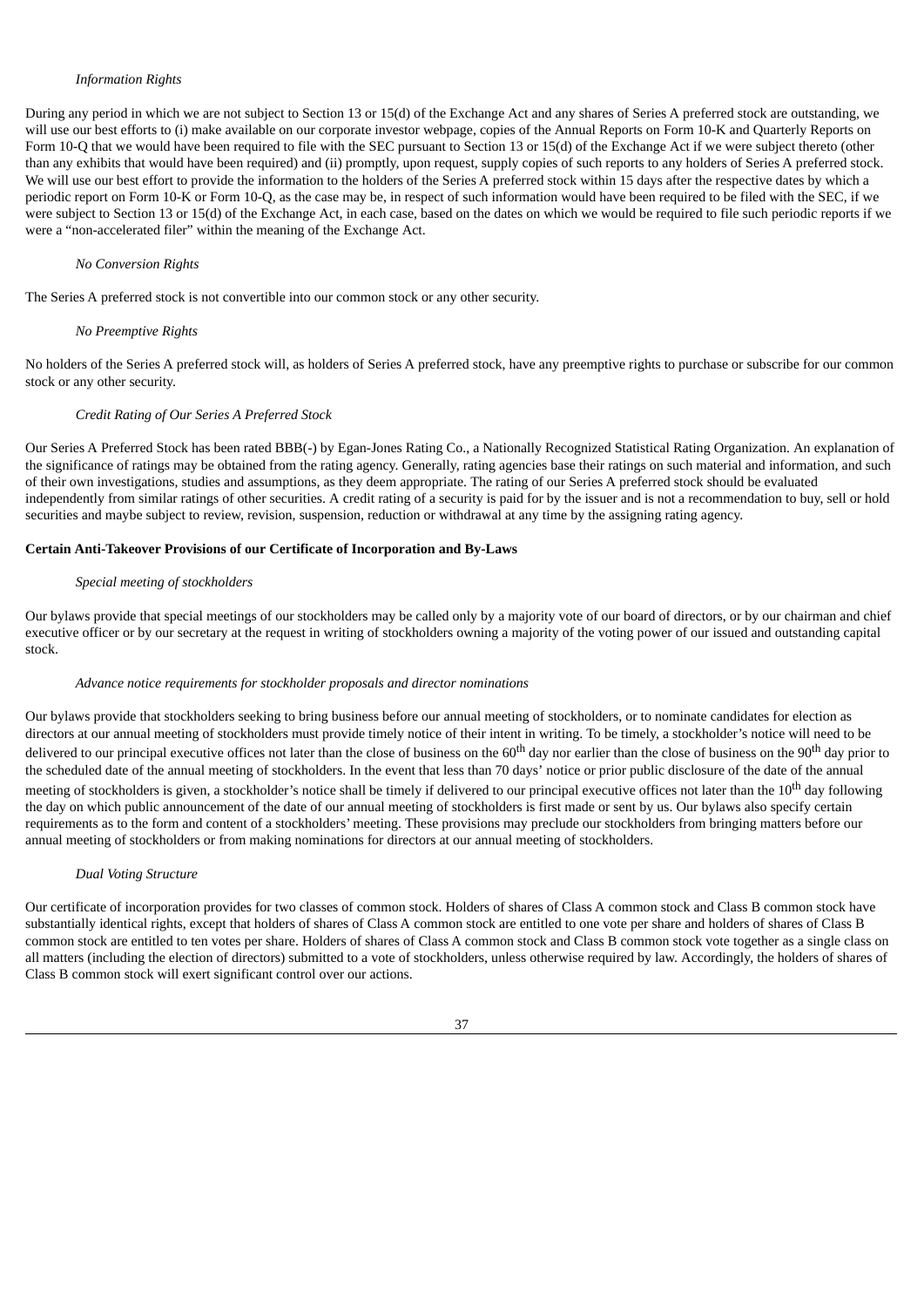*Information Rights*

During any period in which we are not subject to Section 13 or 15(d) of the Exchange Act and any shares of Series A preferred stock are outstanding, we will use our best efforts to (i) make available on our corporate investor webpage, copies of the Annual Reports on Form 10-K and Quarterly Reports on Form 10-Q that we would have been required to file with the SEC pursuant to Section 13 or 15(d) of the Exchange Act if we were subject thereto (other than any exhibits that would have been required) and (ii) promptly, upon request, supply copies of such reports to any holders of Series A preferred stock. We will use our best effort to provide the information to the holders of the Series A preferred stock within 15 days after the respective dates by which a periodic report on Form 10-K or Form 10-Q, as the case may be, in respect of such information would have been required to be filed with the SEC, if we were subject to Section 13 or 15(d) of the Exchange Act, in each case, based on the dates on which we would be required to file such periodic reports if we were a "non-accelerated filer" within the meaning of the Exchange Act.

*No Conversion Rights*

The Series A preferred stock is not convertible into our common stock or any other security.

*No Preemptive Rights*

No holders of the Series A preferred stock will, as holders of Series A preferred stock, have any preemptive rights to purchase or subscribe for our common stock or any other security.

*Credit Rating of Our Series A Preferred Stock*

Our Series A Preferred Stock has been rated BBB(-) by Egan-Jones Rating Co., a Nationally Recognized Statistical Rating Organization. An explanation of the significance of ratings may be obtained from the rating agency. Generally, rating agencies base their ratings on such material and information, and such of their own investigations, studies and assumptions, as they deem appropriate. The rating of our Series A preferred stock should be evaluated independently from similar ratings of other securities. A credit rating of a security is paid for by the issuer and is not a recommendation to buy, sell or hold securities and maybe subject to review, revision, suspension, reduction or withdrawal at any time by the assigning rating agency.

**Certain Anti-Takeover Provisions of our Certificate of Incorporation and By-Laws**

*Special meeting of stockholders*

Our bylaws provide that special meetings of our stockholders may be called only by a majority vote of our board of directors, or by our chairman and chief executive officer or by our secretary at the request in writing of stockholders owning a majority of the voting power of our issued and outstanding capital stock.

*Advance notice requirements for stockholder proposals and director nominations*

Our bylaws provide that stockholders seeking to bring business before our annual meeting of stockholders, or to nominate candidates for election as directors at our annual meeting of stockholders must provide timely notice of their intent in writing. To be timely, a stockholder's notice will need to be delivered to our principal executive offices not later than the close of business on the 60th day nor earlier than the close of business on the 90th day prior to the scheduled date of the annual meeting of stockholders. In the event that less than 70 days' notice or prior public disclosure of the date of the annual meeting of stockholders is given, a stockholder's notice shall be timely if delivered to our principal executive offices not later than the 10th day following the day on which public announcement of the date of our annual meeting of stockholders is first made or sent by us. Our bylaws also specify certain requirements as to the form and content of a stockholders' meeting. These provisions may preclude our stockholders from bringing matters before our annual meeting of stockholders or from making nominations for directors at our annual meeting of stockholders.

*Dual Voting Structure*

Our certificate of incorporation provides for two classes of common stock. Holders of shares of Class A common stock and Class B common stock have substantially identical rights, except that holders of shares of Class A common stock are entitled to one vote per share and holders of shares of Class B common stock are entitled to ten votes per share. Holders of shares of Class A common stock and Class B common stock vote together as a single class on all matters (including the election of directors) submitted to a vote of stockholders, unless otherwise required by law. Accordingly, the holders of shares of Class B common stock will exert significant control over our actions.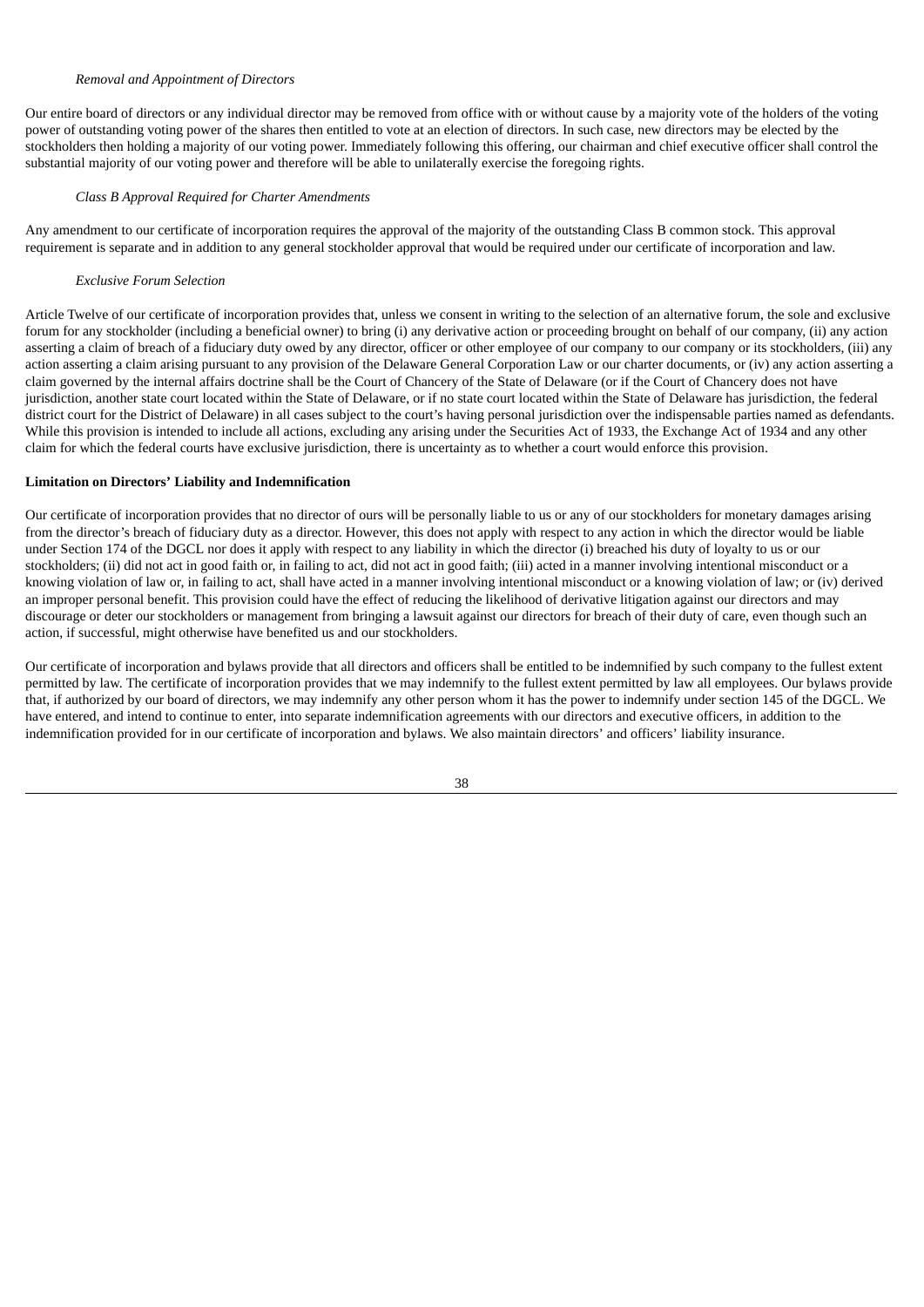*Removal and Appointment of Directors*

Our entire board of directors or any individual director may be removed from office with or without cause by a majority vote of the holders of the voting power of outstanding voting power of the shares then entitled to vote at an election of directors. In such case, new directors may be elected by the stockholders then holding a majority of our voting power. Immediately following this offering, our chairman and chief executive officer shall control the substantial majority of our voting power and therefore will be able to unilaterally exercise the foregoing rights.

*Class B Approval Required for Charter Amendments*

Any amendment to our certificate of incorporation requires the approval of the majority of the outstanding Class B common stock. This approval requirement is separate and in addition to any general stockholder approval that would be required under our certificate of incorporation and law.

*Exclusive Forum Selection*

Article Twelve of our certificate of incorporation provides that, unless we consent in writing to the selection of an alternative forum, the sole and exclusive forum for any stockholder (including a beneficial owner) to bring (i) any derivative action or proceeding brought on behalf of our company, (ii) any action asserting a claim of breach of a fiduciary duty owed by any director, officer or other employee of our company to our company or its stockholders, (iii) any action asserting a claim arising pursuant to any provision of the Delaware General Corporation Law or our charter documents, or (iv) any action asserting a claim governed by the internal affairs doctrine shall be the Court of Chancery of the State of Delaware (or if the Court of Chancery does not have jurisdiction, another state court located within the State of Delaware, or if no state court located within the State of Delaware has jurisdiction, the federal district court for the District of Delaware) in all cases subject to the court's having personal jurisdiction over the indispensable parties named as defendants. While this provision is intended to include all actions, excluding any arising under the Securities Act of 1933, the Exchange Act of 1934 and any other claim for which the federal courts have exclusive jurisdiction, there is uncertainty as to whether a court would enforce this provision.

**Limitation on Directors' Liability and Indemnification**

Our certificate of incorporation provides that no director of ours will be personally liable to us or any of our stockholders for monetary damages arising from the director's breach of fiduciary duty as a director. However, this does not apply with respect to any action in which the director would be liable under Section 174 of the DGCL nor does it apply with respect to any liability in which the director (i) breached his duty of loyalty to us or our stockholders; (ii) did not act in good faith or, in failing to act, did not act in good faith; (iii) acted in a manner involving intentional misconduct or a knowing violation of law or, in failing to act, shall have acted in a manner involving intentional misconduct or a knowing violation of law; or (iv) derived an improper personal benefit. This provision could have the effect of reducing the likelihood of derivative litigation against our directors and may discourage or deter our stockholders or management from bringing a lawsuit against our directors for breach of their duty of care, even though such an action, if successful, might otherwise have benefited us and our stockholders.

Our certificate of incorporation and bylaws provide that all directors and officers shall be entitled to be indemnified by such company to the fullest extent permitted by law. The certificate of incorporation provides that we may indemnify to the fullest extent permitted by law all employees. Our bylaws provide that, if authorized by our board of directors, we may indemnify any other person whom it has the power to indemnify under section 145 of the DGCL. We have entered, and intend to continue to enter, into separate indemnification agreements with our directors and executive officers, in addition to the indemnification provided for in our certificate of incorporation and bylaws. We also maintain directors' and officers' liability insurance.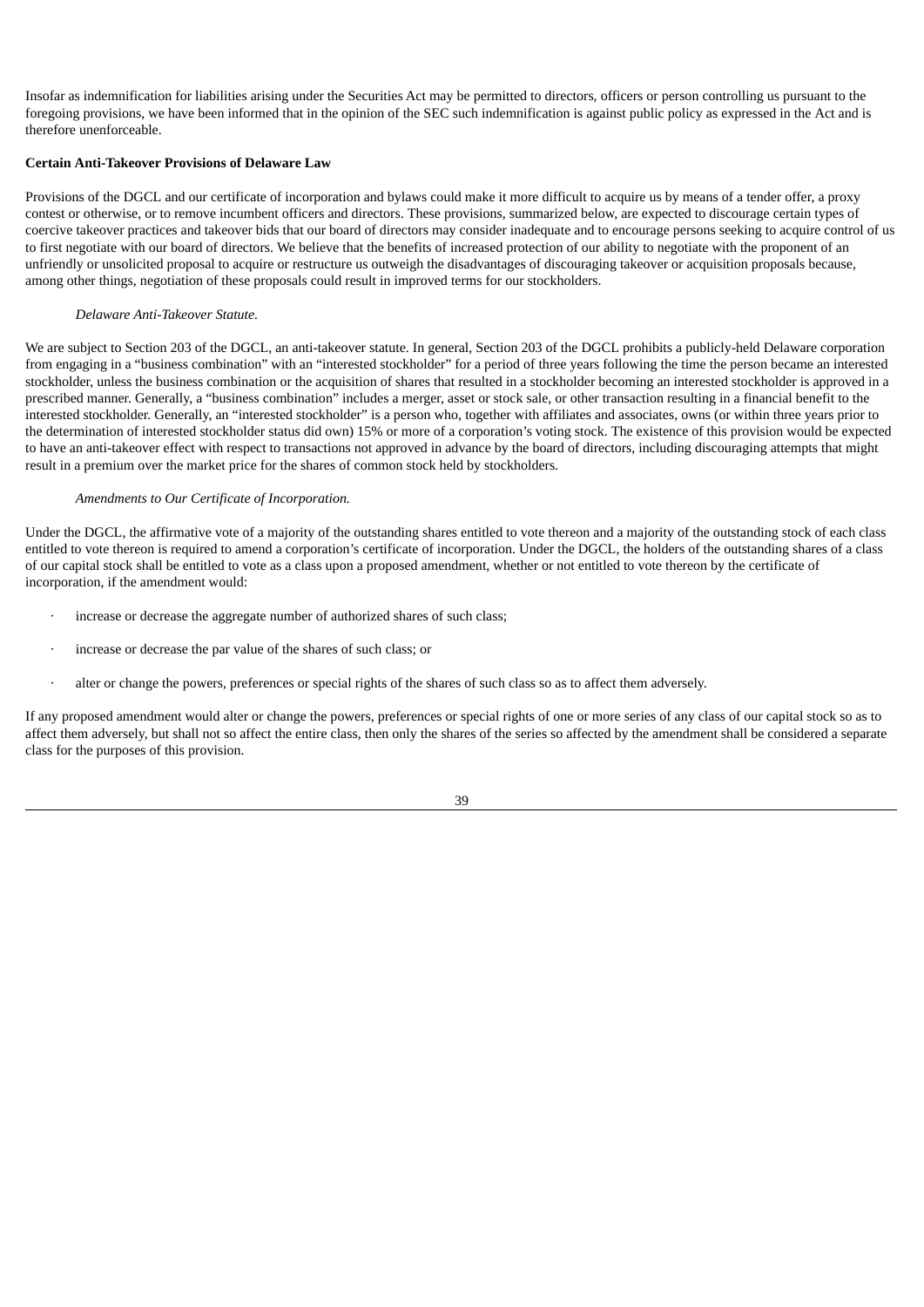Insofar as indemnification for liabilities arising under the Securities Act may be permitted to directors, officers or person controlling us pursuant to the foregoing provisions, we have been informed that in the opinion of the SEC such indemnification is against public policy as expressed in the Act and is therefore unenforceable.

**Certain Anti-Takeover Provisions of Delaware Law**

Provisions of the DGCL and our certificate of incorporation and bylaws could make it more difficult to acquire us by means of a tender offer, a proxy contest or otherwise, or to remove incumbent officers and directors. These provisions, summarized below, are expected to discourage certain types of coercive takeover practices and takeover bids that our board of directors may consider inadequate and to encourage persons seeking to acquire control of us to first negotiate with our board of directors. We believe that the benefits of increased protection of our ability to negotiate with the proponent of an unfriendly or unsolicited proposal to acquire or restructure us outweigh the disadvantages of discouraging takeover or acquisition proposals because, among other things, negotiation of these proposals could result in improved terms for our stockholders.

*Delaware Anti-Takeover Statute.*

We are subject to Section 203 of the DGCL, an anti-takeover statute. In general, Section 203 of the DGCL prohibits a publicly-held Delaware corporation from engaging in a "business combination" with an "interested stockholder" for a period of three years following the time the person became an interested stockholder, unless the business combination or the acquisition of shares that resulted in a stockholder becoming an interested stockholder is approved in a prescribed manner. Generally, a "business combination" includes a merger, asset or stock sale, or other transaction resulting in a financial benefit to the interested stockholder. Generally, an "interested stockholder" is a person who, together with affiliates and associates, owns (or within three years prior to the determination of interested stockholder status did own) 15% or more of a corporation's voting stock. The existence of this provision would be expected to have an anti-takeover effect with respect to transactions not approved in advance by the board of directors, including discouraging attempts that might result in a premium over the market price for the shares of common stock held by stockholders.

*Amendments to Our Certificate of Incorporation.*

Under the DGCL, the affirmative vote of a majority of the outstanding shares entitled to vote thereon and a majority of the outstanding stock of each class entitled to vote thereon is required to amend a corporation's certificate of incorporation. Under the DGCL, the holders of the outstanding shares of a class of our capital stock shall be entitled to vote as a class upon a proposed amendment, whether or not entitled to vote thereon by the certificate of incorporation, if the amendment would:

- increase or decrease the aggregate number of authorized shares of such class;
- increase or decrease the par value of the shares of such class; or
- alter or change the powers, preferences or special rights of the shares of such class so as to affect them adversely.

If any proposed amendment would alter or change the powers, preferences or special rights of one or more series of any class of our capital stock so as to affect them adversely, but shall not so affect the entire class, then only the shares of the series so affected by the amendment shall be considered a separate class for the purposes of this provision.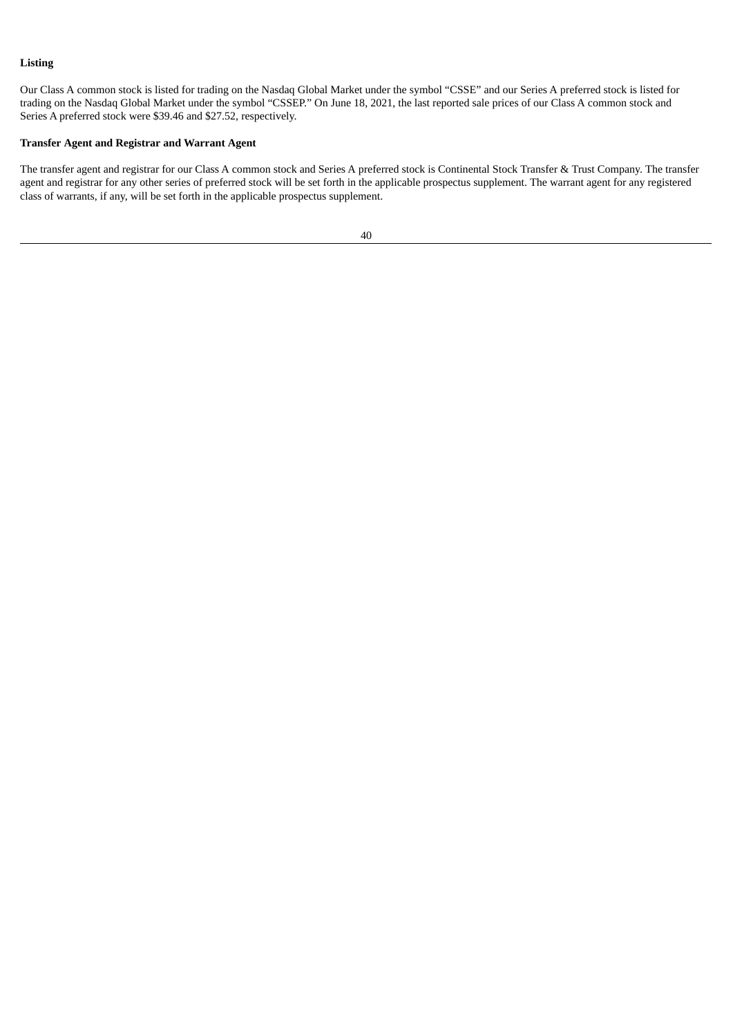**Listing**

Our Class A common stock is listed for trading on the Nasdaq Global Market under the symbol "CSSE" and our Series A preferred stock is listed for trading on the Nasdaq Global Market under the symbol "CSSEP." On June 18, 2021, the last reported sale prices of our Class A common stock and Series A preferred stock were $39.46 and $27.52, respectively.

**Transfer Agent and Registrar and Warrant Agent**

The transfer agent and registrar for our Class A common stock and Series A preferred stock is Continental Stock Transfer & Trust Company. The transfer agent and registrar for any other series of preferred stock will be set forth in the applicable prospectus supplement. The warrant agent for any registered class of warrants, if any, will be set forth in the applicable prospectus supplement.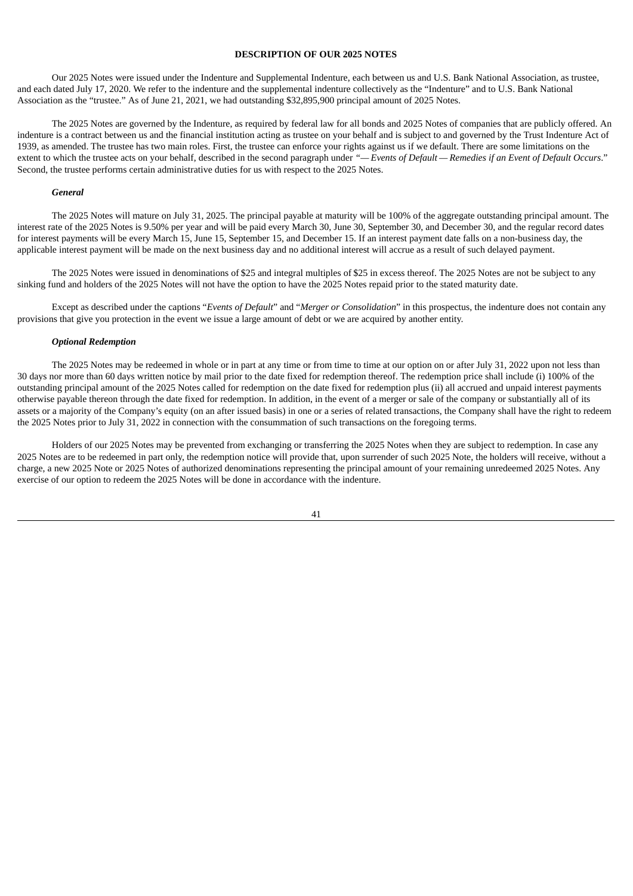**DESCRIPTION OF OUR 2025 NOTES**

Our 2025 Notes were issued under the Indenture and Supplemental Indenture, each between us and U.S. Bank National Association, as trustee, and each dated July 17, 2020. We refer to the indenture and the supplemental indenture collectively as the "Indenture" and to U.S. Bank National Association as the "trustee." As of June 21, 2021, we had outstanding $32,895,900 principal amount of 2025 Notes.

The 2025 Notes are governed by the Indenture, as required by federal law for all bonds and 2025 Notes of companies that are publicly offered. An indenture is a contract between us and the financial institution acting as trustee on your behalf and is subject to and governed by the Trust Indenture Act of 1939, as amended. The trustee has two main roles. First, the trustee can enforce your rights against us if we default. There are some limitations on the extent to which the trustee acts on your behalf, described in the second paragraph under *"— Events of Default — Remedies if an Event of Default Occurs*." Second, the trustee performs certain administrative duties for us with respect to the 2025 Notes.

***General***

The 2025 Notes will mature on July 31, 2025. The principal payable at maturity will be 100% of the aggregate outstanding principal amount. The interest rate of the 2025 Notes is 9.50% per year and will be paid every March 30, June 30, September 30, and December 30, and the regular record dates for interest payments will be every March 15, June 15, September 15, and December 15. If an interest payment date falls on a non-business day, the applicable interest payment will be made on the next business day and no additional interest will accrue as a result of such delayed payment.

The 2025 Notes were issued in denominations of $25 and integral multiples of $25 in excess thereof. The 2025 Notes are not be subject to any sinking fund and holders of the 2025 Notes will not have the option to have the 2025 Notes repaid prior to the stated maturity date.

Except as described under the captions "*Events of Default*" and "*Merger or Consolidation*" in this prospectus, the indenture does not contain any provisions that give you protection in the event we issue a large amount of debt or we are acquired by another entity.

***Optional Redemption***

The 2025 Notes may be redeemed in whole or in part at any time or from time to time at our option on or after July 31, 2022 upon not less than 30 days nor more than 60 days written notice by mail prior to the date fixed for redemption thereof. The redemption price shall include (i) 100% of the outstanding principal amount of the 2025 Notes called for redemption on the date fixed for redemption plus (ii) all accrued and unpaid interest payments otherwise payable thereon through the date fixed for redemption. In addition, in the event of a merger or sale of the company or substantially all of its assets or a majority of the Company's equity (on an after issued basis) in one or a series of related transactions, the Company shall have the right to redeem the 2025 Notes prior to July 31, 2022 in connection with the consummation of such transactions on the foregoing terms.

Holders of our 2025 Notes may be prevented from exchanging or transferring the 2025 Notes when they are subject to redemption. In case any 2025 Notes are to be redeemed in part only, the redemption notice will provide that, upon surrender of such 2025 Note, the holders will receive, without a charge, a new 2025 Note or 2025 Notes of authorized denominations representing the principal amount of your remaining unredeemed 2025 Notes. Any exercise of our option to redeem the 2025 Notes will be done in accordance with the indenture.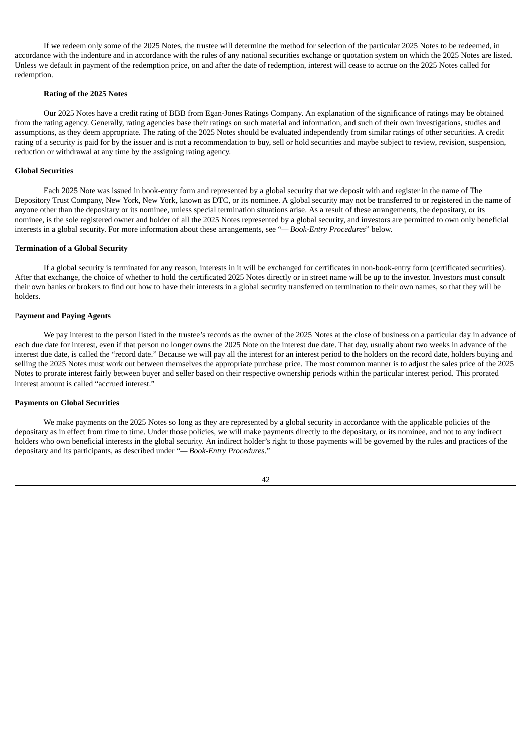If we redeem only some of the 2025 Notes, the trustee will determine the method for selection of the particular 2025 Notes to be redeemed, in accordance with the indenture and in accordance with the rules of any national securities exchange or quotation system on which the 2025 Notes are listed. Unless we default in payment of the redemption price, on and after the date of redemption, interest will cease to accrue on the 2025 Notes called for redemption.

**Rating of the 2025 Notes**

Our 2025 Notes have a credit rating of BBB from Egan-Jones Ratings Company. An explanation of the significance of ratings may be obtained from the rating agency. Generally, rating agencies base their ratings on such material and information, and such of their own investigations, studies and assumptions, as they deem appropriate. The rating of the 2025 Notes should be evaluated independently from similar ratings of other securities. A credit rating of a security is paid for by the issuer and is not a recommendation to buy, sell or hold securities and maybe subject to review, revision, suspension, reduction or withdrawal at any time by the assigning rating agency.

**Global Securities**

Each 2025 Note was issued in book-entry form and represented by a global security that we deposit with and register in the name of The Depository Trust Company, New York, New York, known as DTC, or its nominee. A global security may not be transferred to or registered in the name of anyone other than the depositary or its nominee, unless special termination situations arise. As a result of these arrangements, the depositary, or its nominee, is the sole registered owner and holder of all the 2025 Notes represented by a global security, and investors are permitted to own only beneficial interests in a global security. For more information about these arrangements, see "— *Book-Entry Procedures*" below.

**Termination of a Global Security**

If a global security is terminated for any reason, interests in it will be exchanged for certificates in non-book-entry form (certificated securities). After that exchange, the choice of whether to hold the certificated 2025 Notes directly or in street name will be up to the investor. Investors must consult their own banks or brokers to find out how to have their interests in a global security transferred on termination to their own names, so that they will be holders.

**Payment and Paying Agents**

We pay interest to the person listed in the trustee's records as the owner of the 2025 Notes at the close of business on a particular day in advance of each due date for interest, even if that person no longer owns the 2025 Note on the interest due date. That day, usually about two weeks in advance of the interest due date, is called the "record date." Because we will pay all the interest for an interest period to the holders on the record date, holders buying and selling the 2025 Notes must work out between themselves the appropriate purchase price. The most common manner is to adjust the sales price of the 2025 Notes to prorate interest fairly between buyer and seller based on their respective ownership periods within the particular interest period. This prorated interest amount is called "accrued interest."

**Payments on Global Securities**

We make payments on the 2025 Notes so long as they are represented by a global security in accordance with the applicable policies of the depositary as in effect from time to time. Under those policies, we will make payments directly to the depositary, or its nominee, and not to any indirect holders who own beneficial interests in the global security. An indirect holder's right to those payments will be governed by the rules and practices of the depositary and its participants, as described under "— *Book-Entry Procedures*."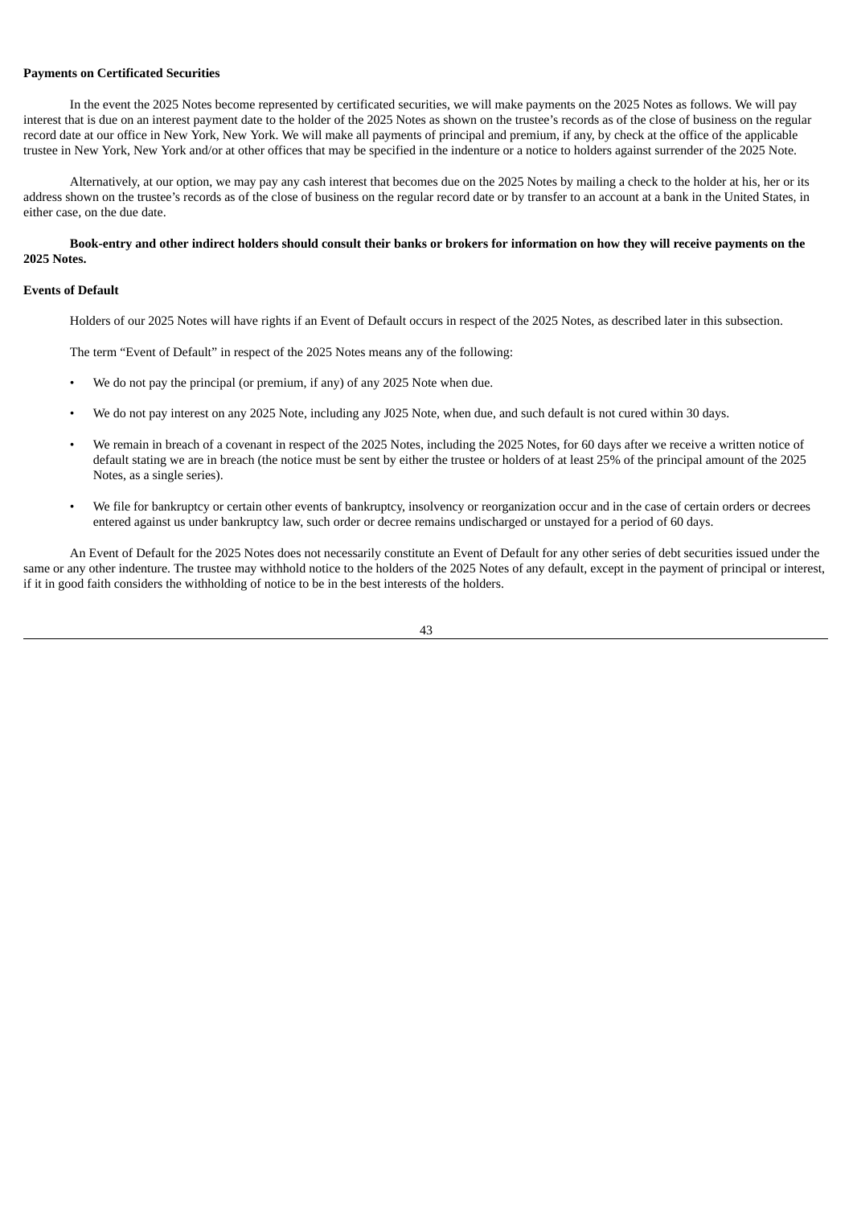**Payments on Certificated Securities**

In the event the 2025 Notes become represented by certificated securities, we will make payments on the 2025 Notes as follows. We will pay interest that is due on an interest payment date to the holder of the 2025 Notes as shown on the trustee's records as of the close of business on the regular record date at our office in New York, New York. We will make all payments of principal and premium, if any, by check at the office of the applicable trustee in New York, New York and/or at other offices that may be specified in the indenture or a notice to holders against surrender of the 2025 Note.

Alternatively, at our option, we may pay any cash interest that becomes due on the 2025 Notes by mailing a check to the holder at his, her or its address shown on the trustee's records as of the close of business on the regular record date or by transfer to an account at a bank in the United States, in either case, on the due date.

**Book-entry and other indirect holders should consult their banks or brokers for information on how they will receive payments on the 2025 Notes.**

**Events of Default**

Holders of our 2025 Notes will have rights if an Event of Default occurs in respect of the 2025 Notes, as described later in this subsection.

The term "Event of Default" in respect of the 2025 Notes means any of the following:

- We do not pay the principal (or premium, if any) of any 2025 Note when due.
- We do not pay interest on any 2025 Note, including any J025 Note, when due, and such default is not cured within 30 days.
- We remain in breach of a covenant in respect of the 2025 Notes, including the 2025 Notes, for 60 days after we receive a written notice of default stating we are in breach (the notice must be sent by either the trustee or holders of at least 25% of the principal amount of the 2025 Notes, as a single series).
- We file for bankruptcy or certain other events of bankruptcy, insolvency or reorganization occur and in the case of certain orders or decrees entered against us under bankruptcy law, such order or decree remains undischarged or unstayed for a period of 60 days.

An Event of Default for the 2025 Notes does not necessarily constitute an Event of Default for any other series of debt securities issued under the same or any other indenture. The trustee may withhold notice to the holders of the 2025 Notes of any default, except in the payment of principal or interest, if it in good faith considers the withholding of notice to be in the best interests of the holders.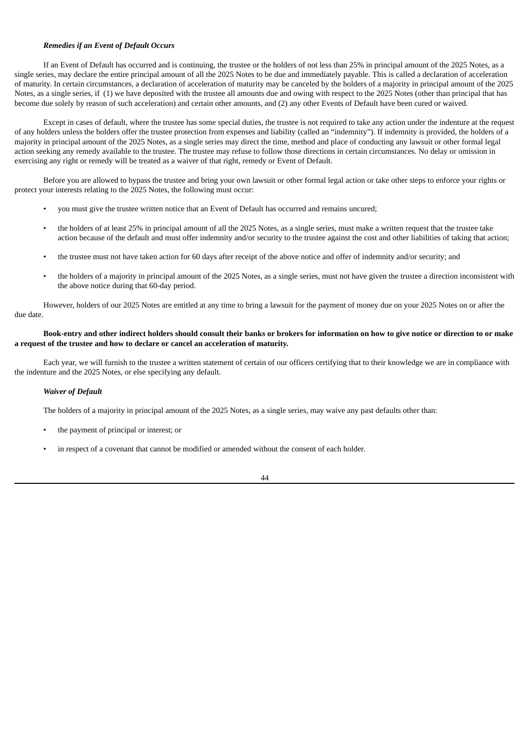***Remedies if an Event of Default Occurs***

If an Event of Default has occurred and is continuing, the trustee or the holders of not less than 25% in principal amount of the 2025 Notes, as a single series, may declare the entire principal amount of all the 2025 Notes to be due and immediately payable. This is called a declaration of acceleration of maturity. In certain circumstances, a declaration of acceleration of maturity may be canceled by the holders of a majority in principal amount of the 2025 Notes, as a single series, if (1) we have deposited with the trustee all amounts due and owing with respect to the 2025 Notes (other than principal that has become due solely by reason of such acceleration) and certain other amounts, and (2) any other Events of Default have been cured or waived.

Except in cases of default, where the trustee has some special duties, the trustee is not required to take any action under the indenture at the request of any holders unless the holders offer the trustee protection from expenses and liability (called an "indemnity"). If indemnity is provided, the holders of a majority in principal amount of the 2025 Notes, as a single series may direct the time, method and place of conducting any lawsuit or other formal legal action seeking any remedy available to the trustee. The trustee may refuse to follow those directions in certain circumstances. No delay or omission in exercising any right or remedy will be treated as a waiver of that right, remedy or Event of Default.

Before you are allowed to bypass the trustee and bring your own lawsuit or other formal legal action or take other steps to enforce your rights or protect your interests relating to the 2025 Notes, the following must occur:

- you must give the trustee written notice that an Event of Default has occurred and remains uncured;
- the holders of at least 25% in principal amount of all the 2025 Notes, as a single series, must make a written request that the trustee take action because of the default and must offer indemnity and/or security to the trustee against the cost and other liabilities of taking that action;
- the trustee must not have taken action for 60 days after receipt of the above notice and offer of indemnity and/or security; and
- the holders of a majority in principal amount of the 2025 Notes, as a single series, must not have given the trustee a direction inconsistent with the above notice during that 60-day period.

However, holders of our 2025 Notes are entitled at any time to bring a lawsuit for the payment of money due on your 2025 Notes on or after the due date.

**Book-entry and other indirect holders should consult their banks or brokers for information on how to give notice or direction to or make a request of the trustee and how to declare or cancel an acceleration of maturity.**

Each year, we will furnish to the trustee a written statement of certain of our officers certifying that to their knowledge we are in compliance with the indenture and the 2025 Notes, or else specifying any default.

***Waiver of Default***

The holders of a majority in principal amount of the 2025 Notes, as a single series, may waive any past defaults other than:

- the payment of principal or interest; or
- in respect of a covenant that cannot be modified or amended without the consent of each holder.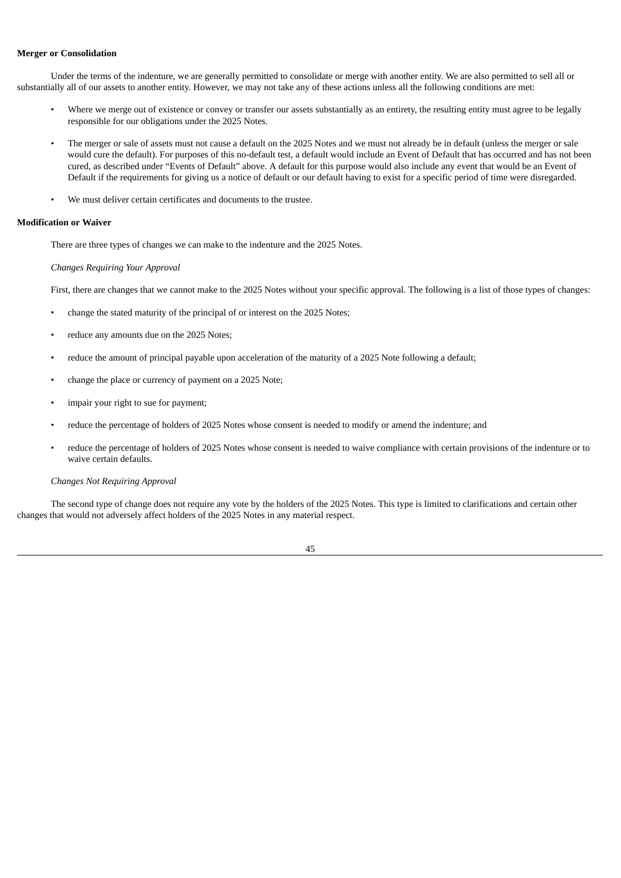**Merger or Consolidation**

Under the terms of the indenture, we are generally permitted to consolidate or merge with another entity. We are also permitted to sell all or substantially all of our assets to another entity. However, we may not take any of these actions unless all the following conditions are met:

- Where we merge out of existence or convey or transfer our assets substantially as an entirety, the resulting entity must agree to be legally responsible for our obligations under the 2025 Notes.
- The merger or sale of assets must not cause a default on the 2025 Notes and we must not already be in default (unless the merger or sale would cure the default). For purposes of this no-default test, a default would include an Event of Default that has occurred and has not been cured, as described under "Events of Default" above. A default for this purpose would also include any event that would be an Event of Default if the requirements for giving us a notice of default or our default having to exist for a specific period of time were disregarded.
- We must deliver certain certificates and documents to the trustee.

**Modification or Waiver**

There are three types of changes we can make to the indenture and the 2025 Notes.

*Changes Requiring Your Approval*

First, there are changes that we cannot make to the 2025 Notes without your specific approval. The following is a list of those types of changes:

- change the stated maturity of the principal of or interest on the 2025 Notes;
- reduce any amounts due on the 2025 Notes;
- reduce the amount of principal payable upon acceleration of the maturity of a 2025 Note following a default;
- change the place or currency of payment on a 2025 Note;
- impair your right to sue for payment;
- reduce the percentage of holders of 2025 Notes whose consent is needed to modify or amend the indenture; and
- reduce the percentage of holders of 2025 Notes whose consent is needed to waive compliance with certain provisions of the indenture or to waive certain defaults.

*Changes Not Requiring Approval*

The second type of change does not require any vote by the holders of the 2025 Notes. This type is limited to clarifications and certain other changes that would not adversely affect holders of the 2025 Notes in any material respect.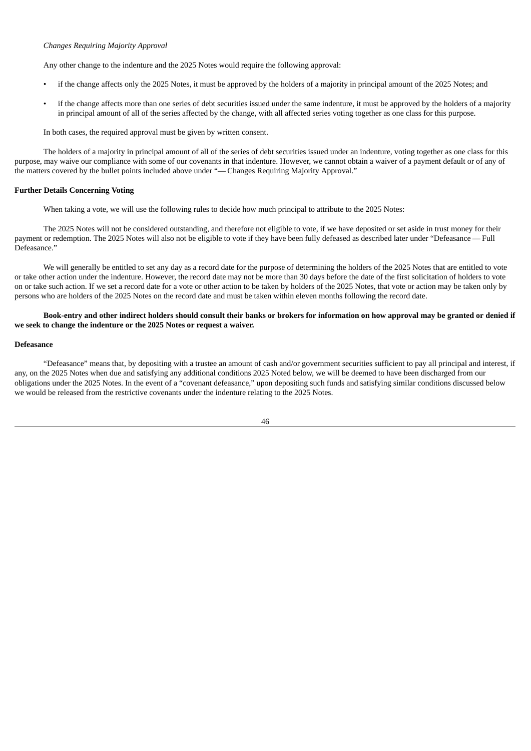*Changes Requiring Majority Approval*

Any other change to the indenture and the 2025 Notes would require the following approval:

- if the change affects only the 2025 Notes, it must be approved by the holders of a majority in principal amount of the 2025 Notes; and
- if the change affects more than one series of debt securities issued under the same indenture, it must be approved by the holders of a majority in principal amount of all of the series affected by the change, with all affected series voting together as one class for this purpose.

In both cases, the required approval must be given by written consent.

The holders of a majority in principal amount of all of the series of debt securities issued under an indenture, voting together as one class for this purpose, may waive our compliance with some of our covenants in that indenture. However, we cannot obtain a waiver of a payment default or of any of the matters covered by the bullet points included above under "— Changes Requiring Majority Approval."

**Further Details Concerning Voting**

When taking a vote, we will use the following rules to decide how much principal to attribute to the 2025 Notes:

The 2025 Notes will not be considered outstanding, and therefore not eligible to vote, if we have deposited or set aside in trust money for their payment or redemption. The 2025 Notes will also not be eligible to vote if they have been fully defeased as described later under "Defeasance — Full Defeasance."

We will generally be entitled to set any day as a record date for the purpose of determining the holders of the 2025 Notes that are entitled to vote or take other action under the indenture. However, the record date may not be more than 30 days before the date of the first solicitation of holders to vote on or take such action. If we set a record date for a vote or other action to be taken by holders of the 2025 Notes, that vote or action may be taken only by persons who are holders of the 2025 Notes on the record date and must be taken within eleven months following the record date.

**Book-entry and other indirect holders should consult their banks or brokers for information on how approval may be granted or denied if we seek to change the indenture or the 2025 Notes or request a waiver.**

**Defeasance**

"Defeasance" means that, by depositing with a trustee an amount of cash and/or government securities sufficient to pay all principal and interest, if any, on the 2025 Notes when due and satisfying any additional conditions 2025 Noted below, we will be deemed to have been discharged from our obligations under the 2025 Notes. In the event of a "covenant defeasance," upon depositing such funds and satisfying similar conditions discussed below we would be released from the restrictive covenants under the indenture relating to the 2025 Notes.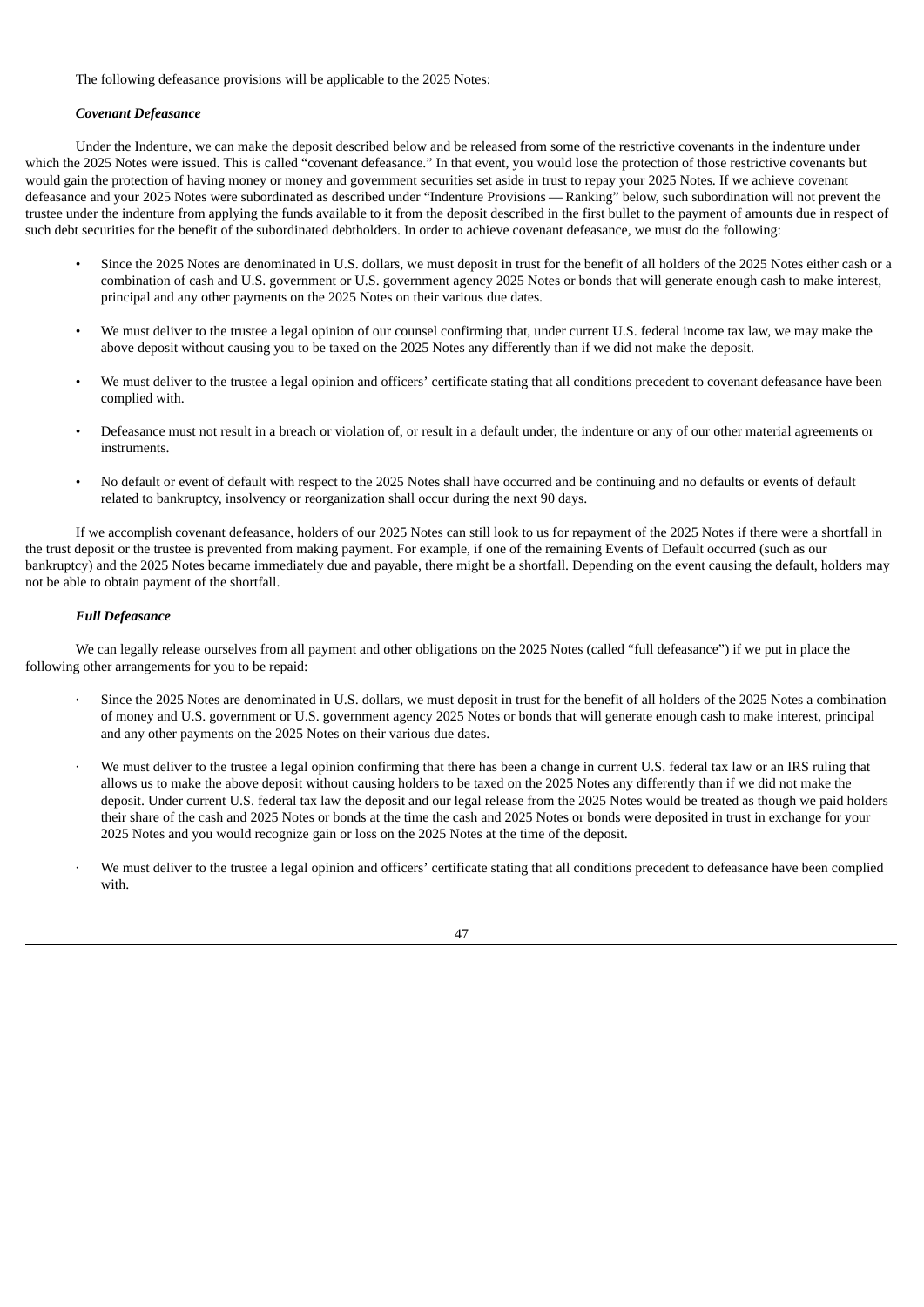The following defeasance provisions will be applicable to the 2025 Notes:

***Covenant Defeasance***

Under the Indenture, we can make the deposit described below and be released from some of the restrictive covenants in the indenture under which the 2025 Notes were issued. This is called "covenant defeasance." In that event, you would lose the protection of those restrictive covenants but would gain the protection of having money or money and government securities set aside in trust to repay your 2025 Notes. If we achieve covenant defeasance and your 2025 Notes were subordinated as described under "Indenture Provisions — Ranking" below, such subordination will not prevent the trustee under the indenture from applying the funds available to it from the deposit described in the first bullet to the payment of amounts due in respect of such debt securities for the benefit of the subordinated debtholders. In order to achieve covenant defeasance, we must do the following:

- Since the 2025 Notes are denominated in U.S. dollars, we must deposit in trust for the benefit of all holders of the 2025 Notes either cash or a combination of cash and U.S. government or U.S. government agency 2025 Notes or bonds that will generate enough cash to make interest, principal and any other payments on the 2025 Notes on their various due dates.
- We must deliver to the trustee a legal opinion of our counsel confirming that, under current U.S. federal income tax law, we may make the above deposit without causing you to be taxed on the 2025 Notes any differently than if we did not make the deposit.
- We must deliver to the trustee a legal opinion and officers' certificate stating that all conditions precedent to covenant defeasance have been complied with.
- Defeasance must not result in a breach or violation of, or result in a default under, the indenture or any of our other material agreements or instruments.
- No default or event of default with respect to the 2025 Notes shall have occurred and be continuing and no defaults or events of default related to bankruptcy, insolvency or reorganization shall occur during the next 90 days.

If we accomplish covenant defeasance, holders of our 2025 Notes can still look to us for repayment of the 2025 Notes if there were a shortfall in the trust deposit or the trustee is prevented from making payment. For example, if one of the remaining Events of Default occurred (such as our bankruptcy) and the 2025 Notes became immediately due and payable, there might be a shortfall. Depending on the event causing the default, holders may not be able to obtain payment of the shortfall.

***Full Defeasance***

We can legally release ourselves from all payment and other obligations on the 2025 Notes (called "full defeasance") if we put in place the following other arrangements for you to be repaid:

- Since the 2025 Notes are denominated in U.S. dollars, we must deposit in trust for the benefit of all holders of the 2025 Notes a combination of money and U.S. government or U.S. government agency 2025 Notes or bonds that will generate enough cash to make interest, principal and any other payments on the 2025 Notes on their various due dates.
- We must deliver to the trustee a legal opinion confirming that there has been a change in current U.S. federal tax law or an IRS ruling that allows us to make the above deposit without causing holders to be taxed on the 2025 Notes any differently than if we did not make the deposit. Under current U.S. federal tax law the deposit and our legal release from the 2025 Notes would be treated as though we paid holders their share of the cash and 2025 Notes or bonds at the time the cash and 2025 Notes or bonds were deposited in trust in exchange for your 2025 Notes and you would recognize gain or loss on the 2025 Notes at the time of the deposit.
- We must deliver to the trustee a legal opinion and officers' certificate stating that all conditions precedent to defeasance have been complied with.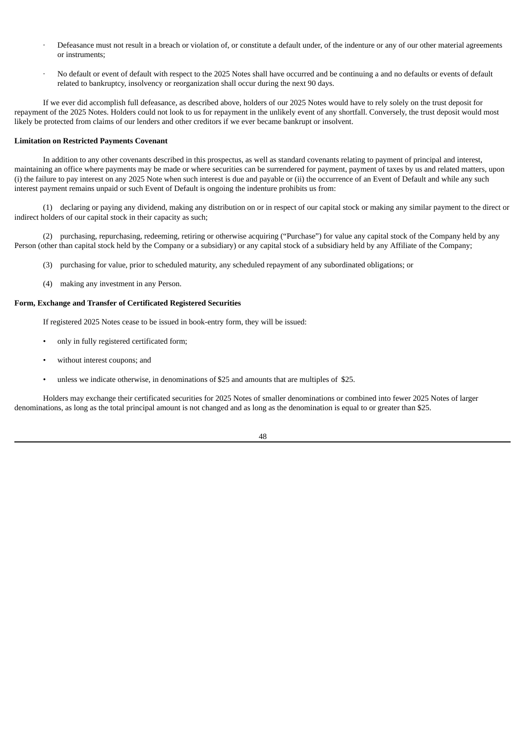- Defeasance must not result in a breach or violation of, or constitute a default under, of the indenture or any of our other material agreements or instruments;
- No default or event of default with respect to the 2025 Notes shall have occurred and be continuing a and no defaults or events of default related to bankruptcy, insolvency or reorganization shall occur during the next 90 days.

If we ever did accomplish full defeasance, as described above, holders of our 2025 Notes would have to rely solely on the trust deposit for repayment of the 2025 Notes. Holders could not look to us for repayment in the unlikely event of any shortfall. Conversely, the trust deposit would most likely be protected from claims of our lenders and other creditors if we ever became bankrupt or insolvent.

**Limitation on Restricted Payments Covenant**

In addition to any other covenants described in this prospectus, as well as standard covenants relating to payment of principal and interest, maintaining an office where payments may be made or where securities can be surrendered for payment, payment of taxes by us and related matters, upon (i) the failure to pay interest on any 2025 Note when such interest is due and payable or (ii) the occurrence of an Event of Default and while any such interest payment remains unpaid or such Event of Default is ongoing the indenture prohibits us from:

(1) declaring or paying any dividend, making any distribution on or in respect of our capital stock or making any similar payment to the direct or indirect holders of our capital stock in their capacity as such;

(2) purchasing, repurchasing, redeeming, retiring or otherwise acquiring ("Purchase") for value any capital stock of the Company held by any Person (other than capital stock held by the Company or a subsidiary) or any capital stock of a subsidiary held by any Affiliate of the Company;

(3) purchasing for value, prior to scheduled maturity, any scheduled repayment of any subordinated obligations; or

(4) making any investment in any Person.

**Form, Exchange and Transfer of Certificated Registered Securities**

If registered 2025 Notes cease to be issued in book-entry form, they will be issued:

- only in fully registered certificated form;
- without interest coupons; and
- unless we indicate otherwise, in denominations of $25 and amounts that are multiples of $25.

Holders may exchange their certificated securities for 2025 Notes of smaller denominations or combined into fewer 2025 Notes of larger denominations, as long as the total principal amount is not changed and as long as the denomination is equal to or greater than $25.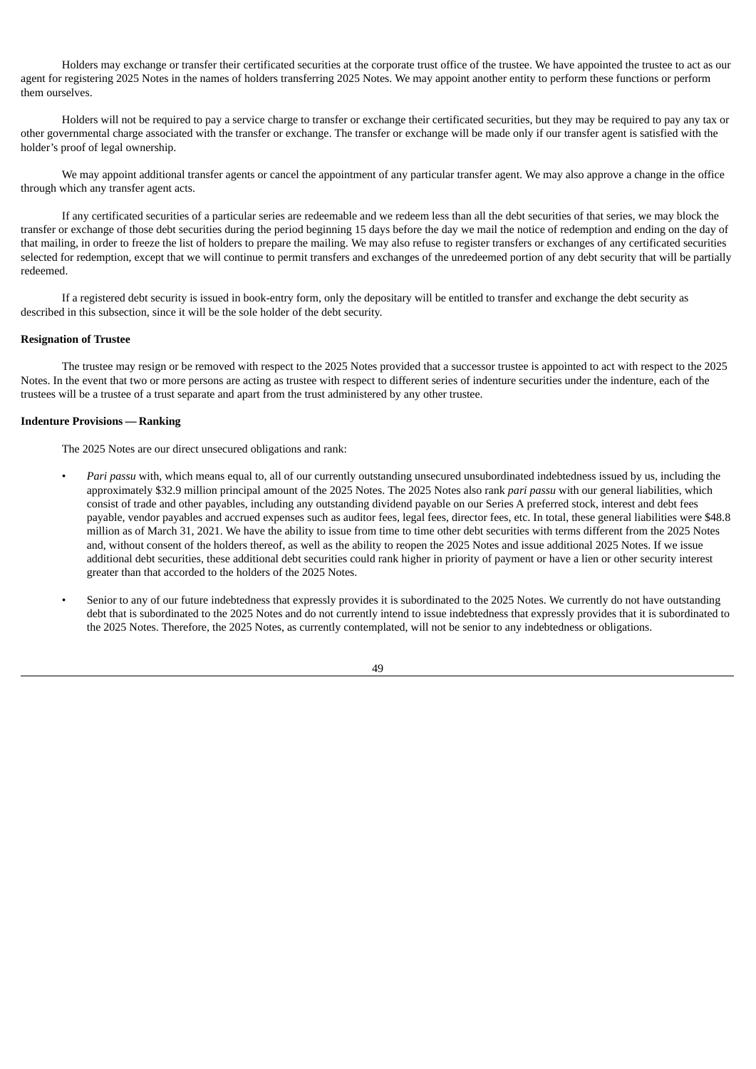Holders may exchange or transfer their certificated securities at the corporate trust office of the trustee. We have appointed the trustee to act as our agent for registering 2025 Notes in the names of holders transferring 2025 Notes. We may appoint another entity to perform these functions or perform them ourselves.

Holders will not be required to pay a service charge to transfer or exchange their certificated securities, but they may be required to pay any tax or other governmental charge associated with the transfer or exchange. The transfer or exchange will be made only if our transfer agent is satisfied with the holder's proof of legal ownership.

We may appoint additional transfer agents or cancel the appointment of any particular transfer agent. We may also approve a change in the office through which any transfer agent acts.

If any certificated securities of a particular series are redeemable and we redeem less than all the debt securities of that series, we may block the transfer or exchange of those debt securities during the period beginning 15 days before the day we mail the notice of redemption and ending on the day of that mailing, in order to freeze the list of holders to prepare the mailing. We may also refuse to register transfers or exchanges of any certificated securities selected for redemption, except that we will continue to permit transfers and exchanges of the unredeemed portion of any debt security that will be partially redeemed.

If a registered debt security is issued in book-entry form, only the depositary will be entitled to transfer and exchange the debt security as described in this subsection, since it will be the sole holder of the debt security.

**Resignation of Trustee**

The trustee may resign or be removed with respect to the 2025 Notes provided that a successor trustee is appointed to act with respect to the 2025 Notes. In the event that two or more persons are acting as trustee with respect to different series of indenture securities under the indenture, each of the trustees will be a trustee of a trust separate and apart from the trust administered by any other trustee.

**Indenture Provisions — Ranking**

The 2025 Notes are our direct unsecured obligations and rank:

- *Pari passu* with, which means equal to, all of our currently outstanding unsecured unsubordinated indebtedness issued by us, including the approximately $32.9 million principal amount of the 2025 Notes. The 2025 Notes also rank *pari passu* with our general liabilities, which consist of trade and other payables, including any outstanding dividend payable on our Series A preferred stock, interest and debt fees payable, vendor payables and accrued expenses such as auditor fees, legal fees, director fees, etc. In total, these general liabilities were $48.8 million as of March 31, 2021. We have the ability to issue from time to time other debt securities with terms different from the 2025 Notes and, without consent of the holders thereof, as well as the ability to reopen the 2025 Notes and issue additional 2025 Notes. If we issue additional debt securities, these additional debt securities could rank higher in priority of payment or have a lien or other security interest greater than that accorded to the holders of the 2025 Notes.

- Senior to any of our future indebtedness that expressly provides it is subordinated to the 2025 Notes. We currently do not have outstanding debt that is subordinated to the 2025 Notes and do not currently intend to issue indebtedness that expressly provides that it is subordinated to the 2025 Notes. Therefore, the 2025 Notes, as currently contemplated, will not be senior to any indebtedness or obligations.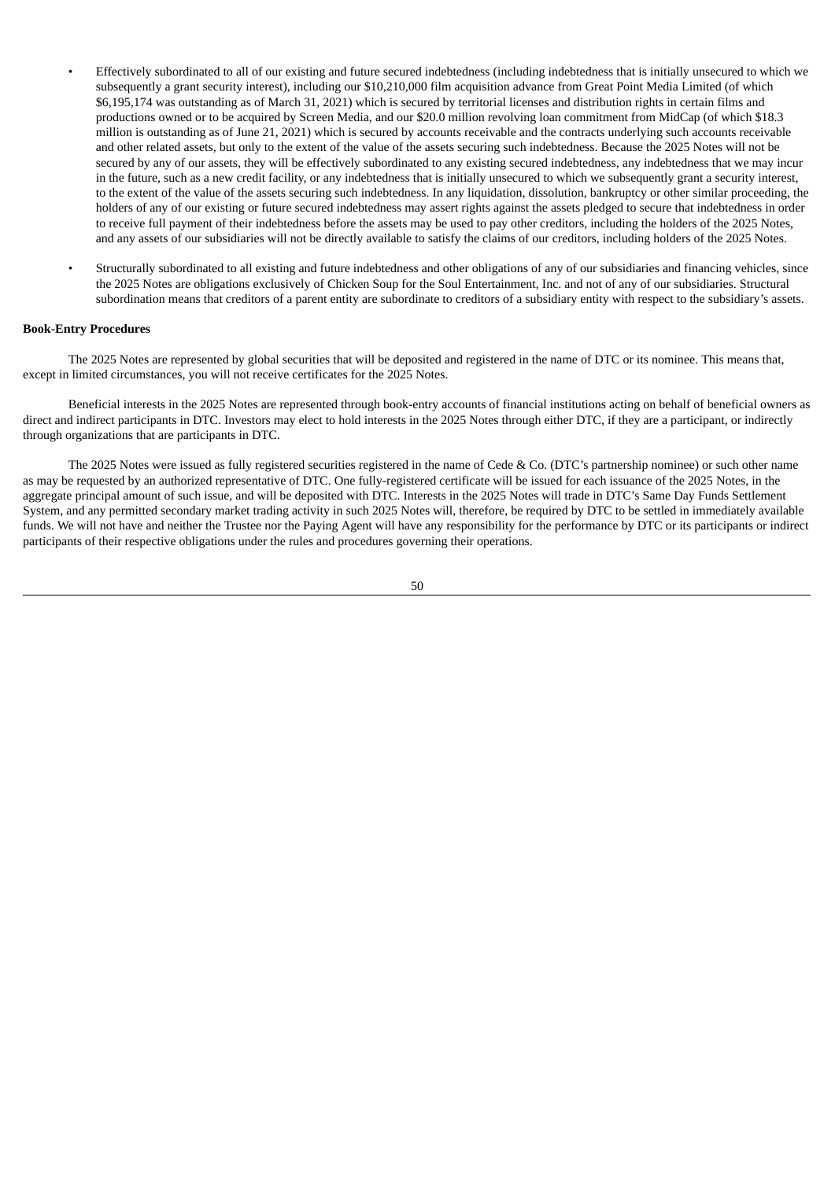- Effectively subordinated to all of our existing and future secured indebtedness (including indebtedness that is initially unsecured to which we subsequently a grant security interest), including our $10,210,000 film acquisition advance from Great Point Media Limited (of which $6,195,174 was outstanding as of March 31, 2021) which is secured by territorial licenses and distribution rights in certain films and productions owned or to be acquired by Screen Media, and our $20.0 million revolving loan commitment from MidCap (of which $18.3 million is outstanding as of June 21, 2021) which is secured by accounts receivable and the contracts underlying such accounts receivable and other related assets, but only to the extent of the value of the assets securing such indebtedness. Because the 2025 Notes will not be secured by any of our assets, they will be effectively subordinated to any existing secured indebtedness, any indebtedness that we may incur in the future, such as a new credit facility, or any indebtedness that is initially unsecured to which we subsequently grant a security interest, to the extent of the value of the assets securing such indebtedness. In any liquidation, dissolution, bankruptcy or other similar proceeding, the holders of any of our existing or future secured indebtedness may assert rights against the assets pledged to secure that indebtedness in order to receive full payment of their indebtedness before the assets may be used to pay other creditors, including the holders of the 2025 Notes, and any assets of our subsidiaries will not be directly available to satisfy the claims of our creditors, including holders of the 2025 Notes.
- Structurally subordinated to all existing and future indebtedness and other obligations of any of our subsidiaries and financing vehicles, since the 2025 Notes are obligations exclusively of Chicken Soup for the Soul Entertainment, Inc. and not of any of our subsidiaries. Structural subordination means that creditors of a parent entity are subordinate to creditors of a subsidiary entity with respect to the subsidiary's assets.

**Book-Entry Procedures**

The 2025 Notes are represented by global securities that will be deposited and registered in the name of DTC or its nominee. This means that, except in limited circumstances, you will not receive certificates for the 2025 Notes.

Beneficial interests in the 2025 Notes are represented through book-entry accounts of financial institutions acting on behalf of beneficial owners as direct and indirect participants in DTC. Investors may elect to hold interests in the 2025 Notes through either DTC, if they are a participant, or indirectly through organizations that are participants in DTC.

The 2025 Notes were issued as fully registered securities registered in the name of Cede & Co. (DTC's partnership nominee) or such other name as may be requested by an authorized representative of DTC. One fully-registered certificate will be issued for each issuance of the 2025 Notes, in the aggregate principal amount of such issue, and will be deposited with DTC. Interests in the 2025 Notes will trade in DTC's Same Day Funds Settlement System, and any permitted secondary market trading activity in such 2025 Notes will, therefore, be required by DTC to be settled in immediately available funds. We will not have and neither the Trustee nor the Paying Agent will have any responsibility for the performance by DTC or its participants or indirect participants of their respective obligations under the rules and procedures governing their operations.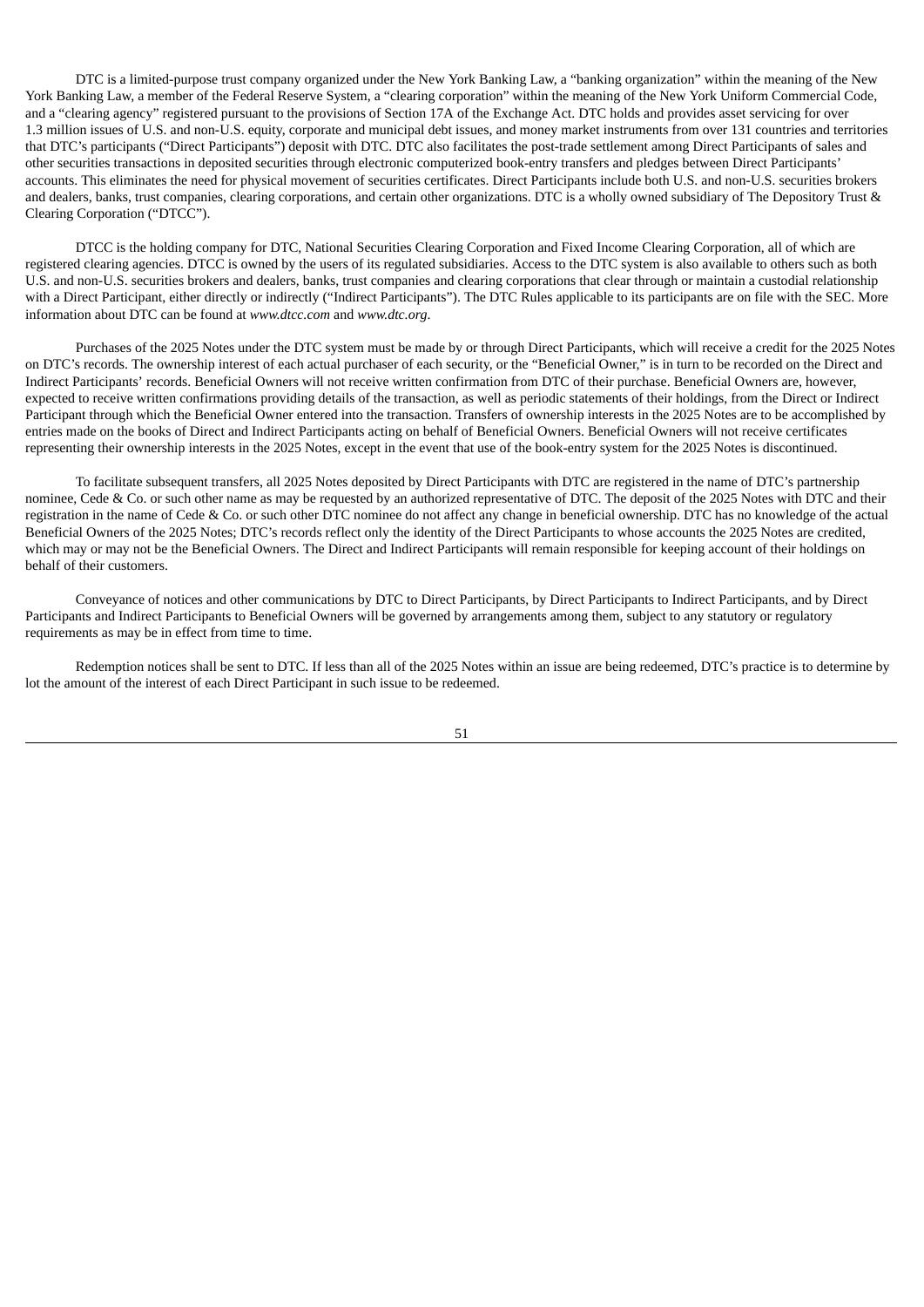DTC is a limited-purpose trust company organized under the New York Banking Law, a "banking organization" within the meaning of the New York Banking Law, a member of the Federal Reserve System, a "clearing corporation" within the meaning of the New York Uniform Commercial Code, and a "clearing agency" registered pursuant to the provisions of Section 17A of the Exchange Act. DTC holds and provides asset servicing for over 1.3 million issues of U.S. and non-U.S. equity, corporate and municipal debt issues, and money market instruments from over 131 countries and territories that DTC's participants ("Direct Participants") deposit with DTC. DTC also facilitates the post-trade settlement among Direct Participants of sales and other securities transactions in deposited securities through electronic computerized book-entry transfers and pledges between Direct Participants' accounts. This eliminates the need for physical movement of securities certificates. Direct Participants include both U.S. and non-U.S. securities brokers and dealers, banks, trust companies, clearing corporations, and certain other organizations. DTC is a wholly owned subsidiary of The Depository Trust & Clearing Corporation ("DTCC").

DTCC is the holding company for DTC, National Securities Clearing Corporation and Fixed Income Clearing Corporation, all of which are registered clearing agencies. DTCC is owned by the users of its regulated subsidiaries. Access to the DTC system is also available to others such as both U.S. and non-U.S. securities brokers and dealers, banks, trust companies and clearing corporations that clear through or maintain a custodial relationship with a Direct Participant, either directly or indirectly ("Indirect Participants"). The DTC Rules applicable to its participants are on file with the SEC. More information about DTC can be found at *www.dtcc.com* and *www.dtc.org*.

Purchases of the 2025 Notes under the DTC system must be made by or through Direct Participants, which will receive a credit for the 2025 Notes on DTC's records. The ownership interest of each actual purchaser of each security, or the "Beneficial Owner," is in turn to be recorded on the Direct and Indirect Participants' records. Beneficial Owners will not receive written confirmation from DTC of their purchase. Beneficial Owners are, however, expected to receive written confirmations providing details of the transaction, as well as periodic statements of their holdings, from the Direct or Indirect Participant through which the Beneficial Owner entered into the transaction. Transfers of ownership interests in the 2025 Notes are to be accomplished by entries made on the books of Direct and Indirect Participants acting on behalf of Beneficial Owners. Beneficial Owners will not receive certificates representing their ownership interests in the 2025 Notes, except in the event that use of the book-entry system for the 2025 Notes is discontinued.

To facilitate subsequent transfers, all 2025 Notes deposited by Direct Participants with DTC are registered in the name of DTC's partnership nominee, Cede & Co. or such other name as may be requested by an authorized representative of DTC. The deposit of the 2025 Notes with DTC and their registration in the name of Cede & Co. or such other DTC nominee do not affect any change in beneficial ownership. DTC has no knowledge of the actual Beneficial Owners of the 2025 Notes; DTC's records reflect only the identity of the Direct Participants to whose accounts the 2025 Notes are credited, which may or may not be the Beneficial Owners. The Direct and Indirect Participants will remain responsible for keeping account of their holdings on behalf of their customers.

Conveyance of notices and other communications by DTC to Direct Participants, by Direct Participants to Indirect Participants, and by Direct Participants and Indirect Participants to Beneficial Owners will be governed by arrangements among them, subject to any statutory or regulatory requirements as may be in effect from time to time.

Redemption notices shall be sent to DTC. If less than all of the 2025 Notes within an issue are being redeemed, DTC's practice is to determine by lot the amount of the interest of each Direct Participant in such issue to be redeemed.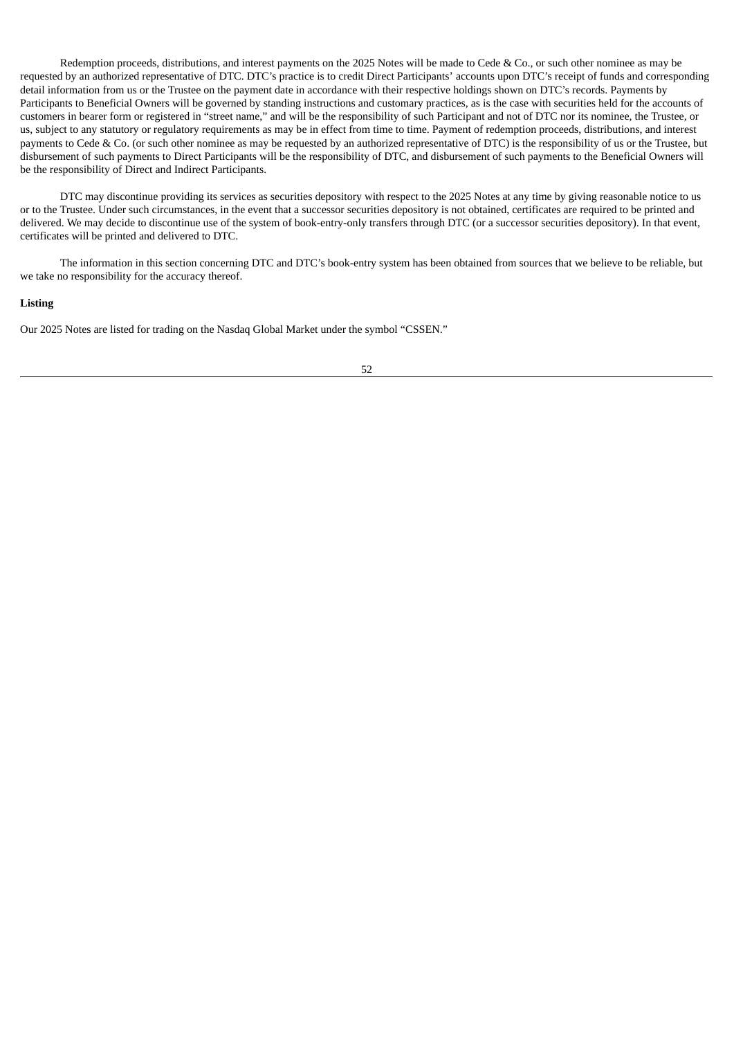Redemption proceeds, distributions, and interest payments on the 2025 Notes will be made to Cede & Co., or such other nominee as may be requested by an authorized representative of DTC. DTC's practice is to credit Direct Participants' accounts upon DTC's receipt of funds and corresponding detail information from us or the Trustee on the payment date in accordance with their respective holdings shown on DTC's records. Payments by Participants to Beneficial Owners will be governed by standing instructions and customary practices, as is the case with securities held for the accounts of customers in bearer form or registered in "street name," and will be the responsibility of such Participant and not of DTC nor its nominee, the Trustee, or us, subject to any statutory or regulatory requirements as may be in effect from time to time. Payment of redemption proceeds, distributions, and interest payments to Cede & Co. (or such other nominee as may be requested by an authorized representative of DTC) is the responsibility of us or the Trustee, but disbursement of such payments to Direct Participants will be the responsibility of DTC, and disbursement of such payments to the Beneficial Owners will be the responsibility of Direct and Indirect Participants.

DTC may discontinue providing its services as securities depository with respect to the 2025 Notes at any time by giving reasonable notice to us or to the Trustee. Under such circumstances, in the event that a successor securities depository is not obtained, certificates are required to be printed and delivered. We may decide to discontinue use of the system of book-entry-only transfers through DTC (or a successor securities depository). In that event, certificates will be printed and delivered to DTC.

The information in this section concerning DTC and DTC's book-entry system has been obtained from sources that we believe to be reliable, but we take no responsibility for the accuracy thereof.

**Listing**

Our 2025 Notes are listed for trading on the Nasdaq Global Market under the symbol "CSSEN."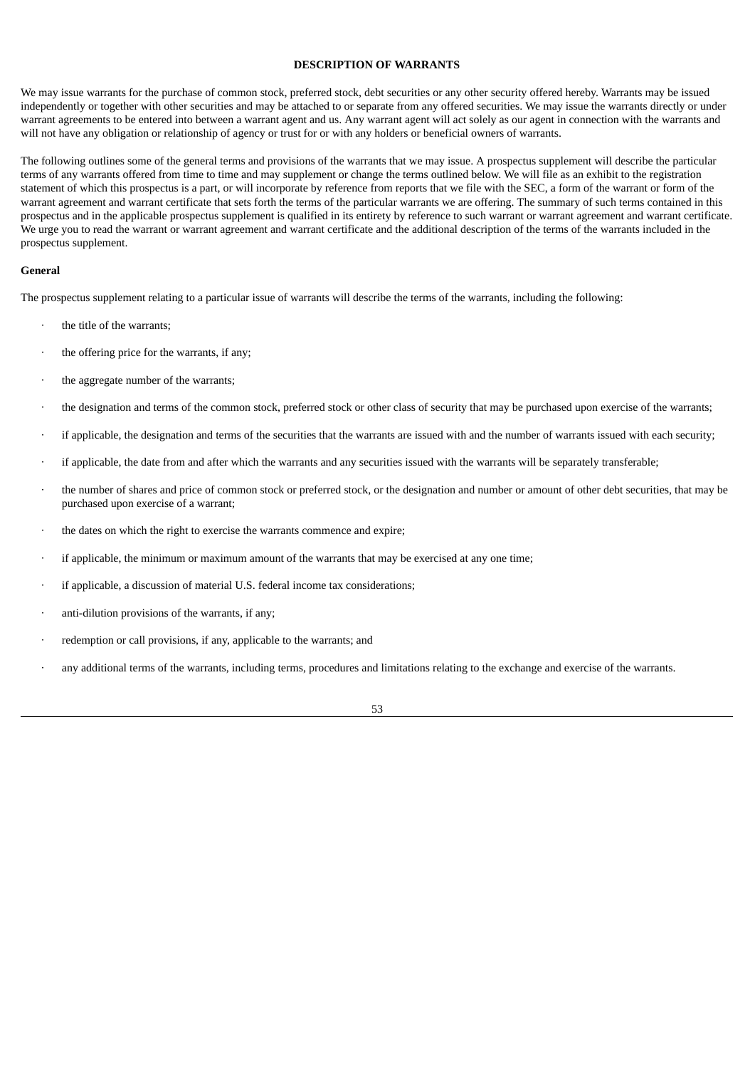## DESCRIPTION OF WARRANTS

We may issue warrants for the purchase of common stock, preferred stock, debt securities or any other security offered hereby. Warrants may be issued independently or together with other securities and may be attached to or separate from any offered securities. We may issue the warrants directly or under warrant agreements to be entered into between a warrant agent and us. Any warrant agent will act solely as our agent in connection with the warrants and will not have any obligation or relationship of agency or trust for or with any holders or beneficial owners of warrants.

The following outlines some of the general terms and provisions of the warrants that we may issue. A prospectus supplement will describe the particular terms of any warrants offered from time to time and may supplement or change the terms outlined below. We will file as an exhibit to the registration statement of which this prospectus is a part, or will incorporate by reference from reports that we file with the SEC, a form of the warrant or form of the warrant agreement and warrant certificate that sets forth the terms of the particular warrants we are offering. The summary of such terms contained in this prospectus and in the applicable prospectus supplement is qualified in its entirety by reference to such warrant or warrant agreement and warrant certificate. We urge you to read the warrant or warrant agreement and warrant certificate and the additional description of the terms of the warrants included in the prospectus supplement.

**General**

The prospectus supplement relating to a particular issue of warrants will describe the terms of the warrants, including the following:

- the title of the warrants;
- the offering price for the warrants, if any;
- the aggregate number of the warrants;
- the designation and terms of the common stock, preferred stock or other class of security that may be purchased upon exercise of the warrants;
- if applicable, the designation and terms of the securities that the warrants are issued with and the number of warrants issued with each security;
- if applicable, the date from and after which the warrants and any securities issued with the warrants will be separately transferable;
- the number of shares and price of common stock or preferred stock, or the designation and number or amount of other debt securities, that may be purchased upon exercise of a warrant;
- the dates on which the right to exercise the warrants commence and expire;
- if applicable, the minimum or maximum amount of the warrants that may be exercised at any one time;
- if applicable, a discussion of material U.S. federal income tax considerations;
- anti-dilution provisions of the warrants, if any;
- redemption or call provisions, if any, applicable to the warrants; and
- any additional terms of the warrants, including terms, procedures and limitations relating to the exchange and exercise of the warrants.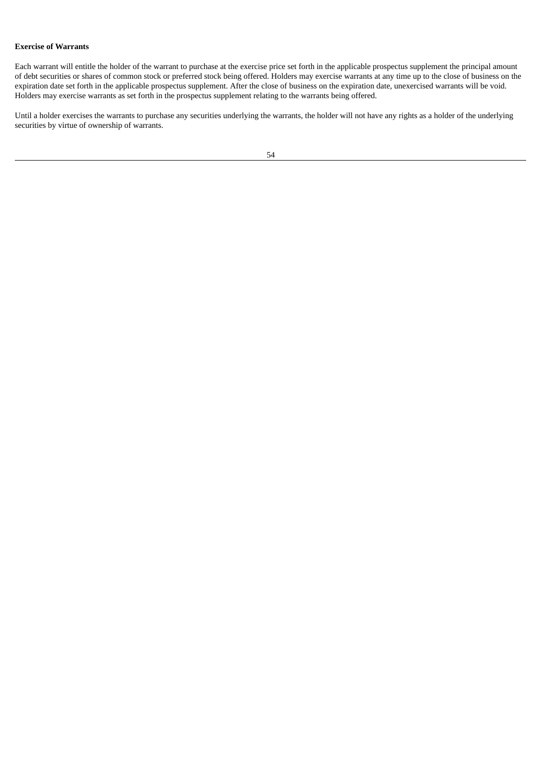**Exercise of Warrants**

Each warrant will entitle the holder of the warrant to purchase at the exercise price set forth in the applicable prospectus supplement the principal amount of debt securities or shares of common stock or preferred stock being offered. Holders may exercise warrants at any time up to the close of business on the expiration date set forth in the applicable prospectus supplement. After the close of business on the expiration date, unexercised warrants will be void. Holders may exercise warrants as set forth in the prospectus supplement relating to the warrants being offered.

Until a holder exercises the warrants to purchase any securities underlying the warrants, the holder will not have any rights as a holder of the underlying securities by virtue of ownership of warrants.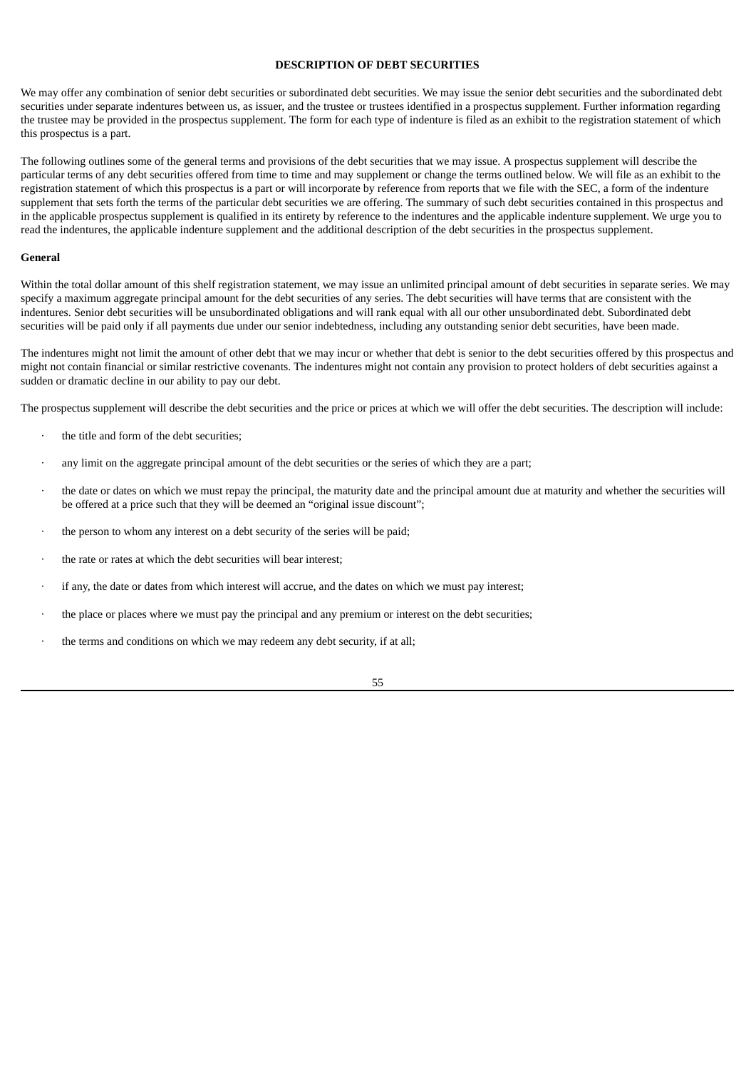## DESCRIPTION OF DEBT SECURITIES

We may offer any combination of senior debt securities or subordinated debt securities. We may issue the senior debt securities and the subordinated debt securities under separate indentures between us, as issuer, and the trustee or trustees identified in a prospectus supplement. Further information regarding the trustee may be provided in the prospectus supplement. The form for each type of indenture is filed as an exhibit to the registration statement of which this prospectus is a part.

The following outlines some of the general terms and provisions of the debt securities that we may issue. A prospectus supplement will describe the particular terms of any debt securities offered from time to time and may supplement or change the terms outlined below. We will file as an exhibit to the registration statement of which this prospectus is a part or will incorporate by reference from reports that we file with the SEC, a form of the indenture supplement that sets forth the terms of the particular debt securities we are offering. The summary of such debt securities contained in this prospectus and in the applicable prospectus supplement is qualified in its entirety by reference to the indentures and the applicable indenture supplement. We urge you to read the indentures, the applicable indenture supplement and the additional description of the debt securities in the prospectus supplement.

### General

Within the total dollar amount of this shelf registration statement, we may issue an unlimited principal amount of debt securities in separate series. We may specify a maximum aggregate principal amount for the debt securities of any series. The debt securities will have terms that are consistent with the indentures. Senior debt securities will be unsubordinated obligations and will rank equal with all our other unsubordinated debt. Subordinated debt securities will be paid only if all payments due under our senior indebtedness, including any outstanding senior debt securities, have been made.

The indentures might not limit the amount of other debt that we may incur or whether that debt is senior to the debt securities offered by this prospectus and might not contain financial or similar restrictive covenants. The indentures might not contain any provision to protect holders of debt securities against a sudden or dramatic decline in our ability to pay our debt.

The prospectus supplement will describe the debt securities and the price or prices at which we will offer the debt securities. The description will include:

- the title and form of the debt securities;
- any limit on the aggregate principal amount of the debt securities or the series of which they are a part;
- the date or dates on which we must repay the principal, the maturity date and the principal amount due at maturity and whether the securities will be offered at a price such that they will be deemed an "original issue discount";
- the person to whom any interest on a debt security of the series will be paid;
- the rate or rates at which the debt securities will bear interest;
- if any, the date or dates from which interest will accrue, and the dates on which we must pay interest;
- the place or places where we must pay the principal and any premium or interest on the debt securities;
- the terms and conditions on which we may redeem any debt security, if at all;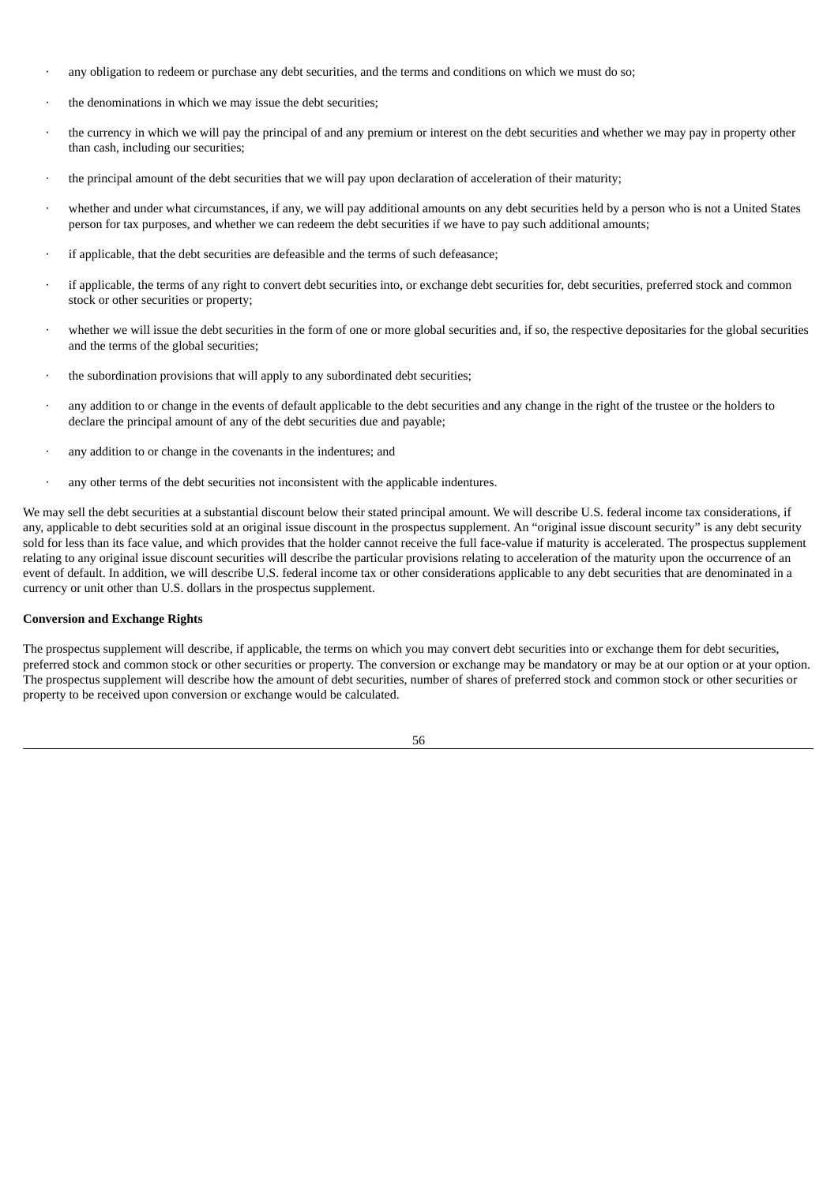- any obligation to redeem or purchase any debt securities, and the terms and conditions on which we must do so;
- the denominations in which we may issue the debt securities;
- the currency in which we will pay the principal of and any premium or interest on the debt securities and whether we may pay in property other than cash, including our securities;
- the principal amount of the debt securities that we will pay upon declaration of acceleration of their maturity;
- whether and under what circumstances, if any, we will pay additional amounts on any debt securities held by a person who is not a United States person for tax purposes, and whether we can redeem the debt securities if we have to pay such additional amounts;
- if applicable, that the debt securities are defeasible and the terms of such defeasance;
- if applicable, the terms of any right to convert debt securities into, or exchange debt securities for, debt securities, preferred stock and common stock or other securities or property;
- whether we will issue the debt securities in the form of one or more global securities and, if so, the respective depositaries for the global securities and the terms of the global securities;
- the subordination provisions that will apply to any subordinated debt securities;
- any addition to or change in the events of default applicable to the debt securities and any change in the right of the trustee or the holders to declare the principal amount of any of the debt securities due and payable;
- any addition to or change in the covenants in the indentures; and
- any other terms of the debt securities not inconsistent with the applicable indentures.

We may sell the debt securities at a substantial discount below their stated principal amount. We will describe U.S. federal income tax considerations, if any, applicable to debt securities sold at an original issue discount in the prospectus supplement. An "original issue discount security" is any debt security sold for less than its face value, and which provides that the holder cannot receive the full face-value if maturity is accelerated. The prospectus supplement relating to any original issue discount securities will describe the particular provisions relating to acceleration of the maturity upon the occurrence of an event of default. In addition, we will describe U.S. federal income tax or other considerations applicable to any debt securities that are denominated in a currency or unit other than U.S. dollars in the prospectus supplement.

**Conversion and Exchange Rights**

The prospectus supplement will describe, if applicable, the terms on which you may convert debt securities into or exchange them for debt securities, preferred stock and common stock or other securities or property. The conversion or exchange may be mandatory or may be at our option or at your option. The prospectus supplement will describe how the amount of debt securities, number of shares of preferred stock and common stock or other securities or property to be received upon conversion or exchange would be calculated.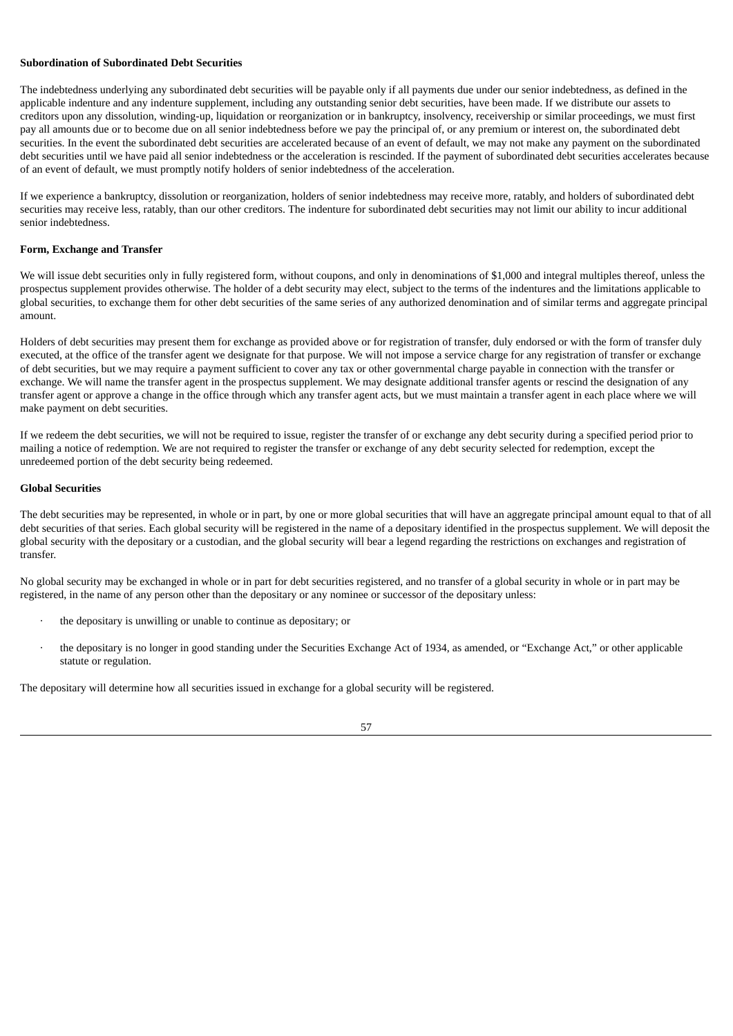**Subordination of Subordinated Debt Securities**

The indebtedness underlying any subordinated debt securities will be payable only if all payments due under our senior indebtedness, as defined in the applicable indenture and any indenture supplement, including any outstanding senior debt securities, have been made. If we distribute our assets to creditors upon any dissolution, winding-up, liquidation or reorganization or in bankruptcy, insolvency, receivership or similar proceedings, we must first pay all amounts due or to become due on all senior indebtedness before we pay the principal of, or any premium or interest on, the subordinated debt securities. In the event the subordinated debt securities are accelerated because of an event of default, we may not make any payment on the subordinated debt securities until we have paid all senior indebtedness or the acceleration is rescinded. If the payment of subordinated debt securities accelerates because of an event of default, we must promptly notify holders of senior indebtedness of the acceleration.

If we experience a bankruptcy, dissolution or reorganization, holders of senior indebtedness may receive more, ratably, and holders of subordinated debt securities may receive less, ratably, than our other creditors. The indenture for subordinated debt securities may not limit our ability to incur additional senior indebtedness.

**Form, Exchange and Transfer**

We will issue debt securities only in fully registered form, without coupons, and only in denominations of $1,000 and integral multiples thereof, unless the prospectus supplement provides otherwise. The holder of a debt security may elect, subject to the terms of the indentures and the limitations applicable to global securities, to exchange them for other debt securities of the same series of any authorized denomination and of similar terms and aggregate principal amount.

Holders of debt securities may present them for exchange as provided above or for registration of transfer, duly endorsed or with the form of transfer duly executed, at the office of the transfer agent we designate for that purpose. We will not impose a service charge for any registration of transfer or exchange of debt securities, but we may require a payment sufficient to cover any tax or other governmental charge payable in connection with the transfer or exchange. We will name the transfer agent in the prospectus supplement. We may designate additional transfer agents or rescind the designation of any transfer agent or approve a change in the office through which any transfer agent acts, but we must maintain a transfer agent in each place where we will make payment on debt securities.

If we redeem the debt securities, we will not be required to issue, register the transfer of or exchange any debt security during a specified period prior to mailing a notice of redemption. We are not required to register the transfer or exchange of any debt security selected for redemption, except the unredeemed portion of the debt security being redeemed.

**Global Securities**

The debt securities may be represented, in whole or in part, by one or more global securities that will have an aggregate principal amount equal to that of all debt securities of that series. Each global security will be registered in the name of a depositary identified in the prospectus supplement. We will deposit the global security with the depositary or a custodian, and the global security will bear a legend regarding the restrictions on exchanges and registration of transfer.

No global security may be exchanged in whole or in part for debt securities registered, and no transfer of a global security in whole or in part may be registered, in the name of any person other than the depositary or any nominee or successor of the depositary unless:

- the depositary is unwilling or unable to continue as depositary; or
- the depositary is no longer in good standing under the Securities Exchange Act of 1934, as amended, or "Exchange Act," or other applicable statute or regulation.

The depositary will determine how all securities issued in exchange for a global security will be registered.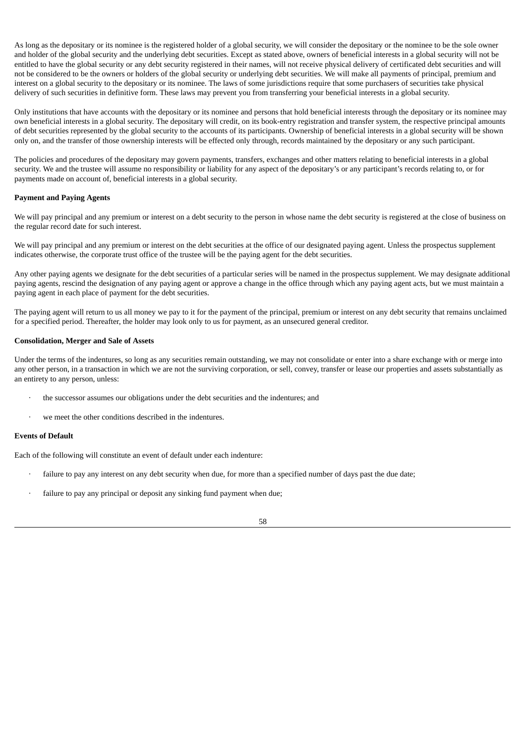As long as the depositary or its nominee is the registered holder of a global security, we will consider the depositary or the nominee to be the sole owner and holder of the global security and the underlying debt securities. Except as stated above, owners of beneficial interests in a global security will not be entitled to have the global security or any debt security registered in their names, will not receive physical delivery of certificated debt securities and will not be considered to be the owners or holders of the global security or underlying debt securities. We will make all payments of principal, premium and interest on a global security to the depositary or its nominee. The laws of some jurisdictions require that some purchasers of securities take physical delivery of such securities in definitive form. These laws may prevent you from transferring your beneficial interests in a global security.

Only institutions that have accounts with the depositary or its nominee and persons that hold beneficial interests through the depositary or its nominee may own beneficial interests in a global security. The depositary will credit, on its book-entry registration and transfer system, the respective principal amounts of debt securities represented by the global security to the accounts of its participants. Ownership of beneficial interests in a global security will be shown only on, and the transfer of those ownership interests will be effected only through, records maintained by the depositary or any such participant.

The policies and procedures of the depositary may govern payments, transfers, exchanges and other matters relating to beneficial interests in a global security. We and the trustee will assume no responsibility or liability for any aspect of the depositary's or any participant's records relating to, or for payments made on account of, beneficial interests in a global security.

**Payment and Paying Agents**

We will pay principal and any premium or interest on a debt security to the person in whose name the debt security is registered at the close of business on the regular record date for such interest.

We will pay principal and any premium or interest on the debt securities at the office of our designated paying agent. Unless the prospectus supplement indicates otherwise, the corporate trust office of the trustee will be the paying agent for the debt securities.

Any other paying agents we designate for the debt securities of a particular series will be named in the prospectus supplement. We may designate additional paying agents, rescind the designation of any paying agent or approve a change in the office through which any paying agent acts, but we must maintain a paying agent in each place of payment for the debt securities.

The paying agent will return to us all money we pay to it for the payment of the principal, premium or interest on any debt security that remains unclaimed for a specified period. Thereafter, the holder may look only to us for payment, as an unsecured general creditor.

**Consolidation, Merger and Sale of Assets**

Under the terms of the indentures, so long as any securities remain outstanding, we may not consolidate or enter into a share exchange with or merge into any other person, in a transaction in which we are not the surviving corporation, or sell, convey, transfer or lease our properties and assets substantially as an entirety to any person, unless:

- the successor assumes our obligations under the debt securities and the indentures; and
- we meet the other conditions described in the indentures.

**Events of Default**

Each of the following will constitute an event of default under each indenture:

- failure to pay any interest on any debt security when due, for more than a specified number of days past the due date;
- failure to pay any principal or deposit any sinking fund payment when due;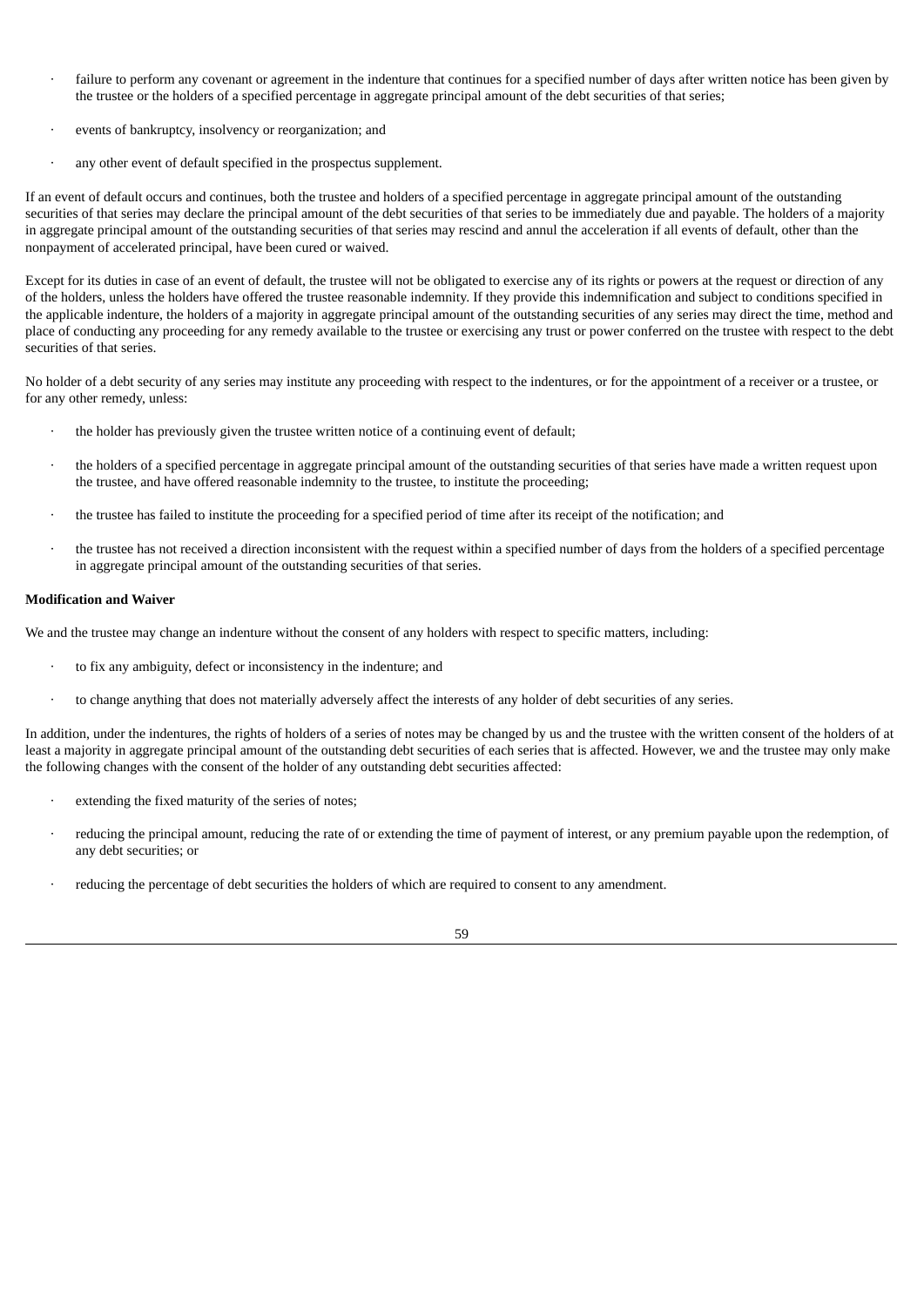- failure to perform any covenant or agreement in the indenture that continues for a specified number of days after written notice has been given by the trustee or the holders of a specified percentage in aggregate principal amount of the debt securities of that series;
- events of bankruptcy, insolvency or reorganization; and
- any other event of default specified in the prospectus supplement.

If an event of default occurs and continues, both the trustee and holders of a specified percentage in aggregate principal amount of the outstanding securities of that series may declare the principal amount of the debt securities of that series to be immediately due and payable. The holders of a majority in aggregate principal amount of the outstanding securities of that series may rescind and annul the acceleration if all events of default, other than the nonpayment of accelerated principal, have been cured or waived.

Except for its duties in case of an event of default, the trustee will not be obligated to exercise any of its rights or powers at the request or direction of any of the holders, unless the holders have offered the trustee reasonable indemnity. If they provide this indemnification and subject to conditions specified in the applicable indenture, the holders of a majority in aggregate principal amount of the outstanding securities of any series may direct the time, method and place of conducting any proceeding for any remedy available to the trustee or exercising any trust or power conferred on the trustee with respect to the debt securities of that series.

No holder of a debt security of any series may institute any proceeding with respect to the indentures, or for the appointment of a receiver or a trustee, or for any other remedy, unless:

- the holder has previously given the trustee written notice of a continuing event of default;
- the holders of a specified percentage in aggregate principal amount of the outstanding securities of that series have made a written request upon the trustee, and have offered reasonable indemnity to the trustee, to institute the proceeding;
- the trustee has failed to institute the proceeding for a specified period of time after its receipt of the notification; and
- the trustee has not received a direction inconsistent with the request within a specified number of days from the holders of a specified percentage in aggregate principal amount of the outstanding securities of that series.

**Modification and Waiver**

We and the trustee may change an indenture without the consent of any holders with respect to specific matters, including:

- to fix any ambiguity, defect or inconsistency in the indenture; and
- to change anything that does not materially adversely affect the interests of any holder of debt securities of any series.

In addition, under the indentures, the rights of holders of a series of notes may be changed by us and the trustee with the written consent of the holders of at least a majority in aggregate principal amount of the outstanding debt securities of each series that is affected. However, we and the trustee may only make the following changes with the consent of the holder of any outstanding debt securities affected:

- extending the fixed maturity of the series of notes;
- reducing the principal amount, reducing the rate of or extending the time of payment of interest, or any premium payable upon the redemption, of any debt securities; or
- reducing the percentage of debt securities the holders of which are required to consent to any amendment.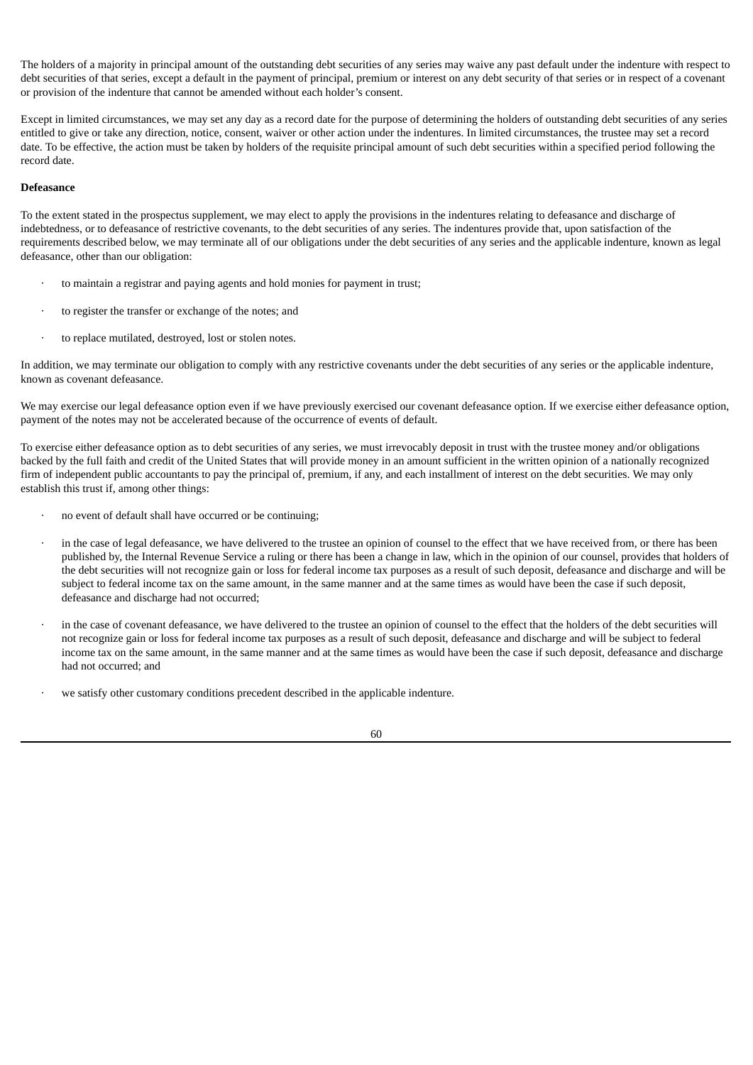The holders of a majority in principal amount of the outstanding debt securities of any series may waive any past default under the indenture with respect to debt securities of that series, except a default in the payment of principal, premium or interest on any debt security of that series or in respect of a covenant or provision of the indenture that cannot be amended without each holder's consent.

Except in limited circumstances, we may set any day as a record date for the purpose of determining the holders of outstanding debt securities of any series entitled to give or take any direction, notice, consent, waiver or other action under the indentures. In limited circumstances, the trustee may set a record date. To be effective, the action must be taken by holders of the requisite principal amount of such debt securities within a specified period following the record date.

**Defeasance**

To the extent stated in the prospectus supplement, we may elect to apply the provisions in the indentures relating to defeasance and discharge of indebtedness, or to defeasance of restrictive covenants, to the debt securities of any series. The indentures provide that, upon satisfaction of the requirements described below, we may terminate all of our obligations under the debt securities of any series and the applicable indenture, known as legal defeasance, other than our obligation:

- to maintain a registrar and paying agents and hold monies for payment in trust;
- to register the transfer or exchange of the notes; and
- to replace mutilated, destroyed, lost or stolen notes.

In addition, we may terminate our obligation to comply with any restrictive covenants under the debt securities of any series or the applicable indenture, known as covenant defeasance.

We may exercise our legal defeasance option even if we have previously exercised our covenant defeasance option. If we exercise either defeasance option, payment of the notes may not be accelerated because of the occurrence of events of default.

To exercise either defeasance option as to debt securities of any series, we must irrevocably deposit in trust with the trustee money and/or obligations backed by the full faith and credit of the United States that will provide money in an amount sufficient in the written opinion of a nationally recognized firm of independent public accountants to pay the principal of, premium, if any, and each installment of interest on the debt securities. We may only establish this trust if, among other things:

- no event of default shall have occurred or be continuing;
- in the case of legal defeasance, we have delivered to the trustee an opinion of counsel to the effect that we have received from, or there has been published by, the Internal Revenue Service a ruling or there has been a change in law, which in the opinion of our counsel, provides that holders of the debt securities will not recognize gain or loss for federal income tax purposes as a result of such deposit, defeasance and discharge and will be subject to federal income tax on the same amount, in the same manner and at the same times as would have been the case if such deposit, defeasance and discharge had not occurred;
- in the case of covenant defeasance, we have delivered to the trustee an opinion of counsel to the effect that the holders of the debt securities will not recognize gain or loss for federal income tax purposes as a result of such deposit, defeasance and discharge and will be subject to federal income tax on the same amount, in the same manner and at the same times as would have been the case if such deposit, defeasance and discharge had not occurred; and
- we satisfy other customary conditions precedent described in the applicable indenture.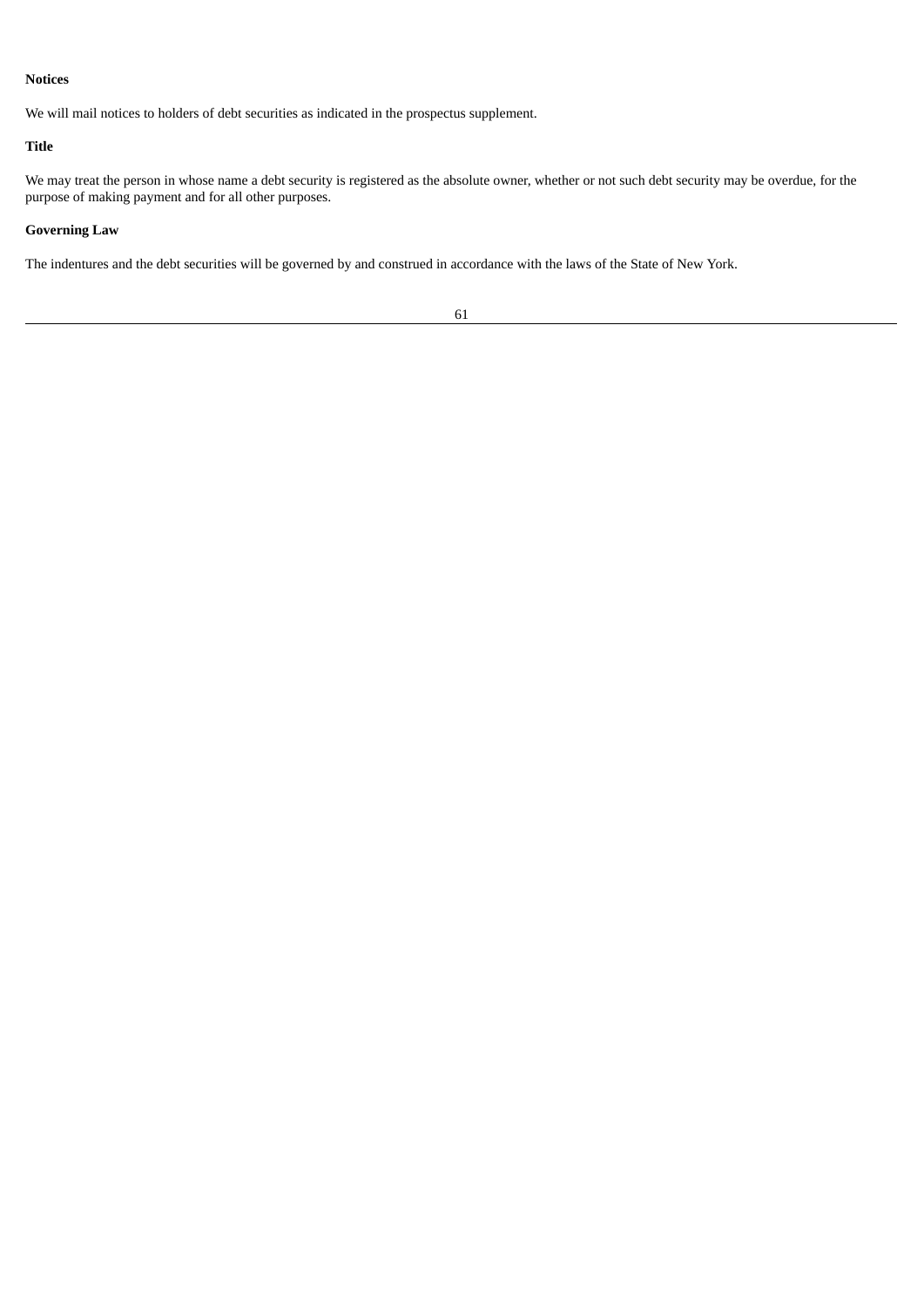**Notices**

We will mail notices to holders of debt securities as indicated in the prospectus supplement.

**Title**

We may treat the person in whose name a debt security is registered as the absolute owner, whether or not such debt security may be overdue, for the purpose of making payment and for all other purposes.

**Governing Law**

The indentures and the debt securities will be governed by and construed in accordance with the laws of the State of New York.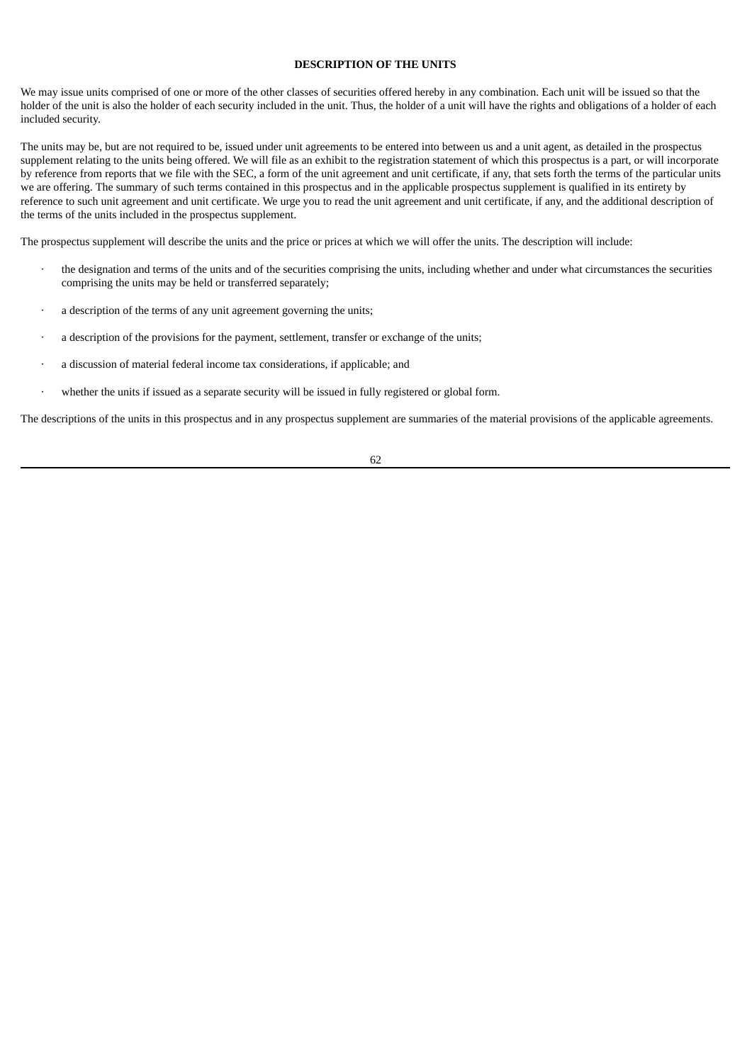## DESCRIPTION OF THE UNITS

We may issue units comprised of one or more of the other classes of securities offered hereby in any combination. Each unit will be issued so that the holder of the unit is also the holder of each security included in the unit. Thus, the holder of a unit will have the rights and obligations of a holder of each included security.

The units may be, but are not required to be, issued under unit agreements to be entered into between us and a unit agent, as detailed in the prospectus supplement relating to the units being offered. We will file as an exhibit to the registration statement of which this prospectus is a part, or will incorporate by reference from reports that we file with the SEC, a form of the unit agreement and unit certificate, if any, that sets forth the terms of the particular units we are offering. The summary of such terms contained in this prospectus and in the applicable prospectus supplement is qualified in its entirety by reference to such unit agreement and unit certificate. We urge you to read the unit agreement and unit certificate, if any, and the additional description of the terms of the units included in the prospectus supplement.

The prospectus supplement will describe the units and the price or prices at which we will offer the units. The description will include:

- the designation and terms of the units and of the securities comprising the units, including whether and under what circumstances the securities comprising the units may be held or transferred separately;
- a description of the terms of any unit agreement governing the units;
- a description of the provisions for the payment, settlement, transfer or exchange of the units;
- a discussion of material federal income tax considerations, if applicable; and
- whether the units if issued as a separate security will be issued in fully registered or global form.

The descriptions of the units in this prospectus and in any prospectus supplement are summaries of the material provisions of the applicable agreements.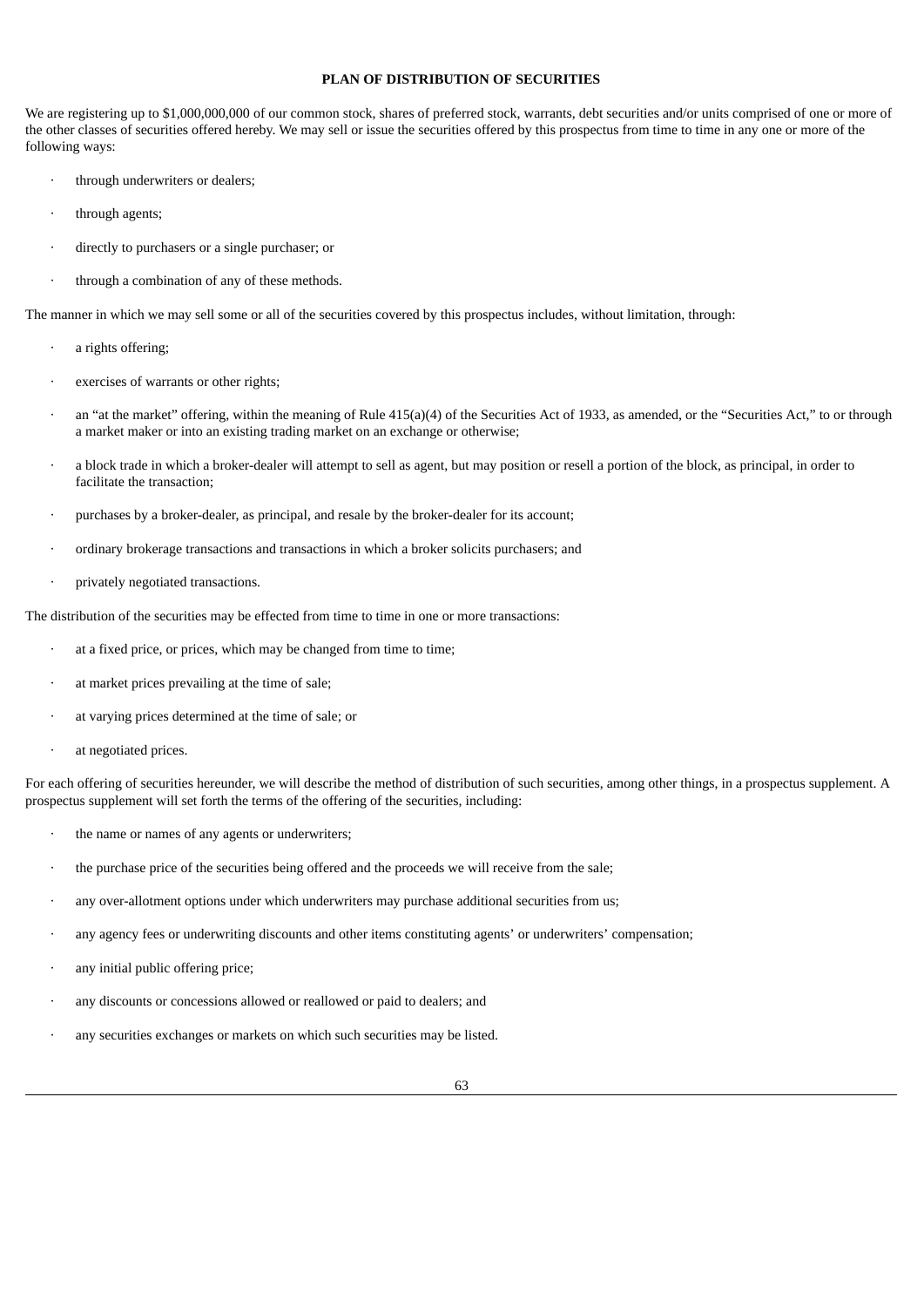## PLAN OF DISTRIBUTION OF SECURITIES

We are registering up to $1,000,000,000 of our common stock, shares of preferred stock, warrants, debt securities and/or units comprised of one or more of the other classes of securities offered hereby. We may sell or issue the securities offered by this prospectus from time to time in any one or more of the following ways:

- through underwriters or dealers;
- through agents;
- directly to purchasers or a single purchaser; or
- through a combination of any of these methods.

The manner in which we may sell some or all of the securities covered by this prospectus includes, without limitation, through:

- a rights offering;
- exercises of warrants or other rights;
- an "at the market" offering, within the meaning of Rule 415(a)(4) of the Securities Act of 1933, as amended, or the "Securities Act," to or through a market maker or into an existing trading market on an exchange or otherwise;
- a block trade in which a broker-dealer will attempt to sell as agent, but may position or resell a portion of the block, as principal, in order to facilitate the transaction;
- purchases by a broker-dealer, as principal, and resale by the broker-dealer for its account;
- ordinary brokerage transactions and transactions in which a broker solicits purchasers; and
- privately negotiated transactions.

The distribution of the securities may be effected from time to time in one or more transactions:

- at a fixed price, or prices, which may be changed from time to time;
- at market prices prevailing at the time of sale;
- at varying prices determined at the time of sale; or
- at negotiated prices.

For each offering of securities hereunder, we will describe the method of distribution of such securities, among other things, in a prospectus supplement. A prospectus supplement will set forth the terms of the offering of the securities, including:

- the name or names of any agents or underwriters;
- the purchase price of the securities being offered and the proceeds we will receive from the sale;
- any over-allotment options under which underwriters may purchase additional securities from us;
- any agency fees or underwriting discounts and other items constituting agents' or underwriters' compensation;
- any initial public offering price;
- any discounts or concessions allowed or reallowed or paid to dealers; and
- any securities exchanges or markets on which such securities may be listed.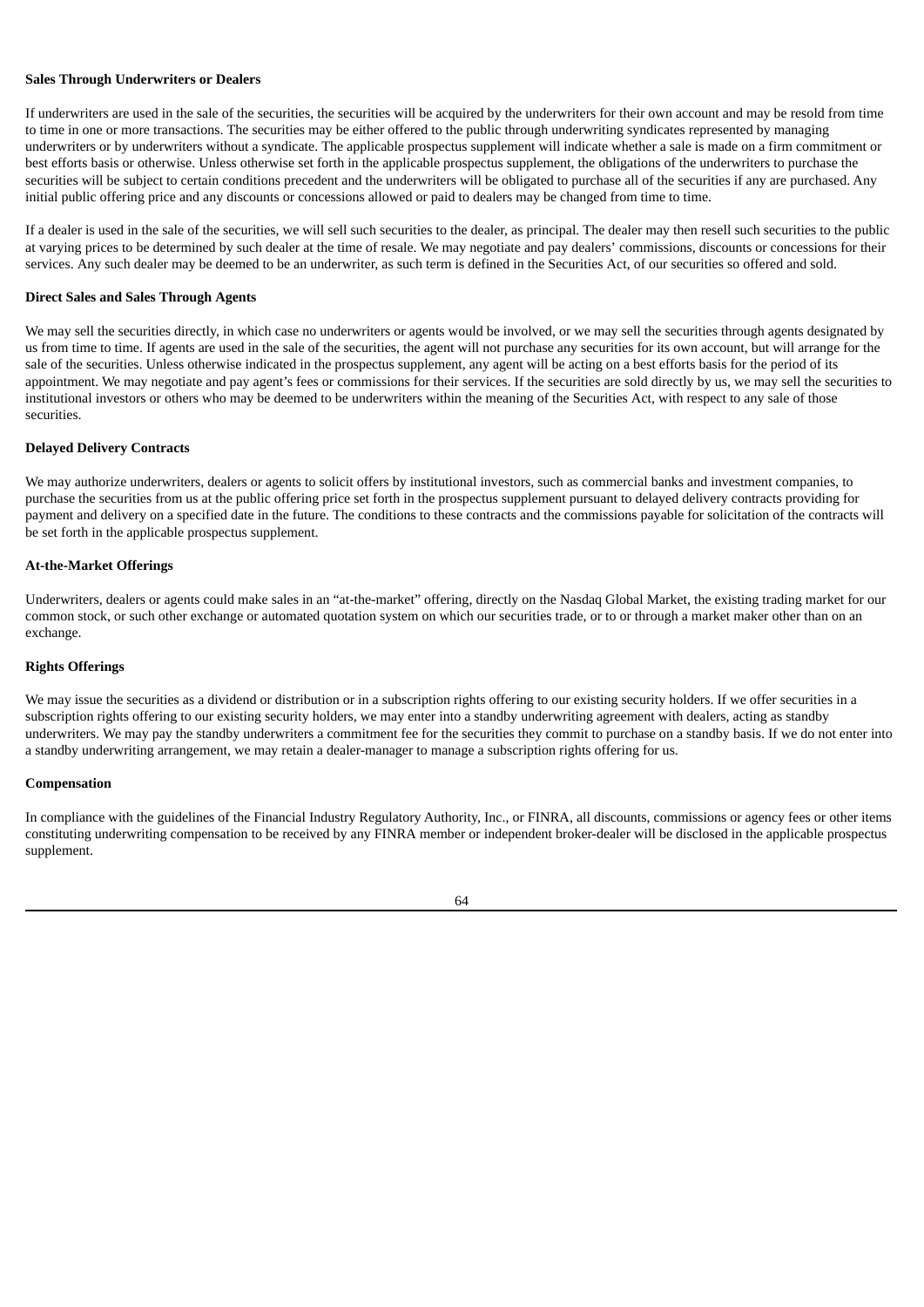**Sales Through Underwriters or Dealers**

If underwriters are used in the sale of the securities, the securities will be acquired by the underwriters for their own account and may be resold from time to time in one or more transactions. The securities may be either offered to the public through underwriting syndicates represented by managing underwriters or by underwriters without a syndicate. The applicable prospectus supplement will indicate whether a sale is made on a firm commitment or best efforts basis or otherwise. Unless otherwise set forth in the applicable prospectus supplement, the obligations of the underwriters to purchase the securities will be subject to certain conditions precedent and the underwriters will be obligated to purchase all of the securities if any are purchased. Any initial public offering price and any discounts or concessions allowed or paid to dealers may be changed from time to time.

If a dealer is used in the sale of the securities, we will sell such securities to the dealer, as principal. The dealer may then resell such securities to the public at varying prices to be determined by such dealer at the time of resale. We may negotiate and pay dealers' commissions, discounts or concessions for their services. Any such dealer may be deemed to be an underwriter, as such term is defined in the Securities Act, of our securities so offered and sold.

**Direct Sales and Sales Through Agents**

We may sell the securities directly, in which case no underwriters or agents would be involved, or we may sell the securities through agents designated by us from time to time. If agents are used in the sale of the securities, the agent will not purchase any securities for its own account, but will arrange for the sale of the securities. Unless otherwise indicated in the prospectus supplement, any agent will be acting on a best efforts basis for the period of its appointment. We may negotiate and pay agent's fees or commissions for their services. If the securities are sold directly by us, we may sell the securities to institutional investors or others who may be deemed to be underwriters within the meaning of the Securities Act, with respect to any sale of those securities.

**Delayed Delivery Contracts**

We may authorize underwriters, dealers or agents to solicit offers by institutional investors, such as commercial banks and investment companies, to purchase the securities from us at the public offering price set forth in the prospectus supplement pursuant to delayed delivery contracts providing for payment and delivery on a specified date in the future. The conditions to these contracts and the commissions payable for solicitation of the contracts will be set forth in the applicable prospectus supplement.

**At-the-Market Offerings**

Underwriters, dealers or agents could make sales in an "at-the-market" offering, directly on the Nasdaq Global Market, the existing trading market for our common stock, or such other exchange or automated quotation system on which our securities trade, or to or through a market maker other than on an exchange.

**Rights Offerings**

We may issue the securities as a dividend or distribution or in a subscription rights offering to our existing security holders. If we offer securities in a subscription rights offering to our existing security holders, we may enter into a standby underwriting agreement with dealers, acting as standby underwriters. We may pay the standby underwriters a commitment fee for the securities they commit to purchase on a standby basis. If we do not enter into a standby underwriting arrangement, we may retain a dealer-manager to manage a subscription rights offering for us.

**Compensation**

In compliance with the guidelines of the Financial Industry Regulatory Authority, Inc., or FINRA, all discounts, commissions or agency fees or other items constituting underwriting compensation to be received by any FINRA member or independent broker-dealer will be disclosed in the applicable prospectus supplement.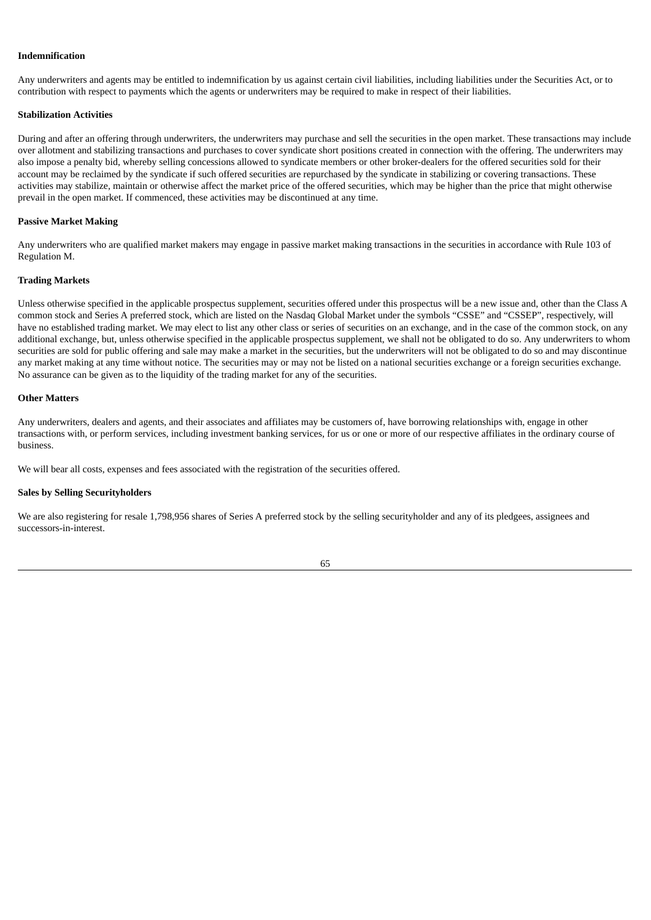**Indemnification**

Any underwriters and agents may be entitled to indemnification by us against certain civil liabilities, including liabilities under the Securities Act, or to contribution with respect to payments which the agents or underwriters may be required to make in respect of their liabilities.

**Stabilization Activities**

During and after an offering through underwriters, the underwriters may purchase and sell the securities in the open market. These transactions may include over allotment and stabilizing transactions and purchases to cover syndicate short positions created in connection with the offering. The underwriters may also impose a penalty bid, whereby selling concessions allowed to syndicate members or other broker-dealers for the offered securities sold for their account may be reclaimed by the syndicate if such offered securities are repurchased by the syndicate in stabilizing or covering transactions. These activities may stabilize, maintain or otherwise affect the market price of the offered securities, which may be higher than the price that might otherwise prevail in the open market. If commenced, these activities may be discontinued at any time.

**Passive Market Making**

Any underwriters who are qualified market makers may engage in passive market making transactions in the securities in accordance with Rule 103 of Regulation M.

**Trading Markets**

Unless otherwise specified in the applicable prospectus supplement, securities offered under this prospectus will be a new issue and, other than the Class A common stock and Series A preferred stock, which are listed on the Nasdaq Global Market under the symbols "CSSE" and "CSSEP", respectively, will have no established trading market. We may elect to list any other class or series of securities on an exchange, and in the case of the common stock, on any additional exchange, but, unless otherwise specified in the applicable prospectus supplement, we shall not be obligated to do so. Any underwriters to whom securities are sold for public offering and sale may make a market in the securities, but the underwriters will not be obligated to do so and may discontinue any market making at any time without notice. The securities may or may not be listed on a national securities exchange or a foreign securities exchange. No assurance can be given as to the liquidity of the trading market for any of the securities.

**Other Matters**

Any underwriters, dealers and agents, and their associates and affiliates may be customers of, have borrowing relationships with, engage in other transactions with, or perform services, including investment banking services, for us or one or more of our respective affiliates in the ordinary course of business.

We will bear all costs, expenses and fees associated with the registration of the securities offered.

**Sales by Selling Securityholders**

We are also registering for resale 1,798,956 shares of Series A preferred stock by the selling securityholder and any of its pledgees, assignees and successors-in-interest.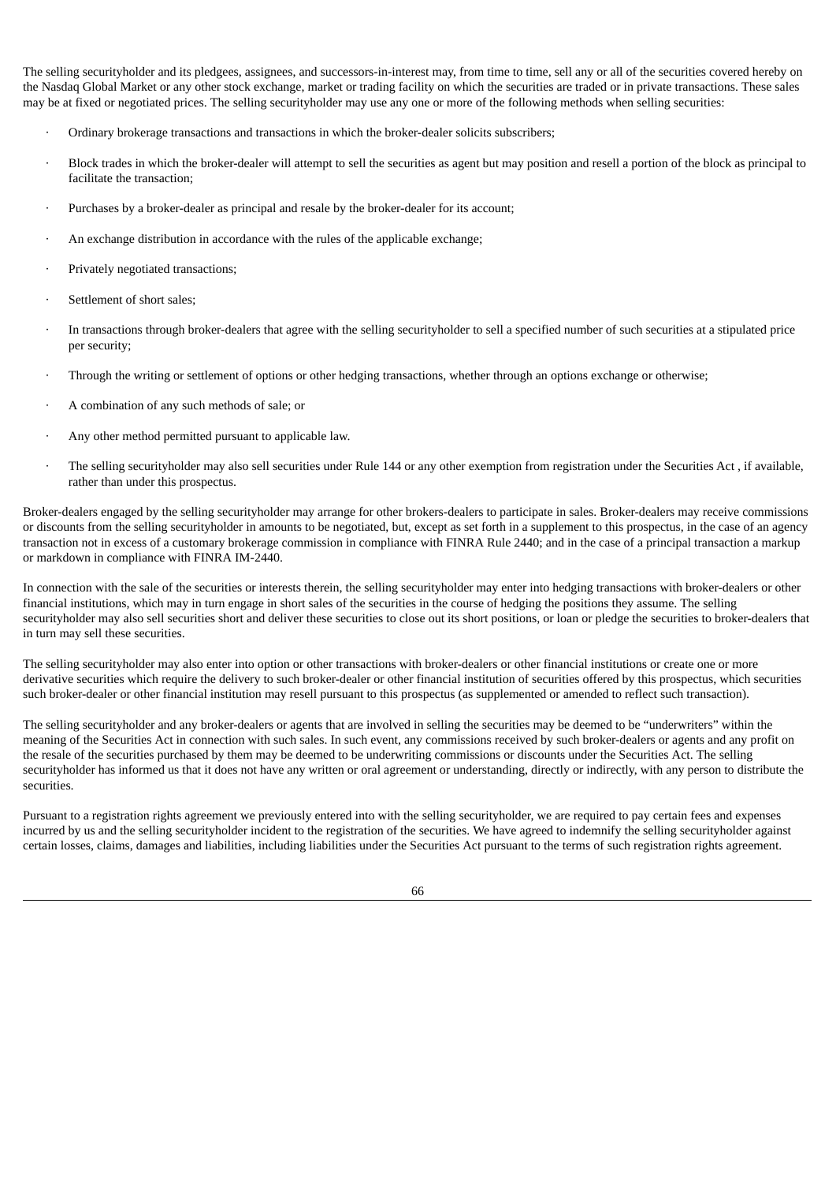The selling securityholder and its pledgees, assignees, and successors-in-interest may, from time to time, sell any or all of the securities covered hereby on the Nasdaq Global Market or any other stock exchange, market or trading facility on which the securities are traded or in private transactions. These sales may be at fixed or negotiated prices. The selling securityholder may use any one or more of the following methods when selling securities:

- Ordinary brokerage transactions and transactions in which the broker-dealer solicits subscribers;
- Block trades in which the broker-dealer will attempt to sell the securities as agent but may position and resell a portion of the block as principal to facilitate the transaction;
- Purchases by a broker-dealer as principal and resale by the broker-dealer for its account;
- An exchange distribution in accordance with the rules of the applicable exchange;
- Privately negotiated transactions;
- Settlement of short sales;
- In transactions through broker-dealers that agree with the selling securityholder to sell a specified number of such securities at a stipulated price per security;
- Through the writing or settlement of options or other hedging transactions, whether through an options exchange or otherwise;
- A combination of any such methods of sale; or
- Any other method permitted pursuant to applicable law.
- The selling securityholder may also sell securities under Rule 144 or any other exemption from registration under the Securities Act , if available, rather than under this prospectus.

Broker-dealers engaged by the selling securityholder may arrange for other brokers-dealers to participate in sales. Broker-dealers may receive commissions or discounts from the selling securityholder in amounts to be negotiated, but, except as set forth in a supplement to this prospectus, in the case of an agency transaction not in excess of a customary brokerage commission in compliance with FINRA Rule 2440; and in the case of a principal transaction a markup or markdown in compliance with FINRA IM-2440.

In connection with the sale of the securities or interests therein, the selling securityholder may enter into hedging transactions with broker-dealers or other financial institutions, which may in turn engage in short sales of the securities in the course of hedging the positions they assume. The selling securityholder may also sell securities short and deliver these securities to close out its short positions, or loan or pledge the securities to broker-dealers that in turn may sell these securities.

The selling securityholder may also enter into option or other transactions with broker-dealers or other financial institutions or create one or more derivative securities which require the delivery to such broker-dealer or other financial institution of securities offered by this prospectus, which securities such broker-dealer or other financial institution may resell pursuant to this prospectus (as supplemented or amended to reflect such transaction).

The selling securityholder and any broker-dealers or agents that are involved in selling the securities may be deemed to be "underwriters" within the meaning of the Securities Act in connection with such sales. In such event, any commissions received by such broker-dealers or agents and any profit on the resale of the securities purchased by them may be deemed to be underwriting commissions or discounts under the Securities Act. The selling securityholder has informed us that it does not have any written or oral agreement or understanding, directly or indirectly, with any person to distribute the securities.

Pursuant to a registration rights agreement we previously entered into with the selling securityholder, we are required to pay certain fees and expenses incurred by us and the selling securityholder incident to the registration of the securities. We have agreed to indemnify the selling securityholder against certain losses, claims, damages and liabilities, including liabilities under the Securities Act pursuant to the terms of such registration rights agreement.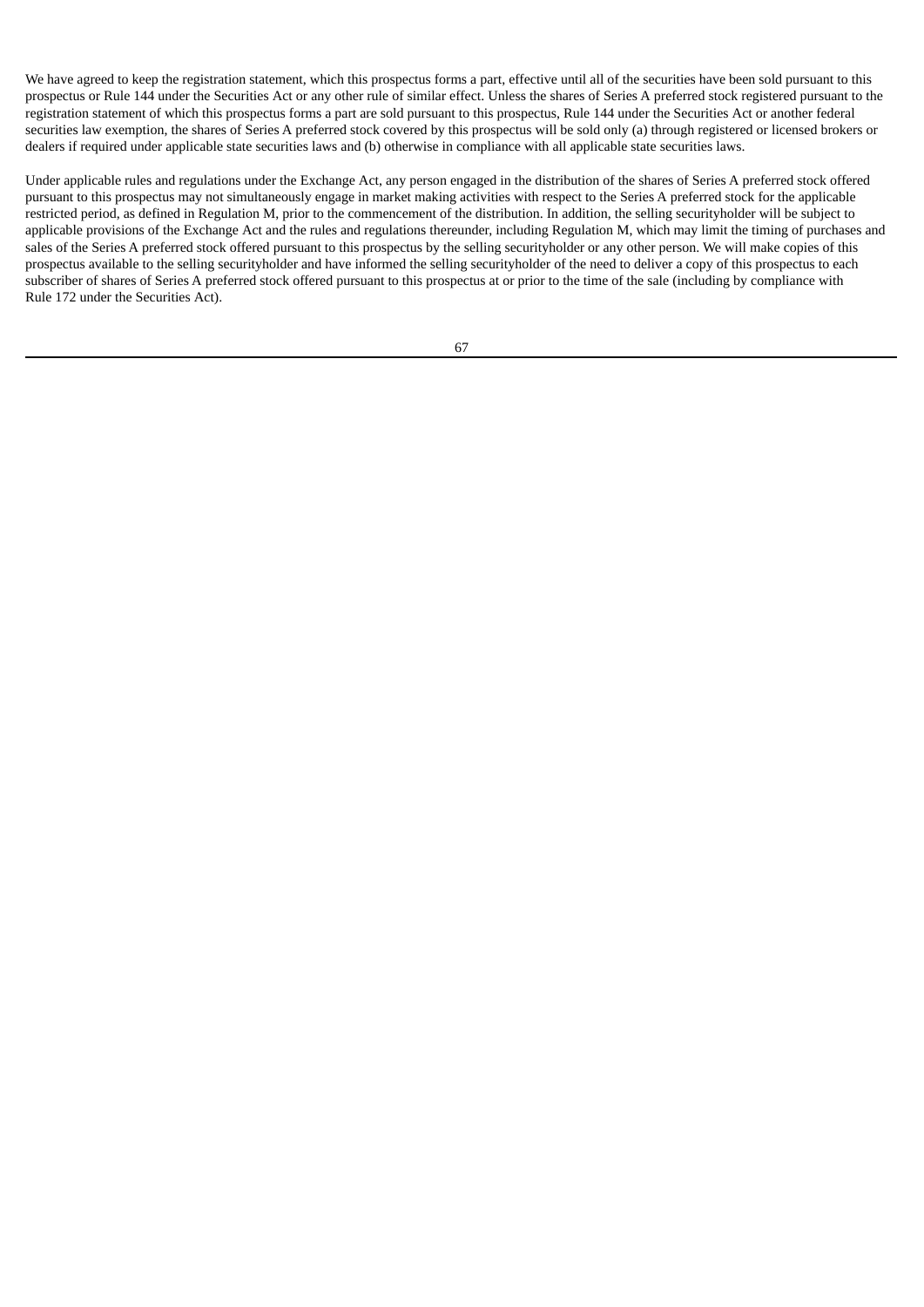We have agreed to keep the registration statement, which this prospectus forms a part, effective until all of the securities have been sold pursuant to this prospectus or Rule 144 under the Securities Act or any other rule of similar effect. Unless the shares of Series A preferred stock registered pursuant to the registration statement of which this prospectus forms a part are sold pursuant to this prospectus, Rule 144 under the Securities Act or another federal securities law exemption, the shares of Series A preferred stock covered by this prospectus will be sold only (a) through registered or licensed brokers or dealers if required under applicable state securities laws and (b) otherwise in compliance with all applicable state securities laws.

Under applicable rules and regulations under the Exchange Act, any person engaged in the distribution of the shares of Series A preferred stock offered pursuant to this prospectus may not simultaneously engage in market making activities with respect to the Series A preferred stock for the applicable restricted period, as defined in Regulation M, prior to the commencement of the distribution. In addition, the selling securityholder will be subject to applicable provisions of the Exchange Act and the rules and regulations thereunder, including Regulation M, which may limit the timing of purchases and sales of the Series A preferred stock offered pursuant to this prospectus by the selling securityholder or any other person. We will make copies of this prospectus available to the selling securityholder and have informed the selling securityholder of the need to deliver a copy of this prospectus to each subscriber of shares of Series A preferred stock offered pursuant to this prospectus at or prior to the time of the sale (including by compliance with Rule 172 under the Securities Act).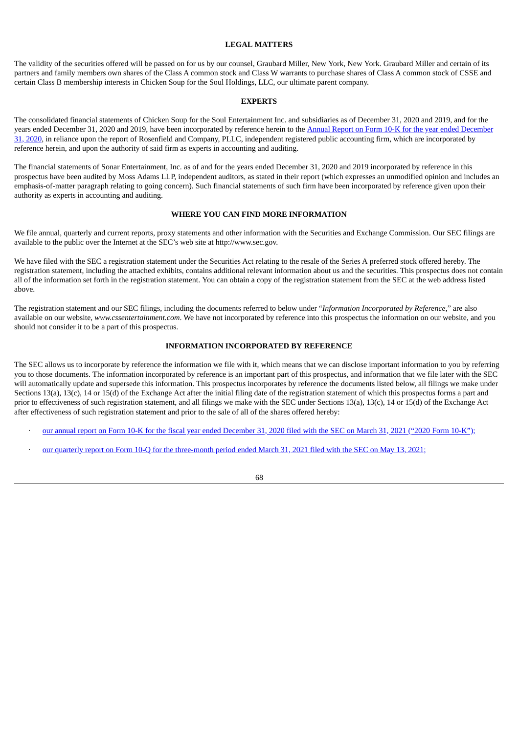## LEGAL MATTERS

The validity of the securities offered will be passed on for us by our counsel, Graubard Miller, New York, New York. Graubard Miller and certain of its partners and family members own shares of the Class A common stock and Class W warrants to purchase shares of Class A common stock of CSSE and certain Class B membership interests in Chicken Soup for the Soul Holdings, LLC, our ultimate parent company.

## EXPERTS

The consolidated financial statements of Chicken Soup for the Soul Entertainment Inc. and subsidiaries as of December 31, 2020 and 2019, and for the years ended December 31, 2020 and 2019, have been incorporated by reference herein to the Annual Report on Form 10-K for the year ended December 31, 2020, in reliance upon the report of Rosenfield and Company, PLLC, independent registered public accounting firm, which are incorporated by reference herein, and upon the authority of said firm as experts in accounting and auditing.

The financial statements of Sonar Entertainment, Inc. as of and for the years ended December 31, 2020 and 2019 incorporated by reference in this prospectus have been audited by Moss Adams LLP, independent auditors, as stated in their report (which expresses an unmodified opinion and includes an emphasis-of-matter paragraph relating to going concern). Such financial statements of such firm have been incorporated by reference given upon their authority as experts in accounting and auditing.

## WHERE YOU CAN FIND MORE INFORMATION

We file annual, quarterly and current reports, proxy statements and other information with the Securities and Exchange Commission. Our SEC filings are available to the public over the Internet at the SEC's web site at http://www.sec.gov.

We have filed with the SEC a registration statement under the Securities Act relating to the resale of the Series A preferred stock offered hereby. The registration statement, including the attached exhibits, contains additional relevant information about us and the securities. This prospectus does not contain all of the information set forth in the registration statement. You can obtain a copy of the registration statement from the SEC at the web address listed above.

The registration statement and our SEC filings, including the documents referred to below under "*Information Incorporated by Reference*," are also available on our website, *www.cssentertainment.com*. We have not incorporated by reference into this prospectus the information on our website, and you should not consider it to be a part of this prospectus.

## INFORMATION INCORPORATED BY REFERENCE

The SEC allows us to incorporate by reference the information we file with it, which means that we can disclose important information to you by referring you to those documents. The information incorporated by reference is an important part of this prospectus, and information that we file later with the SEC will automatically update and supersede this information. This prospectus incorporates by reference the documents listed below, all filings we make under Sections 13(a), 13(c), 14 or 15(d) of the Exchange Act after the initial filing date of the registration statement of which this prospectus forms a part and prior to effectiveness of such registration statement, and all filings we make with the SEC under Sections 13(a), 13(c), 14 or 15(d) of the Exchange Act after effectiveness of such registration statement and prior to the sale of all of the shares offered hereby:

- our annual report on Form 10-K for the fiscal year ended December 31, 2020 filed with the SEC on March 31, 2021 ("2020 Form 10-K");
- our quarterly report on Form 10-Q for the three-month period ended March 31, 2021 filed with the SEC on May 13, 2021;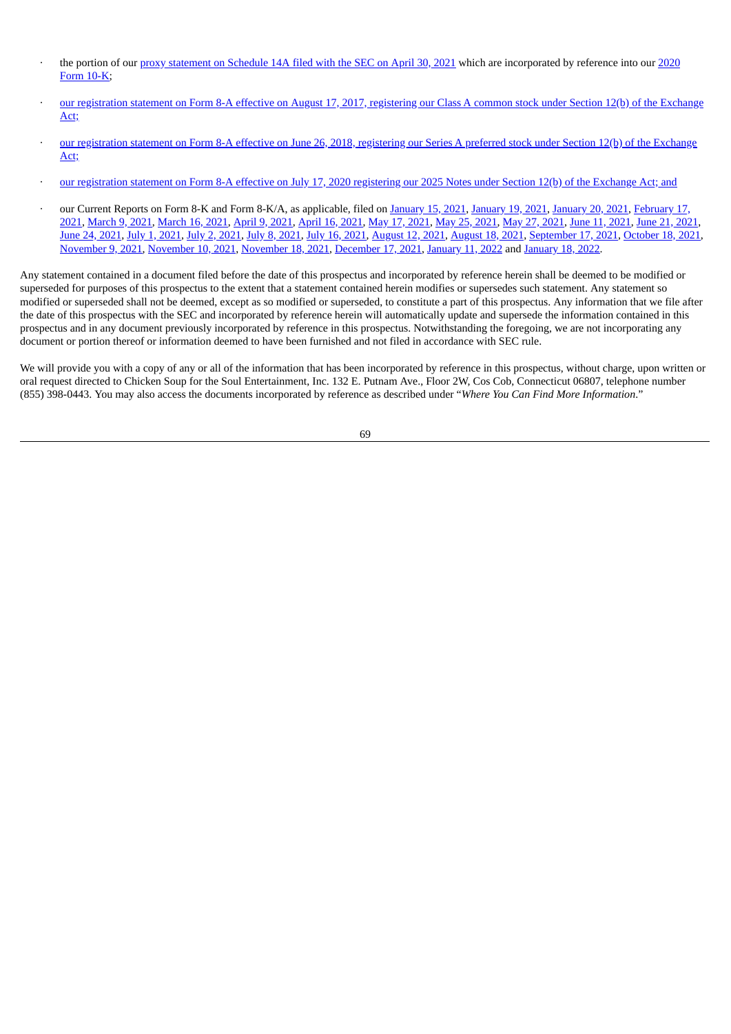- the portion of our proxy statement on Schedule 14A filed with the SEC on April 30, 2021 which are incorporated by reference into our 2020 Form 10-K;
- our registration statement on Form 8-A effective on August 17, 2017, registering our Class A common stock under Section 12(b) of the Exchange Act;
- our registration statement on Form 8-A effective on June 26, 2018, registering our Series A preferred stock under Section 12(b) of the Exchange Act;
- our registration statement on Form 8-A effective on July 17, 2020 registering our 2025 Notes under Section 12(b) of the Exchange Act; and
- our Current Reports on Form 8-K and Form 8-K/A, as applicable, filed on January 15, 2021, January 19, 2021, January 20, 2021, February 17, 2021, March 9, 2021, March 16, 2021, April 9, 2021, April 16, 2021, May 17, 2021, May 25, 2021, May 27, 2021, June 11, 2021, June 21, 2021, June 24, 2021, July 1, 2021, July 2, 2021, July 8, 2021, July 16, 2021, August 12, 2021, August 18, 2021, September 17, 2021, October 18, 2021, November 9, 2021, November 10, 2021, November 18, 2021, December 17, 2021, January 11, 2022 and January 18, 2022.

Any statement contained in a document filed before the date of this prospectus and incorporated by reference herein shall be deemed to be modified or superseded for purposes of this prospectus to the extent that a statement contained herein modifies or supersedes such statement. Any statement so modified or superseded shall not be deemed, except as so modified or superseded, to constitute a part of this prospectus. Any information that we file after the date of this prospectus with the SEC and incorporated by reference herein will automatically update and supersede the information contained in this prospectus and in any document previously incorporated by reference in this prospectus. Notwithstanding the foregoing, we are not incorporating any document or portion thereof or information deemed to have been furnished and not filed in accordance with SEC rule.

We will provide you with a copy of any or all of the information that has been incorporated by reference in this prospectus, without charge, upon written or oral request directed to Chicken Soup for the Soul Entertainment, Inc. 132 E. Putnam Ave., Floor 2W, Cos Cob, Connecticut 06807, telephone number (855) 398-0443. You may also access the documents incorporated by reference as described under "*Where You Can Find More Information*."